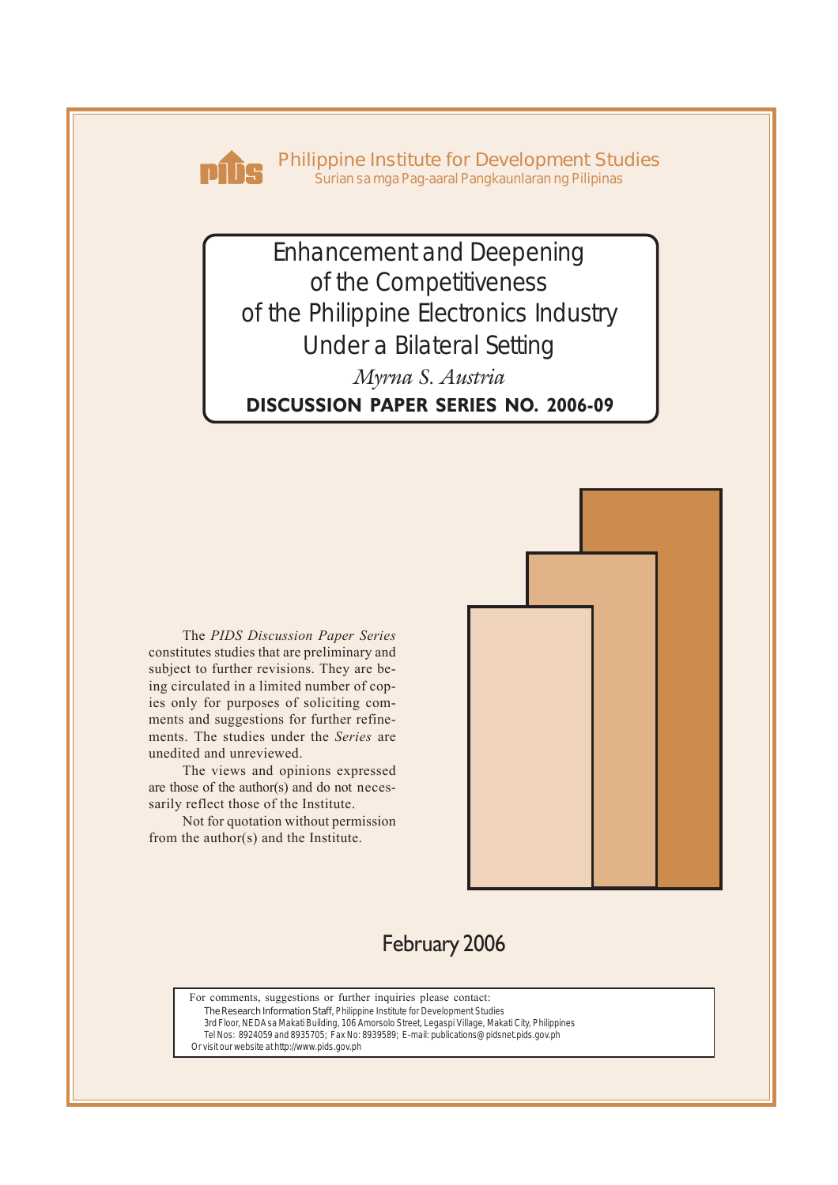Philippine Institute for Development Studies
Surian sa mga Pag-aaral Pangkaunlaran ng Pilipinas

# Enhancement and Deepening of the Competitiveness of the Philippine Electronics Industry Under a Bilateral Setting

*Myrna S. Austria*

**DISCUSSION PAPER SERIES NO. 2006-09**

The *PIDS Discussion Paper Series* constitutes studies that are preliminary and subject to further revisions. They are being circulated in a limited number of copies only for purposes of soliciting comments and suggestions for further refinements. The studies under the *Series* are unedited and unreviewed.

The views and opinions expressed are those of the author(s) and do not necessarily reflect those of the Institute.

Not for quotation without permission from the author(s) and the Institute.

February 2006

For comments, suggestions or further inquiries please contact:
The Research Information Staff, Philippine Institute for Development Studies
3rd Floor, NEDA sa Makati Building, 106 Amorsolo Street, Legaspi Village, Makati City, Philippines
Tel Nos: 8924059 and 8935705; Fax No: 8939589; E-mail: publications@pidsnet.pids.gov.ph
Or visit our website at http://www.pids.gov.ph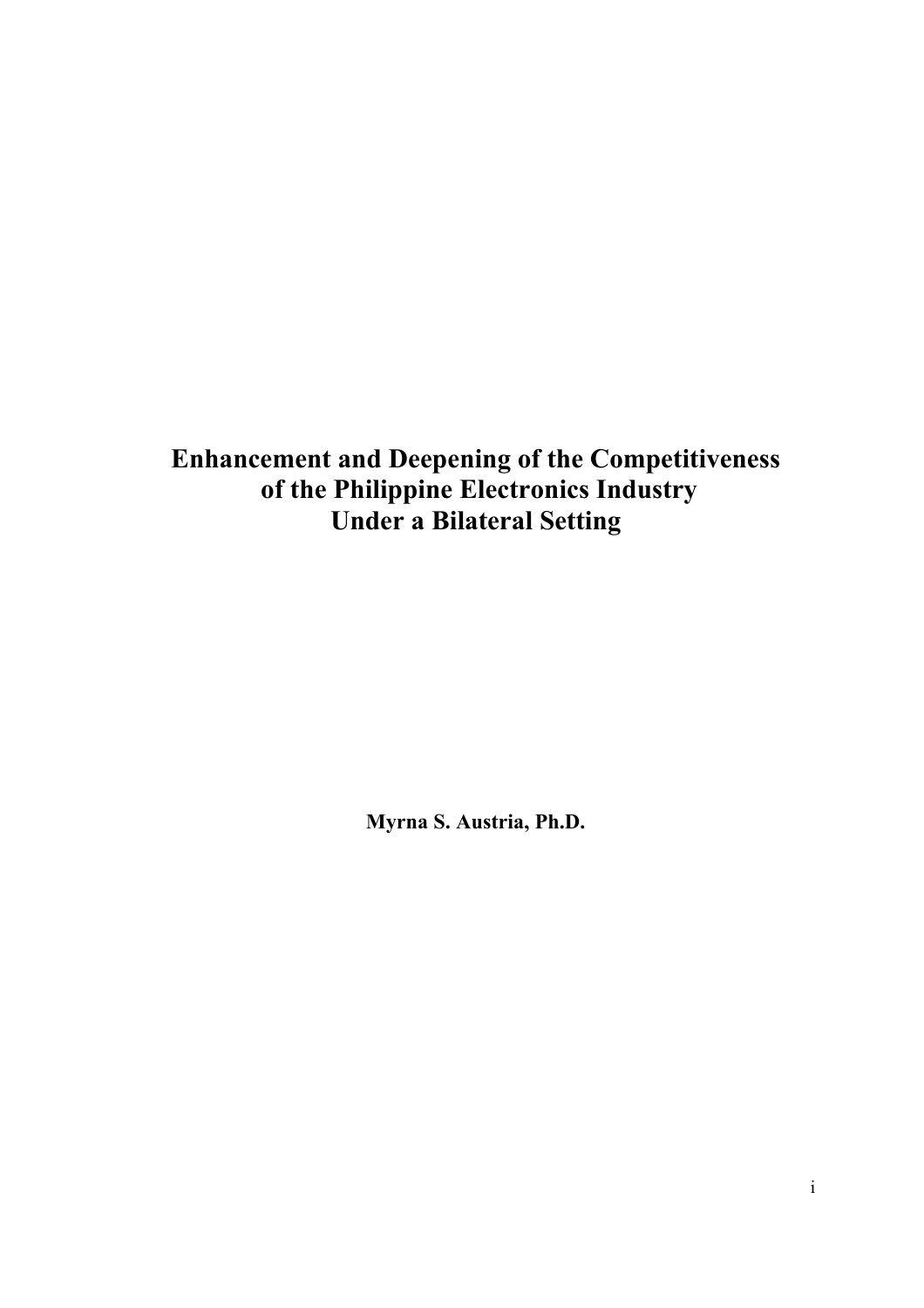# Enhancement and Deepening of the Competitiveness of the Philippine Electronics Industry Under a Bilateral Setting

**Myrna S. Austria, Ph.D.**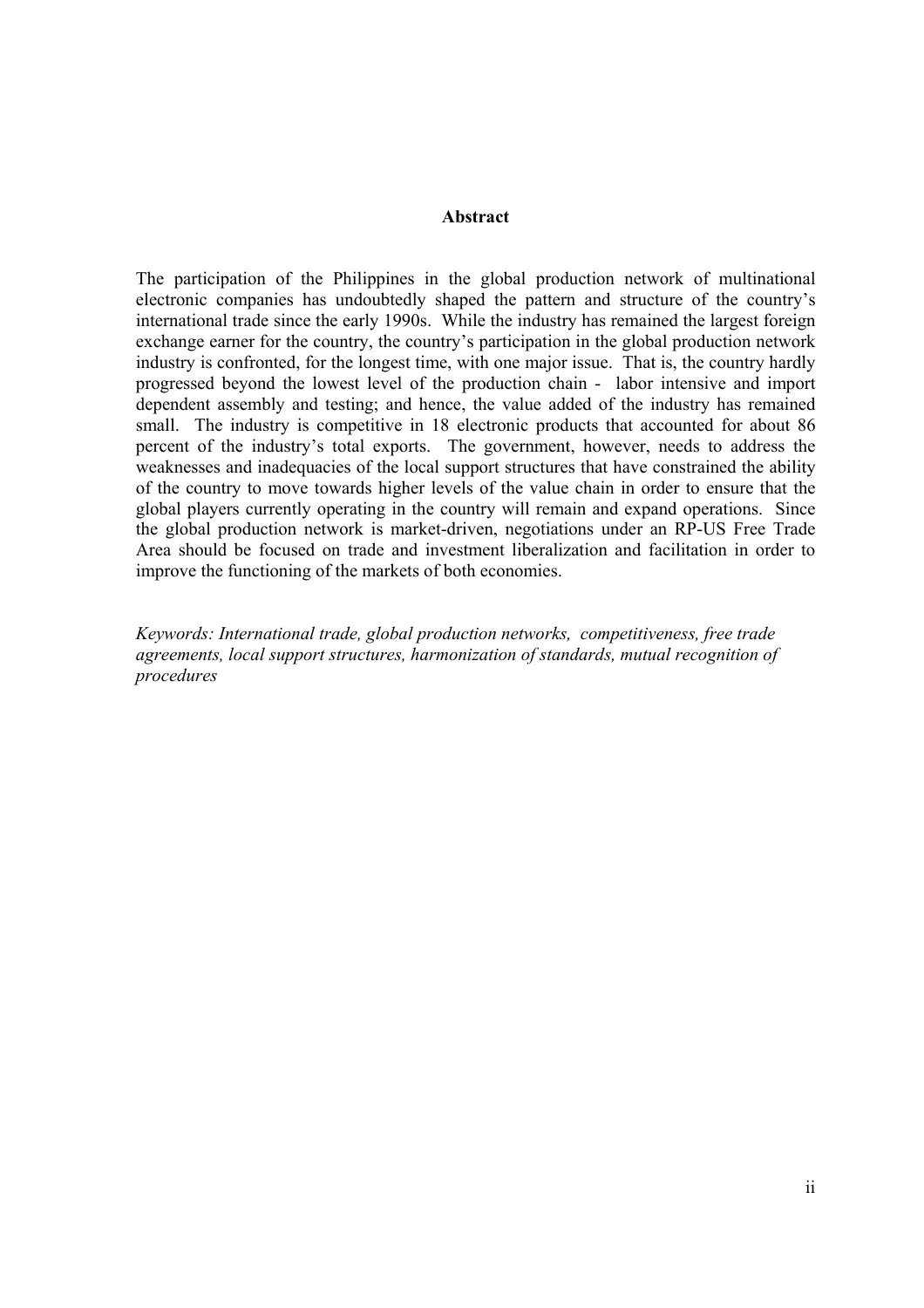## Abstract

The participation of the Philippines in the global production network of multinational electronic companies has undoubtedly shaped the pattern and structure of the country's international trade since the early 1990s. While the industry has remained the largest foreign exchange earner for the country, the country's participation in the global production network industry is confronted, for the longest time, with one major issue. That is, the country hardly progressed beyond the lowest level of the production chain - labor intensive and import dependent assembly and testing; and hence, the value added of the industry has remained small. The industry is competitive in 18 electronic products that accounted for about 86 percent of the industry's total exports. The government, however, needs to address the weaknesses and inadequacies of the local support structures that have constrained the ability of the country to move towards higher levels of the value chain in order to ensure that the global players currently operating in the country will remain and expand operations. Since the global production network is market-driven, negotiations under an RP-US Free Trade Area should be focused on trade and investment liberalization and facilitation in order to improve the functioning of the markets of both economies.

*Keywords: International trade, global production networks, competitiveness, free trade agreements, local support structures, harmonization of standards, mutual recognition of procedures*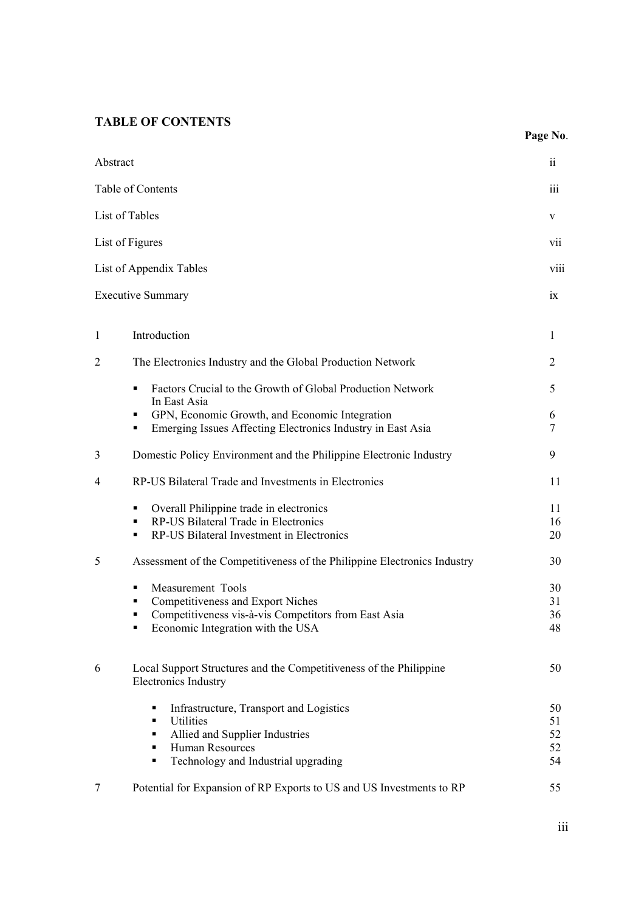## TABLE OF CONTENTS

| | | Page No. |
|---|---|---|
| Abstract | | ii |
| Table of Contents | | iii |
| List of Tables | | v |
| List of Figures | | vii |
| List of Appendix Tables | | viii |
| Executive Summary | | ix |
| 1 | Introduction | 1 |
| 2 | The Electronics Industry and the Global Production Network | 2 |
| | ▪ Factors Crucial to the Growth of Global Production Network In East Asia | 5 |
| | ▪ GPN, Economic Growth, and Economic Integration | 6 |
| | ▪ Emerging Issues Affecting Electronics Industry in East Asia | 7 |
| 3 | Domestic Policy Environment and the Philippine Electronic Industry | 9 |
| 4 | RP-US Bilateral Trade and Investments in Electronics | 11 |
| | ▪ Overall Philippine trade in electronics | 11 |
| | ▪ RP-US Bilateral Trade in Electronics | 16 |
| | ▪ RP-US Bilateral Investment in Electronics | 20 |
| 5 | Assessment of the Competitiveness of the Philippine Electronics Industry | 30 |
| | ▪ Measurement Tools | 30 |
| | ▪ Competitiveness and Export Niches | 31 |
| | ▪ Competitiveness vis-à-vis Competitors from East Asia | 36 |
| | ▪ Economic Integration with the USA | 48 |
| 6 | Local Support Structures and the Competitiveness of the Philippine Electronics Industry | 50 |
| | ▪ Infrastructure, Transport and Logistics | 50 |
| | ▪ Utilities | 51 |
| | ▪ Allied and Supplier Industries | 52 |
| | ▪ Human Resources | 52 |
| | ▪ Technology and Industrial upgrading | 54 |
| 7 | Potential for Expansion of RP Exports to US and US Investments to RP | 55 |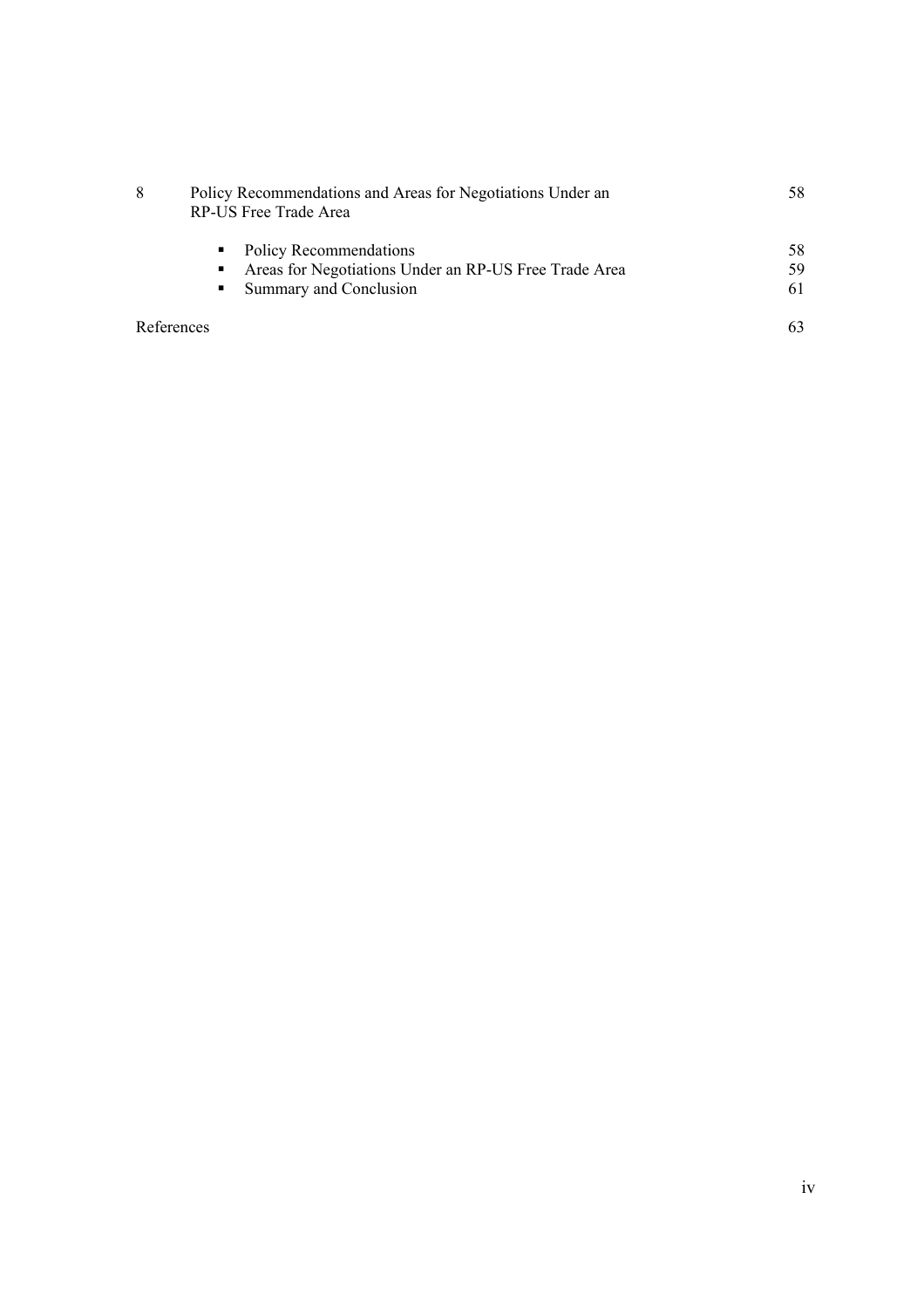| | | |
|---|---|---|
| 8 | Policy Recommendations and Areas for Negotiations Under an RP-US Free Trade Area | 58 |
| | ▪ Policy Recommendations | 58 |
| | ▪ Areas for Negotiations Under an RP-US Free Trade Area | 59 |
| | ▪ Summary and Conclusion | 61 |
| References | | 63 |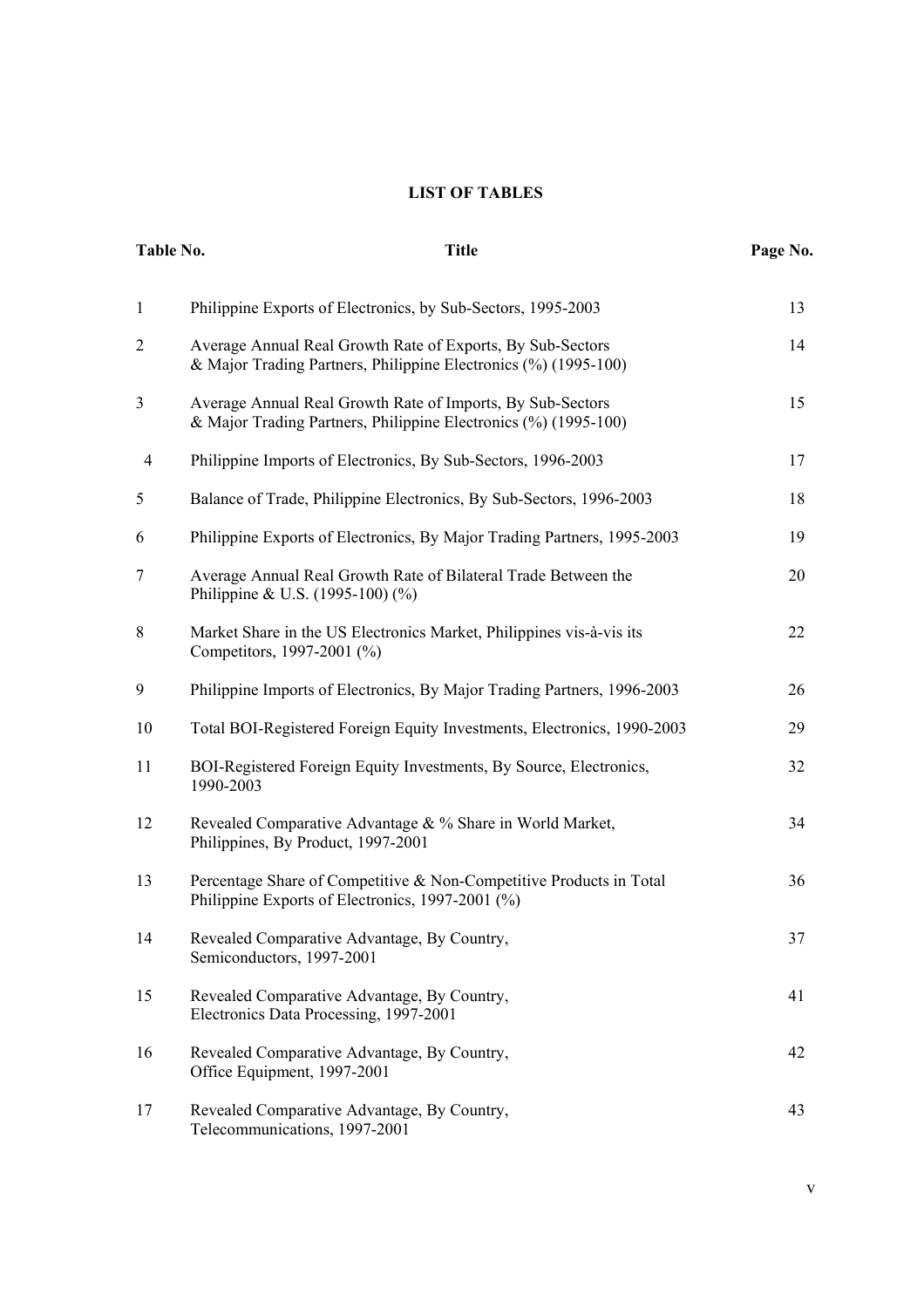## LIST OF TABLES

| Table No. | Title | Page No. |
|---|---|---|
| 1 | Philippine Exports of Electronics, by Sub-Sectors, 1995-2003 | 13 |
| 2 | Average Annual Real Growth Rate of Exports, By Sub-Sectors & Major Trading Partners, Philippine Electronics (%) (1995-100) | 14 |
| 3 | Average Annual Real Growth Rate of Imports, By Sub-Sectors & Major Trading Partners, Philippine Electronics (%) (1995-100) | 15 |
| 4 | Philippine Imports of Electronics, By Sub-Sectors, 1996-2003 | 17 |
| 5 | Balance of Trade, Philippine Electronics, By Sub-Sectors, 1996-2003 | 18 |
| 6 | Philippine Exports of Electronics, By Major Trading Partners, 1995-2003 | 19 |
| 7 | Average Annual Real Growth Rate of Bilateral Trade Between the Philippine & U.S. (1995-100) (%) | 20 |
| 8 | Market Share in the US Electronics Market, Philippines vis-à-vis its Competitors, 1997-2001 (%) | 22 |
| 9 | Philippine Imports of Electronics, By Major Trading Partners, 1996-2003 | 26 |
| 10 | Total BOI-Registered Foreign Equity Investments, Electronics, 1990-2003 | 29 |
| 11 | BOI-Registered Foreign Equity Investments, By Source, Electronics, 1990-2003 | 32 |
| 12 | Revealed Comparative Advantage & % Share in World Market, Philippines, By Product, 1997-2001 | 34 |
| 13 | Percentage Share of Competitive & Non-Competitive Products in Total Philippine Exports of Electronics, 1997-2001 (%) | 36 |
| 14 | Revealed Comparative Advantage, By Country, Semiconductors, 1997-2001 | 37 |
| 15 | Revealed Comparative Advantage, By Country, Electronics Data Processing, 1997-2001 | 41 |
| 16 | Revealed Comparative Advantage, By Country, Office Equipment, 1997-2001 | 42 |
| 17 | Revealed Comparative Advantage, By Country, Telecommunications, 1997-2001 | 43 |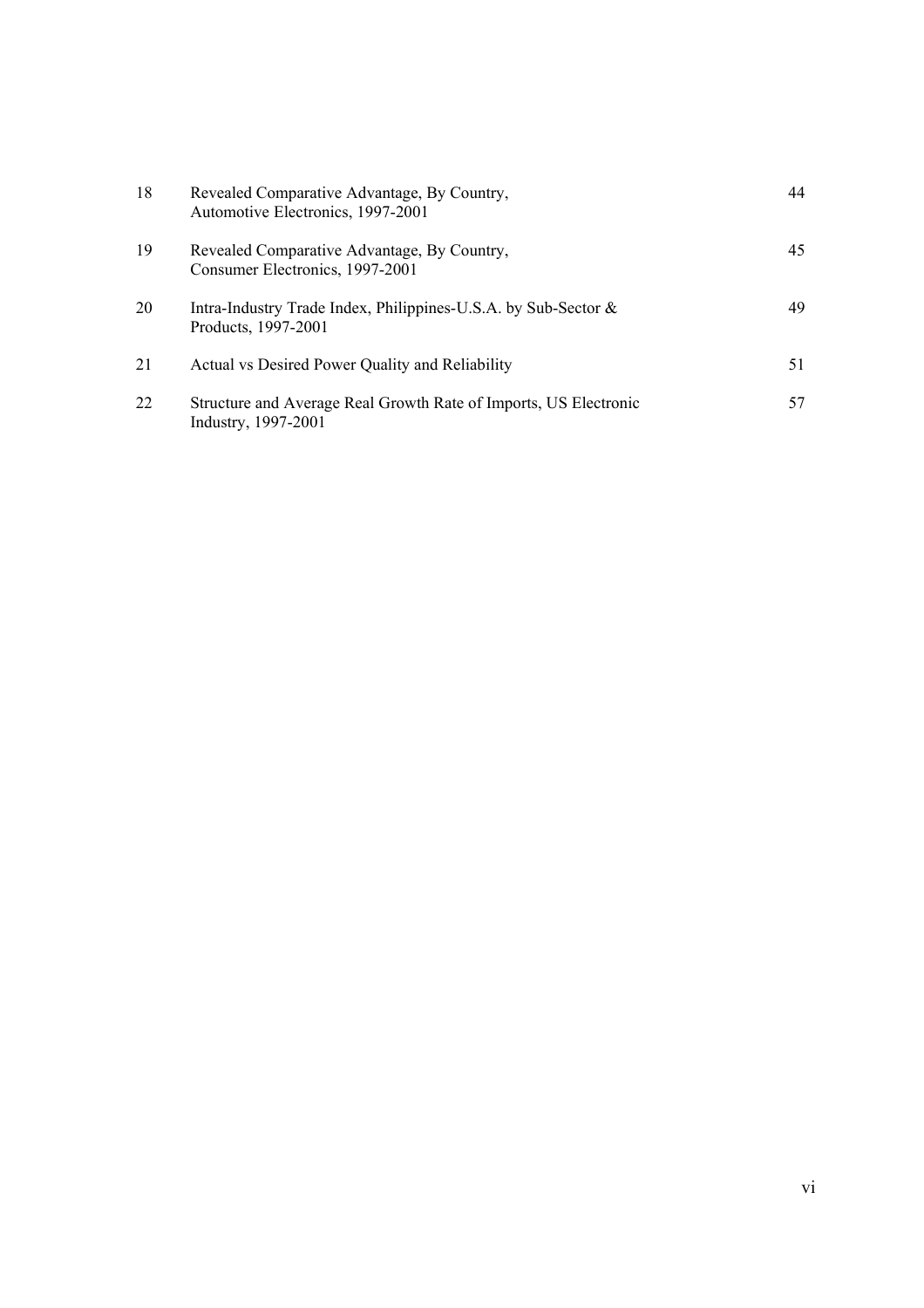| | | |
|---|---|---|
| 18 | Revealed Comparative Advantage, By Country, Automotive Electronics, 1997-2001 | 44 |
| 19 | Revealed Comparative Advantage, By Country, Consumer Electronics, 1997-2001 | 45 |
| 20 | Intra-Industry Trade Index, Philippines-U.S.A. by Sub-Sector & Products, 1997-2001 | 49 |
| 21 | Actual vs Desired Power Quality and Reliability | 51 |
| 22 | Structure and Average Real Growth Rate of Imports, US Electronic Industry, 1997-2001 | 57 |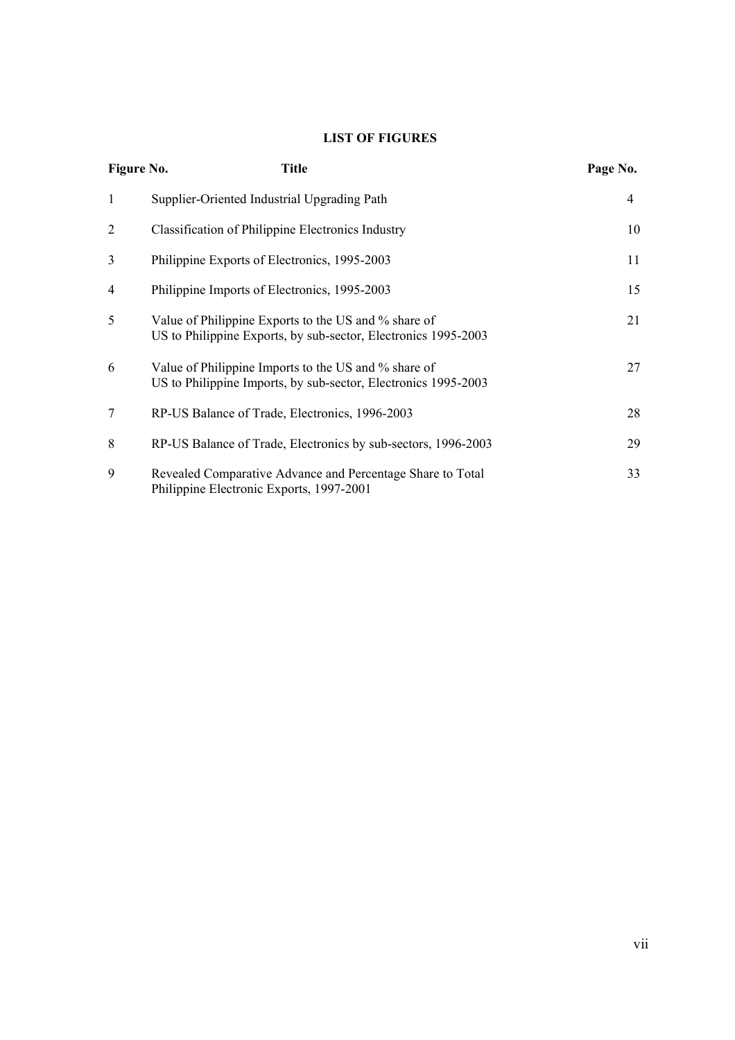## LIST OF FIGURES

| Figure No. | Title | Page No. |
|---|---|---|
| 1 | Supplier-Oriented Industrial Upgrading Path | 4 |
| 2 | Classification of Philippine Electronics Industry | 10 |
| 3 | Philippine Exports of Electronics, 1995-2003 | 11 |
| 4 | Philippine Imports of Electronics, 1995-2003 | 15 |
| 5 | Value of Philippine Exports to the US and % share of US to Philippine Exports, by sub-sector, Electronics 1995-2003 | 21 |
| 6 | Value of Philippine Imports to the US and % share of US to Philippine Imports, by sub-sector, Electronics 1995-2003 | 27 |
| 7 | RP-US Balance of Trade, Electronics, 1996-2003 | 28 |
| 8 | RP-US Balance of Trade, Electronics by sub-sectors, 1996-2003 | 29 |
| 9 | Revealed Comparative Advance and Percentage Share to Total Philippine Electronic Exports, 1997-2001 | 33 |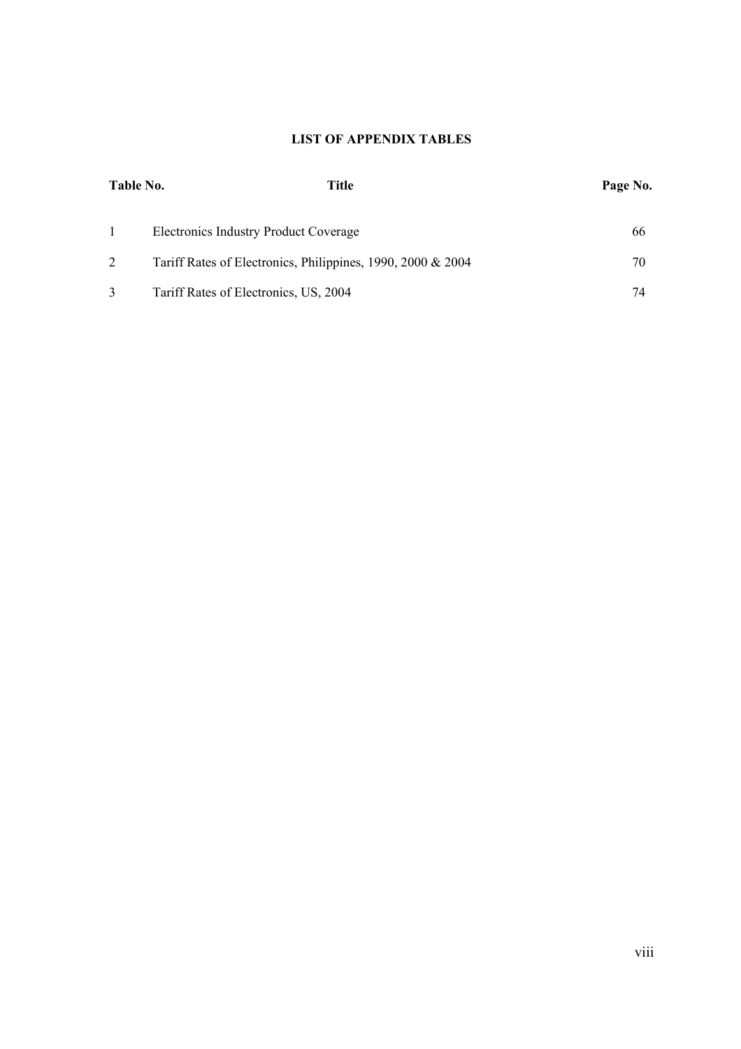# LIST OF APPENDIX TABLES

| Table No. | Title | Page No. |
|---|---|---|
| 1 | Electronics Industry Product Coverage | 66 |
| 2 | Tariff Rates of Electronics, Philippines, 1990, 2000 & 2004 | 70 |
| 3 | Tariff Rates of Electronics, US, 2004 | 74 |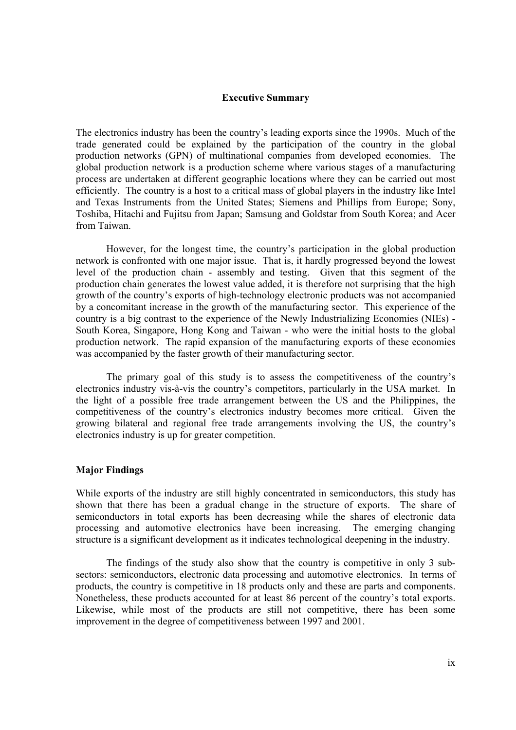## Executive Summary

The electronics industry has been the country's leading exports since the 1990s. Much of the trade generated could be explained by the participation of the country in the global production networks (GPN) of multinational companies from developed economies. The global production network is a production scheme where various stages of a manufacturing process are undertaken at different geographic locations where they can be carried out most efficiently. The country is a host to a critical mass of global players in the industry like Intel and Texas Instruments from the United States; Siemens and Phillips from Europe; Sony, Toshiba, Hitachi and Fujitsu from Japan; Samsung and Goldstar from South Korea; and Acer from Taiwan.

However, for the longest time, the country's participation in the global production network is confronted with one major issue. That is, it hardly progressed beyond the lowest level of the production chain - assembly and testing. Given that this segment of the production chain generates the lowest value added, it is therefore not surprising that the high growth of the country's exports of high-technology electronic products was not accompanied by a concomitant increase in the growth of the manufacturing sector. This experience of the country is a big contrast to the experience of the Newly Industrializing Economies (NIEs) - South Korea, Singapore, Hong Kong and Taiwan - who were the initial hosts to the global production network. The rapid expansion of the manufacturing exports of these economies was accompanied by the faster growth of their manufacturing sector.

The primary goal of this study is to assess the competitiveness of the country's electronics industry vis-à-vis the country's competitors, particularly in the USA market. In the light of a possible free trade arrangement between the US and the Philippines, the competitiveness of the country's electronics industry becomes more critical. Given the growing bilateral and regional free trade arrangements involving the US, the country's electronics industry is up for greater competition.

### Major Findings

While exports of the industry are still highly concentrated in semiconductors, this study has shown that there has been a gradual change in the structure of exports. The share of semiconductors in total exports has been decreasing while the shares of electronic data processing and automotive electronics have been increasing. The emerging changing structure is a significant development as it indicates technological deepening in the industry.

The findings of the study also show that the country is competitive in only 3 sub-sectors: semiconductors, electronic data processing and automotive electronics. In terms of products, the country is competitive in 18 products only and these are parts and components. Nonetheless, these products accounted for at least 86 percent of the country's total exports. Likewise, while most of the products are still not competitive, there has been some improvement in the degree of competitiveness between 1997 and 2001.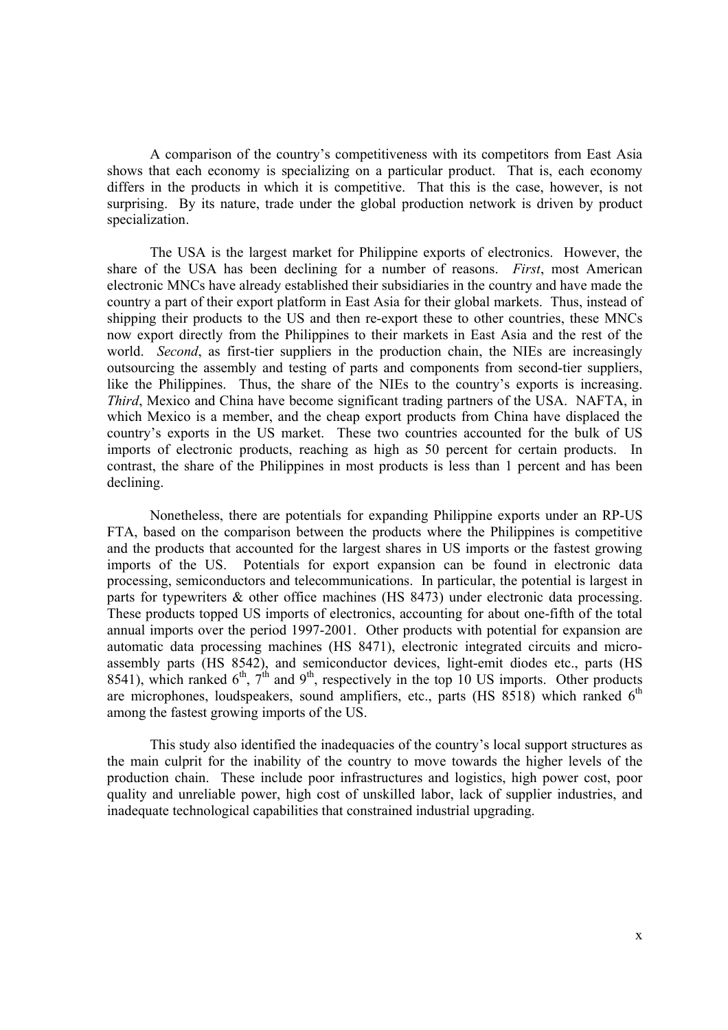A comparison of the country's competitiveness with its competitors from East Asia shows that each economy is specializing on a particular product. That is, each economy differs in the products in which it is competitive. That this is the case, however, is not surprising. By its nature, trade under the global production network is driven by product specialization.

The USA is the largest market for Philippine exports of electronics. However, the share of the USA has been declining for a number of reasons. *First*, most American electronic MNCs have already established their subsidiaries in the country and have made the country a part of their export platform in East Asia for their global markets. Thus, instead of shipping their products to the US and then re-export these to other countries, these MNCs now export directly from the Philippines to their markets in East Asia and the rest of the world. *Second*, as first-tier suppliers in the production chain, the NIEs are increasingly outsourcing the assembly and testing of parts and components from second-tier suppliers, like the Philippines. Thus, the share of the NIEs to the country's exports is increasing. *Third*, Mexico and China have become significant trading partners of the USA. NAFTA, in which Mexico is a member, and the cheap export products from China have displaced the country's exports in the US market. These two countries accounted for the bulk of US imports of electronic products, reaching as high as 50 percent for certain products. In contrast, the share of the Philippines in most products is less than 1 percent and has been declining.

Nonetheless, there are potentials for expanding Philippine exports under an RP-US FTA, based on the comparison between the products where the Philippines is competitive and the products that accounted for the largest shares in US imports or the fastest growing imports of the US. Potentials for export expansion can be found in electronic data processing, semiconductors and telecommunications. In particular, the potential is largest in parts for typewriters & other office machines (HS 8473) under electronic data processing. These products topped US imports of electronics, accounting for about one-fifth of the total annual imports over the period 1997-2001. Other products with potential for expansion are automatic data processing machines (HS 8471), electronic integrated circuits and micro-assembly parts (HS 8542), and semiconductor devices, light-emit diodes etc., parts (HS 8541), which ranked 6th, 7th and 9th, respectively in the top 10 US imports. Other products are microphones, loudspeakers, sound amplifiers, etc., parts (HS 8518) which ranked 6th among the fastest growing imports of the US.

This study also identified the inadequacies of the country's local support structures as the main culprit for the inability of the country to move towards the higher levels of the production chain. These include poor infrastructures and logistics, high power cost, poor quality and unreliable power, high cost of unskilled labor, lack of supplier industries, and inadequate technological capabilities that constrained industrial upgrading.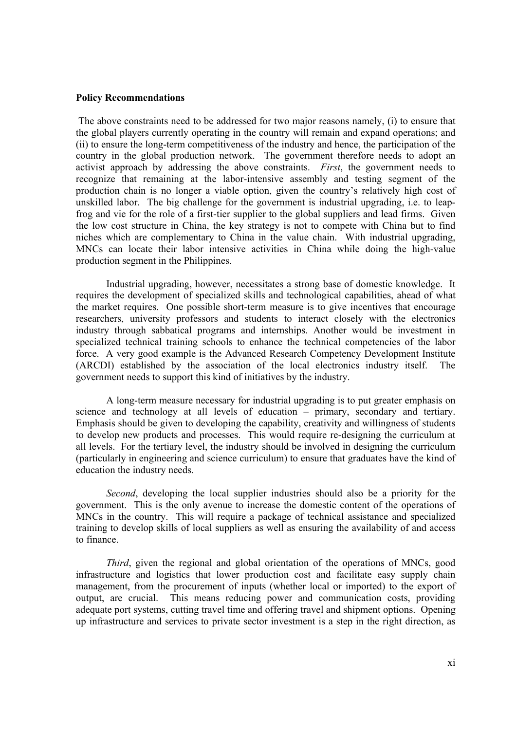**Policy Recommendations**

The above constraints need to be addressed for two major reasons namely, (i) to ensure that the global players currently operating in the country will remain and expand operations; and (ii) to ensure the long-term competitiveness of the industry and hence, the participation of the country in the global production network. The government therefore needs to adopt an activist approach by addressing the above constraints. *First*, the government needs to recognize that remaining at the labor-intensive assembly and testing segment of the production chain is no longer a viable option, given the country's relatively high cost of unskilled labor. The big challenge for the government is industrial upgrading, i.e. to leap-frog and vie for the role of a first-tier supplier to the global suppliers and lead firms. Given the low cost structure in China, the key strategy is not to compete with China but to find niches which are complementary to China in the value chain. With industrial upgrading, MNCs can locate their labor intensive activities in China while doing the high-value production segment in the Philippines.

Industrial upgrading, however, necessitates a strong base of domestic knowledge. It requires the development of specialized skills and technological capabilities, ahead of what the market requires. One possible short-term measure is to give incentives that encourage researchers, university professors and students to interact closely with the electronics industry through sabbatical programs and internships. Another would be investment in specialized technical training schools to enhance the technical competencies of the labor force. A very good example is the Advanced Research Competency Development Institute (ARCDI) established by the association of the local electronics industry itself. The government needs to support this kind of initiatives by the industry.

A long-term measure necessary for industrial upgrading is to put greater emphasis on science and technology at all levels of education – primary, secondary and tertiary. Emphasis should be given to developing the capability, creativity and willingness of students to develop new products and processes. This would require re-designing the curriculum at all levels. For the tertiary level, the industry should be involved in designing the curriculum (particularly in engineering and science curriculum) to ensure that graduates have the kind of education the industry needs.

*Second*, developing the local supplier industries should also be a priority for the government. This is the only avenue to increase the domestic content of the operations of MNCs in the country. This will require a package of technical assistance and specialized training to develop skills of local suppliers as well as ensuring the availability of and access to finance.

*Third*, given the regional and global orientation of the operations of MNCs, good infrastructure and logistics that lower production cost and facilitate easy supply chain management, from the procurement of inputs (whether local or imported) to the export of output, are crucial. This means reducing power and communication costs, providing adequate port systems, cutting travel time and offering travel and shipment options. Opening up infrastructure and services to private sector investment is a step in the right direction, as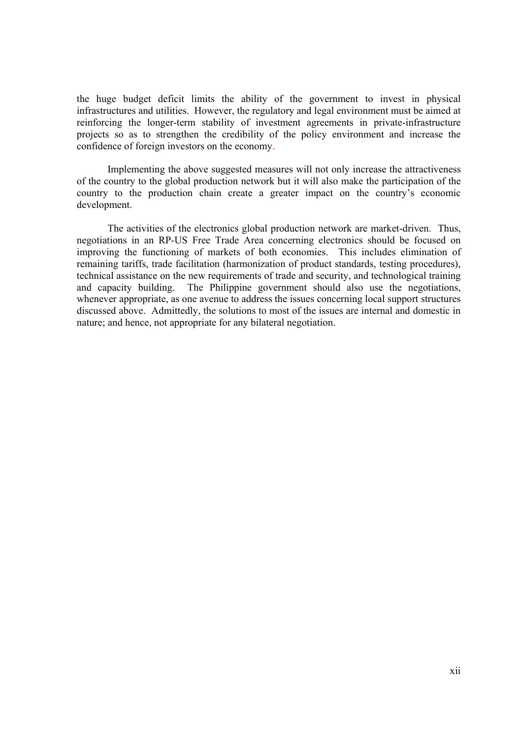the huge budget deficit limits the ability of the government to invest in physical infrastructures and utilities. However, the regulatory and legal environment must be aimed at reinforcing the longer-term stability of investment agreements in private-infrastructure projects so as to strengthen the credibility of the policy environment and increase the confidence of foreign investors on the economy.

Implementing the above suggested measures will not only increase the attractiveness of the country to the global production network but it will also make the participation of the country to the production chain create a greater impact on the country's economic development.

The activities of the electronics global production network are market-driven. Thus, negotiations in an RP-US Free Trade Area concerning electronics should be focused on improving the functioning of markets of both economies. This includes elimination of remaining tariffs, trade facilitation (harmonization of product standards, testing procedures), technical assistance on the new requirements of trade and security, and technological training and capacity building. The Philippine government should also use the negotiations, whenever appropriate, as one avenue to address the issues concerning local support structures discussed above. Admittedly, the solutions to most of the issues are internal and domestic in nature; and hence, not appropriate for any bilateral negotiation.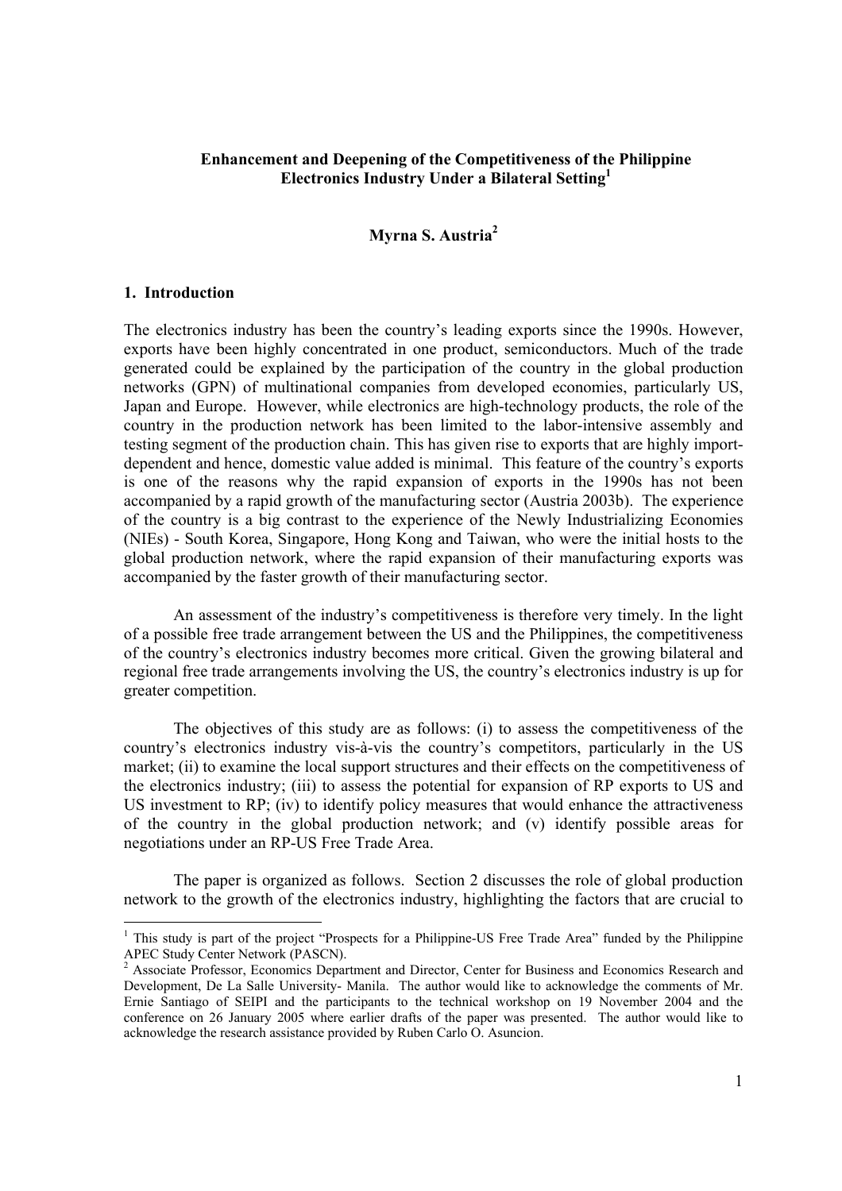**Enhancement and Deepening of the Competitiveness of the Philippine Electronics Industry Under a Bilateral Setting**[1]

**Myrna S. Austria**[2]

## 1. Introduction

The electronics industry has been the country's leading exports since the 1990s. However, exports have been highly concentrated in one product, semiconductors. Much of the trade generated could be explained by the participation of the country in the global production networks (GPN) of multinational companies from developed economies, particularly US, Japan and Europe. However, while electronics are high-technology products, the role of the country in the production network has been limited to the labor-intensive assembly and testing segment of the production chain. This has given rise to exports that are highly import-dependent and hence, domestic value added is minimal. This feature of the country's exports is one of the reasons why the rapid expansion of exports in the 1990s has not been accompanied by a rapid growth of the manufacturing sector (Austria 2003b). The experience of the country is a big contrast to the experience of the Newly Industrializing Economies (NIEs) - South Korea, Singapore, Hong Kong and Taiwan, who were the initial hosts to the global production network, where the rapid expansion of their manufacturing exports was accompanied by the faster growth of their manufacturing sector.

An assessment of the industry's competitiveness is therefore very timely. In the light of a possible free trade arrangement between the US and the Philippines, the competitiveness of the country's electronics industry becomes more critical. Given the growing bilateral and regional free trade arrangements involving the US, the country's electronics industry is up for greater competition.

The objectives of this study are as follows: (i) to assess the competitiveness of the country's electronics industry vis-à-vis the country's competitors, particularly in the US market; (ii) to examine the local support structures and their effects on the competitiveness of the electronics industry; (iii) to assess the potential for expansion of RP exports to US and US investment to RP; (iv) to identify policy measures that would enhance the attractiveness of the country in the global production network; and (v) identify possible areas for negotiations under an RP-US Free Trade Area.

The paper is organized as follows. Section 2 discusses the role of global production network to the growth of the electronics industry, highlighting the factors that are crucial to

---

[1] This study is part of the project "Prospects for a Philippine-US Free Trade Area" funded by the Philippine APEC Study Center Network (PASCN).

[2] Associate Professor, Economics Department and Director, Center for Business and Economics Research and Development, De La Salle University- Manila. The author would like to acknowledge the comments of Mr. Ernie Santiago of SEIPI and the participants to the technical workshop on 19 November 2004 and the conference on 26 January 2005 where earlier drafts of the paper was presented. The author would like to acknowledge the research assistance provided by Ruben Carlo O. Asuncion.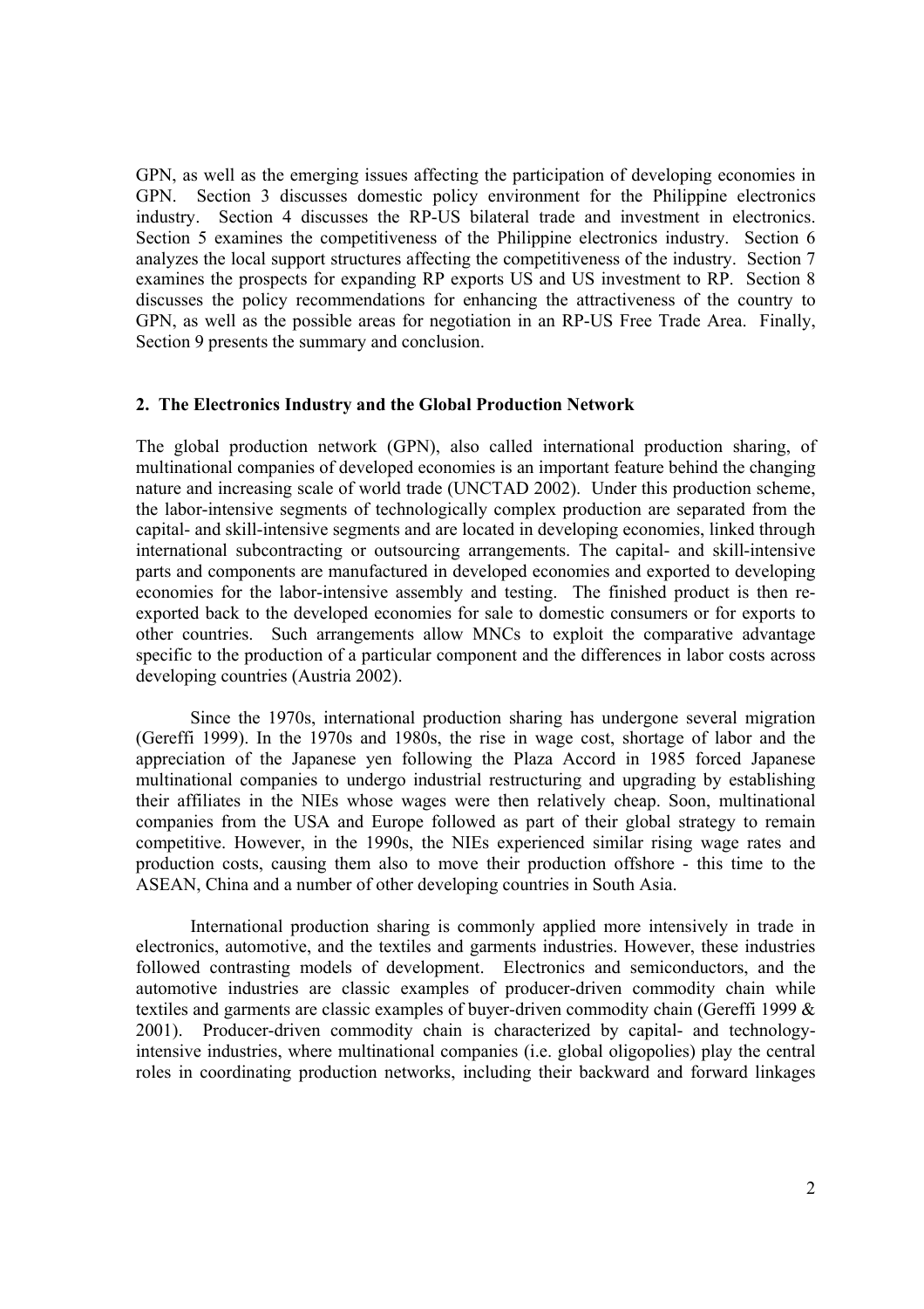GPN, as well as the emerging issues affecting the participation of developing economies in GPN. Section 3 discusses domestic policy environment for the Philippine electronics industry. Section 4 discusses the RP-US bilateral trade and investment in electronics. Section 5 examines the competitiveness of the Philippine electronics industry. Section 6 analyzes the local support structures affecting the competitiveness of the industry. Section 7 examines the prospects for expanding RP exports US and US investment to RP. Section 8 discusses the policy recommendations for enhancing the attractiveness of the country to GPN, as well as the possible areas for negotiation in an RP-US Free Trade Area. Finally, Section 9 presents the summary and conclusion.

## 2. The Electronics Industry and the Global Production Network

The global production network (GPN), also called international production sharing, of multinational companies of developed economies is an important feature behind the changing nature and increasing scale of world trade (UNCTAD 2002). Under this production scheme, the labor-intensive segments of technologically complex production are separated from the capital- and skill-intensive segments and are located in developing economies, linked through international subcontracting or outsourcing arrangements. The capital- and skill-intensive parts and components are manufactured in developed economies and exported to developing economies for the labor-intensive assembly and testing. The finished product is then re-exported back to the developed economies for sale to domestic consumers or for exports to other countries. Such arrangements allow MNCs to exploit the comparative advantage specific to the production of a particular component and the differences in labor costs across developing countries (Austria 2002).

Since the 1970s, international production sharing has undergone several migration (Gereffi 1999). In the 1970s and 1980s, the rise in wage cost, shortage of labor and the appreciation of the Japanese yen following the Plaza Accord in 1985 forced Japanese multinational companies to undergo industrial restructuring and upgrading by establishing their affiliates in the NIEs whose wages were then relatively cheap. Soon, multinational companies from the USA and Europe followed as part of their global strategy to remain competitive. However, in the 1990s, the NIEs experienced similar rising wage rates and production costs, causing them also to move their production offshore - this time to the ASEAN, China and a number of other developing countries in South Asia.

International production sharing is commonly applied more intensively in trade in electronics, automotive, and the textiles and garments industries. However, these industries followed contrasting models of development. Electronics and semiconductors, and the automotive industries are classic examples of producer-driven commodity chain while textiles and garments are classic examples of buyer-driven commodity chain (Gereffi 1999 & 2001). Producer-driven commodity chain is characterized by capital- and technology-intensive industries, where multinational companies (i.e. global oligopolies) play the central roles in coordinating production networks, including their backward and forward linkages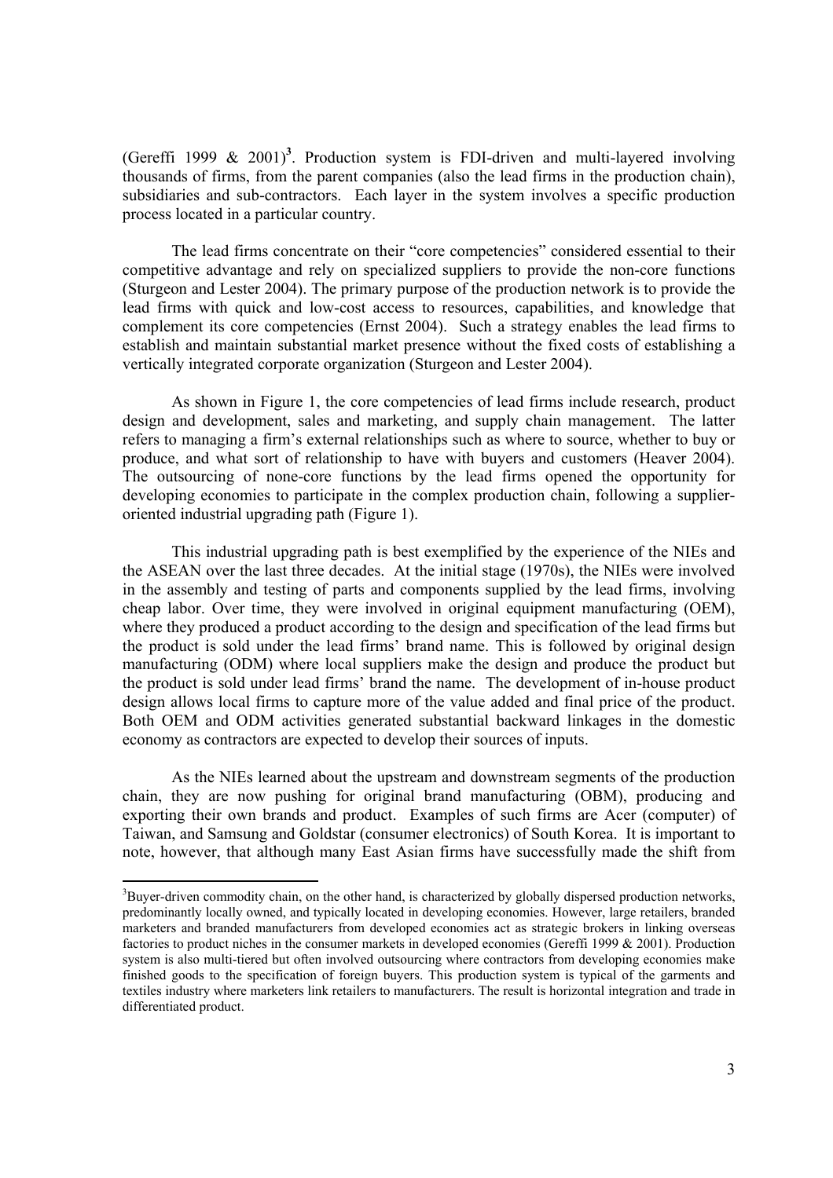(Gereffi 1999 & 2001)[3]. Production system is FDI-driven and multi-layered involving thousands of firms, from the parent companies (also the lead firms in the production chain), subsidiaries and sub-contractors. Each layer in the system involves a specific production process located in a particular country.

The lead firms concentrate on their "core competencies" considered essential to their competitive advantage and rely on specialized suppliers to provide the non-core functions (Sturgeon and Lester 2004). The primary purpose of the production network is to provide the lead firms with quick and low-cost access to resources, capabilities, and knowledge that complement its core competencies (Ernst 2004). Such a strategy enables the lead firms to establish and maintain substantial market presence without the fixed costs of establishing a vertically integrated corporate organization (Sturgeon and Lester 2004).

As shown in Figure 1, the core competencies of lead firms include research, product design and development, sales and marketing, and supply chain management. The latter refers to managing a firm's external relationships such as where to source, whether to buy or produce, and what sort of relationship to have with buyers and customers (Heaver 2004). The outsourcing of none-core functions by the lead firms opened the opportunity for developing economies to participate in the complex production chain, following a supplier-oriented industrial upgrading path (Figure 1).

This industrial upgrading path is best exemplified by the experience of the NIEs and the ASEAN over the last three decades. At the initial stage (1970s), the NIEs were involved in the assembly and testing of parts and components supplied by the lead firms, involving cheap labor. Over time, they were involved in original equipment manufacturing (OEM), where they produced a product according to the design and specification of the lead firms but the product is sold under the lead firms' brand name. This is followed by original design manufacturing (ODM) where local suppliers make the design and produce the product but the product is sold under lead firms' brand the name. The development of in-house product design allows local firms to capture more of the value added and final price of the product. Both OEM and ODM activities generated substantial backward linkages in the domestic economy as contractors are expected to develop their sources of inputs.

As the NIEs learned about the upstream and downstream segments of the production chain, they are now pushing for original brand manufacturing (OBM), producing and exporting their own brands and product. Examples of such firms are Acer (computer) of Taiwan, and Samsung and Goldstar (consumer electronics) of South Korea. It is important to note, however, that although many East Asian firms have successfully made the shift from

---

[3]Buyer-driven commodity chain, on the other hand, is characterized by globally dispersed production networks, predominantly locally owned, and typically located in developing economies. However, large retailers, branded marketers and branded manufacturers from developed economies act as strategic brokers in linking overseas factories to product niches in the consumer markets in developed economies (Gereffi 1999 & 2001). Production system is also multi-tiered but often involved outsourcing where contractors from developing economies make finished goods to the specification of foreign buyers. This production system is typical of the garments and textiles industry where marketers link retailers to manufacturers. The result is horizontal integration and trade in differentiated product.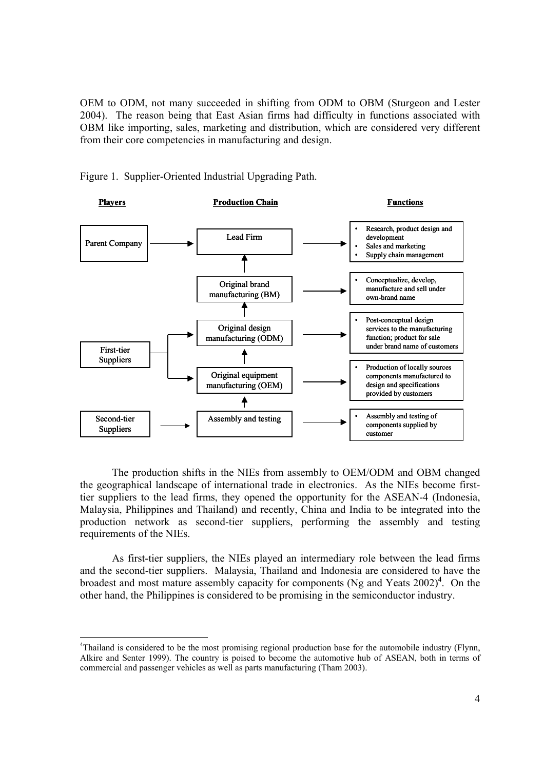OEM to ODM, not many succeeded in shifting from ODM to OBM (Sturgeon and Lester 2004). The reason being that East Asian firms had difficulty in functions associated with OBM like importing, sales, marketing and distribution, which are considered very different from their core competencies in manufacturing and design.

Figure 1. Supplier-Oriented Industrial Upgrading Path.

| Players | Production Chain | Functions |
| --- | --- | --- |
| Parent Company | Lead Firm | • Research, product design and development<br>• Sales and marketing<br>• Supply chain management |
| | Original brand manufacturing (BM) | • Conceptualize, develop, manufacture and sell under own-brand name |
| First-tier Suppliers | Original design manufacturing (ODM) | • Post-conceptual design services to the manufacturing function; product for sale under brand name of customers |
| First-tier Suppliers | Original equipment manufacturing (OEM) | • Production of locally sources components manufactured to design and specifications provided by customers |
| Second-tier Suppliers | Assembly and testing | • Assembly and testing of components supplied by customer |

The production shifts in the NIEs from assembly to OEM/ODM and OBM changed the geographical landscape of international trade in electronics. As the NIEs become first-tier suppliers to the lead firms, they opened the opportunity for the ASEAN-4 (Indonesia, Malaysia, Philippines and Thailand) and recently, China and India to be integrated into the production network as second-tier suppliers, performing the assembly and testing requirements of the NIEs.

As first-tier suppliers, the NIEs played an intermediary role between the lead firms and the second-tier suppliers. Malaysia, Thailand and Indonesia are considered to have the broadest and most mature assembly capacity for components (Ng and Yeats 2002)[4]. On the other hand, the Philippines is considered to be promising in the semiconductor industry.

[4]Thailand is considered to be the most promising regional production base for the automobile industry (Flynn, Alkire and Senter 1999). The country is poised to become the automotive hub of ASEAN, both in terms of commercial and passenger vehicles as well as parts manufacturing (Tham 2003).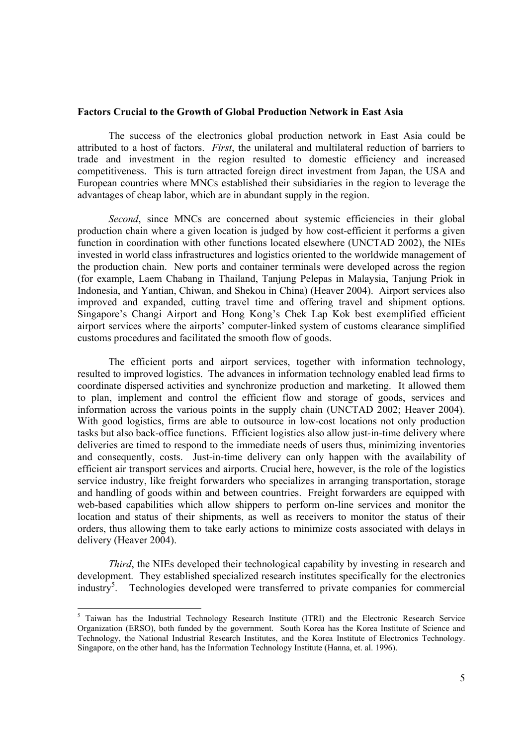**Factors Crucial to the Growth of Global Production Network in East Asia**

The success of the electronics global production network in East Asia could be attributed to a host of factors. *First*, the unilateral and multilateral reduction of barriers to trade and investment in the region resulted to domestic efficiency and increased competitiveness. This is turn attracted foreign direct investment from Japan, the USA and European countries where MNCs established their subsidiaries in the region to leverage the advantages of cheap labor, which are in abundant supply in the region.

*Second*, since MNCs are concerned about systemic efficiencies in their global production chain where a given location is judged by how cost-efficient it performs a given function in coordination with other functions located elsewhere (UNCTAD 2002), the NIEs invested in world class infrastructures and logistics oriented to the worldwide management of the production chain. New ports and container terminals were developed across the region (for example, Laem Chabang in Thailand, Tanjung Pelepas in Malaysia, Tanjung Priok in Indonesia, and Yantian, Chiwan, and Shekou in China) (Heaver 2004). Airport services also improved and expanded, cutting travel time and offering travel and shipment options. Singapore's Changi Airport and Hong Kong's Chek Lap Kok best exemplified efficient airport services where the airports' computer-linked system of customs clearance simplified customs procedures and facilitated the smooth flow of goods.

The efficient ports and airport services, together with information technology, resulted to improved logistics. The advances in information technology enabled lead firms to coordinate dispersed activities and synchronize production and marketing. It allowed them to plan, implement and control the efficient flow and storage of goods, services and information across the various points in the supply chain (UNCTAD 2002; Heaver 2004). With good logistics, firms are able to outsource in low-cost locations not only production tasks but also back-office functions. Efficient logistics also allow just-in-time delivery where deliveries are timed to respond to the immediate needs of users thus, minimizing inventories and consequently, costs. Just-in-time delivery can only happen with the availability of efficient air transport services and airports. Crucial here, however, is the role of the logistics service industry, like freight forwarders who specializes in arranging transportation, storage and handling of goods within and between countries. Freight forwarders are equipped with web-based capabilities which allow shippers to perform on-line services and monitor the location and status of their shipments, as well as receivers to monitor the status of their orders, thus allowing them to take early actions to minimize costs associated with delays in delivery (Heaver 2004).

*Third*, the NIEs developed their technological capability by investing in research and development. They established specialized research institutes specifically for the electronics industry[5]. Technologies developed were transferred to private companies for commercial

[5] Taiwan has the Industrial Technology Research Institute (ITRI) and the Electronic Research Service Organization (ERSO), both funded by the government. South Korea has the Korea Institute of Science and Technology, the National Industrial Research Institutes, and the Korea Institute of Electronics Technology. Singapore, on the other hand, has the Information Technology Institute (Hanna, et. al. 1996).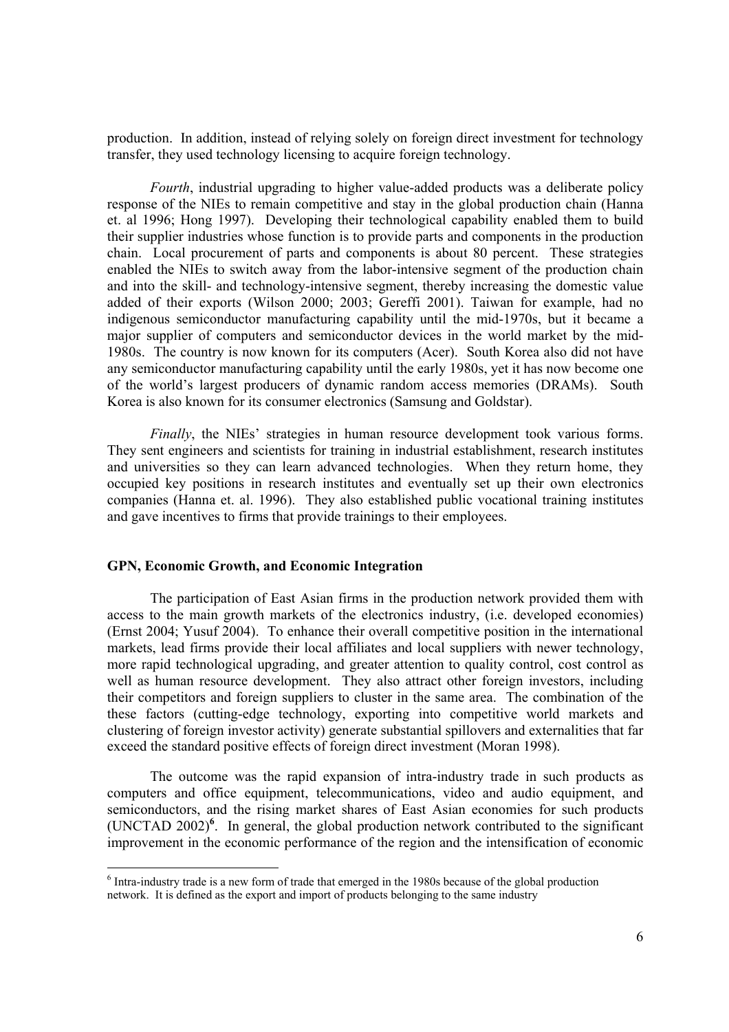production. In addition, instead of relying solely on foreign direct investment for technology transfer, they used technology licensing to acquire foreign technology.

*Fourth*, industrial upgrading to higher value-added products was a deliberate policy response of the NIEs to remain competitive and stay in the global production chain (Hanna et. al 1996; Hong 1997). Developing their technological capability enabled them to build their supplier industries whose function is to provide parts and components in the production chain. Local procurement of parts and components is about 80 percent. These strategies enabled the NIEs to switch away from the labor-intensive segment of the production chain and into the skill- and technology-intensive segment, thereby increasing the domestic value added of their exports (Wilson 2000; 2003; Gereffi 2001). Taiwan for example, had no indigenous semiconductor manufacturing capability until the mid-1970s, but it became a major supplier of computers and semiconductor devices in the world market by the mid-1980s. The country is now known for its computers (Acer). South Korea also did not have any semiconductor manufacturing capability until the early 1980s, yet it has now become one of the world's largest producers of dynamic random access memories (DRAMs). South Korea is also known for its consumer electronics (Samsung and Goldstar).

*Finally*, the NIEs' strategies in human resource development took various forms. They sent engineers and scientists for training in industrial establishment, research institutes and universities so they can learn advanced technologies. When they return home, they occupied key positions in research institutes and eventually set up their own electronics companies (Hanna et. al. 1996). They also established public vocational training institutes and gave incentives to firms that provide trainings to their employees.

**GPN, Economic Growth, and Economic Integration**

The participation of East Asian firms in the production network provided them with access to the main growth markets of the electronics industry, (i.e. developed economies) (Ernst 2004; Yusuf 2004). To enhance their overall competitive position in the international markets, lead firms provide their local affiliates and local suppliers with newer technology, more rapid technological upgrading, and greater attention to quality control, cost control as well as human resource development. They also attract other foreign investors, including their competitors and foreign suppliers to cluster in the same area. The combination of the these factors (cutting-edge technology, exporting into competitive world markets and clustering of foreign investor activity) generate substantial spillovers and externalities that far exceed the standard positive effects of foreign direct investment (Moran 1998).

The outcome was the rapid expansion of intra-industry trade in such products as computers and office equipment, telecommunications, video and audio equipment, and semiconductors, and the rising market shares of East Asian economies for such products (UNCTAD 2002)[6]. In general, the global production network contributed to the significant improvement in the economic performance of the region and the intensification of economic

[6] Intra-industry trade is a new form of trade that emerged in the 1980s because of the global production network. It is defined as the export and import of products belonging to the same industry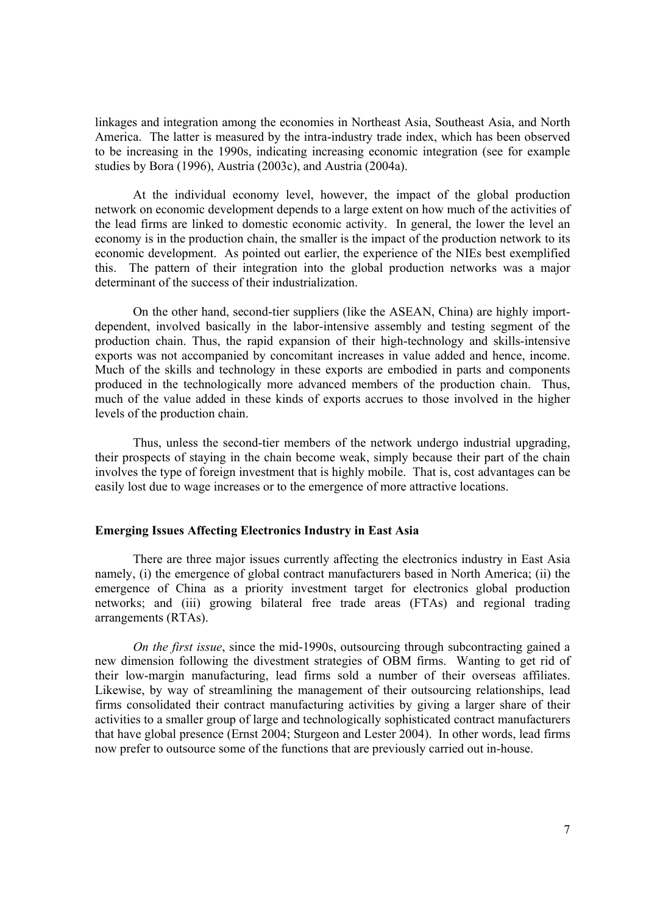linkages and integration among the economies in Northeast Asia, Southeast Asia, and North America. The latter is measured by the intra-industry trade index, which has been observed to be increasing in the 1990s, indicating increasing economic integration (see for example studies by Bora (1996), Austria (2003c), and Austria (2004a).

At the individual economy level, however, the impact of the global production network on economic development depends to a large extent on how much of the activities of the lead firms are linked to domestic economic activity. In general, the lower the level an economy is in the production chain, the smaller is the impact of the production network to its economic development. As pointed out earlier, the experience of the NIEs best exemplified this. The pattern of their integration into the global production networks was a major determinant of the success of their industrialization.

On the other hand, second-tier suppliers (like the ASEAN, China) are highly import-dependent, involved basically in the labor-intensive assembly and testing segment of the production chain. Thus, the rapid expansion of their high-technology and skills-intensive exports was not accompanied by concomitant increases in value added and hence, income. Much of the skills and technology in these exports are embodied in parts and components produced in the technologically more advanced members of the production chain. Thus, much of the value added in these kinds of exports accrues to those involved in the higher levels of the production chain.

Thus, unless the second-tier members of the network undergo industrial upgrading, their prospects of staying in the chain become weak, simply because their part of the chain involves the type of foreign investment that is highly mobile. That is, cost advantages can be easily lost due to wage increases or to the emergence of more attractive locations.

**Emerging Issues Affecting Electronics Industry in East Asia**

There are three major issues currently affecting the electronics industry in East Asia namely, (i) the emergence of global contract manufacturers based in North America; (ii) the emergence of China as a priority investment target for electronics global production networks; and (iii) growing bilateral free trade areas (FTAs) and regional trading arrangements (RTAs).

*On the first issue*, since the mid-1990s, outsourcing through subcontracting gained a new dimension following the divestment strategies of OBM firms. Wanting to get rid of their low-margin manufacturing, lead firms sold a number of their overseas affiliates. Likewise, by way of streamlining the management of their outsourcing relationships, lead firms consolidated their contract manufacturing activities by giving a larger share of their activities to a smaller group of large and technologically sophisticated contract manufacturers that have global presence (Ernst 2004; Sturgeon and Lester 2004). In other words, lead firms now prefer to outsource some of the functions that are previously carried out in-house.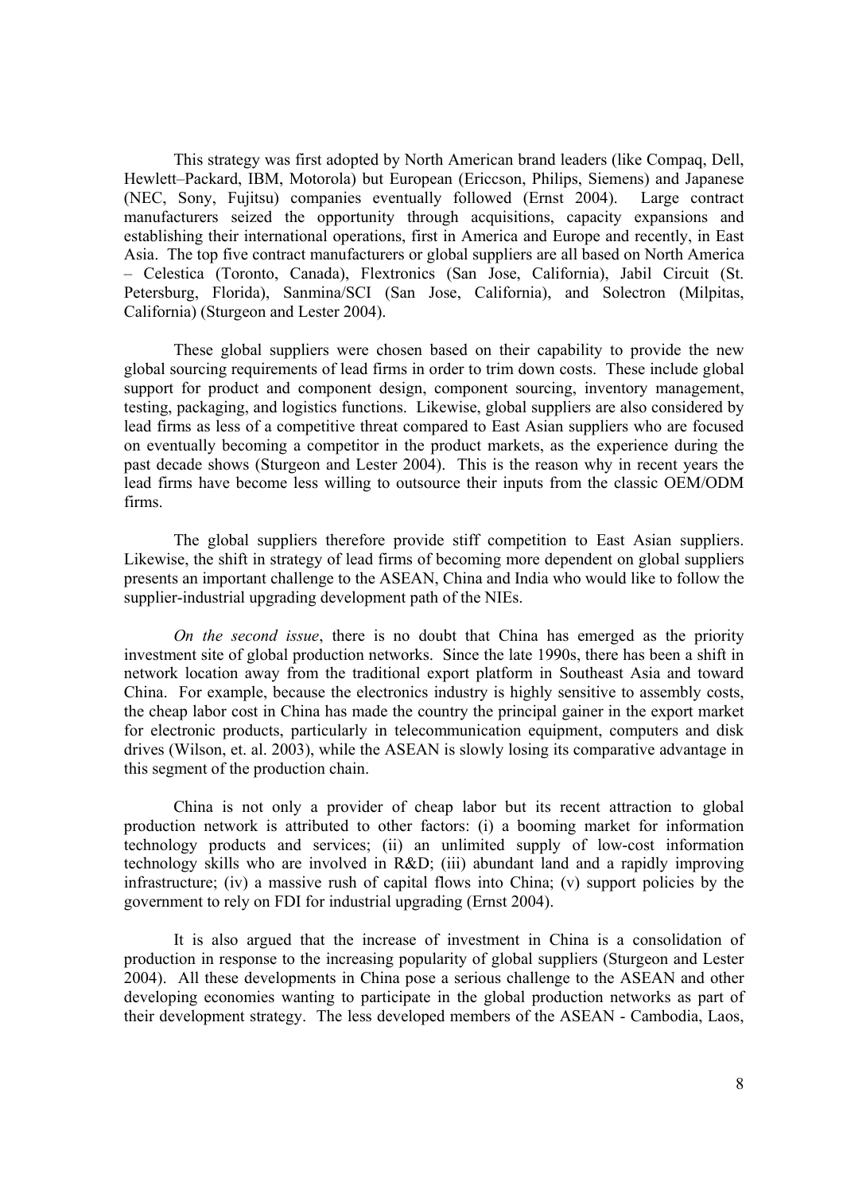This strategy was first adopted by North American brand leaders (like Compaq, Dell, Hewlett–Packard, IBM, Motorola) but European (Ericcson, Philips, Siemens) and Japanese (NEC, Sony, Fujitsu) companies eventually followed (Ernst 2004). Large contract manufacturers seized the opportunity through acquisitions, capacity expansions and establishing their international operations, first in America and Europe and recently, in East Asia. The top five contract manufacturers or global suppliers are all based on North America – Celestica (Toronto, Canada), Flextronics (San Jose, California), Jabil Circuit (St. Petersburg, Florida), Sanmina/SCI (San Jose, California), and Solectron (Milpitas, California) (Sturgeon and Lester 2004).

These global suppliers were chosen based on their capability to provide the new global sourcing requirements of lead firms in order to trim down costs. These include global support for product and component design, component sourcing, inventory management, testing, packaging, and logistics functions. Likewise, global suppliers are also considered by lead firms as less of a competitive threat compared to East Asian suppliers who are focused on eventually becoming a competitor in the product markets, as the experience during the past decade shows (Sturgeon and Lester 2004). This is the reason why in recent years the lead firms have become less willing to outsource their inputs from the classic OEM/ODM firms.

The global suppliers therefore provide stiff competition to East Asian suppliers. Likewise, the shift in strategy of lead firms of becoming more dependent on global suppliers presents an important challenge to the ASEAN, China and India who would like to follow the supplier-industrial upgrading development path of the NIEs.

*On the second issue*, there is no doubt that China has emerged as the priority investment site of global production networks. Since the late 1990s, there has been a shift in network location away from the traditional export platform in Southeast Asia and toward China. For example, because the electronics industry is highly sensitive to assembly costs, the cheap labor cost in China has made the country the principal gainer in the export market for electronic products, particularly in telecommunication equipment, computers and disk drives (Wilson, et. al. 2003), while the ASEAN is slowly losing its comparative advantage in this segment of the production chain.

China is not only a provider of cheap labor but its recent attraction to global production network is attributed to other factors: (i) a booming market for information technology products and services; (ii) an unlimited supply of low-cost information technology skills who are involved in R&D; (iii) abundant land and a rapidly improving infrastructure; (iv) a massive rush of capital flows into China; (v) support policies by the government to rely on FDI for industrial upgrading (Ernst 2004).

It is also argued that the increase of investment in China is a consolidation of production in response to the increasing popularity of global suppliers (Sturgeon and Lester 2004). All these developments in China pose a serious challenge to the ASEAN and other developing economies wanting to participate in the global production networks as part of their development strategy. The less developed members of the ASEAN - Cambodia, Laos,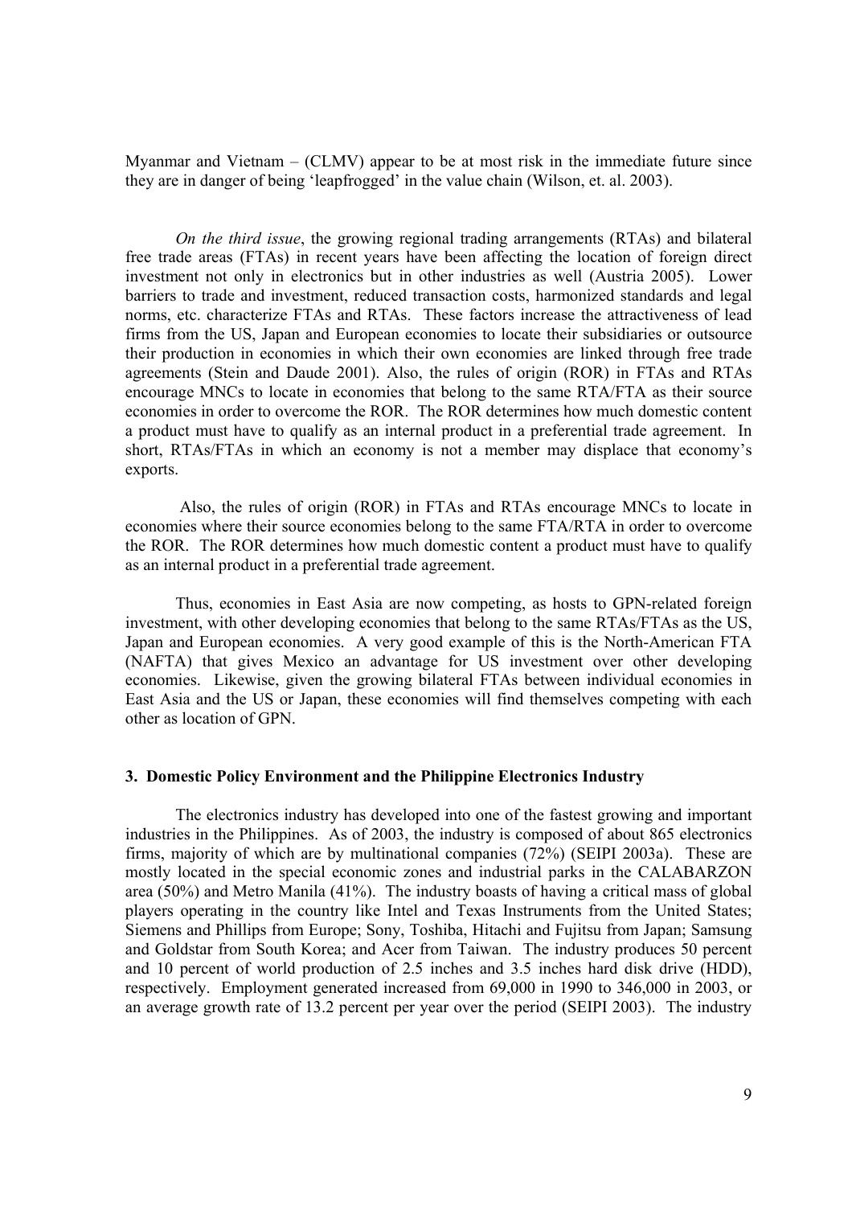Myanmar and Vietnam – (CLMV) appear to be at most risk in the immediate future since they are in danger of being 'leapfrogged' in the value chain (Wilson, et. al. 2003).

*On the third issue*, the growing regional trading arrangements (RTAs) and bilateral free trade areas (FTAs) in recent years have been affecting the location of foreign direct investment not only in electronics but in other industries as well (Austria 2005). Lower barriers to trade and investment, reduced transaction costs, harmonized standards and legal norms, etc. characterize FTAs and RTAs. These factors increase the attractiveness of lead firms from the US, Japan and European economies to locate their subsidiaries or outsource their production in economies in which their own economies are linked through free trade agreements (Stein and Daude 2001). Also, the rules of origin (ROR) in FTAs and RTAs encourage MNCs to locate in economies that belong to the same RTA/FTA as their source economies in order to overcome the ROR. The ROR determines how much domestic content a product must have to qualify as an internal product in a preferential trade agreement. In short, RTAs/FTAs in which an economy is not a member may displace that economy's exports.

Also, the rules of origin (ROR) in FTAs and RTAs encourage MNCs to locate in economies where their source economies belong to the same FTA/RTA in order to overcome the ROR. The ROR determines how much domestic content a product must have to qualify as an internal product in a preferential trade agreement.

Thus, economies in East Asia are now competing, as hosts to GPN-related foreign investment, with other developing economies that belong to the same RTAs/FTAs as the US, Japan and European economies. A very good example of this is the North-American FTA (NAFTA) that gives Mexico an advantage for US investment over other developing economies. Likewise, given the growing bilateral FTAs between individual economies in East Asia and the US or Japan, these economies will find themselves competing with each other as location of GPN.

### 3. Domestic Policy Environment and the Philippine Electronics Industry

The electronics industry has developed into one of the fastest growing and important industries in the Philippines. As of 2003, the industry is composed of about 865 electronics firms, majority of which are by multinational companies (72%) (SEIPI 2003a). These are mostly located in the special economic zones and industrial parks in the CALABARZON area (50%) and Metro Manila (41%). The industry boasts of having a critical mass of global players operating in the country like Intel and Texas Instruments from the United States; Siemens and Phillips from Europe; Sony, Toshiba, Hitachi and Fujitsu from Japan; Samsung and Goldstar from South Korea; and Acer from Taiwan. The industry produces 50 percent and 10 percent of world production of 2.5 inches and 3.5 inches hard disk drive (HDD), respectively. Employment generated increased from 69,000 in 1990 to 346,000 in 2003, or an average growth rate of 13.2 percent per year over the period (SEIPI 2003). The industry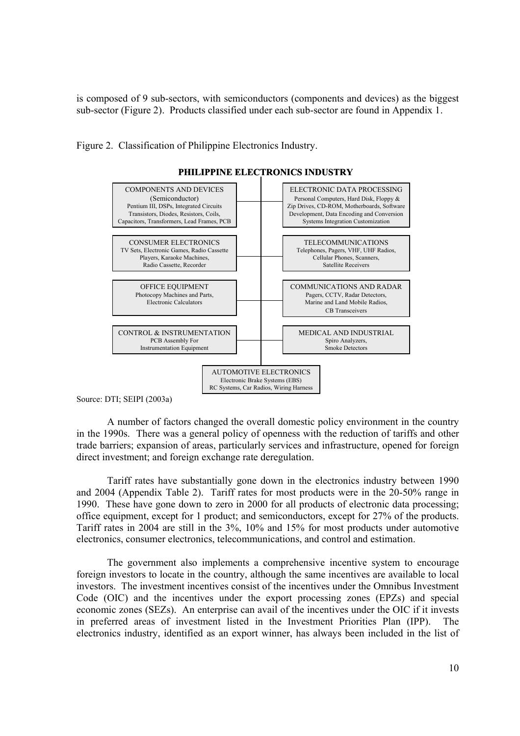is composed of 9 sub-sectors, with semiconductors (components and devices) as the biggest sub-sector (Figure 2). Products classified under each sub-sector are found in Appendix 1.

Figure 2. Classification of Philippine Electronics Industry.

**PHILIPPINE ELECTRONICS INDUSTRY**

- **COMPONENTS AND DEVICES (Semiconductor)**: Pentium III, DSPs, Integrated Circuits Transistors, Diodes, Resistors, Coils, Capacitors, Transformers, Lead Frames, PCB
- **ELECTRONIC DATA PROCESSING**: Personal Computers, Hard Disk, Floppy & Zip Drives, CD-ROM, Motherboards, Software Development, Data Encoding and Conversion Systems Integration Customization
- **CONSUMER ELECTRONICS**: TV Sets, Electronic Games, Radio Cassette Players, Karaoke Machines, Radio Cassette, Recorder
- **TELECOMMUNICATIONS**: Telephones, Pagers, VHF, UHF Radios, Cellular Phones, Scanners, Satellite Receivers
- **OFFICE EQUIPMENT**: Photocopy Machines and Parts, Electronic Calculators
- **COMMUNICATIONS AND RADAR**: Pagers, CCTV, Radar Detectors, Marine and Land Mobile Radios, CB Transceivers
- **CONTROL & INSTRUMENTATION**: PCB Assembly For Instrumentation Equipment
- **MEDICAL AND INDUSTRIAL**: Spiro Analyzers, Smoke Detectors
- **AUTOMOTIVE ELECTRONICS**: Electronic Brake Systems (EBS) RC Systems, Car Radios, Wiring Harness

Source: DTI; SEIPI (2003a)

A number of factors changed the overall domestic policy environment in the country in the 1990s. There was a general policy of openness with the reduction of tariffs and other trade barriers; expansion of areas, particularly services and infrastructure, opened for foreign direct investment; and foreign exchange rate deregulation.

Tariff rates have substantially gone down in the electronics industry between 1990 and 2004 (Appendix Table 2). Tariff rates for most products were in the 20-50% range in 1990. These have gone down to zero in 2000 for all products of electronic data processing; office equipment, except for 1 product; and semiconductors, except for 27% of the products. Tariff rates in 2004 are still in the 3%, 10% and 15% for most products under automotive electronics, consumer electronics, telecommunications, and control and estimation.

The government also implements a comprehensive incentive system to encourage foreign investors to locate in the country, although the same incentives are available to local investors. The investment incentives consist of the incentives under the Omnibus Investment Code (OIC) and the incentives under the export processing zones (EPZs) and special economic zones (SEZs). An enterprise can avail of the incentives under the OIC if it invests in preferred areas of investment listed in the Investment Priorities Plan (IPP). The electronics industry, identified as an export winner, has always been included in the list of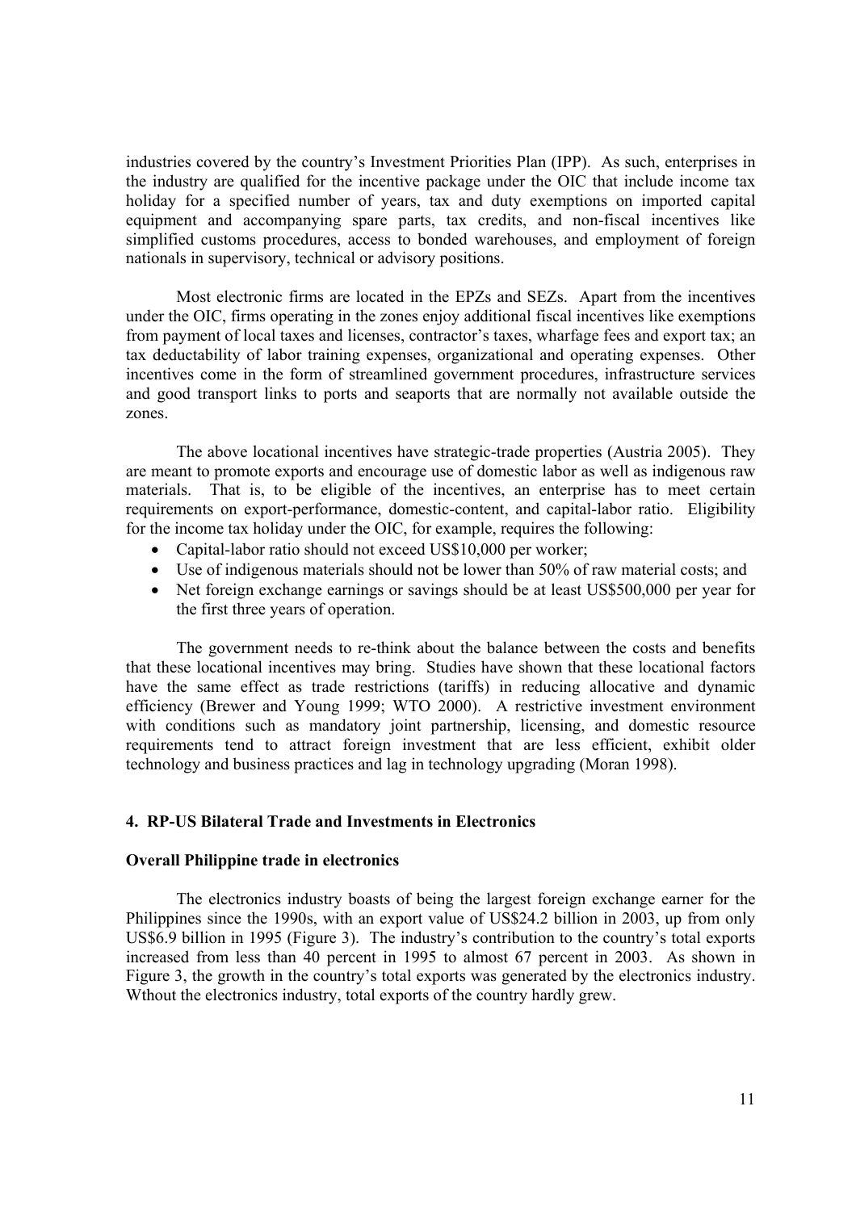industries covered by the country's Investment Priorities Plan (IPP). As such, enterprises in the industry are qualified for the incentive package under the OIC that include income tax holiday for a specified number of years, tax and duty exemptions on imported capital equipment and accompanying spare parts, tax credits, and non-fiscal incentives like simplified customs procedures, access to bonded warehouses, and employment of foreign nationals in supervisory, technical or advisory positions.

Most electronic firms are located in the EPZs and SEZs. Apart from the incentives under the OIC, firms operating in the zones enjoy additional fiscal incentives like exemptions from payment of local taxes and licenses, contractor's taxes, wharfage fees and export tax; an tax deductability of labor training expenses, organizational and operating expenses. Other incentives come in the form of streamlined government procedures, infrastructure services and good transport links to ports and seaports that are normally not available outside the zones.

The above locational incentives have strategic-trade properties (Austria 2005). They are meant to promote exports and encourage use of domestic labor as well as indigenous raw materials. That is, to be eligible of the incentives, an enterprise has to meet certain requirements on export-performance, domestic-content, and capital-labor ratio. Eligibility for the income tax holiday under the OIC, for example, requires the following:

- Capital-labor ratio should not exceed US$10,000 per worker;
- Use of indigenous materials should not be lower than 50% of raw material costs; and
- Net foreign exchange earnings or savings should be at least US$500,000 per year for the first three years of operation.

The government needs to re-think about the balance between the costs and benefits that these locational incentives may bring. Studies have shown that these locational factors have the same effect as trade restrictions (tariffs) in reducing allocative and dynamic efficiency (Brewer and Young 1999; WTO 2000). A restrictive investment environment with conditions such as mandatory joint partnership, licensing, and domestic resource requirements tend to attract foreign investment that are less efficient, exhibit older technology and business practices and lag in technology upgrading (Moran 1998).

## 4. RP-US Bilateral Trade and Investments in Electronics

### Overall Philippine trade in electronics

The electronics industry boasts of being the largest foreign exchange earner for the Philippines since the 1990s, with an export value of US$24.2 billion in 2003, up from only US$6.9 billion in 1995 (Figure 3). The industry's contribution to the country's total exports increased from less than 40 percent in 1995 to almost 67 percent in 2003. As shown in Figure 3, the growth in the country's total exports was generated by the electronics industry. Wthout the electronics industry, total exports of the country hardly grew.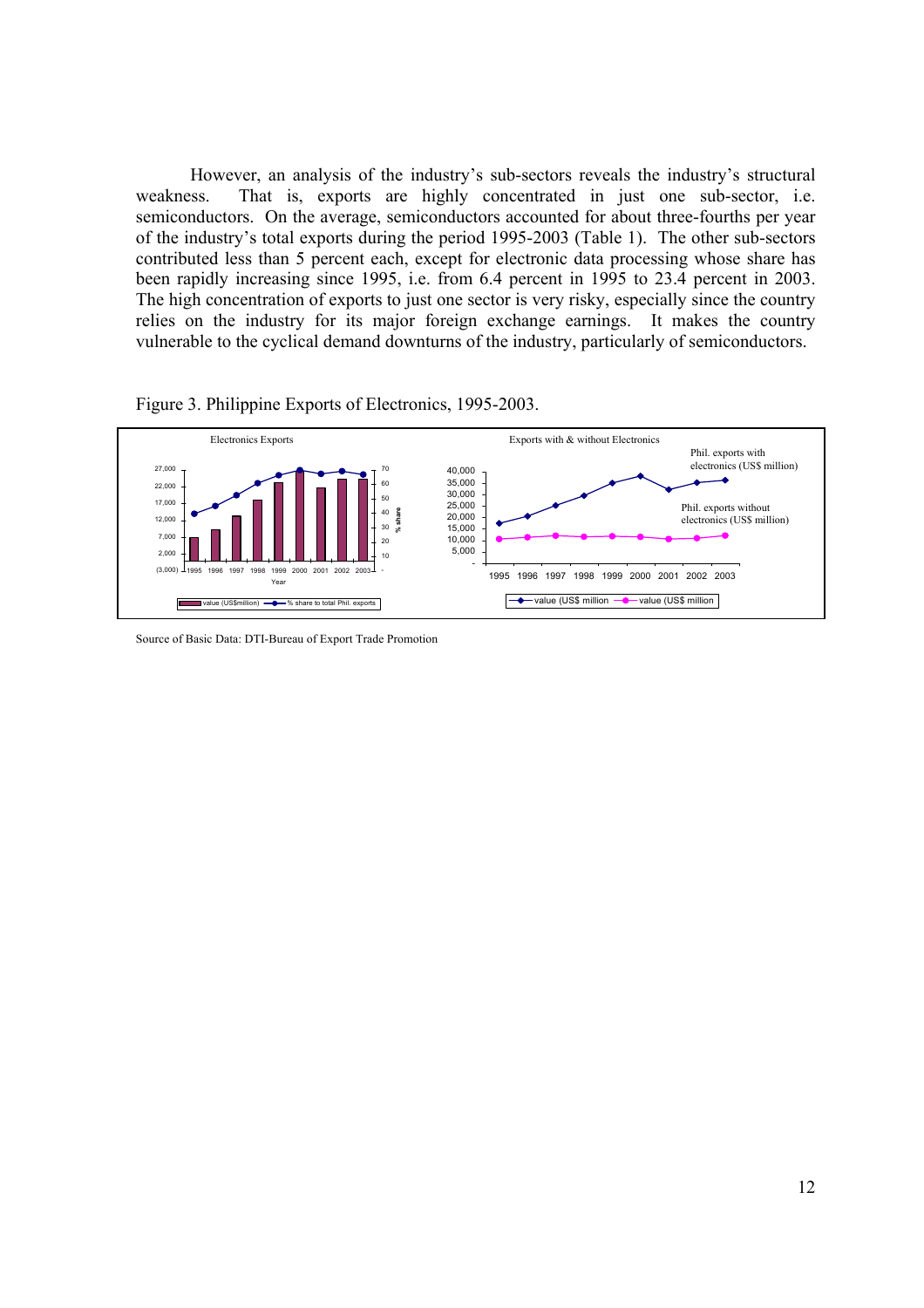However, an analysis of the industry's sub-sectors reveals the industry's structural weakness. That is, exports are highly concentrated in just one sub-sector, i.e. semiconductors. On the average, semiconductors accounted for about three-fourths per year of the industry's total exports during the period 1995-2003 (Table 1). The other sub-sectors contributed less than 5 percent each, except for electronic data processing whose share has been rapidly increasing since 1995, i.e. from 6.4 percent in 1995 to 23.4 percent in 2003. The high concentration of exports to just one sector is very risky, especially since the country relies on the industry for its major foreign exchange earnings. It makes the country vulnerable to the cyclical demand downturns of the industry, particularly of semiconductors.

Figure 3. Philippine Exports of Electronics, 1995-2003.

Source of Basic Data: DTI-Bureau of Export Trade Promotion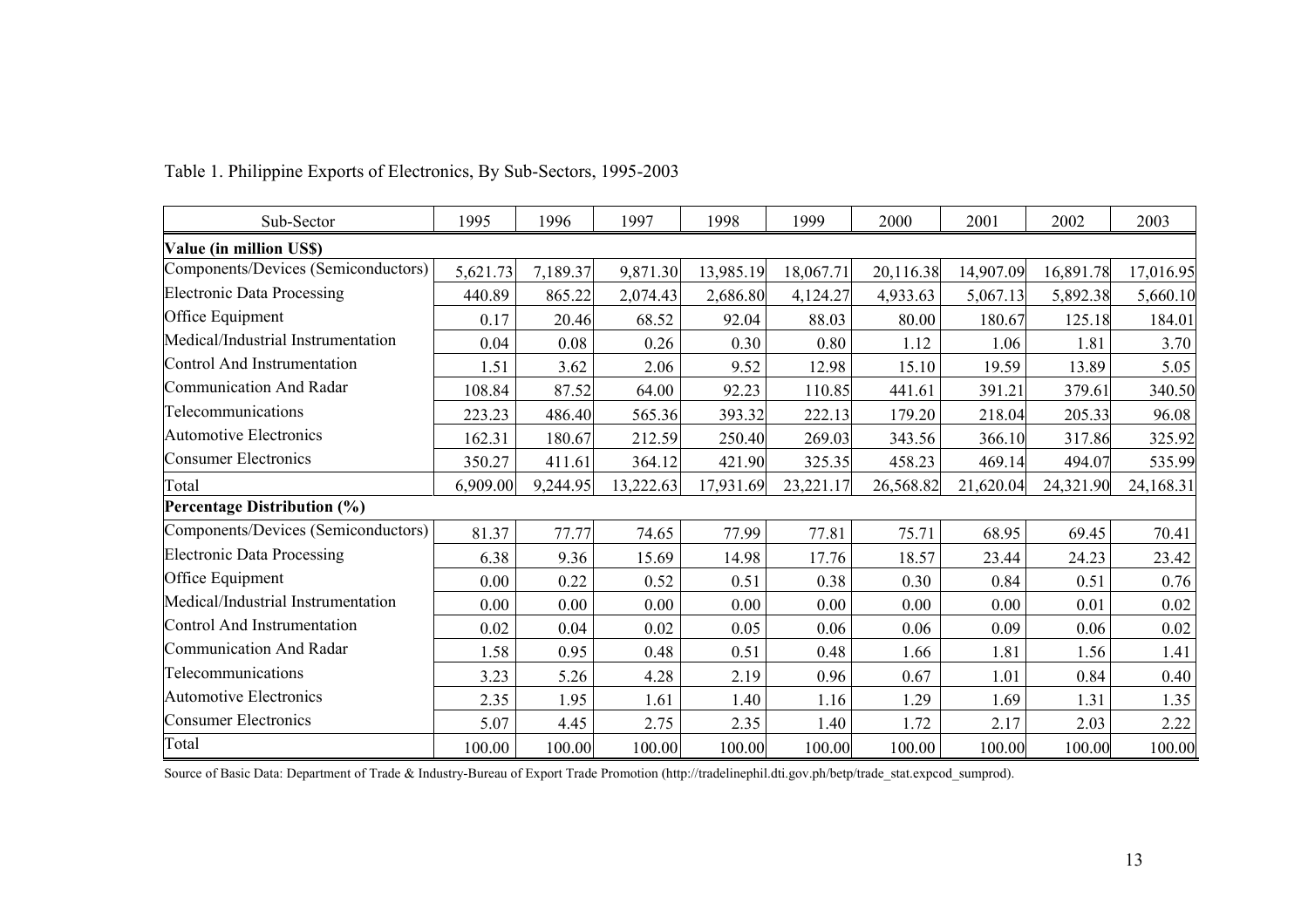Table 1. Philippine Exports of Electronics, By Sub-Sectors, 1995-2003

| Sub-Sector | 1995 | 1996 | 1997 | 1998 | 1999 | 2000 | 2001 | 2002 | 2003 |
|---|---|---|---|---|---|---|---|---|---|
| **Value (in million US$)** | | | | | | | | | |
| Components/Devices (Semiconductors) | 5,621.73 | 7,189.37 | 9,871.30 | 13,985.19 | 18,067.71 | 20,116.38 | 14,907.09 | 16,891.78 | 17,016.95 |
| Electronic Data Processing | 440.89 | 865.22 | 2,074.43 | 2,686.80 | 4,124.27 | 4,933.63 | 5,067.13 | 5,892.38 | 5,660.10 |
| Office Equipment | 0.17 | 20.46 | 68.52 | 92.04 | 88.03 | 80.00 | 180.67 | 125.18 | 184.01 |
| Medical/Industrial Instrumentation | 0.04 | 0.08 | 0.26 | 0.30 | 0.80 | 1.12 | 1.06 | 1.81 | 3.70 |
| Control And Instrumentation | 1.51 | 3.62 | 2.06 | 9.52 | 12.98 | 15.10 | 19.59 | 13.89 | 5.05 |
| Communication And Radar | 108.84 | 87.52 | 64.00 | 92.23 | 110.85 | 441.61 | 391.21 | 379.61 | 340.50 |
| Telecommunications | 223.23 | 486.40 | 565.36 | 393.32 | 222.13 | 179.20 | 218.04 | 205.33 | 96.08 |
| Automotive Electronics | 162.31 | 180.67 | 212.59 | 250.40 | 269.03 | 343.56 | 366.10 | 317.86 | 325.92 |
| Consumer Electronics | 350.27 | 411.61 | 364.12 | 421.90 | 325.35 | 458.23 | 469.14 | 494.07 | 535.99 |
| Total | 6,909.00 | 9,244.95 | 13,222.63 | 17,931.69 | 23,221.17 | 26,568.82 | 21,620.04 | 24,321.90 | 24,168.31 |
| **Percentage Distribution (%)** | | | | | | | | | |
| Components/Devices (Semiconductors) | 81.37 | 77.77 | 74.65 | 77.99 | 77.81 | 75.71 | 68.95 | 69.45 | 70.41 |
| Electronic Data Processing | 6.38 | 9.36 | 15.69 | 14.98 | 17.76 | 18.57 | 23.44 | 24.23 | 23.42 |
| Office Equipment | 0.00 | 0.22 | 0.52 | 0.51 | 0.38 | 0.30 | 0.84 | 0.51 | 0.76 |
| Medical/Industrial Instrumentation | 0.00 | 0.00 | 0.00 | 0.00 | 0.00 | 0.00 | 0.00 | 0.01 | 0.02 |
| Control And Instrumentation | 0.02 | 0.04 | 0.02 | 0.05 | 0.06 | 0.06 | 0.09 | 0.06 | 0.02 |
| Communication And Radar | 1.58 | 0.95 | 0.48 | 0.51 | 0.48 | 1.66 | 1.81 | 1.56 | 1.41 |
| Telecommunications | 3.23 | 5.26 | 4.28 | 2.19 | 0.96 | 0.67 | 1.01 | 0.84 | 0.40 |
| Automotive Electronics | 2.35 | 1.95 | 1.61 | 1.40 | 1.16 | 1.29 | 1.69 | 1.31 | 1.35 |
| Consumer Electronics | 5.07 | 4.45 | 2.75 | 2.35 | 1.40 | 1.72 | 2.17 | 2.03 | 2.22 |
| Total | 100.00 | 100.00 | 100.00 | 100.00 | 100.00 | 100.00 | 100.00 | 100.00 | 100.00 |

Source of Basic Data: Department of Trade & Industry-Bureau of Export Trade Promotion (http://tradelinephil.dti.gov.ph/betp/trade_stat.expcod_sumprod).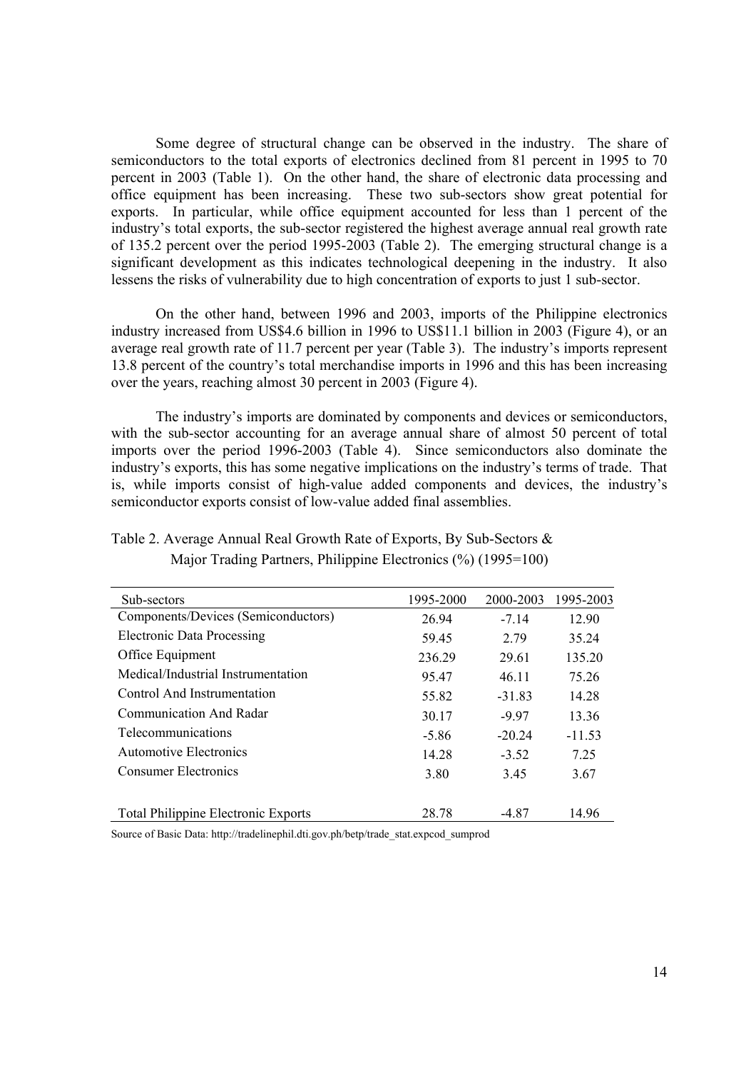Some degree of structural change can be observed in the industry. The share of semiconductors to the total exports of electronics declined from 81 percent in 1995 to 70 percent in 2003 (Table 1). On the other hand, the share of electronic data processing and office equipment has been increasing. These two sub-sectors show great potential for exports. In particular, while office equipment accounted for less than 1 percent of the industry's total exports, the sub-sector registered the highest average annual real growth rate of 135.2 percent over the period 1995-2003 (Table 2). The emerging structural change is a significant development as this indicates technological deepening in the industry. It also lessens the risks of vulnerability due to high concentration of exports to just 1 sub-sector.

On the other hand, between 1996 and 2003, imports of the Philippine electronics industry increased from US$4.6 billion in 1996 to US$11.1 billion in 2003 (Figure 4), or an average real growth rate of 11.7 percent per year (Table 3). The industry's imports represent 13.8 percent of the country's total merchandise imports in 1996 and this has been increasing over the years, reaching almost 30 percent in 2003 (Figure 4).

The industry's imports are dominated by components and devices or semiconductors, with the sub-sector accounting for an average annual share of almost 50 percent of total imports over the period 1996-2003 (Table 4). Since semiconductors also dominate the industry's exports, this has some negative implications on the industry's terms of trade. That is, while imports consist of high-value added components and devices, the industry's semiconductor exports consist of low-value added final assemblies.

Table 2. Average Annual Real Growth Rate of Exports, By Sub-Sectors & Major Trading Partners, Philippine Electronics (%) (1995=100)

| Sub-sectors | 1995-2000 | 2000-2003 | 1995-2003 |
|---|---|---|---|
| Components/Devices (Semiconductors) | 26.94 | -7.14 | 12.90 |
| Electronic Data Processing | 59.45 | 2.79 | 35.24 |
| Office Equipment | 236.29 | 29.61 | 135.20 |
| Medical/Industrial Instrumentation | 95.47 | 46.11 | 75.26 |
| Control And Instrumentation | 55.82 | -31.83 | 14.28 |
| Communication And Radar | 30.17 | -9.97 | 13.36 |
| Telecommunications | -5.86 | -20.24 | -11.53 |
| Automotive Electronics | 14.28 | -3.52 | 7.25 |
| Consumer Electronics | 3.80 | 3.45 | 3.67 |
| | | | |
| Total Philippine Electronic Exports | 28.78 | -4.87 | 14.96 |

Source of Basic Data: http://tradelinephil.dti.gov.ph/betp/trade_stat.expcod_sumprod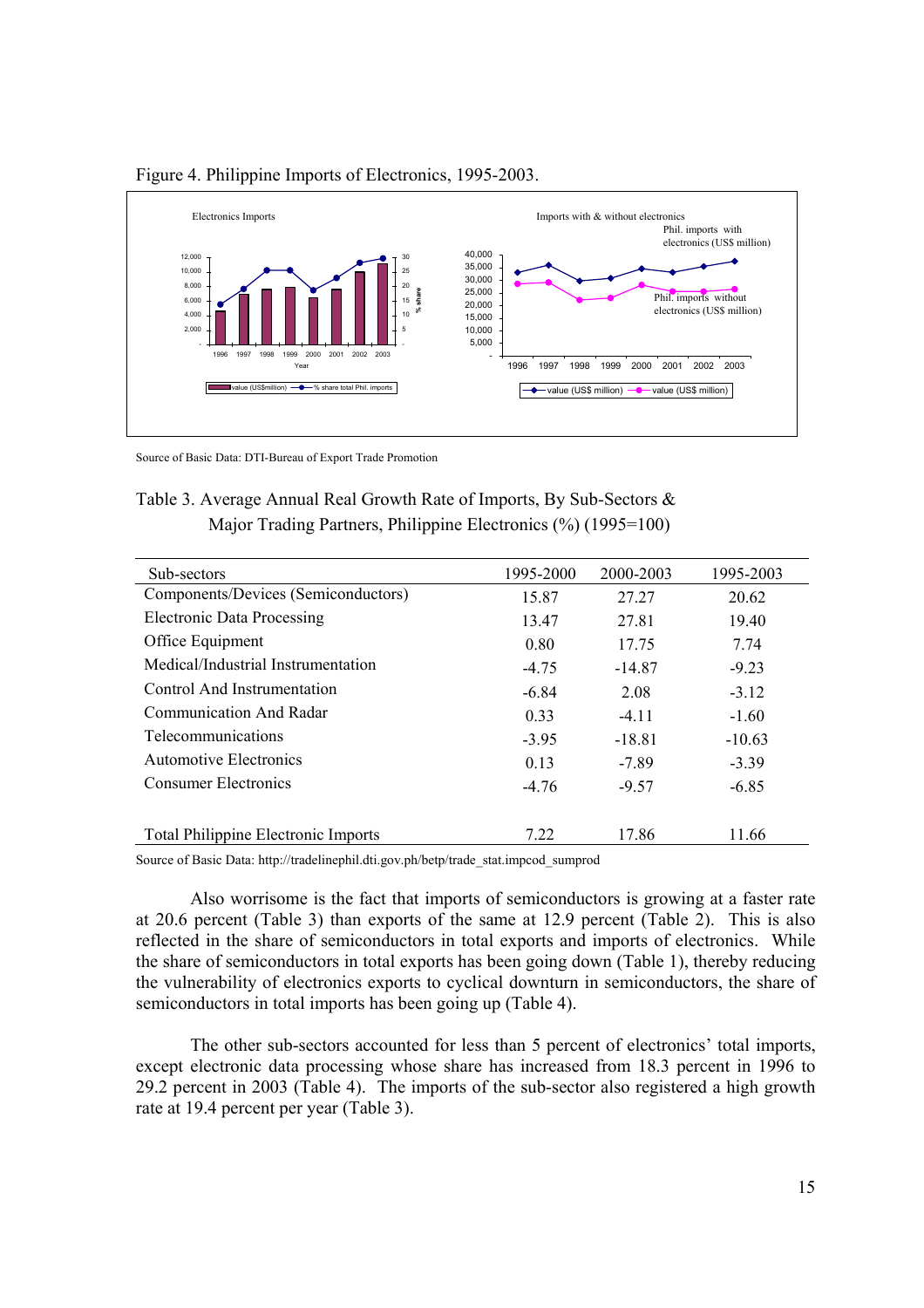Figure 4. Philippine Imports of Electronics, 1995-2003.

Source of Basic Data: DTI-Bureau of Export Trade Promotion

Table 3. Average Annual Real Growth Rate of Imports, By Sub-Sectors & Major Trading Partners, Philippine Electronics (%) (1995=100)

| Sub-sectors | 1995-2000 | 2000-2003 | 1995-2003 |
|---|---|---|---|
| Components/Devices (Semiconductors) | 15.87 | 27.27 | 20.62 |
| Electronic Data Processing | 13.47 | 27.81 | 19.40 |
| Office Equipment | 0.80 | 17.75 | 7.74 |
| Medical/Industrial Instrumentation | -4.75 | -14.87 | -9.23 |
| Control And Instrumentation | -6.84 | 2.08 | -3.12 |
| Communication And Radar | 0.33 | -4.11 | -1.60 |
| Telecommunications | -3.95 | -18.81 | -10.63 |
| Automotive Electronics | 0.13 | -7.89 | -3.39 |
| Consumer Electronics | -4.76 | -9.57 | -6.85 |
| Total Philippine Electronic Imports | 7.22 | 17.86 | 11.66 |

Source of Basic Data: http://tradelinephil.dti.gov.ph/betp/trade_stat.impcod_sumprod

Also worrisome is the fact that imports of semiconductors is growing at a faster rate at 20.6 percent (Table 3) than exports of the same at 12.9 percent (Table 2). This is also reflected in the share of semiconductors in total exports and imports of electronics. While the share of semiconductors in total exports has been going down (Table 1), thereby reducing the vulnerability of electronics exports to cyclical downturn in semiconductors, the share of semiconductors in total imports has been going up (Table 4).

The other sub-sectors accounted for less than 5 percent of electronics' total imports, except electronic data processing whose share has increased from 18.3 percent in 1996 to 29.2 percent in 2003 (Table 4). The imports of the sub-sector also registered a high growth rate at 19.4 percent per year (Table 3).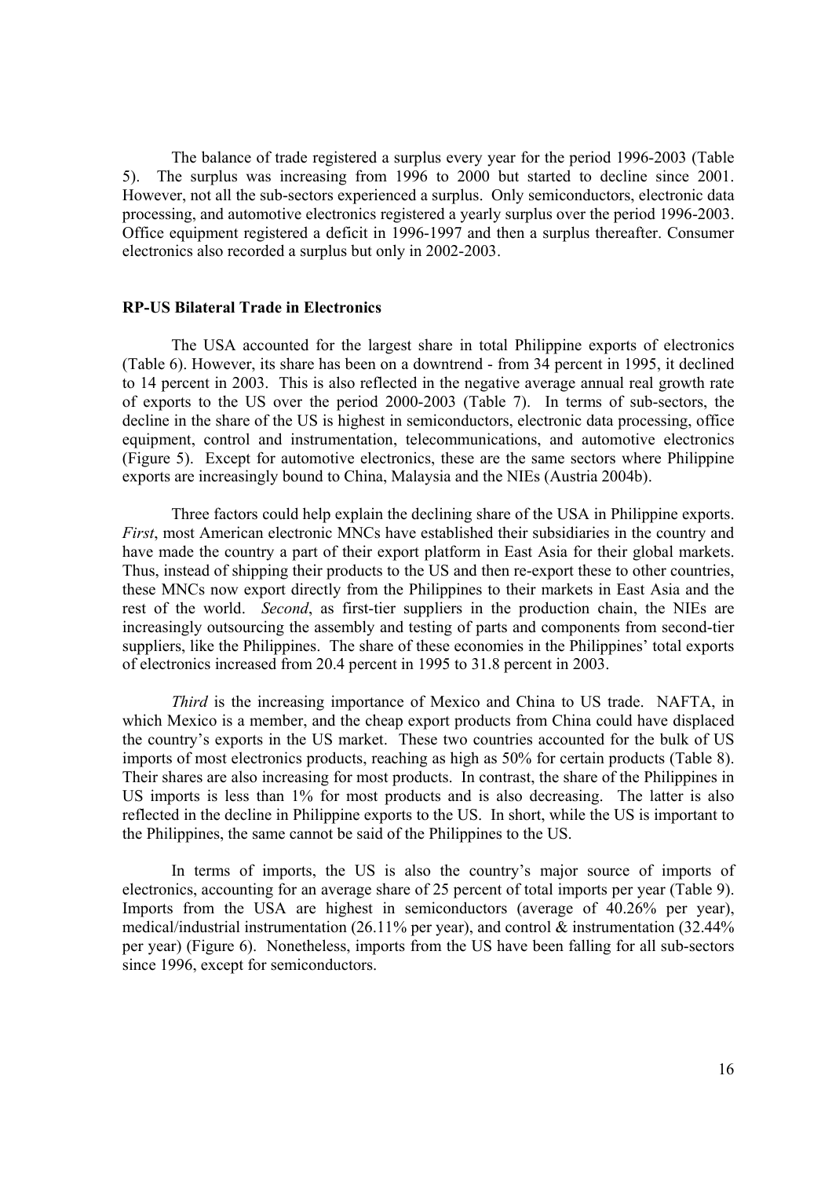The balance of trade registered a surplus every year for the period 1996-2003 (Table 5). The surplus was increasing from 1996 to 2000 but started to decline since 2001. However, not all the sub-sectors experienced a surplus. Only semiconductors, electronic data processing, and automotive electronics registered a yearly surplus over the period 1996-2003. Office equipment registered a deficit in 1996-1997 and then a surplus thereafter. Consumer electronics also recorded a surplus but only in 2002-2003.

**RP-US Bilateral Trade in Electronics**

The USA accounted for the largest share in total Philippine exports of electronics (Table 6). However, its share has been on a downtrend - from 34 percent in 1995, it declined to 14 percent in 2003. This is also reflected in the negative average annual real growth rate of exports to the US over the period 2000-2003 (Table 7). In terms of sub-sectors, the decline in the share of the US is highest in semiconductors, electronic data processing, office equipment, control and instrumentation, telecommunications, and automotive electronics (Figure 5). Except for automotive electronics, these are the same sectors where Philippine exports are increasingly bound to China, Malaysia and the NIEs (Austria 2004b).

Three factors could help explain the declining share of the USA in Philippine exports. *First*, most American electronic MNCs have established their subsidiaries in the country and have made the country a part of their export platform in East Asia for their global markets. Thus, instead of shipping their products to the US and then re-export these to other countries, these MNCs now export directly from the Philippines to their markets in East Asia and the rest of the world. *Second*, as first-tier suppliers in the production chain, the NIEs are increasingly outsourcing the assembly and testing of parts and components from second-tier suppliers, like the Philippines. The share of these economies in the Philippines' total exports of electronics increased from 20.4 percent in 1995 to 31.8 percent in 2003.

*Third* is the increasing importance of Mexico and China to US trade. NAFTA, in which Mexico is a member, and the cheap export products from China could have displaced the country's exports in the US market. These two countries accounted for the bulk of US imports of most electronics products, reaching as high as 50% for certain products (Table 8). Their shares are also increasing for most products. In contrast, the share of the Philippines in US imports is less than 1% for most products and is also decreasing. The latter is also reflected in the decline in Philippine exports to the US. In short, while the US is important to the Philippines, the same cannot be said of the Philippines to the US.

In terms of imports, the US is also the country's major source of imports of electronics, accounting for an average share of 25 percent of total imports per year (Table 9). Imports from the USA are highest in semiconductors (average of 40.26% per year), medical/industrial instrumentation (26.11% per year), and control & instrumentation (32.44% per year) (Figure 6). Nonetheless, imports from the US have been falling for all sub-sectors since 1996, except for semiconductors.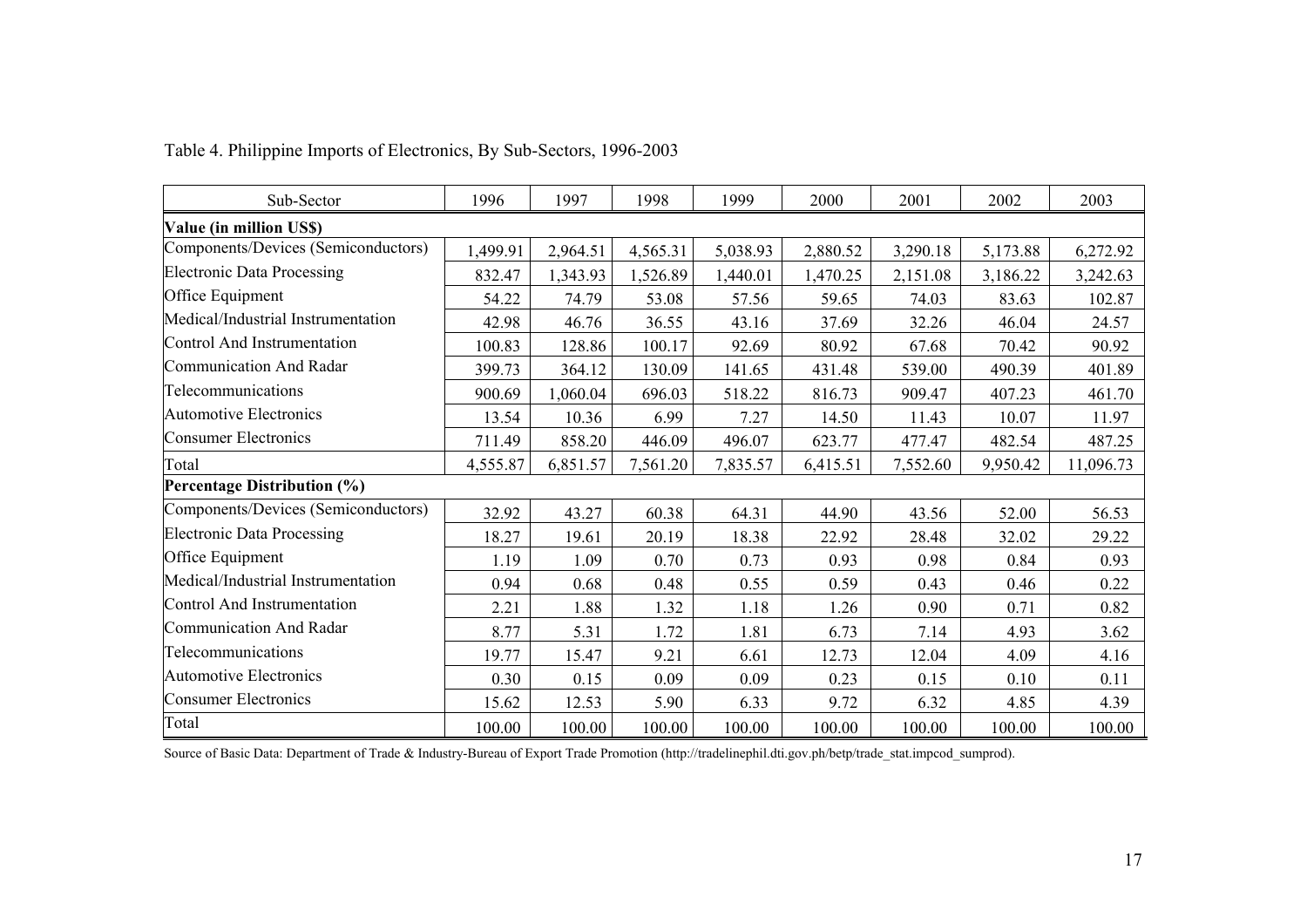Table 4. Philippine Imports of Electronics, By Sub-Sectors, 1996-2003

| Sub-Sector | 1996 | 1997 | 1998 | 1999 | 2000 | 2001 | 2002 | 2003 |
|---|---|---|---|---|---|---|---|---|
| **Value (in million US$)** | | | | | | | | |
| Components/Devices (Semiconductors) | 1,499.91 | 2,964.51 | 4,565.31 | 5,038.93 | 2,880.52 | 3,290.18 | 5,173.88 | 6,272.92 |
| Electronic Data Processing | 832.47 | 1,343.93 | 1,526.89 | 1,440.01 | 1,470.25 | 2,151.08 | 3,186.22 | 3,242.63 |
| Office Equipment | 54.22 | 74.79 | 53.08 | 57.56 | 59.65 | 74.03 | 83.63 | 102.87 |
| Medical/Industrial Instrumentation | 42.98 | 46.76 | 36.55 | 43.16 | 37.69 | 32.26 | 46.04 | 24.57 |
| Control And Instrumentation | 100.83 | 128.86 | 100.17 | 92.69 | 80.92 | 67.68 | 70.42 | 90.92 |
| Communication And Radar | 399.73 | 364.12 | 130.09 | 141.65 | 431.48 | 539.00 | 490.39 | 401.89 |
| Telecommunications | 900.69 | 1,060.04 | 696.03 | 518.22 | 816.73 | 909.47 | 407.23 | 461.70 |
| Automotive Electronics | 13.54 | 10.36 | 6.99 | 7.27 | 14.50 | 11.43 | 10.07 | 11.97 |
| Consumer Electronics | 711.49 | 858.20 | 446.09 | 496.07 | 623.77 | 477.47 | 482.54 | 487.25 |
| Total | 4,555.87 | 6,851.57 | 7,561.20 | 7,835.57 | 6,415.51 | 7,552.60 | 9,950.42 | 11,096.73 |
| **Percentage Distribution (%)** | | | | | | | | |
| Components/Devices (Semiconductors) | 32.92 | 43.27 | 60.38 | 64.31 | 44.90 | 43.56 | 52.00 | 56.53 |
| Electronic Data Processing | 18.27 | 19.61 | 20.19 | 18.38 | 22.92 | 28.48 | 32.02 | 29.22 |
| Office Equipment | 1.19 | 1.09 | 0.70 | 0.73 | 0.93 | 0.98 | 0.84 | 0.93 |
| Medical/Industrial Instrumentation | 0.94 | 0.68 | 0.48 | 0.55 | 0.59 | 0.43 | 0.46 | 0.22 |
| Control And Instrumentation | 2.21 | 1.88 | 1.32 | 1.18 | 1.26 | 0.90 | 0.71 | 0.82 |
| Communication And Radar | 8.77 | 5.31 | 1.72 | 1.81 | 6.73 | 7.14 | 4.93 | 3.62 |
| Telecommunications | 19.77 | 15.47 | 9.21 | 6.61 | 12.73 | 12.04 | 4.09 | 4.16 |
| Automotive Electronics | 0.30 | 0.15 | 0.09 | 0.09 | 0.23 | 0.15 | 0.10 | 0.11 |
| Consumer Electronics | 15.62 | 12.53 | 5.90 | 6.33 | 9.72 | 6.32 | 4.85 | 4.39 |
| Total | 100.00 | 100.00 | 100.00 | 100.00 | 100.00 | 100.00 | 100.00 | 100.00 |

Source of Basic Data: Department of Trade & Industry-Bureau of Export Trade Promotion (http://tradelinephil.dti.gov.ph/betp/trade_stat.impcod_sumprod).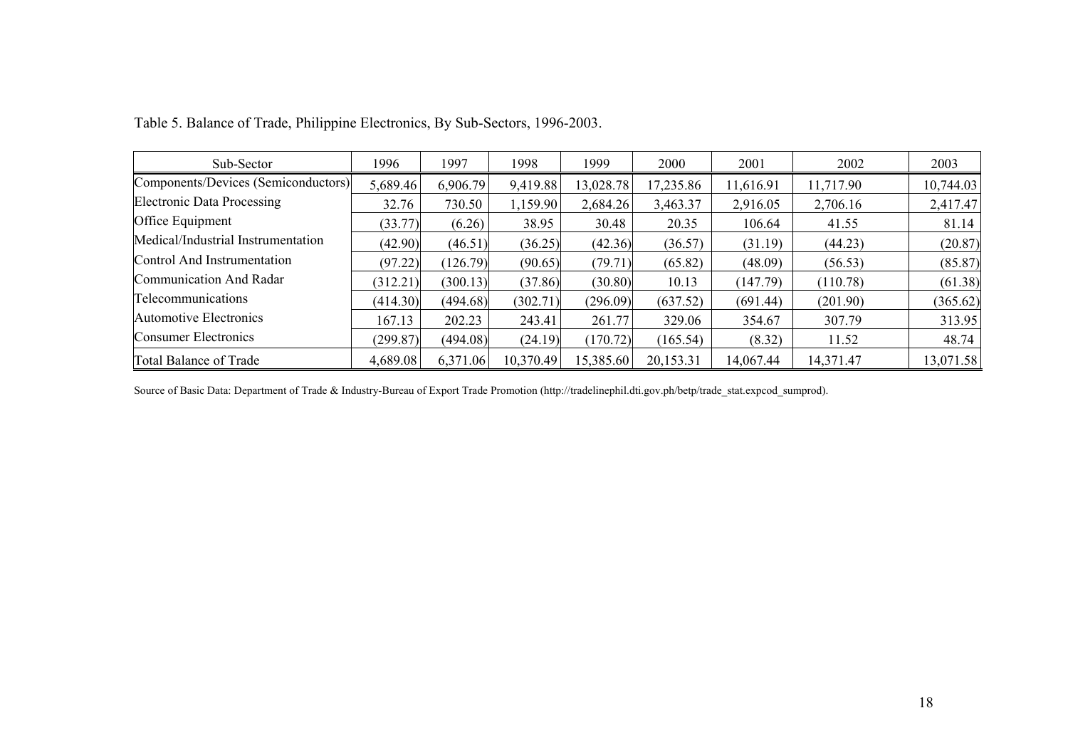Table 5. Balance of Trade, Philippine Electronics, By Sub-Sectors, 1996-2003.

| Sub-Sector | 1996 | 1997 | 1998 | 1999 | 2000 | 2001 | 2002 | 2003 |
|---|---|---|---|---|---|---|---|---|
| Components/Devices (Semiconductors) | 5,689.46 | 6,906.79 | 9,419.88 | 13,028.78 | 17,235.86 | 11,616.91 | 11,717.90 | 10,744.03 |
| Electronic Data Processing | 32.76 | 730.50 | 1,159.90 | 2,684.26 | 3,463.37 | 2,916.05 | 2,706.16 | 2,417.47 |
| Office Equipment | (33.77) | (6.26) | 38.95 | 30.48 | 20.35 | 106.64 | 41.55 | 81.14 |
| Medical/Industrial Instrumentation | (42.90) | (46.51) | (36.25) | (42.36) | (36.57) | (31.19) | (44.23) | (20.87) |
| Control And Instrumentation | (97.22) | (126.79) | (90.65) | (79.71) | (65.82) | (48.09) | (56.53) | (85.87) |
| Communication And Radar | (312.21) | (300.13) | (37.86) | (30.80) | 10.13 | (147.79) | (110.78) | (61.38) |
| Telecommunications | (414.30) | (494.68) | (302.71) | (296.09) | (637.52) | (691.44) | (201.90) | (365.62) |
| Automotive Electronics | 167.13 | 202.23 | 243.41 | 261.77 | 329.06 | 354.67 | 307.79 | 313.95 |
| Consumer Electronics | (299.87) | (494.08) | (24.19) | (170.72) | (165.54) | (8.32) | 11.52 | 48.74 |
| Total Balance of Trade | 4,689.08 | 6,371.06 | 10,370.49 | 15,385.60 | 20,153.31 | 14,067.44 | 14,371.47 | 13,071.58 |

Source of Basic Data: Department of Trade & Industry-Bureau of Export Trade Promotion (http://tradelinephil.dti.gov.ph/betp/trade_stat.expcod_sumprod).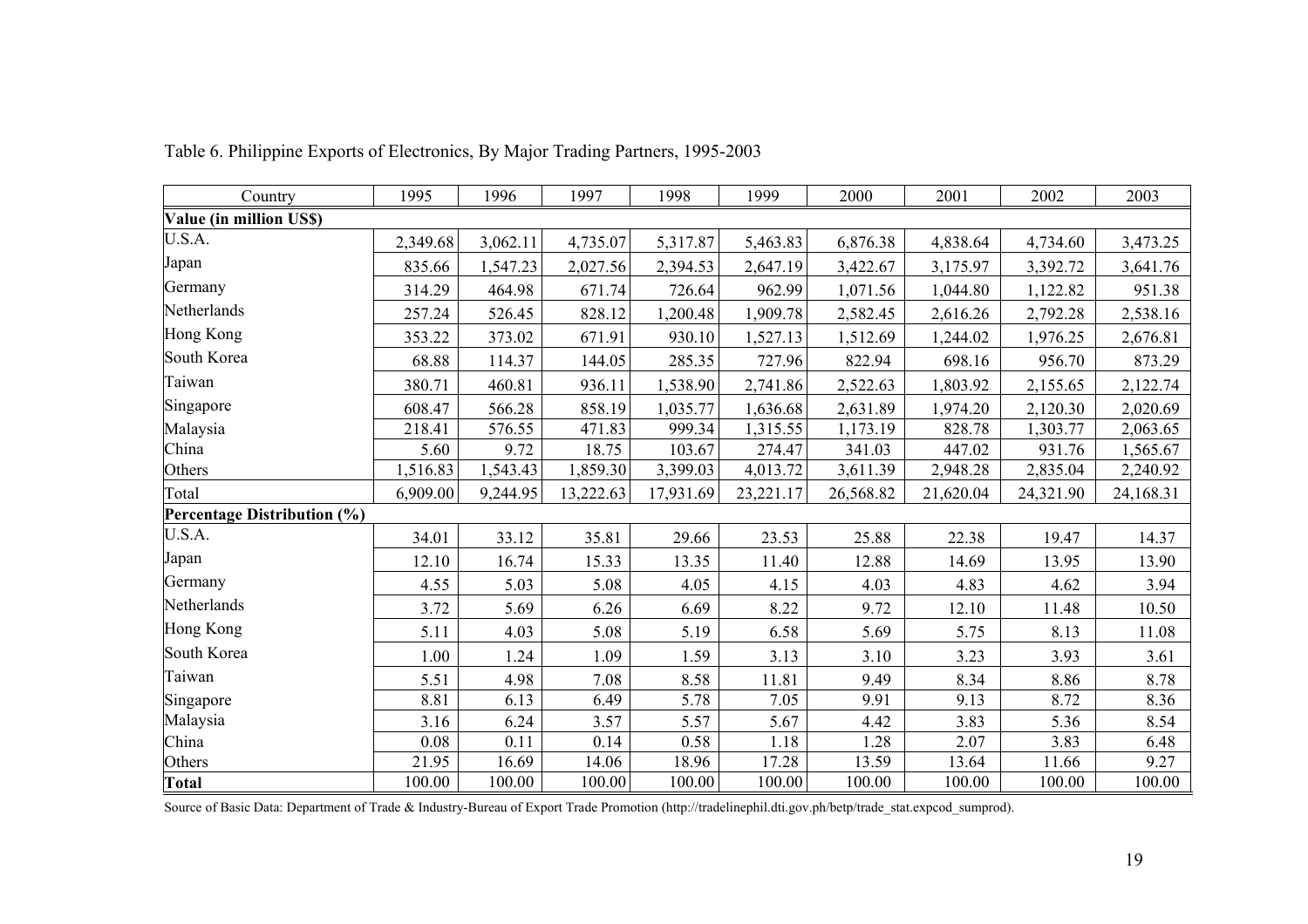Table 6. Philippine Exports of Electronics, By Major Trading Partners, 1995-2003

| Country | 1995 | 1996 | 1997 | 1998 | 1999 | 2000 | 2001 | 2002 | 2003 |
|---|---|---|---|---|---|---|---|---|---|
| **Value (in million US$)** | | | | | | | | | |
| U.S.A. | 2,349.68 | 3,062.11 | 4,735.07 | 5,317.87 | 5,463.83 | 6,876.38 | 4,838.64 | 4,734.60 | 3,473.25 |
| Japan | 835.66 | 1,547.23 | 2,027.56 | 2,394.53 | 2,647.19 | 3,422.67 | 3,175.97 | 3,392.72 | 3,641.76 |
| Germany | 314.29 | 464.98 | 671.74 | 726.64 | 962.99 | 1,071.56 | 1,044.80 | 1,122.82 | 951.38 |
| Netherlands | 257.24 | 526.45 | 828.12 | 1,200.48 | 1,909.78 | 2,582.45 | 2,616.26 | 2,792.28 | 2,538.16 |
| Hong Kong | 353.22 | 373.02 | 671.91 | 930.10 | 1,527.13 | 1,512.69 | 1,244.02 | 1,976.25 | 2,676.81 |
| South Korea | 68.88 | 114.37 | 144.05 | 285.35 | 727.96 | 822.94 | 698.16 | 956.70 | 873.29 |
| Taiwan | 380.71 | 460.81 | 936.11 | 1,538.90 | 2,741.86 | 2,522.63 | 1,803.92 | 2,155.65 | 2,122.74 |
| Singapore | 608.47 | 566.28 | 858.19 | 1,035.77 | 1,636.68 | 2,631.89 | 1,974.20 | 2,120.30 | 2,020.69 |
| Malaysia | 218.41 | 576.55 | 471.83 | 999.34 | 1,315.55 | 1,173.19 | 828.78 | 1,303.77 | 2,063.65 |
| China | 5.60 | 9.72 | 18.75 | 103.67 | 274.47 | 341.03 | 447.02 | 931.76 | 1,565.67 |
| Others | 1,516.83 | 1,543.43 | 1,859.30 | 3,399.03 | 4,013.72 | 3,611.39 | 2,948.28 | 2,835.04 | 2,240.92 |
| Total | 6,909.00 | 9,244.95 | 13,222.63 | 17,931.69 | 23,221.17 | 26,568.82 | 21,620.04 | 24,321.90 | 24,168.31 |
| **Percentage Distribution (%)** | | | | | | | | | |
| U.S.A. | 34.01 | 33.12 | 35.81 | 29.66 | 23.53 | 25.88 | 22.38 | 19.47 | 14.37 |
| Japan | 12.10 | 16.74 | 15.33 | 13.35 | 11.40 | 12.88 | 14.69 | 13.95 | 13.90 |
| Germany | 4.55 | 5.03 | 5.08 | 4.05 | 4.15 | 4.03 | 4.83 | 4.62 | 3.94 |
| Netherlands | 3.72 | 5.69 | 6.26 | 6.69 | 8.22 | 9.72 | 12.10 | 11.48 | 10.50 |
| Hong Kong | 5.11 | 4.03 | 5.08 | 5.19 | 6.58 | 5.69 | 5.75 | 8.13 | 11.08 |
| South Korea | 1.00 | 1.24 | 1.09 | 1.59 | 3.13 | 3.10 | 3.23 | 3.93 | 3.61 |
| Taiwan | 5.51 | 4.98 | 7.08 | 8.58 | 11.81 | 9.49 | 8.34 | 8.86 | 8.78 |
| Singapore | 8.81 | 6.13 | 6.49 | 5.78 | 7.05 | 9.91 | 9.13 | 8.72 | 8.36 |
| Malaysia | 3.16 | 6.24 | 3.57 | 5.57 | 5.67 | 4.42 | 3.83 | 5.36 | 8.54 |
| China | 0.08 | 0.11 | 0.14 | 0.58 | 1.18 | 1.28 | 2.07 | 3.83 | 6.48 |
| Others | 21.95 | 16.69 | 14.06 | 18.96 | 17.28 | 13.59 | 13.64 | 11.66 | 9.27 |
| **Total** | 100.00 | 100.00 | 100.00 | 100.00 | 100.00 | 100.00 | 100.00 | 100.00 | 100.00 |

Source of Basic Data: Department of Trade & Industry-Bureau of Export Trade Promotion (http://tradelinephil.dti.gov.ph/betp/trade_stat.expcod_sumprod).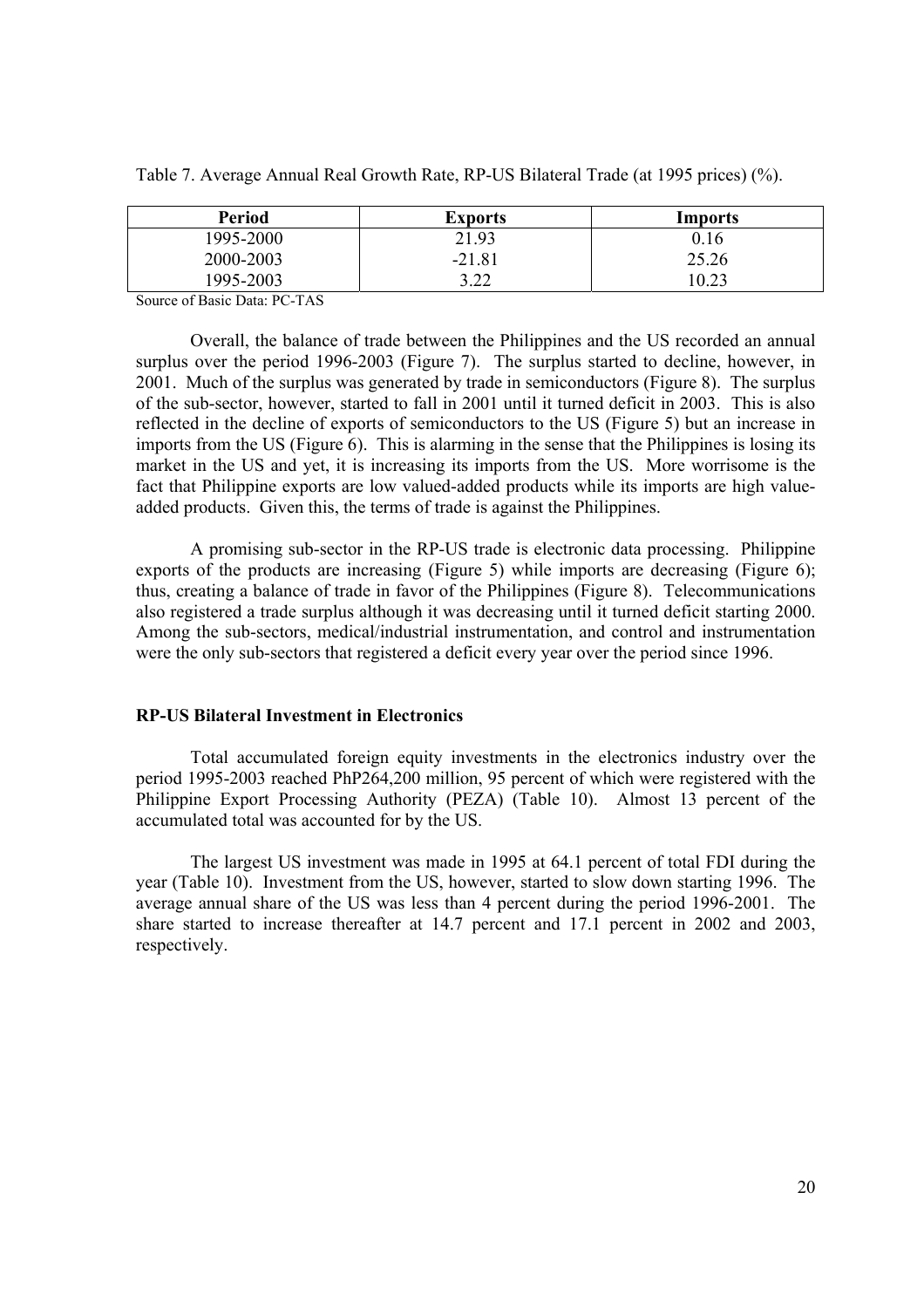Table 7. Average Annual Real Growth Rate, RP-US Bilateral Trade (at 1995 prices) (%).

| Period | Exports | Imports |
|---|---|---|
| 1995-2000 | 21.93 | 0.16 |
| 2000-2003 | -21.81 | 25.26 |
| 1995-2003 | 3.22 | 10.23 |

Source of Basic Data: PC-TAS

Overall, the balance of trade between the Philippines and the US recorded an annual surplus over the period 1996-2003 (Figure 7). The surplus started to decline, however, in 2001. Much of the surplus was generated by trade in semiconductors (Figure 8). The surplus of the sub-sector, however, started to fall in 2001 until it turned deficit in 2003. This is also reflected in the decline of exports of semiconductors to the US (Figure 5) but an increase in imports from the US (Figure 6). This is alarming in the sense that the Philippines is losing its market in the US and yet, it is increasing its imports from the US. More worrisome is the fact that Philippine exports are low valued-added products while its imports are high value-added products. Given this, the terms of trade is against the Philippines.

A promising sub-sector in the RP-US trade is electronic data processing. Philippine exports of the products are increasing (Figure 5) while imports are decreasing (Figure 6); thus, creating a balance of trade in favor of the Philippines (Figure 8). Telecommunications also registered a trade surplus although it was decreasing until it turned deficit starting 2000. Among the sub-sectors, medical/industrial instrumentation, and control and instrumentation were the only sub-sectors that registered a deficit every year over the period since 1996.

**RP-US Bilateral Investment in Electronics**

Total accumulated foreign equity investments in the electronics industry over the period 1995-2003 reached PhP264,200 million, 95 percent of which were registered with the Philippine Export Processing Authority (PEZA) (Table 10). Almost 13 percent of the accumulated total was accounted for by the US.

The largest US investment was made in 1995 at 64.1 percent of total FDI during the year (Table 10). Investment from the US, however, started to slow down starting 1996. The average annual share of the US was less than 4 percent during the period 1996-2001. The share started to increase thereafter at 14.7 percent and 17.1 percent in 2002 and 2003, respectively.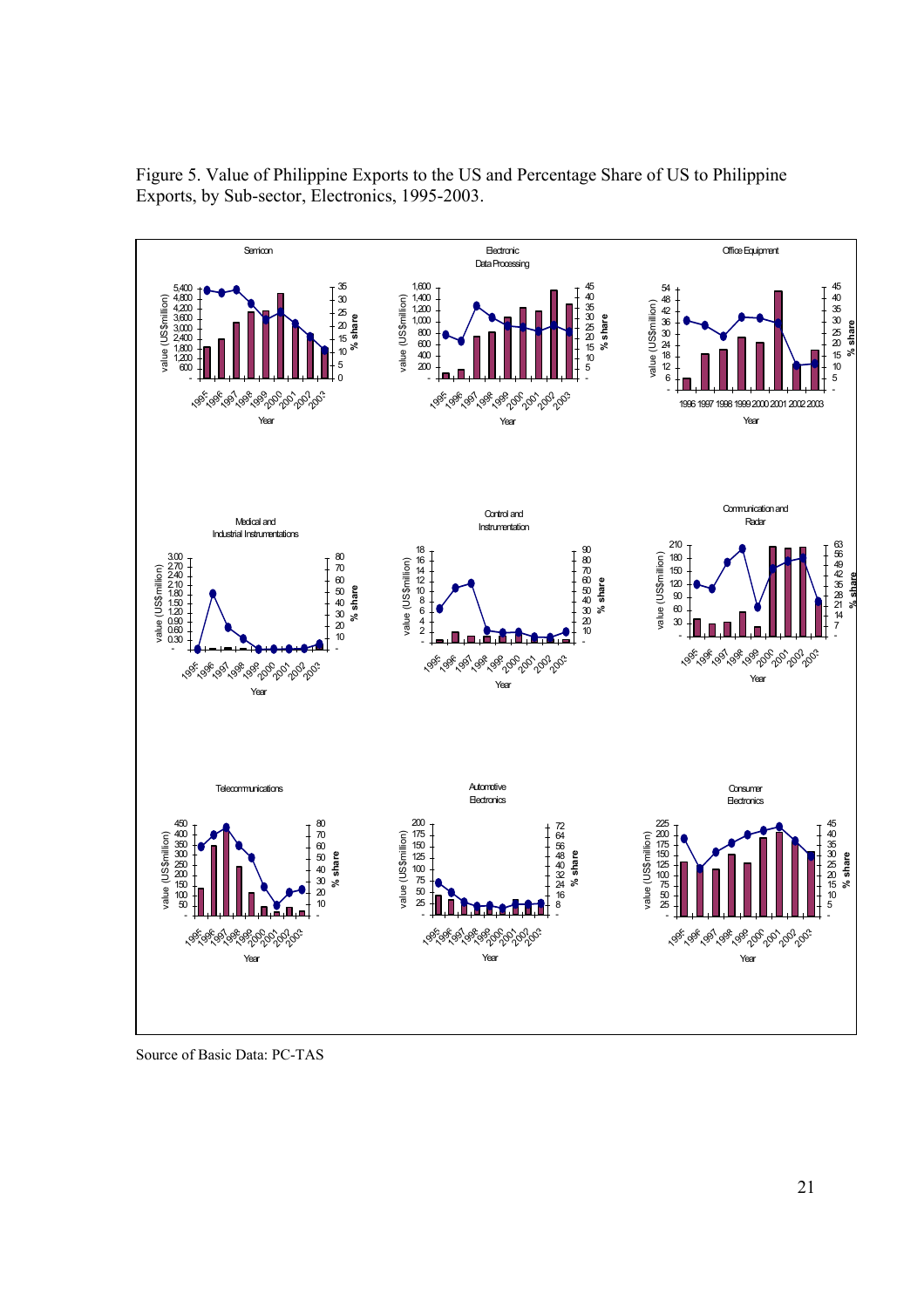Figure 5. Value of Philippine Exports to the US and Percentage Share of US to Philippine Exports, by Sub-sector, Electronics, 1995-2003.

Source of Basic Data: PC-TAS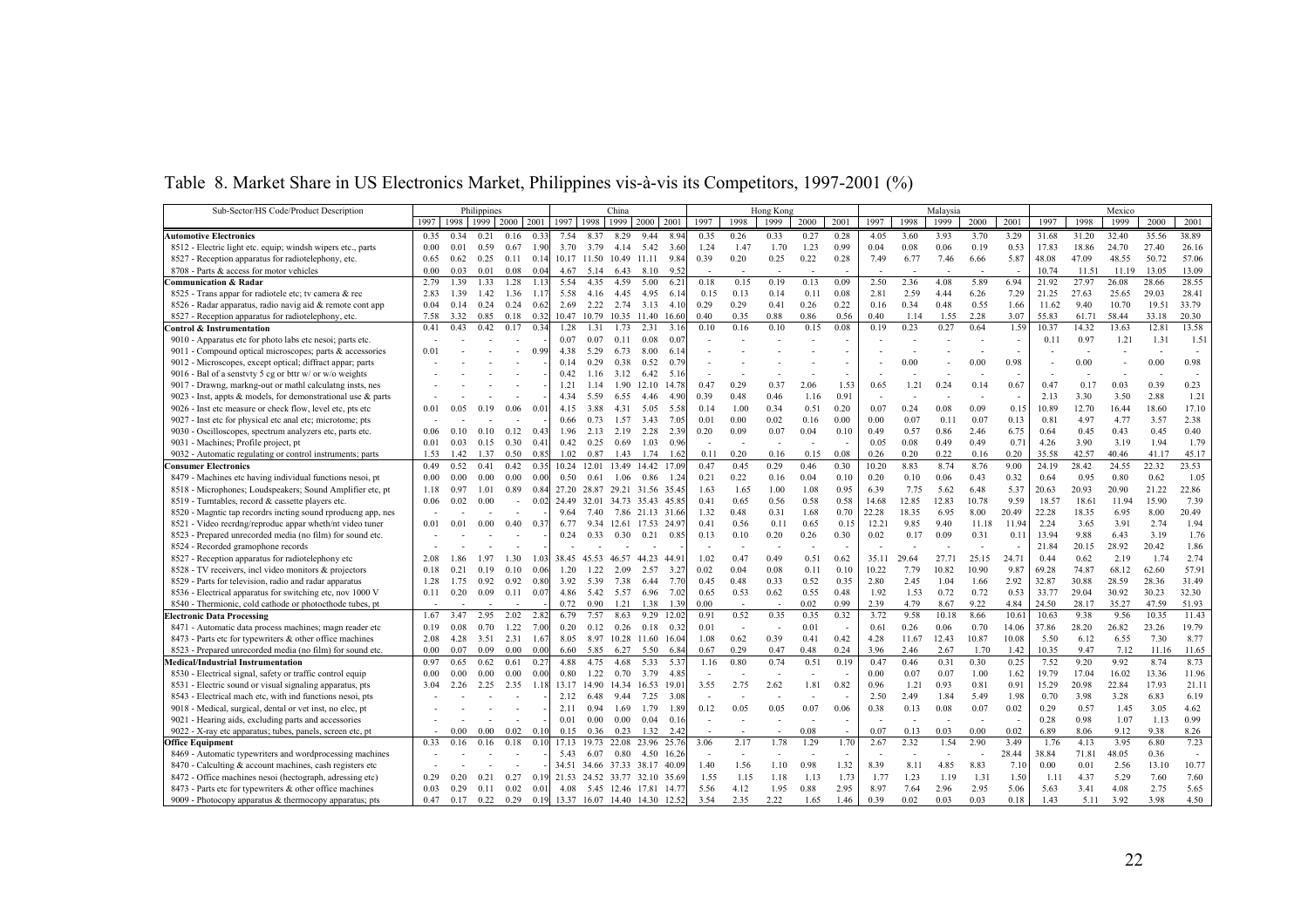## Table 8. Market Share in US Electronics Market, Philippines vis-à-vis its Competitors, 1997-2001 (%)

| Sub-Sector/HS Code/Product Description | Philippines | | | | | China | | | | | Hong Kong | | | | | Malaysia | | | | | Mexico | | | | |
|---|---|---|---|---|---|---|---|---|---|---|---|---|---|---|---|---|---|---|---|---|---|---|---|---|---|
| | 1997 | 1998 | 1999 | 2000 | 2001 | 1997 | 1998 | 1999 | 2000 | 2001 | 1997 | 1998 | 1999 | 2000 | 2001 | 1997 | 1998 | 1999 | 2000 | 2001 | 1997 | 1998 | 1999 | 2000 | 2001 |
| **Automotive Electronics** | 0.35 | 0.34 | 0.21 | 0.16 | 0.33 | 7.54 | 8.37 | 8.29 | 9.44 | 8.94 | 0.35 | 0.26 | 0.33 | 0.27 | 0.28 | 4.05 | 3.60 | 3.93 | 3.70 | 3.29 | 31.68 | 31.20 | 32.40 | 35.56 | 38.89 |
| 8512 - Electric light etc. equip; windsh wipers etc., parts | 0.00 | 0.01 | 0.59 | 0.67 | 1.90 | 3.70 | 3.79 | 4.14 | 5.42 | 3.60 | 1.24 | 1.47 | 1.70 | 1.23 | 0.99 | 0.04 | 0.08 | 0.06 | 0.19 | 0.53 | 17.83 | 18.86 | 24.70 | 27.40 | 26.16 |
| 8527 - Reception apparatus for radiotelephony, etc. | 0.65 | 0.62 | 0.25 | 0.11 | 0.14 | 10.17 | 11.50 | 10.49 | 11.11 | 9.84 | 0.39 | 0.20 | 0.25 | 0.22 | 0.28 | 7.49 | 6.77 | 7.46 | 6.66 | 5.87 | 48.08 | 47.09 | 48.55 | 50.72 | 57.06 |
| 8708 - Parts & access for motor vehicles | 0.00 | 0.03 | 0.01 | 0.08 | 0.04 | 4.67 | 5.14 | 6.43 | 8.10 | 9.52 | - | - | - | - | - | - | - | - | - | - | 10.74 | 11.51 | 11.19 | 13.05 | 13.09 |
| **Communication & Radar** | 2.79 | 1.39 | 1.33 | 1.28 | 1.13 | 5.54 | 4.35 | 4.59 | 5.00 | 6.21 | 0.18 | 0.15 | 0.19 | 0.13 | 0.09 | 2.50 | 2.36 | 4.08 | 5.89 | 6.94 | 21.92 | 27.97 | 26.08 | 28.66 | 28.55 |
| 8525 - Trans appar for radiotele etc; tv camera & rec | 2.83 | 1.39 | 1.42 | 1.36 | 1.17 | 5.58 | 4.16 | 4.45 | 4.95 | 6.14 | 0.15 | 0.13 | 0.14 | 0.11 | 0.08 | 2.81 | 2.59 | 4.44 | 6.26 | 7.29 | 21.25 | 27.63 | 25.65 | 29.03 | 28.41 |
| 8526 - Radar apparatus, radio navig aid & remote cont app | 0.04 | 0.14 | 0.24 | 0.24 | 0.62 | 2.69 | 2.22 | 2.74 | 3.13 | 4.10 | 0.29 | 0.29 | 0.41 | 0.26 | 0.22 | 0.16 | 0.34 | 0.48 | 0.55 | 1.66 | 11.62 | 9.40 | 10.70 | 19.51 | 33.79 |
| 8527 - Reception apparatus for radiotelephony, etc. | 7.58 | 3.32 | 0.85 | 0.18 | 0.32 | 10.47 | 10.79 | 10.35 | 11.40 | 16.60 | 0.40 | 0.35 | 0.88 | 0.86 | 0.56 | 0.40 | 1.14 | 1.55 | 2.28 | 3.07 | 55.83 | 61.71 | 58.44 | 33.18 | 20.30 |
| **Control & Instrumentation** | 0.41 | 0.43 | 0.42 | 0.17 | 0.34 | 1.28 | 1.31 | 1.73 | 2.31 | 3.16 | 0.10 | 0.16 | 0.10 | 0.15 | 0.08 | 0.19 | 0.23 | 0.27 | 0.64 | 1.59 | 10.37 | 14.32 | 13.63 | 12.81 | 13.58 |
| 9010 - Apparatus etc for photo labs etc nesoi; parts etc. | - | - | - | - | - | 0.07 | 0.07 | 0.11 | 0.08 | 0.07 | - | - | - | - | - | - | - | - | - | - | 0.11 | 0.97 | 1.21 | 1.31 | 1.51 |
| 9011 - Compound optical microscopes; parts & accessories | 0.01 | - | - | - | 0.99 | 4.38 | 5.29 | 6.73 | 8.00 | 6.14 | - | - | - | - | - | - | - | - | - | - | - | - | - | - | - |
| 9012 - Microscopes, except optical; diffract appar; parts | - | - | - | - | - | 0.14 | 0.29 | 0.38 | 0.52 | 0.79 | - | - | - | - | - | - | 0.00 | - | 0.00 | 0.98 | - | 0.00 | - | 0.00 | 0.98 |
| 9016 - Bal of a senstvty 5 cg or bttr w/ or w/o weights | - | - | - | - | - | 0.42 | 1.16 | 3.12 | 6.42 | 5.16 | - | - | - | - | - | - | - | - | - | - | - | - | - | - | - |
| 9017 - Drawng, markng-out or mathl calculatng insts, nes | - | - | - | - | - | 1.21 | 1.14 | 1.90 | 12.10 | 14.78 | 0.47 | 0.29 | 0.37 | 2.06 | 1.53 | 0.65 | 1.21 | 0.24 | 0.14 | 0.67 | 0.47 | 0.17 | 0.03 | 0.39 | 0.23 |
| 9023 - Inst, appts & models, for demonstrational use & parts | - | - | - | - | - | 4.34 | 5.59 | 6.55 | 4.46 | 4.90 | 0.39 | 0.48 | 0.46 | 1.16 | 0.91 | - | - | - | - | - | 2.13 | 3.30 | 3.50 | 2.88 | 1.21 |
| 9026 - Inst etc measure or check flow, level etc, pts etc | 0.01 | 0.05 | 0.19 | 0.06 | 0.01 | 4.15 | 3.88 | 4.31 | 5.05 | 5.58 | 0.14 | 1.00 | 0.34 | 0.51 | 0.20 | 0.07 | 0.24 | 0.08 | 0.09 | 0.15 | 10.89 | 12.70 | 16.44 | 18.60 | 17.10 |
| 9027 - Inst etc for physical etc anal etc; microtome; pts | - | - | - | - | - | 0.66 | 0.73 | 1.57 | 3.43 | 7.05 | 0.01 | 0.00 | 0.02 | 0.16 | 0.00 | 0.00 | 0.07 | 0.11 | 0.07 | 0.13 | 0.81 | 4.97 | 4.77 | 3.57 | 2.38 |
| 9030 - Oscilloscopes, spectrum analyzers etc, parts etc. | 0.06 | 0.10 | 0.10 | 0.12 | 0.43 | 1.96 | 2.13 | 2.19 | 2.28 | 2.39 | 0.20 | 0.09 | 0.07 | 0.04 | 0.10 | 0.49 | 0.57 | 0.86 | 2.46 | 6.75 | 0.64 | 0.45 | 0.43 | 0.45 | 0.40 |
| 9031 - Machines; Profile project, pt | 0.01 | 0.03 | 0.15 | 0.30 | 0.41 | 0.42 | 0.25 | 0.69 | 1.03 | 0.96 | - | - | - | - | - | 0.05 | 0.08 | 0.49 | 0.49 | 0.71 | 4.26 | 3.90 | 3.19 | 1.94 | 1.79 |
| 9032 - Automatic regulating or control instruments; parts | 1.53 | 1.42 | 1.37 | 0.50 | 0.85 | 1.02 | 0.87 | 1.43 | 1.74 | 1.62 | 0.11 | 0.20 | 0.16 | 0.15 | 0.08 | 0.26 | 0.20 | 0.22 | 0.16 | 0.20 | 35.58 | 42.57 | 40.46 | 41.17 | 45.17 |
| **Consumer Electronics** | 0.49 | 0.52 | 0.41 | 0.42 | 0.35 | 10.24 | 12.01 | 13.49 | 14.42 | 17.09 | 0.47 | 0.45 | 0.29 | 0.46 | 0.30 | 10.20 | 8.83 | 8.74 | 8.76 | 9.00 | 24.19 | 28.42 | 24.55 | 22.32 | 23.53 |
| 8479 - Machines etc having individual functions nesoi, pt | 0.00 | 0.00 | 0.00 | 0.00 | 0.00 | 0.50 | 0.61 | 1.06 | 0.86 | 1.24 | 0.21 | 0.22 | 0.16 | 0.04 | 0.10 | 0.20 | 0.10 | 0.06 | 0.43 | 0.32 | 0.64 | 0.95 | 0.80 | 0.62 | 1.05 |
| 8518 - Microphones; Loudspeakers; Sound Amplifier etc, pt | 1.18 | 0.97 | 1.01 | 0.89 | 0.84 | 27.20 | 28.87 | 29.21 | 31.56 | 35.45 | 1.63 | 1.65 | 1.00 | 1.08 | 0.95 | 6.39 | 7.75 | 5.62 | 6.48 | 5.37 | 20.63 | 20.93 | 20.90 | 21.22 | 22.86 |
| 8519 - Turntables, record & cassette players etc. | 0.06 | 0.02 | 0.00 | - | 0.02 | 24.49 | 32.01 | 34.73 | 35.43 | 45.85 | 0.41 | 0.65 | 0.56 | 0.58 | 0.58 | 14.68 | 12.85 | 12.83 | 10.78 | 9.59 | 18.57 | 18.61 | 11.94 | 15.90 | 7.39 |
| 8520 - Magntc tap recordrs incting sound rproducng app, nes | - | - | - | - | - | 9.64 | 7.40 | 7.86 | 21.13 | 31.66 | 1.32 | 0.48 | 0.31 | 1.68 | 0.70 | 22.28 | 18.35 | 6.95 | 8.00 | 20.49 | 22.28 | 18.35 | 6.95 | 8.00 | 20.49 |
| 8521 - Video recrdng/reproduc appar wheth/nt video tuner | 0.01 | 0.01 | 0.00 | 0.40 | 0.37 | 6.77 | 9.34 | 12.61 | 17.53 | 24.97 | 0.41 | 0.56 | 0.11 | 0.65 | 0.15 | 12.21 | 9.85 | 9.40 | 11.18 | 11.94 | 2.24 | 3.65 | 3.91 | 2.74 | 1.94 |
| 8523 - Prepared unrecorded media (no film) for sound etc. | - | - | - | - | - | 0.24 | 0.33 | 0.30 | 0.21 | 0.85 | 0.13 | 0.10 | 0.20 | 0.26 | 0.30 | 0.02 | 0.17 | 0.09 | 0.31 | 0.11 | 13.94 | 9.88 | 6.43 | 3.19 | 1.76 |
| 8524 - Recorded gramophone records | - | - | - | - | - | - | - | - | - | - | - | - | - | - | - | - | - | - | - | - | 21.84 | 20.15 | 28.92 | 20.42 | 1.86 |
| 8527 - Reception apparatus for radiotelephony etc | 2.08 | 1.86 | 1.97 | 1.30 | 1.03 | 38.45 | 45.53 | 46.57 | 44.23 | 44.91 | 1.02 | 0.47 | 0.49 | 0.51 | 0.62 | 35.11 | 29.64 | 27.71 | 25.15 | 24.71 | 0.44 | 0.62 | 2.19 | 1.74 | 2.74 |
| 8528 - TV receivers, incl video monitors & projectors | 0.18 | 0.21 | 0.19 | 0.10 | 0.06 | 1.20 | 1.22 | 2.09 | 2.57 | 3.27 | 0.02 | 0.04 | 0.08 | 0.11 | 0.10 | 10.22 | 7.79 | 10.82 | 10.90 | 9.87 | 69.28 | 74.87 | 68.12 | 62.60 | 57.91 |
| 8529 - Parts for television, radio and radar apparatus | 1.28 | 1.75 | 0.92 | 0.92 | 0.80 | 3.92 | 5.39 | 7.38 | 6.44 | 7.70 | 0.45 | 0.48 | 0.33 | 0.52 | 0.35 | 2.80 | 2.45 | 1.04 | 1.66 | 2.92 | 32.87 | 30.88 | 28.59 | 28.36 | 31.49 |
| 8536 - Electrical apparatus for switching etc, nov 1000 V | 0.11 | 0.20 | 0.09 | 0.11 | 0.07 | 4.86 | 5.42 | 5.57 | 6.96 | 7.02 | 0.65 | 0.53 | 0.62 | 0.55 | 0.48 | 1.92 | 1.53 | 0.72 | 0.72 | 0.53 | 33.77 | 29.04 | 30.92 | 30.23 | 32.30 |
| 8540 - Thermionic, cold cathode or photocthode tubes, pt | - | - | - | - | - | 0.72 | 0.90 | 1.21 | 1.38 | 1.39 | 0.00 | - | - | 0.02 | 0.99 | 2.39 | 4.79 | 8.67 | 9.22 | 4.84 | 24.50 | 28.17 | 35.27 | 47.59 | 51.93 |
| **Electronic Data Processing** | 1.67 | 3.47 | 2.95 | 2.02 | 2.82 | 6.79 | 7.57 | 8.63 | 9.29 | 12.02 | 0.91 | 0.52 | 0.35 | 0.35 | 0.32 | 3.72 | 9.58 | 10.18 | 8.66 | 10.61 | 10.63 | 9.38 | 9.56 | 10.35 | 11.43 |
| 8471 - Automatic data process machines; magn reader etc | 0.19 | 0.08 | 0.70 | 1.22 | 7.00 | 0.20 | 0.12 | 0.26 | 0.18 | 0.32 | 0.01 | - | - | 0.01 | - | 0.61 | 0.26 | 0.06 | 0.70 | 14.06 | 37.86 | 28.20 | 26.82 | 23.26 | 19.79 |
| 8473 - Parts etc for typewriters & other office machines | 2.08 | 4.28 | 3.51 | 2.31 | 1.67 | 8.05 | 8.97 | 10.28 | 11.60 | 16.04 | 1.08 | 0.62 | 0.39 | 0.41 | 0.42 | 4.28 | 11.67 | 12.43 | 10.87 | 10.08 | 5.50 | 6.12 | 6.55 | 7.30 | 8.77 |
| 8523 - Prepared unrecorded media (no film) for sound etc. | 0.00 | 0.07 | 0.09 | 0.00 | 0.00 | 6.60 | 5.85 | 6.27 | 5.50 | 6.84 | 0.67 | 0.29 | 0.47 | 0.48 | 0.24 | 3.96 | 2.46 | 2.67 | 1.70 | 1.42 | 10.35 | 9.47 | 7.12 | 11.16 | 11.65 |
| **Medical/Industrial Instrumentation** | 0.97 | 0.65 | 0.62 | 0.61 | 0.27 | 4.88 | 4.75 | 4.68 | 5.33 | 5.37 | 1.16 | 0.80 | 0.74 | 0.51 | 0.19 | 0.47 | 0.46 | 0.31 | 0.30 | 0.25 | 7.52 | 9.20 | 9.92 | 8.74 | 8.73 |
| 8530 - Electrical signal, safety or traffic control equip | 0.00 | 0.00 | 0.00 | 0.00 | 0.00 | 0.80 | 1.22 | 0.70 | 3.79 | 4.85 | - | - | - | - | - | 0.00 | 0.07 | 0.07 | 1.00 | 1.62 | 19.79 | 17.04 | 16.02 | 13.36 | 11.96 |
| 8531 - Electric sound or visual signaling apparatus, pts | 3.04 | 2.26 | 2.25 | 2.35 | 1.18 | 13.17 | 14.90 | 14.34 | 16.53 | 19.01 | 3.55 | 2.75 | 2.62 | 1.81 | 0.82 | 0.96 | 1.21 | 0.93 | 0.81 | 0.91 | 15.29 | 20.98 | 22.84 | 17.93 | 21.11 |
| 8543 - Electrical mach etc, with ind functions nesoi, pts | - | - | - | - | - | 2.12 | 6.48 | 9.44 | 7.25 | 3.08 | - | - | - | - | - | 2.50 | 2.49 | 1.84 | 5.49 | 1.98 | 0.70 | 3.98 | 3.28 | 6.83 | 6.19 |
| 9018 - Medical, surgical, dental or vet inst, no elec, pt | - | - | - | - | - | 2.11 | 0.94 | 1.69 | 1.79 | 1.89 | 0.12 | 0.05 | 0.05 | 0.07 | 0.06 | 0.38 | 0.13 | 0.08 | 0.07 | 0.02 | 0.29 | 0.57 | 1.45 | 3.05 | 4.62 |
| 9021 - Hearing aids, excluding parts and accessories | - | - | - | - | - | 0.01 | 0.00 | 0.00 | 0.04 | 0.16 | - | - | - | - | - | - | - | - | - | - | 0.28 | 0.98 | 1.07 | 1.13 | 0.99 |
| 9022 - X-ray etc apparatus; tubes, panels, screen etc, pt | - | 0.00 | 0.00 | 0.02 | 0.10 | 0.15 | 0.36 | 0.23 | 1.32 | 2.42 | - | - | - | 0.08 | - | 0.07 | 0.13 | 0.03 | 0.00 | 0.02 | 6.89 | 8.06 | 9.12 | 9.38 | 8.26 |
| **Office Equipment** | 0.33 | 0.16 | 0.16 | 0.18 | 0.10 | 17.13 | 19.73 | 22.08 | 23.96 | 25.76 | 3.06 | 2.17 | 1.78 | 1.29 | 1.70 | 2.67 | 2.32 | 1.54 | 2.90 | 3.49 | 1.76 | 4.13 | 3.95 | 6.80 | 7.23 |
| 8469 - Automatic typewriters and wordprocessing machines | - | - | - | - | - | 5.43 | 6.07 | 0.80 | 4.50 | 16.26 | - | - | - | - | - | - | - | - | - | 28.44 | 38.84 | 71.81 | 48.05 | 0.36 | - |
| 8470 - Calculting & account machines, cash registers etc | - | - | - | - | - | 34.51 | 34.66 | 37.33 | 38.17 | 40.09 | 1.40 | 1.56 | 1.10 | 0.98 | 1.32 | 8.39 | 8.11 | 4.85 | 8.83 | 7.10 | 0.00 | 0.01 | 2.56 | 13.10 | 10.77 |
| 8472 - Office machines nesoi (hectograph, adressing etc) | 0.29 | 0.20 | 0.21 | 0.27 | 0.19 | 21.53 | 24.52 | 33.77 | 32.10 | 35.69 | 1.55 | 1.15 | 1.18 | 1.13 | 1.73 | 1.77 | 1.23 | 1.19 | 1.31 | 1.50 | 1.11 | 4.37 | 5.29 | 7.60 | 7.60 |
| 8473 - Parts etc for typewriters & other office machines | 0.03 | 0.29 | 0.11 | 0.02 | 0.01 | 4.08 | 5.45 | 12.46 | 17.81 | 14.77 | 5.56 | 4.12 | 1.95 | 0.88 | 2.95 | 8.97 | 7.64 | 2.96 | 2.95 | 5.06 | 5.63 | 3.41 | 4.08 | 2.75 | 5.65 |
| 9009 - Photocopy apparatus & thermocopy apparatus; pts | 0.47 | 0.17 | 0.22 | 0.29 | 0.19 | 13.37 | 16.07 | 14.40 | 14.30 | 12.52 | 3.54 | 2.35 | 2.22 | 1.65 | 1.46 | 0.39 | 0.02 | 0.03 | 0.03 | 0.18 | 1.43 | 5.11 | 3.92 | 3.98 | 4.50 |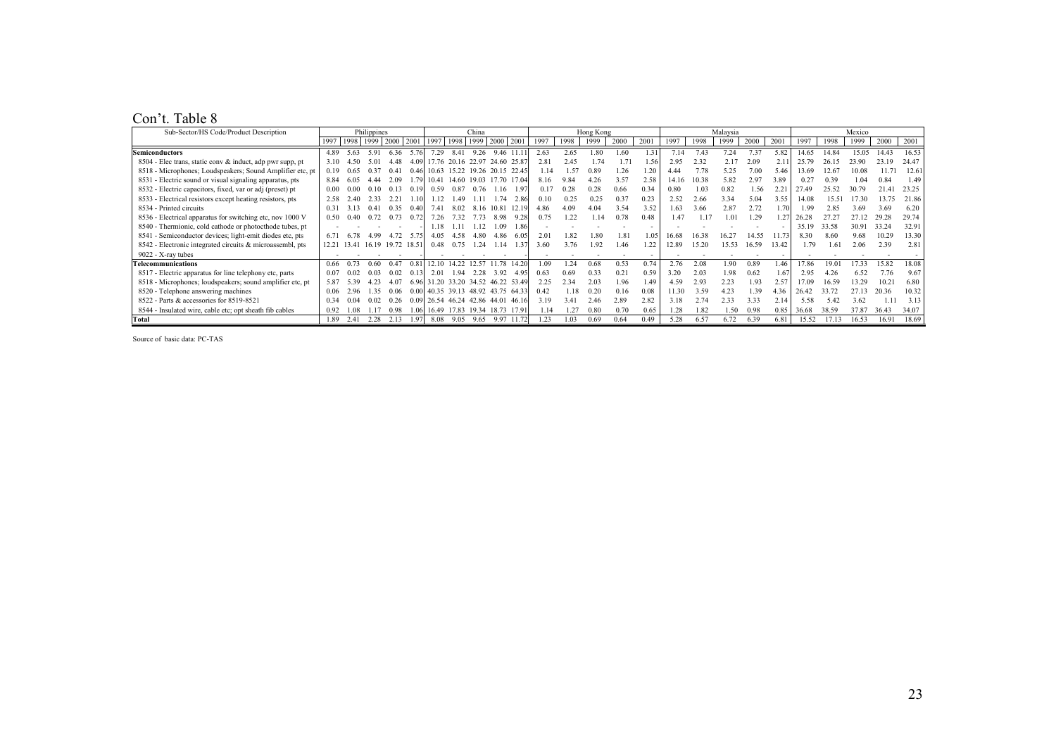# Con't. Table 8

| Sub-Sector/HS Code/Product Description | Philippines | | | | | China | | | | | Hong Kong | | | | | Malaysia | | | | | Mexico | | | | |
|---|---|---|---|---|---|---|---|---|---|---|---|---|---|---|---|---|---|---|---|---|---|---|---|---|---|
| | 1997 | 1998 | 1999 | 2000 | 2001 | 1997 | 1998 | 1999 | 2000 | 2001 | 1997 | 1998 | 1999 | 2000 | 2001 | 1997 | 1998 | 1999 | 2000 | 2001 | 1997 | 1998 | 1999 | 2000 | 2001 |
| **Semiconductors** | 4.89 | 5.63 | 5.91 | 6.36 | 5.76 | 7.29 | 8.41 | 9.26 | 9.46 | 11.11 | 2.63 | 2.65 | 1.80 | 1.60 | 1.31 | 7.14 | 7.43 | 7.24 | 7.37 | 5.82 | 14.65 | 14.84 | 15.05 | 14.43 | 16.53 |
| 8504 - Elec trans, static conv & induct, adp pwr supp, pt | 3.10 | 4.50 | 5.01 | 4.48 | 4.09 | 17.76 | 20.16 | 22.97 | 24.60 | 25.87 | 2.81 | 2.45 | 1.74 | 1.71 | 1.56 | 2.95 | 2.32 | 2.17 | 2.09 | 2.11 | 25.79 | 26.15 | 23.90 | 23.19 | 24.47 |
| 8518 - Microphones; Loudspeakers; Sound Amplifier etc, pt | 0.19 | 0.65 | 0.37 | 0.41 | 0.46 | 10.63 | 15.22 | 19.26 | 20.15 | 22.45 | 1.14 | 1.57 | 0.89 | 1.26 | 1.20 | 4.44 | 7.78 | 5.25 | 7.00 | 5.46 | 13.69 | 12.67 | 10.08 | 11.71 | 12.61 |
| 8531 - Electric sound or visual signaling apparatus, pts | 8.84 | 6.05 | 4.44 | 2.09 | 1.79 | 10.41 | 14.60 | 19.03 | 17.70 | 17.04 | 8.16 | 9.84 | 4.26 | 3.57 | 2.58 | 14.16 | 10.38 | 5.82 | 2.97 | 3.89 | 0.27 | 0.39 | 1.04 | 0.84 | 1.49 |
| 8532 - Electric capacitors, fixed, var or adj (preset) pt | 0.00 | 0.00 | 0.10 | 0.13 | 0.19 | 0.59 | 0.87 | 0.76 | 1.16 | 1.97 | 0.17 | 0.28 | 0.28 | 0.66 | 0.34 | 0.80 | 1.03 | 0.82 | 1.56 | 2.21 | 27.49 | 25.52 | 30.79 | 21.41 | 23.25 |
| 8533 - Electrical resistors except heating resistors, pts | 2.58 | 2.40 | 2.33 | 2.21 | 1.10 | 1.12 | 1.49 | 1.11 | 1.74 | 2.86 | 0.10 | 0.25 | 0.25 | 0.37 | 0.23 | 2.52 | 2.66 | 3.34 | 5.04 | 3.55 | 14.08 | 15.51 | 17.30 | 13.75 | 21.86 |
| 8534 - Printed circuits | 0.31 | 3.13 | 0.41 | 0.35 | 0.40 | 7.41 | 8.02 | 8.16 | 10.81 | 12.19 | 4.86 | 4.09 | 4.04 | 3.54 | 3.52 | 1.63 | 3.66 | 2.87 | 2.72 | 1.70 | 1.99 | 2.85 | 3.69 | 3.69 | 6.20 |
| 8536 - Electrical apparatus for switching etc, nov 1000 V | 0.50 | 0.40 | 0.72 | 0.73 | 0.72 | 7.26 | 7.32 | 7.73 | 8.98 | 9.28 | 0.75 | 1.22 | 1.14 | 0.78 | 0.48 | 1.47 | 1.17 | 1.01 | 1.29 | 1.27 | 26.28 | 27.27 | 27.12 | 29.28 | 29.74 |
| 8540 - Thermionic, cold cathode or photocthode tubes, pt | - | - | - | - | - | 1.18 | 1.11 | 1.12 | 1.09 | 1.86 | - | - | - | - | - | - | - | - | - | - | 35.19 | 33.58 | 30.91 | 33.24 | 32.91 |
| 8541 - Semiconductor devices; light-emit diodes etc, pts | 6.71 | 6.78 | 4.99 | 4.72 | 5.75 | 4.05 | 4.58 | 4.80 | 4.86 | 6.05 | 2.01 | 1.82 | 1.80 | 1.81 | 1.05 | 16.68 | 16.38 | 16.27 | 14.55 | 11.73 | 8.30 | 8.60 | 9.68 | 10.29 | 13.30 |
| 8542 - Electronic integrated circuits & microassembl, pts | 12.21 | 13.41 | 16.19 | 19.72 | 18.51 | 0.48 | 0.75 | 1.24 | 1.14 | 1.37 | 3.60 | 3.76 | 1.92 | 1.46 | 1.22 | 12.89 | 15.20 | 15.53 | 16.59 | 13.42 | 1.79 | 1.61 | 2.06 | 2.39 | 2.81 |
| 9022 - X-ray tubes | - | - | - | - | - | - | - | - | - | - | - | - | - | - | - | - | - | - | - | - | - | - | - | - | - |
| **Telecommunications** | 0.66 | 0.73 | 0.60 | 0.47 | 0.81 | 12.10 | 14.22 | 12.57 | 11.78 | 14.20 | 1.09 | 1.24 | 0.68 | 0.53 | 0.74 | 2.76 | 2.08 | 1.90 | 0.89 | 1.46 | 17.86 | 19.01 | 17.33 | 15.82 | 18.08 |
| 8517 - Electric apparatus for line telephony etc, parts | 0.07 | 0.02 | 0.03 | 0.02 | 0.13 | 2.01 | 1.94 | 2.28 | 3.92 | 4.95 | 0.63 | 0.69 | 0.33 | 0.21 | 0.59 | 3.20 | 2.03 | 1.98 | 0.62 | 1.67 | 2.95 | 4.26 | 6.52 | 7.76 | 9.67 |
| 8518 - Microphones; loudspeakers; sound amplifier etc, pt | 5.87 | 5.39 | 4.23 | 4.07 | 6.96 | 31.20 | 33.20 | 34.52 | 46.22 | 53.49 | 2.25 | 2.34 | 2.03 | 1.96 | 1.49 | 4.59 | 2.93 | 2.23 | 1.93 | 2.57 | 17.09 | 16.59 | 13.29 | 10.21 | 6.80 |
| 8520 - Telephone answering machines | 0.06 | 2.96 | 1.35 | 0.06 | 0.00 | 40.35 | 39.13 | 48.92 | 43.75 | 64.33 | 0.42 | 1.18 | 0.20 | 0.16 | 0.08 | 11.30 | 3.59 | 4.23 | 1.39 | 4.36 | 26.42 | 33.72 | 27.13 | 20.36 | 10.32 |
| 8522 - Parts & accessories for 8519-8521 | 0.34 | 0.04 | 0.02 | 0.26 | 0.09 | 26.54 | 46.24 | 42.86 | 44.01 | 46.16 | 3.19 | 3.41 | 2.46 | 2.89 | 2.82 | 3.18 | 2.74 | 2.33 | 3.33 | 2.14 | 5.58 | 5.42 | 3.62 | 1.11 | 3.13 |
| 8544 - Insulated wire, cable etc; opt sheath fib cables | 0.92 | 1.08 | 1.17 | 0.98 | 1.06 | 16.49 | 17.83 | 19.34 | 18.73 | 17.91 | 1.14 | 1.27 | 0.80 | 0.70 | 0.65 | 1.28 | 1.82 | 1.50 | 0.98 | 0.85 | 36.68 | 38.59 | 37.87 | 36.43 | 34.07 |
| **Total** | 1.89 | 2.41 | 2.28 | 2.13 | 1.97 | 8.08 | 9.05 | 9.65 | 9.97 | 11.72 | 1.23 | 1.03 | 0.69 | 0.64 | 0.49 | 5.28 | 6.57 | 6.72 | 6.39 | 6.81 | 15.52 | 17.13 | 16.53 | 16.91 | 18.69 |

Source of basic data: PC-TAS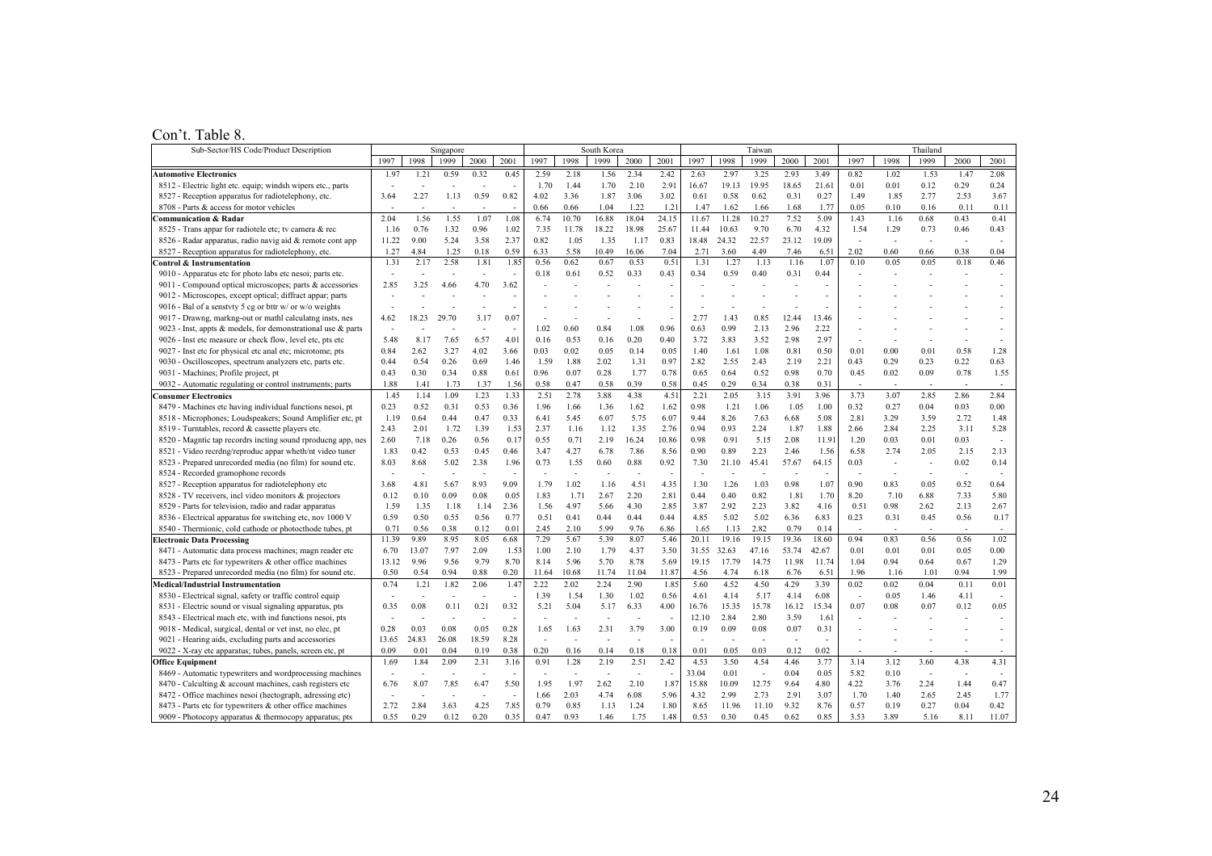Con't. Table 8.

| Sub-Sector/HS Code/Product Description | Singapore | | | | | South Korea | | | | | Taiwan | | | | | Thailand | | | | |
|---|---|---|---|---|---|---|---|---|---|---|---|---|---|---|---|---|---|---|---|---|
| | 1997 | 1998 | 1999 | 2000 | 2001 | 1997 | 1998 | 1999 | 2000 | 2001 | 1997 | 1998 | 1999 | 2000 | 2001 | 1997 | 1998 | 1999 | 2000 | 2001 |
| **Automotive Electronics** | 1.97 | 1.21 | 0.59 | 0.32 | 0.45 | 2.59 | 2.18 | 1.56 | 2.34 | 2.42 | 2.63 | 2.97 | 3.25 | 2.93 | 3.49 | 0.82 | 1.02 | 1.53 | 1.47 | 2.08 |
| 8512 - Electric light etc. equip; windsh wipers etc., parts | - | - | - | - | - | 1.70 | 1.44 | 1.70 | 2.10 | 2.91 | 16.67 | 19.13 | 19.95 | 18.65 | 21.61 | 0.01 | 0.01 | 0.12 | 0.29 | 0.24 |
| 8527 - Reception apparatus for radiotelephony, etc. | 3.64 | 2.27 | 1.13 | 0.59 | 0.82 | 4.02 | 3.36 | 1.87 | 3.06 | 3.02 | 0.61 | 0.58 | 0.62 | 0.31 | 0.27 | 1.49 | 1.85 | 2.77 | 2.53 | 3.67 |
| 8708 - Parts & access for motor vehicles | - | - | - | - | - | 0.66 | 0.66 | 1.04 | 1.22 | 1.21 | 1.47 | 1.62 | 1.66 | 1.68 | 1.77 | 0.05 | 0.10 | 0.16 | 0.11 | 0.11 |
| **Communication & Radar** | 2.04 | 1.56 | 1.55 | 1.07 | 1.08 | 6.74 | 10.70 | 16.88 | 18.04 | 24.15 | 11.67 | 11.28 | 10.27 | 7.52 | 5.09 | 1.43 | 1.16 | 0.68 | 0.43 | 0.41 |
| 8525 - Trans appar for radiotele etc; tv camera & rec | 1.16 | 0.76 | 1.32 | 0.96 | 1.02 | 7.35 | 11.78 | 18.22 | 18.98 | 25.67 | 11.44 | 10.63 | 9.70 | 6.70 | 4.32 | 1.54 | 1.29 | 0.73 | 0.46 | 0.43 |
| 8526 - Radar apparatus, radio navig aid & remote cont app | 11.22 | 9.00 | 5.24 | 3.58 | 2.37 | 0.82 | 1.05 | 1.35 | 1.17 | 0.83 | 18.48 | 24.32 | 22.57 | 23.12 | 19.09 | - | - | - | - | - |
| 8527 - Reception apparatus for radiotelephony, etc. | 1.27 | 4.84 | 1.25 | 0.18 | 0.59 | 6.33 | 5.58 | 10.49 | 16.06 | 7.04 | 2.71 | 3.60 | 4.49 | 7.46 | 6.51 | 2.02 | 0.60 | 0.66 | 0.38 | 0.04 |
| **Control & Instrumentation** | 1.31 | 2.17 | 2.58 | 1.81 | 1.85 | 0.56 | 0.62 | 0.67 | 0.53 | 0.51 | 1.31 | 1.27 | 1.13 | 1.16 | 1.07 | 0.10 | 0.05 | 0.05 | 0.18 | 0.46 |
| 9010 - Apparatus etc for photo labs etc nesoi; parts etc. | - | - | - | - | - | 0.18 | 0.61 | 0.52 | 0.33 | 0.43 | 0.34 | 0.59 | 0.40 | 0.31 | 0.44 | - | - | - | - | - |
| 9011 - Compound optical microscopes; parts & accessories | 2.85 | 3.25 | 4.66 | 4.70 | 3.62 | - | - | - | - | - | - | - | - | - | - | - | - | - | - | - |
| 9012 - Microscopes, except optical; diffract appar; parts | - | - | - | - | - | - | - | - | - | - | - | - | - | - | - | - | - | - | - | - |
| 9016 - Bal of a senstvty 5 cg or bttr w/ or w/o weights | - | - | - | - | - | - | - | - | - | - | - | - | - | - | - | - | - | - | - | - |
| 9017 - Drawng, markng-out or mathl calculatng insts, nes | 4.62 | 18.23 | 29.70 | 3.17 | 0.07 | - | - | - | - | - | 2.77 | 1.43 | 0.85 | 12.44 | 13.46 | - | - | - | - | - |
| 9023 - Inst, appts & models, for demonstrational use & parts | - | - | - | - | - | 1.02 | 0.60 | 0.84 | 1.08 | 0.96 | 0.63 | 0.99 | 2.13 | 2.96 | 2.22 | - | - | - | - | - |
| 9026 - Inst etc measure or check flow, level etc, pts etc | 5.48 | 8.17 | 7.65 | 6.57 | 4.01 | 0.16 | 0.53 | 0.16 | 0.20 | 0.40 | 3.72 | 3.83 | 3.52 | 2.98 | 2.97 | - | - | - | - | - |
| 9027 - Inst etc for physical etc anal etc; microtome; pts | 0.84 | 2.62 | 3.27 | 4.02 | 3.66 | 0.03 | 0.02 | 0.05 | 0.14 | 0.05 | 1.40 | 1.61 | 1.08 | 0.81 | 0.50 | 0.01 | 0.00 | 0.01 | 0.58 | 1.28 |
| 9030 - Oscilloscopes, spectrum analyzers etc, parts etc. | 0.44 | 0.54 | 0.26 | 0.69 | 1.46 | 1.59 | 1.88 | 2.02 | 1.31 | 0.97 | 2.82 | 2.55 | 2.43 | 2.19 | 2.21 | 0.43 | 0.29 | 0.23 | 0.22 | 0.63 |
| 9031 - Machines; Profile project, pt | 0.43 | 0.30 | 0.34 | 0.88 | 0.61 | 0.96 | 0.07 | 0.28 | 1.77 | 0.78 | 0.65 | 0.64 | 0.52 | 0.98 | 0.70 | 0.45 | 0.02 | 0.09 | 0.78 | 1.55 |
| 9032 - Automatic regulating or control instruments; parts | 1.88 | 1.41 | 1.73 | 1.37 | 1.56 | 0.58 | 0.47 | 0.58 | 0.39 | 0.58 | 0.45 | 0.29 | 0.34 | 0.38 | 0.31 | - | - | - | - | - |
| **Consumer Electronics** | 1.45 | 1.14 | 1.09 | 1.23 | 1.33 | 2.51 | 2.78 | 3.88 | 4.38 | 4.51 | 2.21 | 2.05 | 3.15 | 3.91 | 3.96 | 3.73 | 3.07 | 2.85 | 2.86 | 2.84 |
| 8479 - Machines etc having individual functions nesoi, pt | 0.23 | 0.52 | 0.31 | 0.53 | 0.36 | 1.96 | 1.66 | 1.36 | 1.62 | 1.62 | 0.98 | 1.21 | 1.06 | 1.05 | 1.00 | 0.32 | 0.27 | 0.04 | 0.03 | 0.00 |
| 8518 - Microphones; Loudspeakers; Sound Amplifier etc, pt | 1.19 | 0.64 | 0.44 | 0.47 | 0.33 | 6.41 | 5.45 | 6.07 | 5.75 | 6.07 | 9.44 | 8.26 | 7.63 | 6.68 | 5.08 | 2.81 | 3.29 | 3.59 | 2.72 | 1.48 |
| 8519 - Turntables, record & cassette players etc. | 2.43 | 2.01 | 1.72 | 1.39 | 1.53 | 2.37 | 1.16 | 1.12 | 1.35 | 2.76 | 0.94 | 0.93 | 2.24 | 1.87 | 1.88 | 2.66 | 2.84 | 2.25 | 3.11 | 5.28 |
| 8520 - Magntic tap recordrs incting sound rproducng app, nes | 2.60 | 7.18 | 0.26 | 0.56 | 0.17 | 0.55 | 0.71 | 2.19 | 16.24 | 10.86 | 0.98 | 0.91 | 5.15 | 2.08 | 11.91 | 1.20 | 0.03 | 0.01 | 0.03 | - |
| 8521 - Video recrdng/reproduc appar wheth/nt video tuner | 1.83 | 0.42 | 0.53 | 0.45 | 0.46 | 3.47 | 4.27 | 6.78 | 7.86 | 8.56 | 0.90 | 0.89 | 2.23 | 2.46 | 1.56 | 6.58 | 2.74 | 2.05 | 2.15 | 2.13 |
| 8523 - Prepared unrecorded media (no film) for sound etc. | 8.03 | 8.68 | 5.02 | 2.38 | 1.96 | 0.73 | 1.55 | 0.60 | 0.88 | 0.92 | 7.30 | 21.10 | 45.41 | 57.67 | 64.15 | 0.03 | - | - | 0.02 | 0.14 |
| 8524 - Recorded gramophone records | - | - | - | - | - | - | - | - | - | - | - | - | - | - | - | - | - | - | - | - |
| 8527 - Reception apparatus for radiotelephony etc | 3.68 | 4.81 | 5.67 | 8.93 | 9.09 | 1.79 | 1.02 | 1.16 | 4.51 | 4.35 | 1.30 | 1.26 | 1.03 | 0.98 | 1.07 | 0.90 | 0.83 | 0.05 | 0.52 | 0.64 |
| 8528 - TV receivers, incl video monitors & projectors | 0.12 | 0.10 | 0.09 | 0.08 | 0.05 | 1.83 | 1.71 | 2.67 | 2.20 | 2.81 | 0.44 | 0.40 | 0.82 | 1.81 | 1.70 | 8.20 | 7.10 | 6.88 | 7.33 | 5.80 |
| 8529 - Parts for television, radio and radar apparatus | 1.59 | 1.35 | 1.18 | 1.14 | 2.36 | 1.56 | 4.97 | 5.66 | 4.30 | 2.85 | 3.87 | 2.92 | 2.23 | 3.82 | 4.16 | 0.51 | 0.98 | 2.62 | 2.13 | 2.67 |
| 8536 - Electrical apparatus for switching etc, nov 1000 V | 0.59 | 0.50 | 0.55 | 0.56 | 0.77 | 0.51 | 0.41 | 0.44 | 0.44 | 0.44 | 4.85 | 5.02 | 5.02 | 6.36 | 6.83 | 0.23 | 0.31 | 0.45 | 0.56 | 0.17 |
| 8540 - Thermionic, cold cathode or photocthode tubes, pt | 0.71 | 0.56 | 0.38 | 0.12 | 0.01 | 2.45 | 2.10 | 5.99 | 9.76 | 6.86 | 1.65 | 1.13 | 2.82 | 0.79 | 0.14 | - | - | - | - | - |
| **Electronic Data Processing** | 11.39 | 9.89 | 8.95 | 8.05 | 6.68 | 7.29 | 5.67 | 5.39 | 8.07 | 5.46 | 20.11 | 19.16 | 19.15 | 19.36 | 18.60 | 0.94 | 0.83 | 0.56 | 0.56 | 1.02 |
| 8471 - Automatic data process machines; magn reader etc | 6.70 | 13.07 | 7.97 | 2.09 | 1.53 | 1.00 | 2.10 | 1.79 | 4.37 | 3.50 | 31.55 | 32.63 | 47.16 | 53.74 | 42.67 | 0.01 | 0.01 | 0.01 | 0.05 | 0.00 |
| 8473 - Parts etc for typewriters & other office machines | 13.12 | 9.96 | 9.56 | 9.79 | 8.70 | 8.14 | 5.96 | 5.70 | 8.78 | 5.69 | 19.15 | 17.79 | 14.75 | 11.98 | 11.74 | 1.04 | 0.94 | 0.64 | 0.67 | 1.29 |
| 8523 - Prepared unrecorded media (no film) for sound etc. | 0.50 | 0.54 | 0.94 | 0.88 | 0.20 | 11.64 | 10.68 | 11.74 | 11.04 | 11.87 | 4.56 | 4.74 | 6.18 | 6.76 | 6.51 | 1.96 | 1.16 | 1.01 | 0.94 | 1.99 |
| **Medical/Industrial Instrumentation** | 0.74 | 1.21 | 1.82 | 2.06 | 1.47 | 2.22 | 2.02 | 2.24 | 2.90 | 1.85 | 5.60 | 4.52 | 4.50 | 4.29 | 3.39 | 0.02 | 0.02 | 0.04 | 0.11 | 0.01 |
| 8530 - Electrical signal, safety or traffic control equip | - | - | - | - | - | 1.39 | 1.54 | 1.30 | 1.02 | 0.56 | 4.61 | 4.14 | 5.17 | 4.14 | 6.08 | - | 0.05 | 1.46 | 4.11 | - |
| 8531 - Electric sound or visual signaling apparatus, pts | 0.35 | 0.08 | 0.11 | 0.21 | 0.32 | 5.21 | 5.04 | 5.17 | 6.33 | 4.00 | 16.76 | 15.35 | 15.78 | 16.12 | 15.34 | 0.07 | 0.08 | 0.07 | 0.12 | 0.05 |
| 8543 - Electrical mach etc, with ind functions nesoi, pts | - | - | - | - | - | - | - | - | - | - | 12.10 | 2.84 | 2.80 | 3.59 | 1.61 | - | - | - | - | - |
| 9018 - Medical, surgical, dental or vet inst, no elec, pt | 0.28 | 0.03 | 0.08 | 0.05 | 0.28 | 1.65 | 1.63 | 2.31 | 3.79 | 3.00 | 0.19 | 0.09 | 0.08 | 0.07 | 0.31 | - | - | - | - | - |
| 9021 - Hearing aids, excluding parts and accessories | 13.65 | 24.83 | 26.08 | 18.59 | 8.28 | - | - | - | - | - | - | - | - | - | - | - | - | - | - | - |
| 9022 - X-ray etc apparatus; tubes, panels, screen etc, pt | 0.09 | 0.01 | 0.04 | 0.19 | 0.38 | 0.20 | 0.16 | 0.14 | 0.18 | 0.18 | 0.01 | 0.05 | 0.03 | 0.12 | 0.02 | - | - | - | - | - |
| **Office Equipment** | 1.69 | 1.84 | 2.09 | 2.31 | 3.16 | 0.91 | 1.28 | 2.19 | 2.51 | 2.42 | 4.53 | 3.50 | 4.54 | 4.46 | 3.77 | 3.14 | 3.12 | 3.60 | 4.38 | 4.31 |
| 8469 - Automatic typewriters and wordprocessing machines | - | - | - | - | - | - | - | - | - | - | 33.04 | 0.01 | - | 0.04 | 0.05 | 5.82 | 0.10 | - | - | - |
| 8470 - Calculting & account machines, cash registers etc | 6.76 | 8.07 | 7.85 | 6.47 | 5.50 | 1.95 | 1.97 | 2.62 | 2.10 | 1.87 | 15.88 | 10.09 | 12.75 | 9.64 | 4.80 | 4.22 | 3.76 | 2.24 | 1.44 | 0.47 |
| 8472 - Office machines nesoi (hectograph, adressing etc) | - | - | - | - | - | 1.66 | 2.03 | 4.74 | 6.08 | 5.96 | 4.32 | 2.99 | 2.73 | 2.91 | 3.07 | 1.70 | 1.40 | 2.65 | 2.45 | 1.77 |
| 8473 - Parts etc for typewriters & other office machines | 2.72 | 2.84 | 3.63 | 4.25 | 7.85 | 0.79 | 0.85 | 1.13 | 1.24 | 1.80 | 8.65 | 11.96 | 11.10 | 9.32 | 8.76 | 0.57 | 0.19 | 0.27 | 0.04 | 0.42 |
| 9009 - Photocopy apparatus & thermocopy apparatus; pts | 0.55 | 0.29 | 0.12 | 0.20 | 0.35 | 0.47 | 0.93 | 1.46 | 1.75 | 1.48 | 0.53 | 0.30 | 0.45 | 0.62 | 0.85 | 3.53 | 3.89 | 5.16 | 8.11 | 11.07 |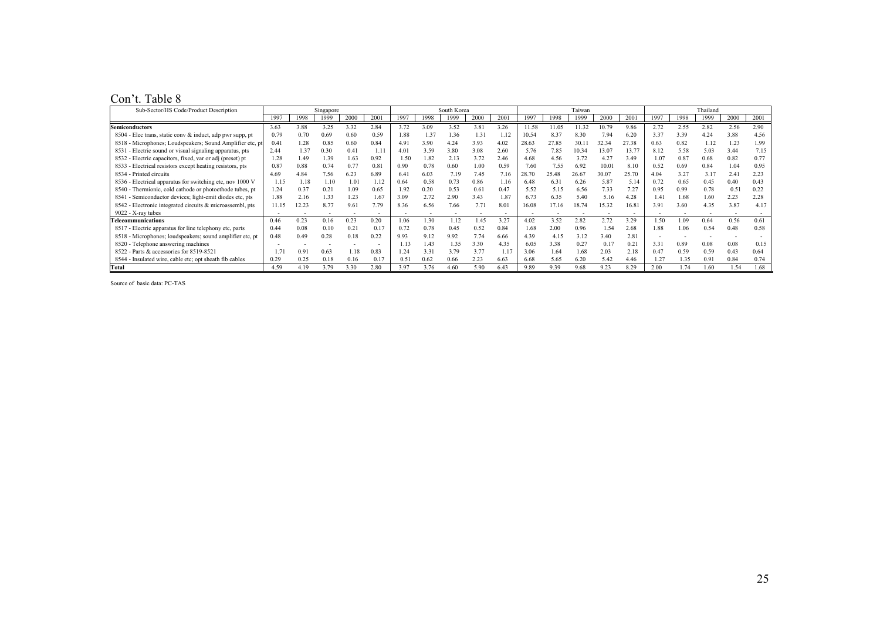Con't. Table 8

| Sub-Sector/HS Code/Product Description | Singapore | | | | | South Korea | | | | | Taiwan | | | | | Thailand | | | | |
|---|---|---|---|---|---|---|---|---|---|---|---|---|---|---|---|---|---|---|---|---|
| | 1997 | 1998 | 1999 | 2000 | 2001 | 1997 | 1998 | 1999 | 2000 | 2001 | 1997 | 1998 | 1999 | 2000 | 2001 | 1997 | 1998 | 1999 | 2000 | 2001 |
| **Semiconductors** | 3.63 | 3.88 | 3.25 | 3.32 | 2.84 | 3.72 | 3.09 | 3.52 | 3.81 | 3.26 | 11.58 | 11.05 | 11.32 | 10.79 | 9.86 | 2.72 | 2.55 | 2.82 | 2.56 | 2.90 |
| 8504 - Elec trans, static conv & induct, adp pwr supp, pt | 0.79 | 0.70 | 0.69 | 0.60 | 0.59 | 1.88 | 1.37 | 1.36 | 1.31 | 1.12 | 10.54 | 8.37 | 8.30 | 7.94 | 6.20 | 3.37 | 3.39 | 4.24 | 3.88 | 4.56 |
| 8518 - Microphones; Loudspeakers; Sound Amplifier etc, pt | 0.41 | 1.28 | 0.85 | 0.60 | 0.84 | 4.91 | 3.90 | 4.24 | 3.93 | 4.02 | 28.63 | 27.85 | 30.11 | 32.34 | 27.38 | 0.63 | 0.82 | 1.12 | 1.23 | 1.99 |
| 8531 - Electric sound or visual signaling apparatus, pts | 2.44 | 1.37 | 0.30 | 0.41 | 1.11 | 4.01 | 3.59 | 3.80 | 3.08 | 2.60 | 5.76 | 7.85 | 10.34 | 13.07 | 13.77 | 8.12 | 5.58 | 5.03 | 3.44 | 7.15 |
| 8532 - Electric capacitors, fixed, var or adj (preset) pt | 1.28 | 1.49 | 1.39 | 1.63 | 0.92 | 1.50 | 1.82 | 2.13 | 3.72 | 2.46 | 4.68 | 4.56 | 3.72 | 4.27 | 3.49 | 1.07 | 0.87 | 0.68 | 0.82 | 0.77 |
| 8533 - Electrical resistors except heating resistors, pts | 0.87 | 0.88 | 0.74 | 0.77 | 0.81 | 0.90 | 0.78 | 0.60 | 1.00 | 0.59 | 7.60 | 7.55 | 6.92 | 10.01 | 8.10 | 0.52 | 0.69 | 0.84 | 1.04 | 0.95 |
| 8534 - Printed circuits | 4.69 | 4.84 | 7.56 | 6.23 | 6.89 | 6.41 | 6.03 | 7.19 | 7.45 | 7.16 | 28.70 | 25.48 | 26.67 | 30.07 | 25.70 | 4.04 | 3.27 | 3.17 | 2.41 | 2.23 |
| 8536 - Electrical apparatus for switching etc, nov 1000 V | 1.15 | 1.18 | 1.10 | 1.01 | 1.12 | 0.64 | 0.58 | 0.73 | 0.86 | 1.16 | 6.48 | 6.31 | 6.26 | 5.87 | 5.14 | 0.72 | 0.65 | 0.45 | 0.40 | 0.43 |
| 8540 - Thermionic, cold cathode or photocthode tubes, pt | 1.24 | 0.37 | 0.21 | 1.09 | 0.65 | 1.92 | 0.20 | 0.53 | 0.61 | 0.47 | 5.52 | 5.15 | 6.56 | 7.33 | 7.27 | 0.95 | 0.99 | 0.78 | 0.51 | 0.22 |
| 8541 - Semiconductor devices; light-emit diodes etc, pts | 1.88 | 2.16 | 1.33 | 1.23 | 1.67 | 3.09 | 2.72 | 2.90 | 3.43 | 1.87 | 6.73 | 6.35 | 5.40 | 5.16 | 4.28 | 1.41 | 1.68 | 1.60 | 2.23 | 2.28 |
| 8542 - Electronic integrated circuits & microassembl, pts | 11.15 | 12.23 | 8.77 | 9.61 | 7.79 | 8.36 | 6.56 | 7.66 | 7.71 | 8.01 | 16.08 | 17.16 | 18.74 | 15.32 | 16.81 | 3.91 | 3.60 | 4.35 | 3.87 | 4.17 |
| 9022 - X-ray tubes | - | - | - | - | - | - | - | - | - | - | - | - | - | - | - | - | - | - | - | - |
| **Telecommunications** | 0.46 | 0.23 | 0.16 | 0.23 | 0.20 | 1.06 | 1.30 | 1.12 | 1.45 | 3.27 | 4.02 | 3.52 | 2.82 | 2.72 | 3.29 | 1.50 | 1.09 | 0.64 | 0.56 | 0.61 |
| 8517 - Electric apparatus for line telephony etc, parts | 0.44 | 0.08 | 0.10 | 0.21 | 0.17 | 0.72 | 0.78 | 0.45 | 0.52 | 0.84 | 1.68 | 2.00 | 0.96 | 1.54 | 2.68 | 1.88 | 1.06 | 0.54 | 0.48 | 0.58 |
| 8518 - Microphones; loudspeakers; sound amplifier etc, pt | 0.48 | 0.49 | 0.28 | 0.18 | 0.22 | 9.93 | 9.12 | 9.92 | 7.74 | 6.66 | 4.39 | 4.15 | 3.12 | 3.40 | 2.81 | - | - | - | - | - |
| 8520 - Telephone answering machines | - | - | - | - | - | 1.13 | 1.43 | 1.35 | 3.30 | 4.35 | 6.05 | 3.38 | 0.27 | 0.17 | 0.21 | 3.31 | 0.89 | 0.08 | 0.08 | 0.15 |
| 8522 - Parts & accessories for 8519-8521 | 1.71 | 0.91 | 0.63 | 1.18 | 0.83 | 1.24 | 3.31 | 3.79 | 3.77 | 1.17 | 3.06 | 1.64 | 1.68 | 2.03 | 2.18 | 0.47 | 0.59 | 0.59 | 0.43 | 0.64 |
| 8544 - Insulated wire, cable etc; opt sheath fib cables | 0.29 | 0.25 | 0.18 | 0.16 | 0.17 | 0.51 | 0.62 | 0.66 | 2.23 | 6.63 | 6.68 | 5.65 | 6.20 | 5.42 | 4.46 | 1.27 | 1.35 | 0.91 | 0.84 | 0.74 |
| **Total** | 4.59 | 4.19 | 3.79 | 3.30 | 2.80 | 3.97 | 3.76 | 4.60 | 5.90 | 6.43 | 9.89 | 9.39 | 9.68 | 9.23 | 8.29 | 2.00 | 1.74 | 1.60 | 1.54 | 1.68 |

Source of basic data: PC-TAS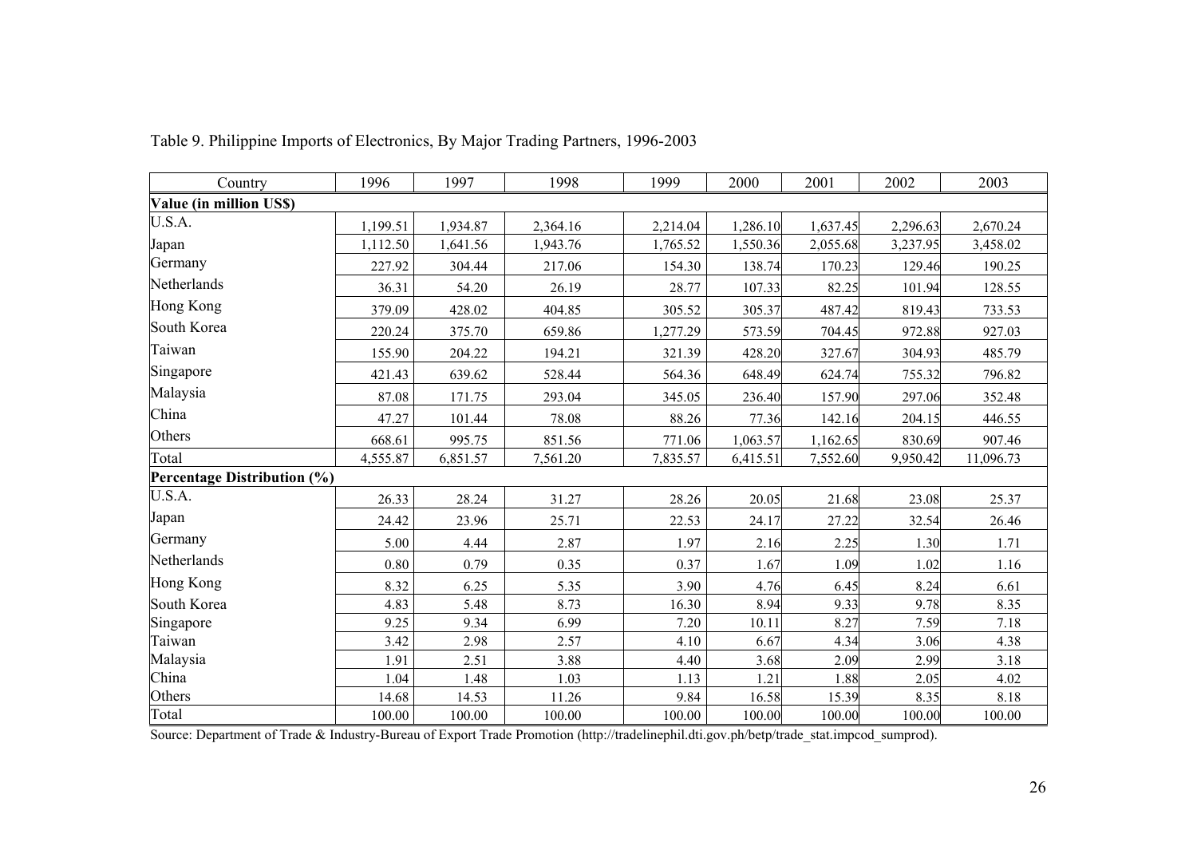Table 9. Philippine Imports of Electronics, By Major Trading Partners, 1996-2003

| Country | 1996 | 1997 | 1998 | 1999 | 2000 | 2001 | 2002 | 2003 |
|---|---|---|---|---|---|---|---|---|
| **Value (in million US$)** | | | | | | | | |
| U.S.A. | 1,199.51 | 1,934.87 | 2,364.16 | 2,214.04 | 1,286.10 | 1,637.45 | 2,296.63 | 2,670.24 |
| Japan | 1,112.50 | 1,641.56 | 1,943.76 | 1,765.52 | 1,550.36 | 2,055.68 | 3,237.95 | 3,458.02 |
| Germany | 227.92 | 304.44 | 217.06 | 154.30 | 138.74 | 170.23 | 129.46 | 190.25 |
| Netherlands | 36.31 | 54.20 | 26.19 | 28.77 | 107.33 | 82.25 | 101.94 | 128.55 |
| Hong Kong | 379.09 | 428.02 | 404.85 | 305.52 | 305.37 | 487.42 | 819.43 | 733.53 |
| South Korea | 220.24 | 375.70 | 659.86 | 1,277.29 | 573.59 | 704.45 | 972.88 | 927.03 |
| Taiwan | 155.90 | 204.22 | 194.21 | 321.39 | 428.20 | 327.67 | 304.93 | 485.79 |
| Singapore | 421.43 | 639.62 | 528.44 | 564.36 | 648.49 | 624.74 | 755.32 | 796.82 |
| Malaysia | 87.08 | 171.75 | 293.04 | 345.05 | 236.40 | 157.90 | 297.06 | 352.48 |
| China | 47.27 | 101.44 | 78.08 | 88.26 | 77.36 | 142.16 | 204.15 | 446.55 |
| Others | 668.61 | 995.75 | 851.56 | 771.06 | 1,063.57 | 1,162.65 | 830.69 | 907.46 |
| Total | 4,555.87 | 6,851.57 | 7,561.20 | 7,835.57 | 6,415.51 | 7,552.60 | 9,950.42 | 11,096.73 |
| **Percentage Distribution (%)** | | | | | | | | |
| U.S.A. | 26.33 | 28.24 | 31.27 | 28.26 | 20.05 | 21.68 | 23.08 | 25.37 |
| Japan | 24.42 | 23.96 | 25.71 | 22.53 | 24.17 | 27.22 | 32.54 | 26.46 |
| Germany | 5.00 | 4.44 | 2.87 | 1.97 | 2.16 | 2.25 | 1.30 | 1.71 |
| Netherlands | 0.80 | 0.79 | 0.35 | 0.37 | 1.67 | 1.09 | 1.02 | 1.16 |
| Hong Kong | 8.32 | 6.25 | 5.35 | 3.90 | 4.76 | 6.45 | 8.24 | 6.61 |
| South Korea | 4.83 | 5.48 | 8.73 | 16.30 | 8.94 | 9.33 | 9.78 | 8.35 |
| Singapore | 9.25 | 9.34 | 6.99 | 7.20 | 10.11 | 8.27 | 7.59 | 7.18 |
| Taiwan | 3.42 | 2.98 | 2.57 | 4.10 | 6.67 | 4.34 | 3.06 | 4.38 |
| Malaysia | 1.91 | 2.51 | 3.88 | 4.40 | 3.68 | 2.09 | 2.99 | 3.18 |
| China | 1.04 | 1.48 | 1.03 | 1.13 | 1.21 | 1.88 | 2.05 | 4.02 |
| Others | 14.68 | 14.53 | 11.26 | 9.84 | 16.58 | 15.39 | 8.35 | 8.18 |
| Total | 100.00 | 100.00 | 100.00 | 100.00 | 100.00 | 100.00 | 100.00 | 100.00 |

Source: Department of Trade & Industry-Bureau of Export Trade Promotion (http://tradelinephil.dti.gov.ph/betp/trade_stat.impcod_sumprod).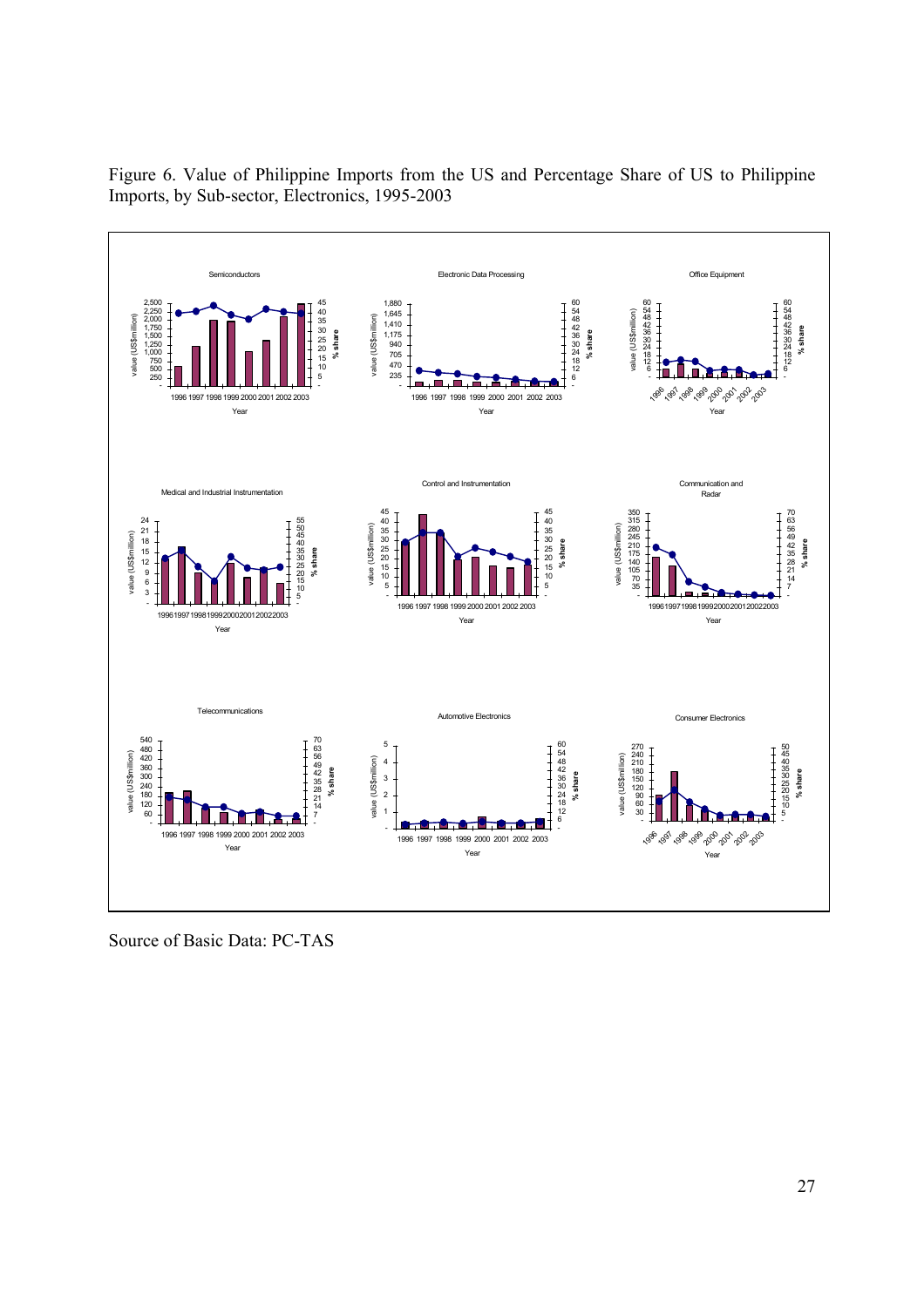Figure 6. Value of Philippine Imports from the US and Percentage Share of US to Philippine Imports, by Sub-sector, Electronics, 1995-2003

Source of Basic Data: PC-TAS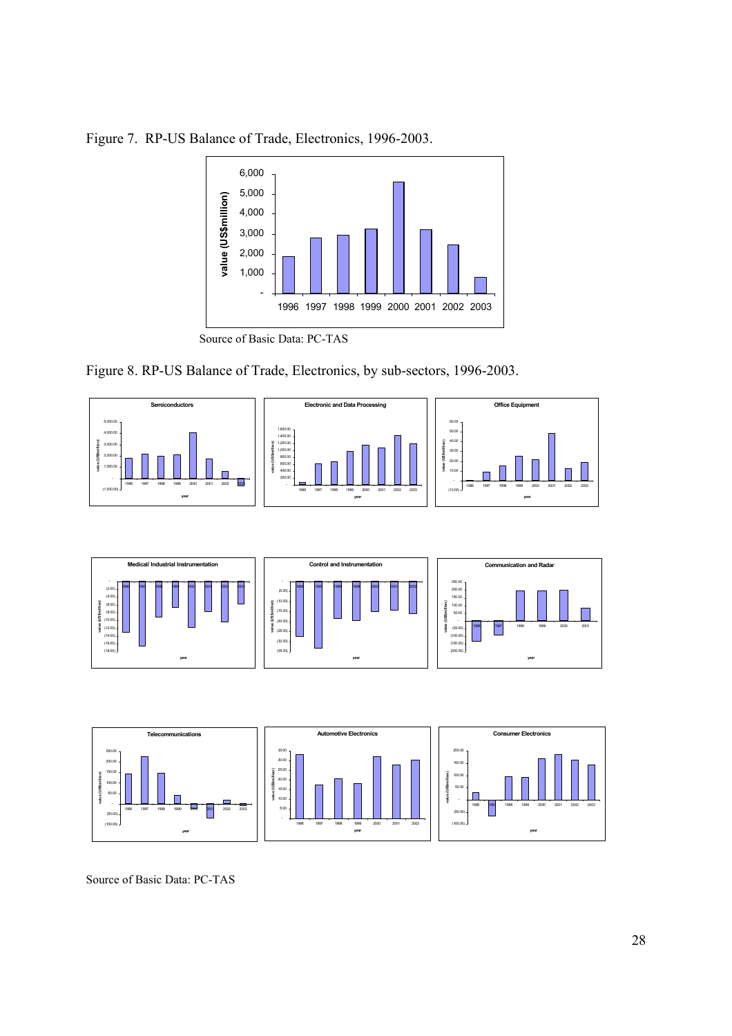Figure 7. RP-US Balance of Trade, Electronics, 1996-2003.

Source of Basic Data: PC-TAS

Figure 8. RP-US Balance of Trade, Electronics, by sub-sectors, 1996-2003.

Source of Basic Data: PC-TAS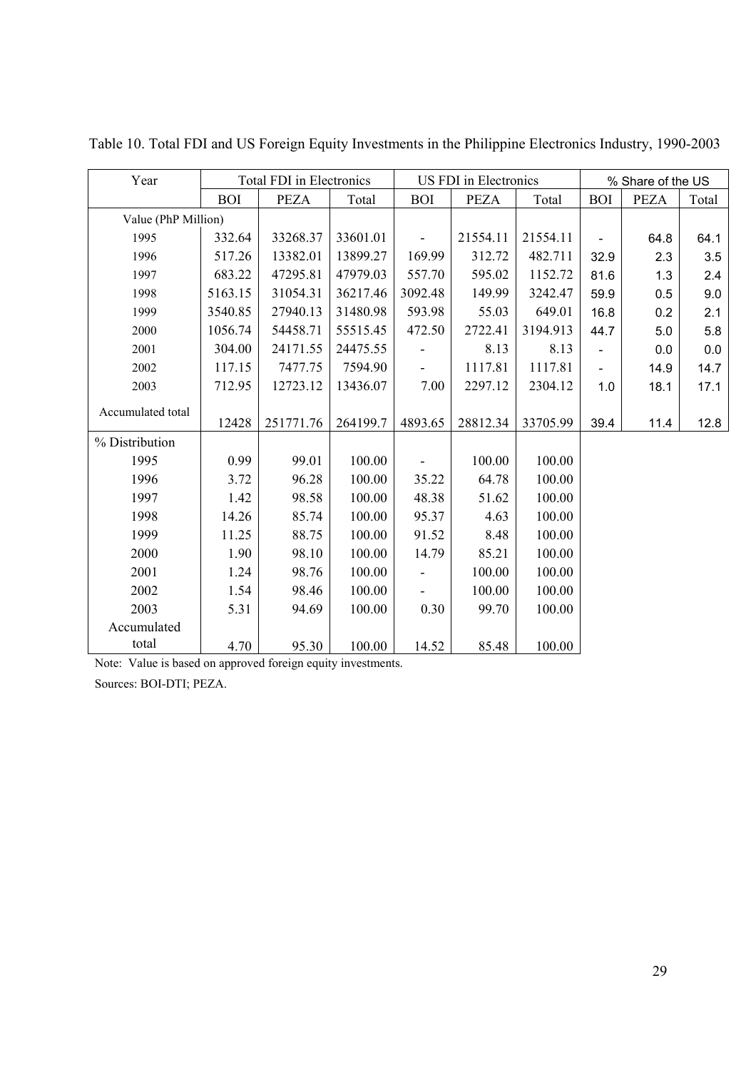Table 10. Total FDI and US Foreign Equity Investments in the Philippine Electronics Industry, 1990-2003

| Year | Total FDI in Electronics | | | US FDI in Electronics | | | % Share of the US | | |
|---|---|---|---|---|---|---|---|---|---|
| | BOI | PEZA | Total | BOI | PEZA | Total | BOI | PEZA | Total |
| Value (PhP Million) | | | | | | | | | |
| 1995 | 332.64 | 33268.37 | 33601.01 | - | 21554.11 | 21554.11 | - | 64.8 | 64.1 |
| 1996 | 517.26 | 13382.01 | 13899.27 | 169.99 | 312.72 | 482.711 | 32.9 | 2.3 | 3.5 |
| 1997 | 683.22 | 47295.81 | 47979.03 | 557.70 | 595.02 | 1152.72 | 81.6 | 1.3 | 2.4 |
| 1998 | 5163.15 | 31054.31 | 36217.46 | 3092.48 | 149.99 | 3242.47 | 59.9 | 0.5 | 9.0 |
| 1999 | 3540.85 | 27940.13 | 31480.98 | 593.98 | 55.03 | 649.01 | 16.8 | 0.2 | 2.1 |
| 2000 | 1056.74 | 54458.71 | 55515.45 | 472.50 | 2722.41 | 3194.913 | 44.7 | 5.0 | 5.8 |
| 2001 | 304.00 | 24171.55 | 24475.55 | - | 8.13 | 8.13 | - | 0.0 | 0.0 |
| 2002 | 117.15 | 7477.75 | 7594.90 | - | 1117.81 | 1117.81 | - | 14.9 | 14.7 |
| 2003 | 712.95 | 12723.12 | 13436.07 | 7.00 | 2297.12 | 2304.12 | 1.0 | 18.1 | 17.1 |
| Accumulated total | 12428 | 251771.76 | 264199.7 | 4893.65 | 28812.34 | 33705.99 | 39.4 | 11.4 | 12.8 |
| % Distribution | | | | | | | | | |
| 1995 | 0.99 | 99.01 | 100.00 | - | 100.00 | 100.00 | | | |
| 1996 | 3.72 | 96.28 | 100.00 | 35.22 | 64.78 | 100.00 | | | |
| 1997 | 1.42 | 98.58 | 100.00 | 48.38 | 51.62 | 100.00 | | | |
| 1998 | 14.26 | 85.74 | 100.00 | 95.37 | 4.63 | 100.00 | | | |
| 1999 | 11.25 | 88.75 | 100.00 | 91.52 | 8.48 | 100.00 | | | |
| 2000 | 1.90 | 98.10 | 100.00 | 14.79 | 85.21 | 100.00 | | | |
| 2001 | 1.24 | 98.76 | 100.00 | - | 100.00 | 100.00 | | | |
| 2002 | 1.54 | 98.46 | 100.00 | - | 100.00 | 100.00 | | | |
| 2003 | 5.31 | 94.69 | 100.00 | 0.30 | 99.70 | 100.00 | | | |
| Accumulated total | 4.70 | 95.30 | 100.00 | 14.52 | 85.48 | 100.00 | | | |

Note: Value is based on approved foreign equity investments.

Sources: BOI-DTI; PEZA.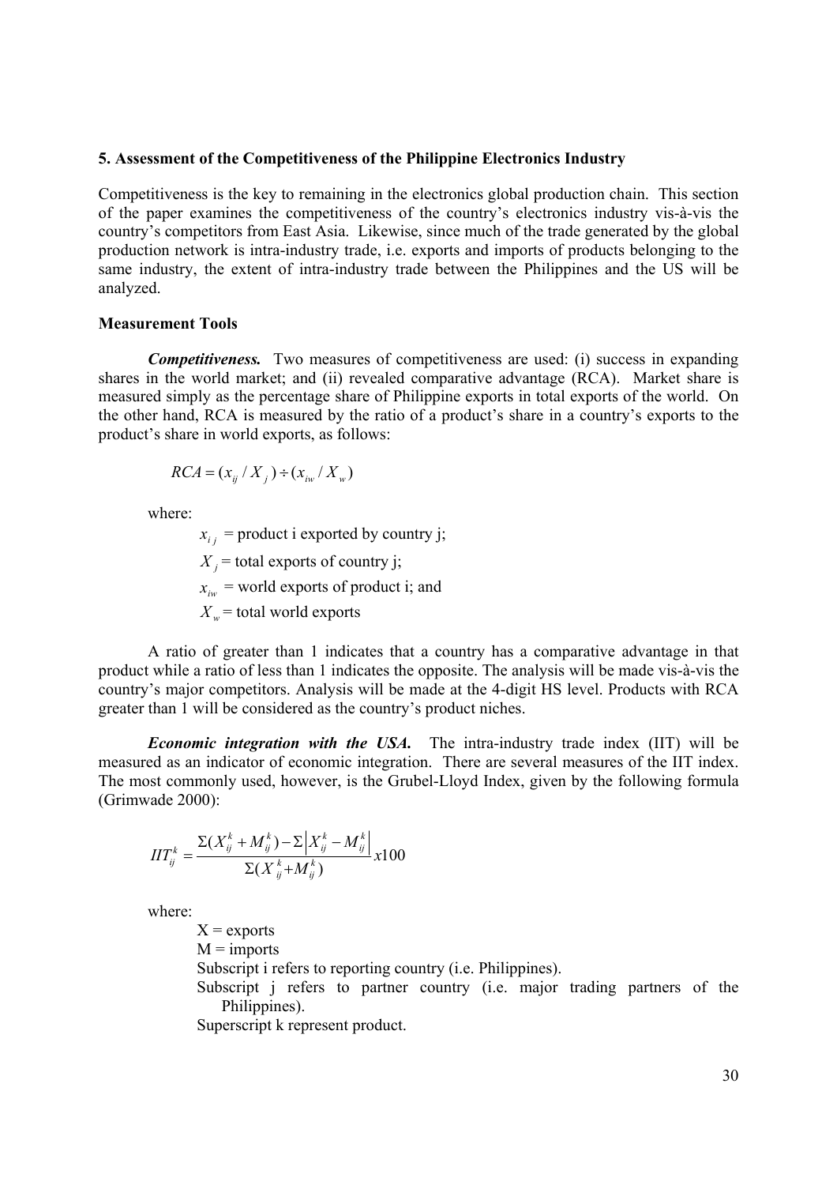### 5. Assessment of the Competitiveness of the Philippine Electronics Industry

Competitiveness is the key to remaining in the electronics global production chain. This section of the paper examines the competitiveness of the country's electronics industry vis-à-vis the country's competitors from East Asia. Likewise, since much of the trade generated by the global production network is intra-industry trade, i.e. exports and imports of products belonging to the same industry, the extent of intra-industry trade between the Philippines and the US will be analyzed.

#### Measurement Tools

***Competitiveness.*** Two measures of competitiveness are used: (i) success in expanding shares in the world market; and (ii) revealed comparative advantage (RCA). Market share is measured simply as the percentage share of Philippine exports in total exports of the world. On the other hand, RCA is measured by the ratio of a product's share in a country's exports to the product's share in world exports, as follows:

$$RCA = (x_{ij} / X_j) \div (x_{iw} / X_w)$$

where:

$x_{ij}$ = product i exported by country j;

$X_j$ = total exports of country j;

$x_{iw}$ = world exports of product i; and

$X_w$ = total world exports

A ratio of greater than 1 indicates that a country has a comparative advantage in that product while a ratio of less than 1 indicates the opposite. The analysis will be made vis-à-vis the country's major competitors. Analysis will be made at the 4-digit HS level. Products with RCA greater than 1 will be considered as the country's product niches.

***Economic integration with the USA.*** The intra-industry trade index (IIT) will be measured as an indicator of economic integration. There are several measures of the IIT index. The most commonly used, however, is the Grubel-Lloyd Index, given by the following formula (Grimwade 2000):

$$IIT_{ij}^{k} = \frac{\Sigma(X_{ij}^{k} + M_{ij}^{k}) - \Sigma\left|X_{ij}^{k} - M_{ij}^{k}\right|}{\Sigma(X_{ij}^{k} + M_{ij}^{k})} x100$$

where:

X = exports

M = imports

Subscript i refers to reporting country (i.e. Philippines).

Subscript j refers to partner country (i.e. major trading partners of the Philippines).

Superscript k represent product.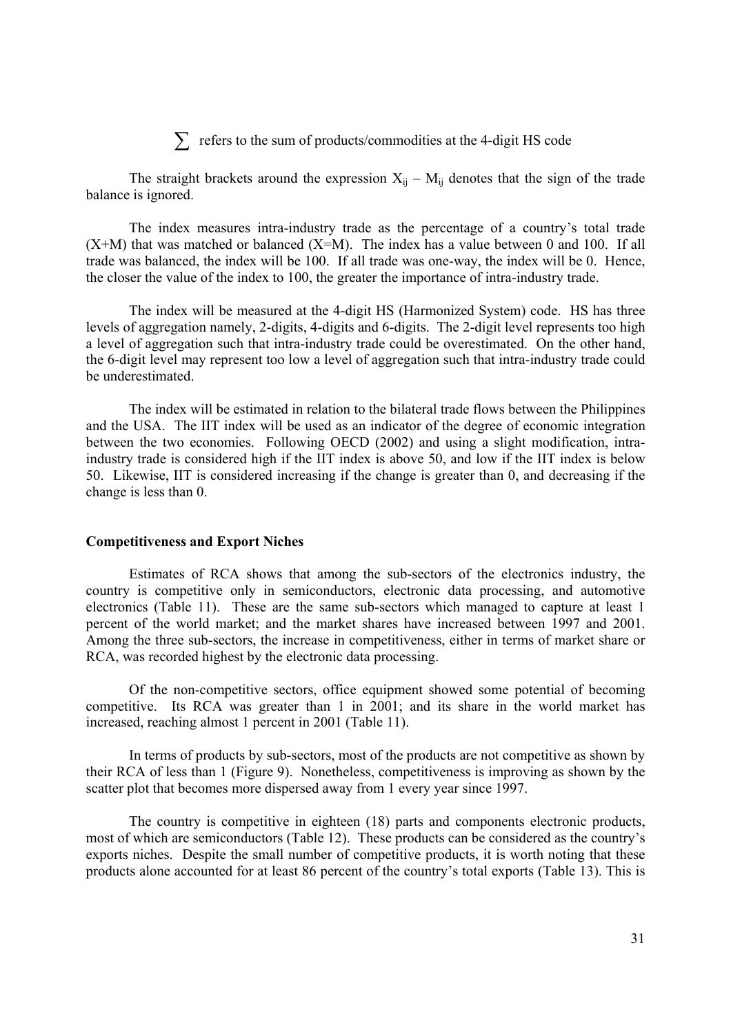$\sum$ refers to the sum of products/commodities at the 4-digit HS code

The straight brackets around the expression $X_{ij} - M_{ij}$ denotes that the sign of the trade balance is ignored.

The index measures intra-industry trade as the percentage of a country's total trade (X+M) that was matched or balanced (X=M). The index has a value between 0 and 100. If all trade was balanced, the index will be 100. If all trade was one-way, the index will be 0. Hence, the closer the value of the index to 100, the greater the importance of intra-industry trade.

The index will be measured at the 4-digit HS (Harmonized System) code. HS has three levels of aggregation namely, 2-digits, 4-digits and 6-digits. The 2-digit level represents too high a level of aggregation such that intra-industry trade could be overestimated. On the other hand, the 6-digit level may represent too low a level of aggregation such that intra-industry trade could be underestimated.

The index will be estimated in relation to the bilateral trade flows between the Philippines and the USA. The IIT index will be used as an indicator of the degree of economic integration between the two economies. Following OECD (2002) and using a slight modification, intra-industry trade is considered high if the IIT index is above 50, and low if the IIT index is below 50. Likewise, IIT is considered increasing if the change is greater than 0, and decreasing if the change is less than 0.

**Competitiveness and Export Niches**

Estimates of RCA shows that among the sub-sectors of the electronics industry, the country is competitive only in semiconductors, electronic data processing, and automotive electronics (Table 11). These are the same sub-sectors which managed to capture at least 1 percent of the world market; and the market shares have increased between 1997 and 2001. Among the three sub-sectors, the increase in competitiveness, either in terms of market share or RCA, was recorded highest by the electronic data processing.

Of the non-competitive sectors, office equipment showed some potential of becoming competitive. Its RCA was greater than 1 in 2001; and its share in the world market has increased, reaching almost 1 percent in 2001 (Table 11).

In terms of products by sub-sectors, most of the products are not competitive as shown by their RCA of less than 1 (Figure 9). Nonetheless, competitiveness is improving as shown by the scatter plot that becomes more dispersed away from 1 every year since 1997.

The country is competitive in eighteen (18) parts and components electronic products, most of which are semiconductors (Table 12). These products can be considered as the country's exports niches. Despite the small number of competitive products, it is worth noting that these products alone accounted for at least 86 percent of the country's total exports (Table 13). This is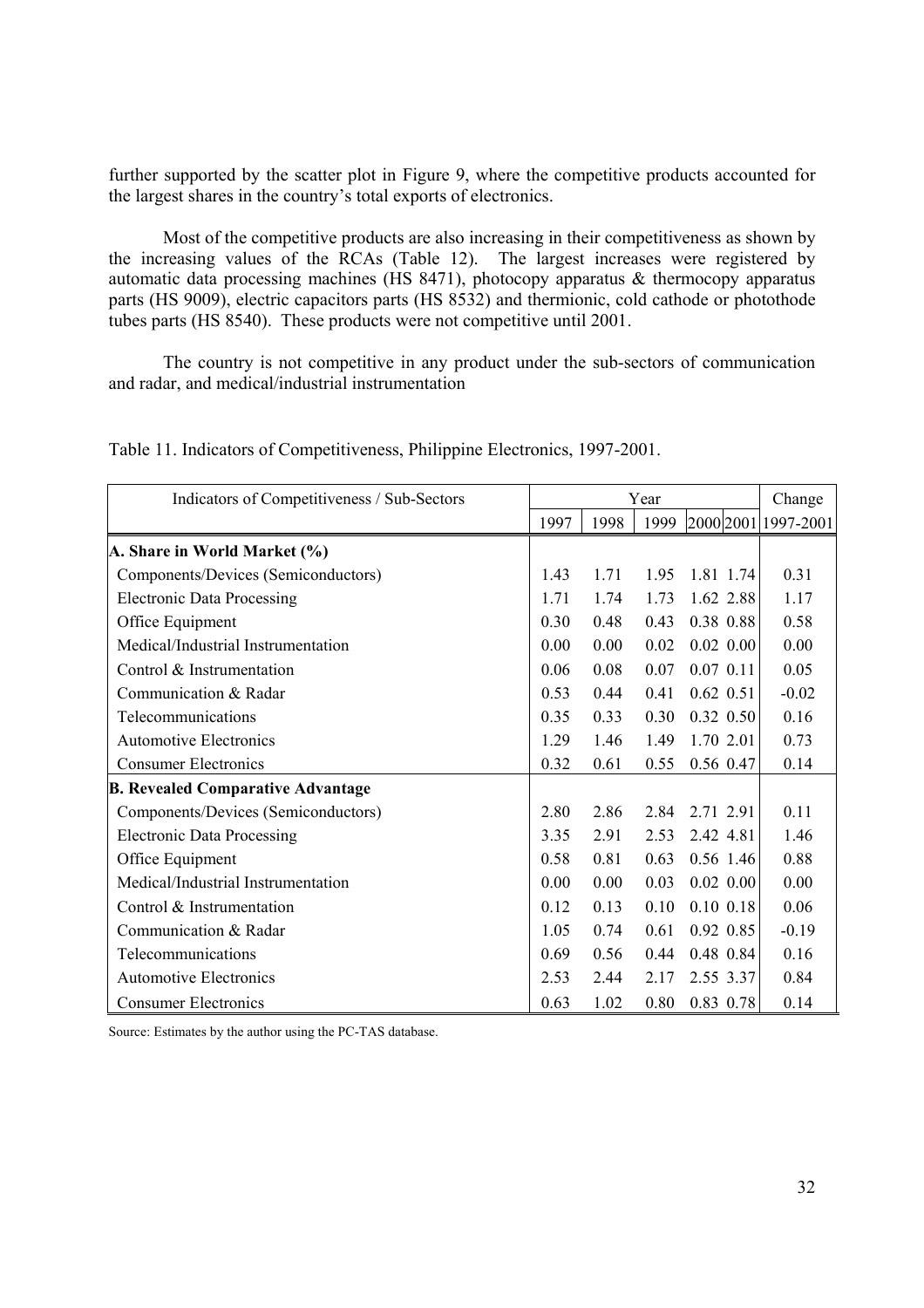further supported by the scatter plot in Figure 9, where the competitive products accounted for the largest shares in the country's total exports of electronics.

Most of the competitive products are also increasing in their competitiveness as shown by the increasing values of the RCAs (Table 12). The largest increases were registered by automatic data processing machines (HS 8471), photocopy apparatus & thermocopy apparatus parts (HS 9009), electric capacitors parts (HS 8532) and thermionic, cold cathode or photothode tubes parts (HS 8540). These products were not competitive until 2001.

The country is not competitive in any product under the sub-sectors of communication and radar, and medical/industrial instrumentation

Table 11. Indicators of Competitiveness, Philippine Electronics, 1997-2001.

| Indicators of Competitiveness / Sub-Sectors | Year | | | | | Change |
|---|---|---|---|---|---|---|
| | 1997 | 1998 | 1999 | 2000 | 2001 | 1997-2001 |
| **A. Share in World Market (%)** | | | | | | |
| Components/Devices (Semiconductors) | 1.43 | 1.71 | 1.95 | 1.81 | 1.74 | 0.31 |
| Electronic Data Processing | 1.71 | 1.74 | 1.73 | 1.62 | 2.88 | 1.17 |
| Office Equipment | 0.30 | 0.48 | 0.43 | 0.38 | 0.88 | 0.58 |
| Medical/Industrial Instrumentation | 0.00 | 0.00 | 0.02 | 0.02 | 0.00 | 0.00 |
| Control & Instrumentation | 0.06 | 0.08 | 0.07 | 0.07 | 0.11 | 0.05 |
| Communication & Radar | 0.53 | 0.44 | 0.41 | 0.62 | 0.51 | -0.02 |
| Telecommunications | 0.35 | 0.33 | 0.30 | 0.32 | 0.50 | 0.16 |
| Automotive Electronics | 1.29 | 1.46 | 1.49 | 1.70 | 2.01 | 0.73 |
| Consumer Electronics | 0.32 | 0.61 | 0.55 | 0.56 | 0.47 | 0.14 |
| **B. Revealed Comparative Advantage** | | | | | | |
| Components/Devices (Semiconductors) | 2.80 | 2.86 | 2.84 | 2.71 | 2.91 | 0.11 |
| Electronic Data Processing | 3.35 | 2.91 | 2.53 | 2.42 | 4.81 | 1.46 |
| Office Equipment | 0.58 | 0.81 | 0.63 | 0.56 | 1.46 | 0.88 |
| Medical/Industrial Instrumentation | 0.00 | 0.00 | 0.03 | 0.02 | 0.00 | 0.00 |
| Control & Instrumentation | 0.12 | 0.13 | 0.10 | 0.10 | 0.18 | 0.06 |
| Communication & Radar | 1.05 | 0.74 | 0.61 | 0.92 | 0.85 | -0.19 |
| Telecommunications | 0.69 | 0.56 | 0.44 | 0.48 | 0.84 | 0.16 |
| Automotive Electronics | 2.53 | 2.44 | 2.17 | 2.55 | 3.37 | 0.84 |
| Consumer Electronics | 0.63 | 1.02 | 0.80 | 0.83 | 0.78 | 0.14 |

Source: Estimates by the author using the PC-TAS database.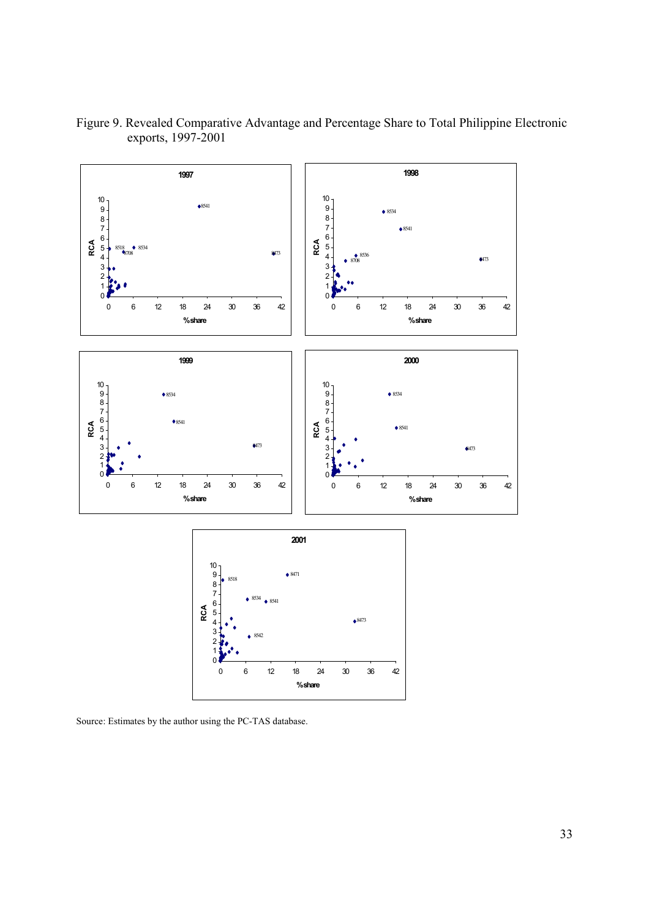Figure 9. Revealed Comparative Advantage and Percentage Share to Total Philippine Electronic exports, 1997-2001

Source: Estimates by the author using the PC-TAS database.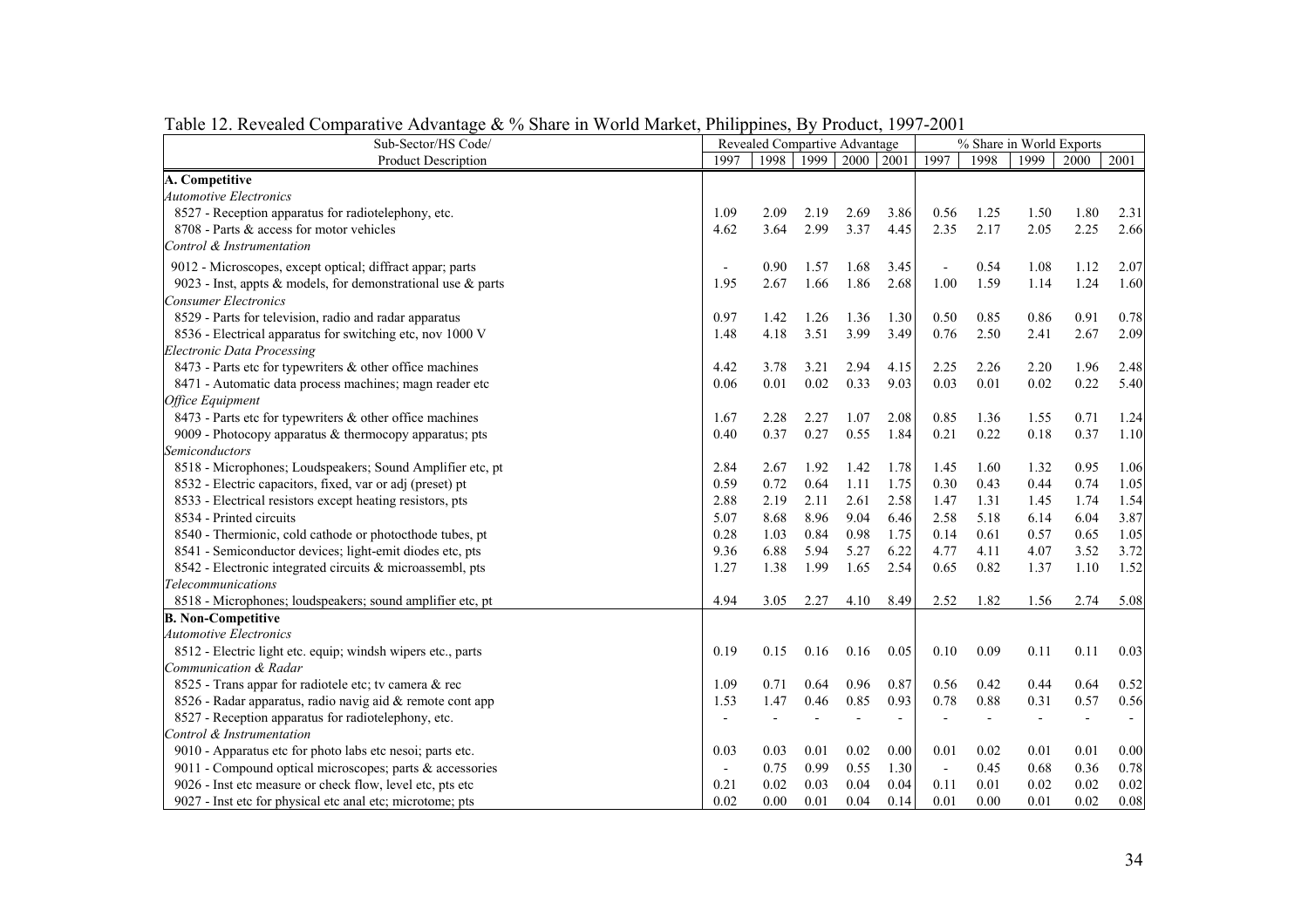Table 12. Revealed Comparative Advantage & % Share in World Market, Philippines, By Product, 1997-2001

| Sub-Sector/HS Code/ Product Description | Revealed Compartive Advantage | | | | | % Share in World Exports | | | | |
|---|---|---|---|---|---|---|---|---|---|---|
| | 1997 | 1998 | 1999 | 2000 | 2001 | 1997 | 1998 | 1999 | 2000 | 2001 |
| **A. Competitive** | | | | | | | | | | |
| *Automotive Electronics* | | | | | | | | | | |
| 8527 - Reception apparatus for radiotelephony, etc. | 1.09 | 2.09 | 2.19 | 2.69 | 3.86 | 0.56 | 1.25 | 1.50 | 1.80 | 2.31 |
| 8708 - Parts & access for motor vehicles | 4.62 | 3.64 | 2.99 | 3.37 | 4.45 | 2.35 | 2.17 | 2.05 | 2.25 | 2.66 |
| *Control & Instrumentation* | | | | | | | | | | |
| 9012 - Microscopes, except optical; diffract appar; parts | - | 0.90 | 1.57 | 1.68 | 3.45 | - | 0.54 | 1.08 | 1.12 | 2.07 |
| 9023 - Inst, appts & models, for demonstrational use & parts | 1.95 | 2.67 | 1.66 | 1.86 | 2.68 | 1.00 | 1.59 | 1.14 | 1.24 | 1.60 |
| *Consumer Electronics* | | | | | | | | | | |
| 8529 - Parts for television, radio and radar apparatus | 0.97 | 1.42 | 1.26 | 1.36 | 1.30 | 0.50 | 0.85 | 0.86 | 0.91 | 0.78 |
| 8536 - Electrical apparatus for switching etc, nov 1000 V | 1.48 | 4.18 | 3.51 | 3.99 | 3.49 | 0.76 | 2.50 | 2.41 | 2.67 | 2.09 |
| *Electronic Data Processing* | | | | | | | | | | |
| 8473 - Parts etc for typewriters & other office machines | 4.42 | 3.78 | 3.21 | 2.94 | 4.15 | 2.25 | 2.26 | 2.20 | 1.96 | 2.48 |
| 8471 - Automatic data process machines; magn reader etc | 0.06 | 0.01 | 0.02 | 0.33 | 9.03 | 0.03 | 0.01 | 0.02 | 0.22 | 5.40 |
| *Office Equipment* | | | | | | | | | | |
| 8473 - Parts etc for typewriters & other office machines | 1.67 | 2.28 | 2.27 | 1.07 | 2.08 | 0.85 | 1.36 | 1.55 | 0.71 | 1.24 |
| 9009 - Photocopy apparatus & thermocopy apparatus; pts | 0.40 | 0.37 | 0.27 | 0.55 | 1.84 | 0.21 | 0.22 | 0.18 | 0.37 | 1.10 |
| *Semiconductors* | | | | | | | | | | |
| 8518 - Microphones; Loudspeakers; Sound Amplifier etc, pt | 2.84 | 2.67 | 1.92 | 1.42 | 1.78 | 1.45 | 1.60 | 1.32 | 0.95 | 1.06 |
| 8532 - Electric capacitors, fixed, var or adj (preset) pt | 0.59 | 0.72 | 0.64 | 1.11 | 1.75 | 0.30 | 0.43 | 0.44 | 0.74 | 1.05 |
| 8533 - Electrical resistors except heating resistors, pts | 2.88 | 2.19 | 2.11 | 2.61 | 2.58 | 1.47 | 1.31 | 1.45 | 1.74 | 1.54 |
| 8534 - Printed circuits | 5.07 | 8.68 | 8.96 | 9.04 | 6.46 | 2.58 | 5.18 | 6.14 | 6.04 | 3.87 |
| 8540 - Thermionic, cold cathode or photocthode tubes, pt | 0.28 | 1.03 | 0.84 | 0.98 | 1.75 | 0.14 | 0.61 | 0.57 | 0.65 | 1.05 |
| 8541 - Semiconductor devices; light-emit diodes etc, pts | 9.36 | 6.88 | 5.94 | 5.27 | 6.22 | 4.77 | 4.11 | 4.07 | 3.52 | 3.72 |
| 8542 - Electronic integrated circuits & microassembl, pts | 1.27 | 1.38 | 1.99 | 1.65 | 2.54 | 0.65 | 0.82 | 1.37 | 1.10 | 1.52 |
| *Telecommunications* | | | | | | | | | | |
| 8518 - Microphones; loudspeakers; sound amplifier etc, pt | 4.94 | 3.05 | 2.27 | 4.10 | 8.49 | 2.52 | 1.82 | 1.56 | 2.74 | 5.08 |
| **B. Non-Competitive** | | | | | | | | | | |
| *Automotive Electronics* | | | | | | | | | | |
| 8512 - Electric light etc. equip; windsh wipers etc., parts | 0.19 | 0.15 | 0.16 | 0.16 | 0.05 | 0.10 | 0.09 | 0.11 | 0.11 | 0.03 |
| *Communication & Radar* | | | | | | | | | | |
| 8525 - Trans appar for radiotele etc; tv camera & rec | 1.09 | 0.71 | 0.64 | 0.96 | 0.87 | 0.56 | 0.42 | 0.44 | 0.64 | 0.52 |
| 8526 - Radar apparatus, radio navig aid & remote cont app | 1.53 | 1.47 | 0.46 | 0.85 | 0.93 | 0.78 | 0.88 | 0.31 | 0.57 | 0.56 |
| 8527 - Reception apparatus for radiotelephony, etc. | - | - | - | - | - | - | - | - | - | - |
| *Control & Instrumentation* | | | | | | | | | | |
| 9010 - Apparatus etc for photo labs etc nesoi; parts etc. | 0.03 | 0.03 | 0.01 | 0.02 | 0.00 | 0.01 | 0.02 | 0.01 | 0.01 | 0.00 |
| 9011 - Compound optical microscopes; parts & accessories | - | 0.75 | 0.99 | 0.55 | 1.30 | - | 0.45 | 0.68 | 0.36 | 0.78 |
| 9026 - Inst etc measure or check flow, level etc, pts etc | 0.21 | 0.02 | 0.03 | 0.04 | 0.04 | 0.11 | 0.01 | 0.02 | 0.02 | 0.02 |
| 9027 - Inst etc for physical etc anal etc; microtome; pts | 0.02 | 0.00 | 0.01 | 0.04 | 0.14 | 0.01 | 0.00 | 0.01 | 0.02 | 0.08 |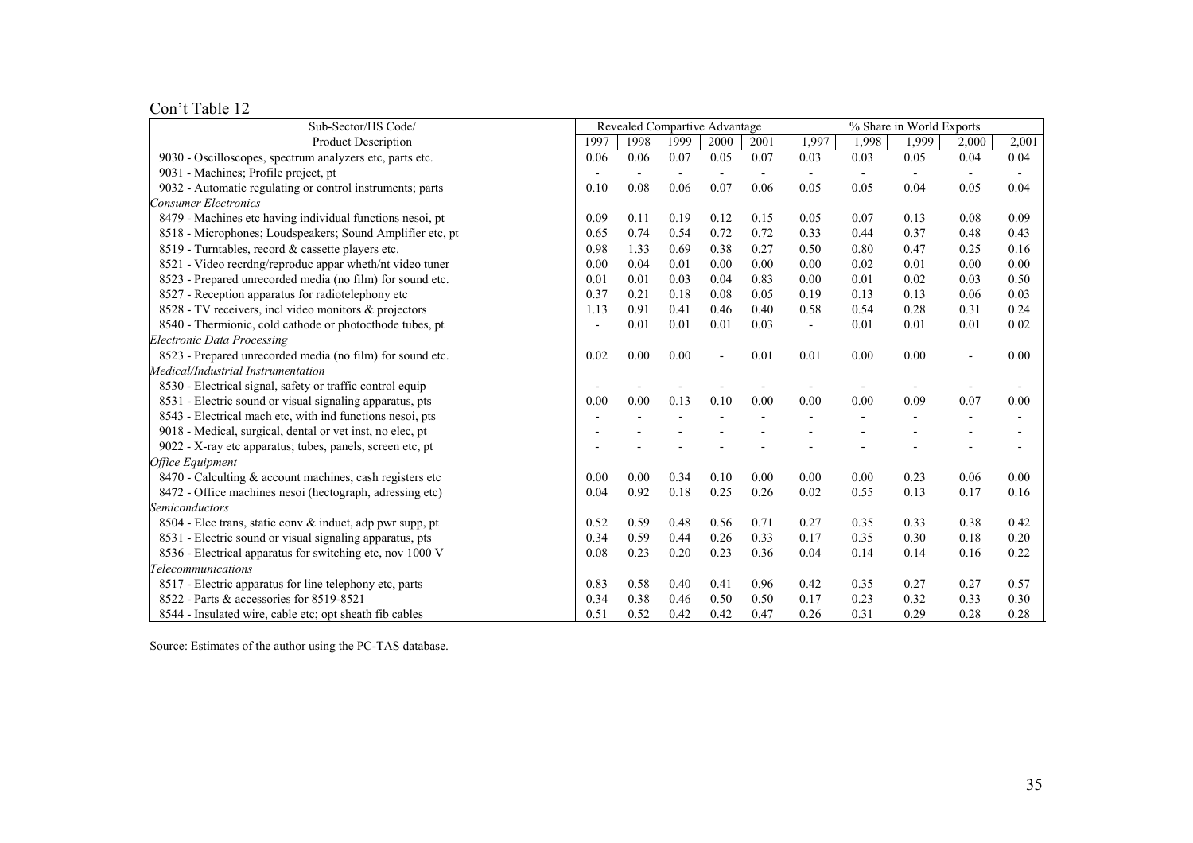Con't Table 12

| Sub-Sector/HS Code/ | Revealed Compartive Advantage | | | | | % Share in World Exports | | | | |
|---|---|---|---|---|---|---|---|---|---|---|
| Product Description | 1997 | 1998 | 1999 | 2000 | 2001 | 1,997 | 1,998 | 1,999 | 2,000 | 2,001 |
| 9030 - Oscilloscopes, spectrum analyzers etc, parts etc. | 0.06 | 0.06 | 0.07 | 0.05 | 0.07 | 0.03 | 0.03 | 0.05 | 0.04 | 0.04 |
| 9031 - Machines; Profile project, pt | - | - | - | - | - | - | - | - | - | - |
| 9032 - Automatic regulating or control instruments; parts | 0.10 | 0.08 | 0.06 | 0.07 | 0.06 | 0.05 | 0.05 | 0.04 | 0.05 | 0.04 |
| *Consumer Electronics* | | | | | | | | | | |
| 8479 - Machines etc having individual functions nesoi, pt | 0.09 | 0.11 | 0.19 | 0.12 | 0.15 | 0.05 | 0.07 | 0.13 | 0.08 | 0.09 |
| 8518 - Microphones; Loudspeakers; Sound Amplifier etc, pt | 0.65 | 0.74 | 0.54 | 0.72 | 0.72 | 0.33 | 0.44 | 0.37 | 0.48 | 0.43 |
| 8519 - Turntables, record & cassette players etc. | 0.98 | 1.33 | 0.69 | 0.38 | 0.27 | 0.50 | 0.80 | 0.47 | 0.25 | 0.16 |
| 8521 - Video recrdng/reproduc appar wheth/nt video tuner | 0.00 | 0.04 | 0.01 | 0.00 | 0.00 | 0.00 | 0.02 | 0.01 | 0.00 | 0.00 |
| 8523 - Prepared unrecorded media (no film) for sound etc. | 0.01 | 0.01 | 0.03 | 0.04 | 0.83 | 0.00 | 0.01 | 0.02 | 0.03 | 0.50 |
| 8527 - Reception apparatus for radiotelephony etc | 0.37 | 0.21 | 0.18 | 0.08 | 0.05 | 0.19 | 0.13 | 0.13 | 0.06 | 0.03 |
| 8528 - TV receivers, incl video monitors & projectors | 1.13 | 0.91 | 0.41 | 0.46 | 0.40 | 0.58 | 0.54 | 0.28 | 0.31 | 0.24 |
| 8540 - Thermionic, cold cathode or photocthode tubes, pt | - | 0.01 | 0.01 | 0.01 | 0.03 | - | 0.01 | 0.01 | 0.01 | 0.02 |
| *Electronic Data Processing* | | | | | | | | | | |
| 8523 - Prepared unrecorded media (no film) for sound etc. | 0.02 | 0.00 | 0.00 | - | 0.01 | 0.01 | 0.00 | 0.00 | - | 0.00 |
| *Medical/Industrial Instrumentation* | | | | | | | | | | |
| 8530 - Electrical signal, safety or traffic control equip | - | - | - | - | - | - | - | - | - | - |
| 8531 - Electric sound or visual signaling apparatus, pts | 0.00 | 0.00 | 0.13 | 0.10 | 0.00 | 0.00 | 0.00 | 0.09 | 0.07 | 0.00 |
| 8543 - Electrical mach etc, with ind functions nesoi, pts | - | - | - | - | - | - | - | - | - | - |
| 9018 - Medical, surgical, dental or vet inst, no elec, pt | - | - | - | - | - | - | - | - | - | - |
| 9022 - X-ray etc apparatus; tubes, panels, screen etc, pt | - | - | - | - | - | - | - | - | - | - |
| *Office Equipment* | | | | | | | | | | |
| 8470 - Calculting & account machines, cash registers etc | 0.00 | 0.00 | 0.34 | 0.10 | 0.00 | 0.00 | 0.00 | 0.23 | 0.06 | 0.00 |
| 8472 - Office machines nesoi (hectograph, adressing etc) | 0.04 | 0.92 | 0.18 | 0.25 | 0.26 | 0.02 | 0.55 | 0.13 | 0.17 | 0.16 |
| *Semiconductors* | | | | | | | | | | |
| 8504 - Elec trans, static conv & induct, adp pwr supp, pt | 0.52 | 0.59 | 0.48 | 0.56 | 0.71 | 0.27 | 0.35 | 0.33 | 0.38 | 0.42 |
| 8531 - Electric sound or visual signaling apparatus, pts | 0.34 | 0.59 | 0.44 | 0.26 | 0.33 | 0.17 | 0.35 | 0.30 | 0.18 | 0.20 |
| 8536 - Electrical apparatus for switching etc, nov 1000 V | 0.08 | 0.23 | 0.20 | 0.23 | 0.36 | 0.04 | 0.14 | 0.14 | 0.16 | 0.22 |
| *Telecommunications* | | | | | | | | | | |
| 8517 - Electric apparatus for line telephony etc, parts | 0.83 | 0.58 | 0.40 | 0.41 | 0.96 | 0.42 | 0.35 | 0.27 | 0.27 | 0.57 |
| 8522 - Parts & accessories for 8519-8521 | 0.34 | 0.38 | 0.46 | 0.50 | 0.50 | 0.17 | 0.23 | 0.32 | 0.33 | 0.30 |
| 8544 - Insulated wire, cable etc; opt sheath fib cables | 0.51 | 0.52 | 0.42 | 0.42 | 0.47 | 0.26 | 0.31 | 0.29 | 0.28 | 0.28 |

Source: Estimates of the author using the PC-TAS database.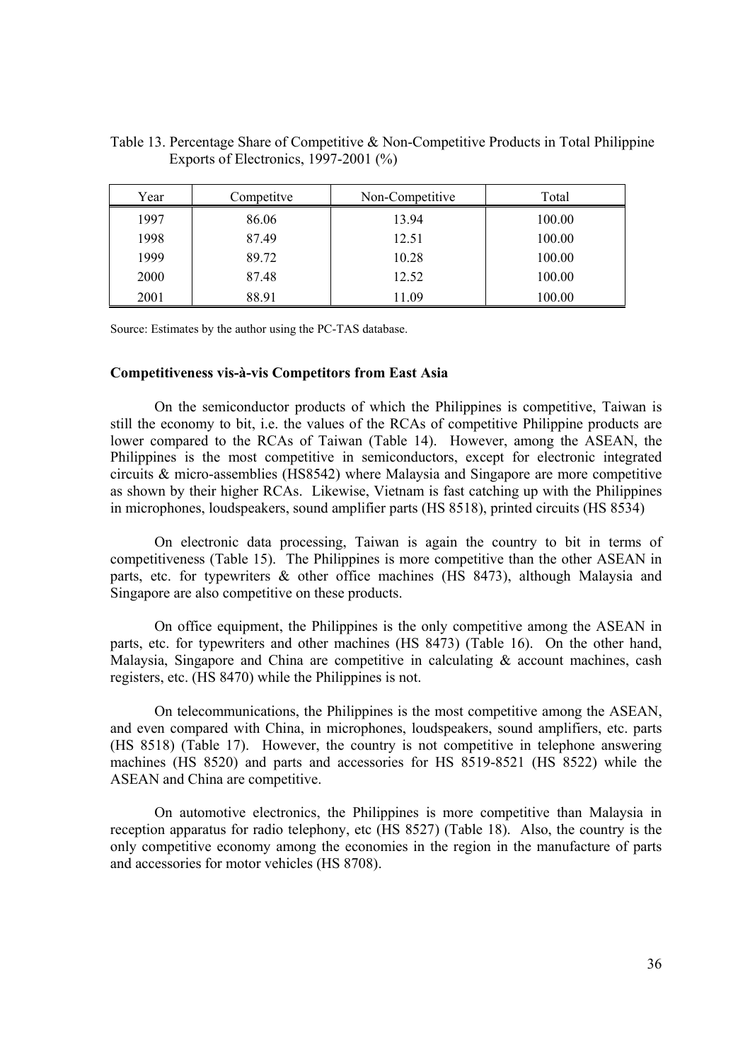Table 13. Percentage Share of Competitive & Non-Competitive Products in Total Philippine Exports of Electronics, 1997-2001 (%)

| Year | Competitve | Non-Competitive | Total |
|---|---|---|---|
| 1997 | 86.06 | 13.94 | 100.00 |
| 1998 | 87.49 | 12.51 | 100.00 |
| 1999 | 89.72 | 10.28 | 100.00 |
| 2000 | 87.48 | 12.52 | 100.00 |
| 2001 | 88.91 | 11.09 | 100.00 |

Source: Estimates by the author using the PC-TAS database.

**Competitiveness vis-à-vis Competitors from East Asia**

On the semiconductor products of which the Philippines is competitive, Taiwan is still the economy to bit, i.e. the values of the RCAs of competitive Philippine products are lower compared to the RCAs of Taiwan (Table 14). However, among the ASEAN, the Philippines is the most competitive in semiconductors, except for electronic integrated circuits & micro-assemblies (HS8542) where Malaysia and Singapore are more competitive as shown by their higher RCAs. Likewise, Vietnam is fast catching up with the Philippines in microphones, loudspeakers, sound amplifier parts (HS 8518), printed circuits (HS 8534)

On electronic data processing, Taiwan is again the country to bit in terms of competitiveness (Table 15). The Philippines is more competitive than the other ASEAN in parts, etc. for typewriters & other office machines (HS 8473), although Malaysia and Singapore are also competitive on these products.

On office equipment, the Philippines is the only competitive among the ASEAN in parts, etc. for typewriters and other machines (HS 8473) (Table 16). On the other hand, Malaysia, Singapore and China are competitive in calculating & account machines, cash registers, etc. (HS 8470) while the Philippines is not.

On telecommunications, the Philippines is the most competitive among the ASEAN, and even compared with China, in microphones, loudspeakers, sound amplifiers, etc. parts (HS 8518) (Table 17). However, the country is not competitive in telephone answering machines (HS 8520) and parts and accessories for HS 8519-8521 (HS 8522) while the ASEAN and China are competitive.

On automotive electronics, the Philippines is more competitive than Malaysia in reception apparatus for radio telephony, etc (HS 8527) (Table 18). Also, the country is the only competitive economy among the economies in the region in the manufacture of parts and accessories for motor vehicles (HS 8708).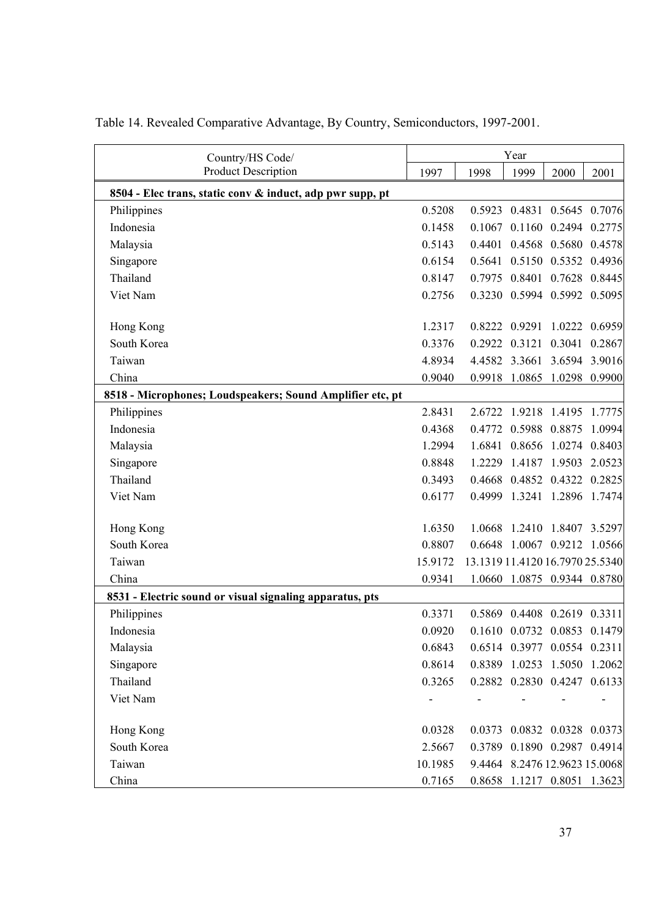Table 14. Revealed Comparative Advantage, By Country, Semiconductors, 1997-2001.

| Country/HS Code/ Product Description | Year | | | | |
|---|---|---|---|---|---|
| | 1997 | 1998 | 1999 | 2000 | 2001 |
| **8504 - Elec trans, static conv & induct, adp pwr supp, pt** | | | | | |
| Philippines | 0.5208 | 0.5923 | 0.4831 | 0.5645 | 0.7076 |
| Indonesia | 0.1458 | 0.1067 | 0.1160 | 0.2494 | 0.2775 |
| Malaysia | 0.5143 | 0.4401 | 0.4568 | 0.5680 | 0.4578 |
| Singapore | 0.6154 | 0.5641 | 0.5150 | 0.5352 | 0.4936 |
| Thailand | 0.8147 | 0.7975 | 0.8401 | 0.7628 | 0.8445 |
| Viet Nam | 0.2756 | 0.3230 | 0.5994 | 0.5992 | 0.5095 |
| Hong Kong | 1.2317 | 0.8222 | 0.9291 | 1.0222 | 0.6959 |
| South Korea | 0.3376 | 0.2922 | 0.3121 | 0.3041 | 0.2867 |
| Taiwan | 4.8934 | 4.4582 | 3.3661 | 3.6594 | 3.9016 |
| China | 0.9040 | 0.9918 | 1.0865 | 1.0298 | 0.9900 |
| **8518 - Microphones; Loudspeakers; Sound Amplifier etc, pt** | | | | | |
| Philippines | 2.8431 | 2.6722 | 1.9218 | 1.4195 | 1.7775 |
| Indonesia | 0.4368 | 0.4772 | 0.5988 | 0.8875 | 1.0994 |
| Malaysia | 1.2994 | 1.6841 | 0.8656 | 1.0274 | 0.8403 |
| Singapore | 0.8848 | 1.2229 | 1.4187 | 1.9503 | 2.0523 |
| Thailand | 0.3493 | 0.4668 | 0.4852 | 0.4322 | 0.2825 |
| Viet Nam | 0.6177 | 0.4999 | 1.3241 | 1.2896 | 1.7474 |
| Hong Kong | 1.6350 | 1.0668 | 1.2410 | 1.8407 | 3.5297 |
| South Korea | 0.8807 | 0.6648 | 1.0067 | 0.9212 | 1.0566 |
| Taiwan | 15.9172 | 13.1319 | 11.4120 | 16.7970 | 25.5340 |
| China | 0.9341 | 1.0660 | 1.0875 | 0.9344 | 0.8780 |
| **8531 - Electric sound or visual signaling apparatus, pts** | | | | | |
| Philippines | 0.3371 | 0.5869 | 0.4408 | 0.2619 | 0.3311 |
| Indonesia | 0.0920 | 0.1610 | 0.0732 | 0.0853 | 0.1479 |
| Malaysia | 0.6843 | 0.6514 | 0.3977 | 0.0554 | 0.2311 |
| Singapore | 0.8614 | 0.8389 | 1.0253 | 1.5050 | 1.2062 |
| Thailand | 0.3265 | 0.2882 | 0.2830 | 0.4247 | 0.6133 |
| Viet Nam | - | - | - | - | - |
| Hong Kong | 0.0328 | 0.0373 | 0.0832 | 0.0328 | 0.0373 |
| South Korea | 2.5667 | 0.3789 | 0.1890 | 0.2987 | 0.4914 |
| Taiwan | 10.1985 | 9.4464 | 8.2476 | 12.9623 | 15.0068 |
| China | 0.7165 | 0.8658 | 1.1217 | 0.8051 | 1.3623 |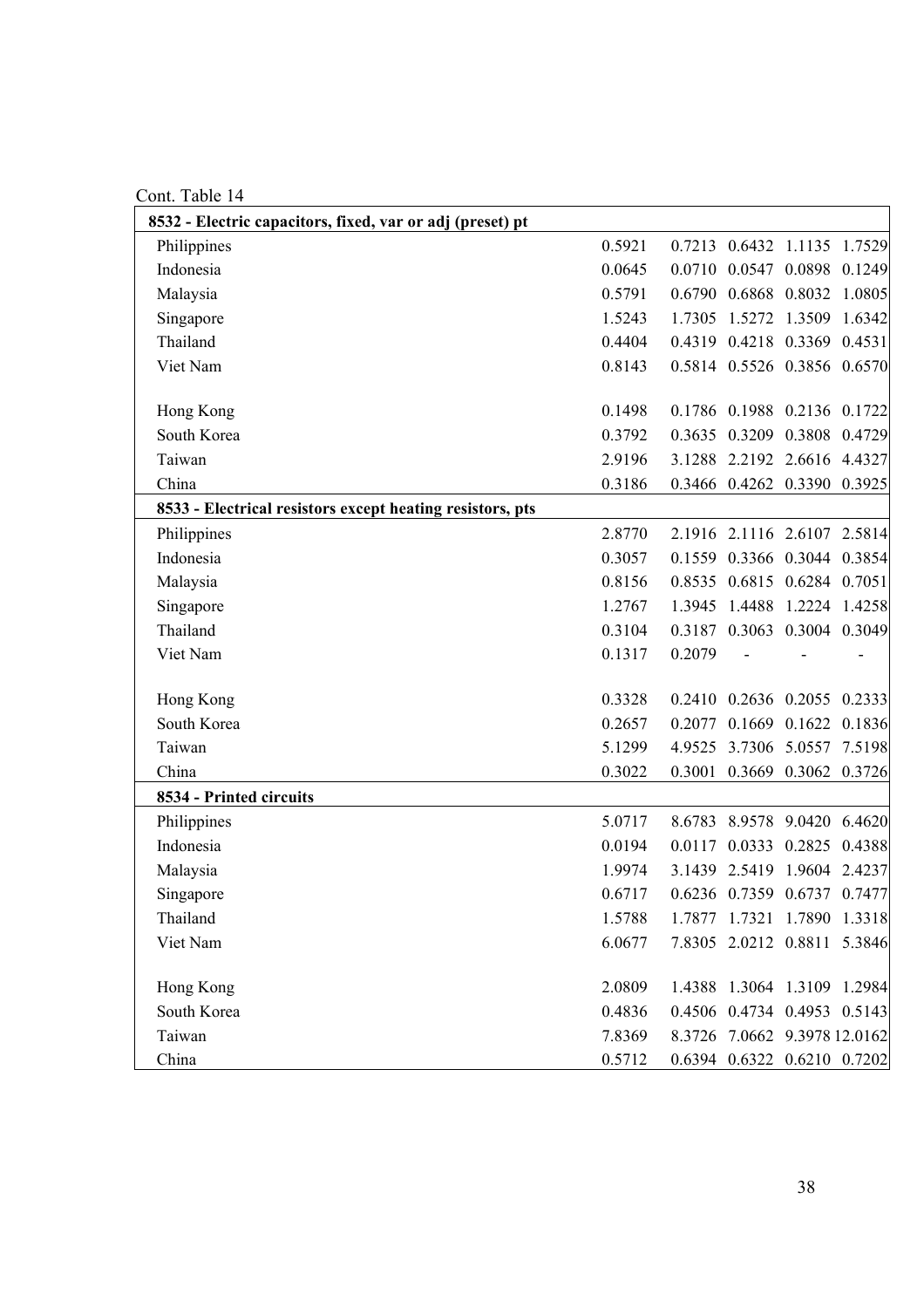Cont. Table 14

| | | | | | |
|---|---|---|---|---|---|
| **8532 - Electric capacitors, fixed, var or adj (preset) pt** | | | | | |
| Philippines | 0.5921 | 0.7213 | 0.6432 | 1.1135 | 1.7529 |
| Indonesia | 0.0645 | 0.0710 | 0.0547 | 0.0898 | 0.1249 |
| Malaysia | 0.5791 | 0.6790 | 0.6868 | 0.8032 | 1.0805 |
| Singapore | 1.5243 | 1.7305 | 1.5272 | 1.3509 | 1.6342 |
| Thailand | 0.4404 | 0.4319 | 0.4218 | 0.3369 | 0.4531 |
| Viet Nam | 0.8143 | 0.5814 | 0.5526 | 0.3856 | 0.6570 |
| | | | | | |
| Hong Kong | 0.1498 | 0.1786 | 0.1988 | 0.2136 | 0.1722 |
| South Korea | 0.3792 | 0.3635 | 0.3209 | 0.3808 | 0.4729 |
| Taiwan | 2.9196 | 3.1288 | 2.2192 | 2.6616 | 4.4327 |
| China | 0.3186 | 0.3466 | 0.4262 | 0.3390 | 0.3925 |
| **8533 - Electrical resistors except heating resistors, pts** | | | | | |
| Philippines | 2.8770 | 2.1916 | 2.1116 | 2.6107 | 2.5814 |
| Indonesia | 0.3057 | 0.1559 | 0.3366 | 0.3044 | 0.3854 |
| Malaysia | 0.8156 | 0.8535 | 0.6815 | 0.6284 | 0.7051 |
| Singapore | 1.2767 | 1.3945 | 1.4488 | 1.2224 | 1.4258 |
| Thailand | 0.3104 | 0.3187 | 0.3063 | 0.3004 | 0.3049 |
| Viet Nam | 0.1317 | 0.2079 | - | - | - |
| | | | | | |
| Hong Kong | 0.3328 | 0.2410 | 0.2636 | 0.2055 | 0.2333 |
| South Korea | 0.2657 | 0.2077 | 0.1669 | 0.1622 | 0.1836 |
| Taiwan | 5.1299 | 4.9525 | 3.7306 | 5.0557 | 7.5198 |
| China | 0.3022 | 0.3001 | 0.3669 | 0.3062 | 0.3726 |
| **8534 - Printed circuits** | | | | | |
| Philippines | 5.0717 | 8.6783 | 8.9578 | 9.0420 | 6.4620 |
| Indonesia | 0.0194 | 0.0117 | 0.0333 | 0.2825 | 0.4388 |
| Malaysia | 1.9974 | 3.1439 | 2.5419 | 1.9604 | 2.4237 |
| Singapore | 0.6717 | 0.6236 | 0.7359 | 0.6737 | 0.7477 |
| Thailand | 1.5788 | 1.7877 | 1.7321 | 1.7890 | 1.3318 |
| Viet Nam | 6.0677 | 7.8305 | 2.0212 | 0.8811 | 5.3846 |
| | | | | | |
| Hong Kong | 2.0809 | 1.4388 | 1.3064 | 1.3109 | 1.2984 |
| South Korea | 0.4836 | 0.4506 | 0.4734 | 0.4953 | 0.5143 |
| Taiwan | 7.8369 | 8.3726 | 7.0662 | 9.3978 | 12.0162 |
| China | 0.5712 | 0.6394 | 0.6322 | 0.6210 | 0.7202 |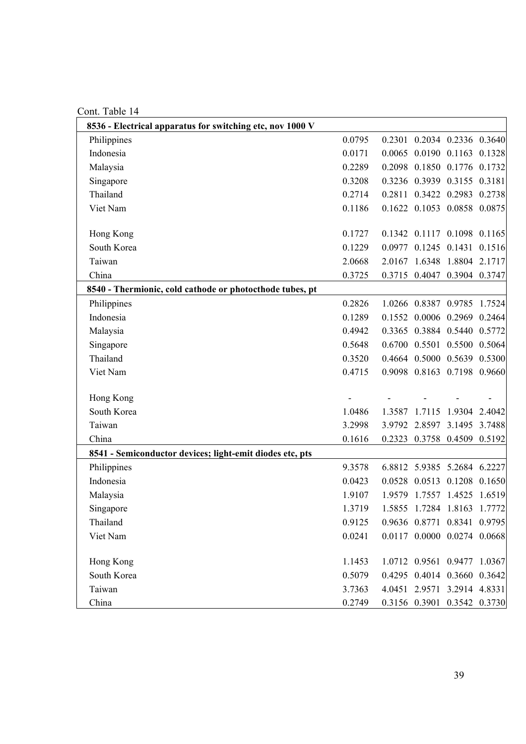Cont. Table 14

| | | | | | |
|---|---|---|---|---|---|
| **8536 - Electrical apparatus for switching etc, nov 1000 V** | | | | | |
| Philippines | 0.0795 | 0.2301 | 0.2034 | 0.2336 | 0.3640 |
| Indonesia | 0.0171 | 0.0065 | 0.0190 | 0.1163 | 0.1328 |
| Malaysia | 0.2289 | 0.2098 | 0.1850 | 0.1776 | 0.1732 |
| Singapore | 0.3208 | 0.3236 | 0.3939 | 0.3155 | 0.3181 |
| Thailand | 0.2714 | 0.2811 | 0.3422 | 0.2983 | 0.2738 |
| Viet Nam | 0.1186 | 0.1622 | 0.1053 | 0.0858 | 0.0875 |
| | | | | | |
| Hong Kong | 0.1727 | 0.1342 | 0.1117 | 0.1098 | 0.1165 |
| South Korea | 0.1229 | 0.0977 | 0.1245 | 0.1431 | 0.1516 |
| Taiwan | 2.0668 | 2.0167 | 1.6348 | 1.8804 | 2.1717 |
| China | 0.3725 | 0.3715 | 0.4047 | 0.3904 | 0.3747 |
| **8540 - Thermionic, cold cathode or photocthode tubes, pt** | | | | | |
| Philippines | 0.2826 | 1.0266 | 0.8387 | 0.9785 | 1.7524 |
| Indonesia | 0.1289 | 0.1552 | 0.0006 | 0.2969 | 0.2464 |
| Malaysia | 0.4942 | 0.3365 | 0.3884 | 0.5440 | 0.5772 |
| Singapore | 0.5648 | 0.6700 | 0.5501 | 0.5500 | 0.5064 |
| Thailand | 0.3520 | 0.4664 | 0.5000 | 0.5639 | 0.5300 |
| Viet Nam | 0.4715 | 0.9098 | 0.8163 | 0.7198 | 0.9660 |
| | | | | | |
| Hong Kong | - | - | - | - | - |
| South Korea | 1.0486 | 1.3587 | 1.7115 | 1.9304 | 2.4042 |
| Taiwan | 3.2998 | 3.9792 | 2.8597 | 3.1495 | 3.7488 |
| China | 0.1616 | 0.2323 | 0.3758 | 0.4509 | 0.5192 |
| **8541 - Semiconductor devices; light-emit diodes etc, pts** | | | | | |
| Philippines | 9.3578 | 6.8812 | 5.9385 | 5.2684 | 6.2227 |
| Indonesia | 0.0423 | 0.0528 | 0.0513 | 0.1208 | 0.1650 |
| Malaysia | 1.9107 | 1.9579 | 1.7557 | 1.4525 | 1.6519 |
| Singapore | 1.3719 | 1.5855 | 1.7284 | 1.8163 | 1.7772 |
| Thailand | 0.9125 | 0.9636 | 0.8771 | 0.8341 | 0.9795 |
| Viet Nam | 0.0241 | 0.0117 | 0.0000 | 0.0274 | 0.0668 |
| | | | | | |
| Hong Kong | 1.1453 | 1.0712 | 0.9561 | 0.9477 | 1.0367 |
| South Korea | 0.5079 | 0.4295 | 0.4014 | 0.3660 | 0.3642 |
| Taiwan | 3.7363 | 4.0451 | 2.9571 | 3.2914 | 4.8331 |
| China | 0.2749 | 0.3156 | 0.3901 | 0.3542 | 0.3730 |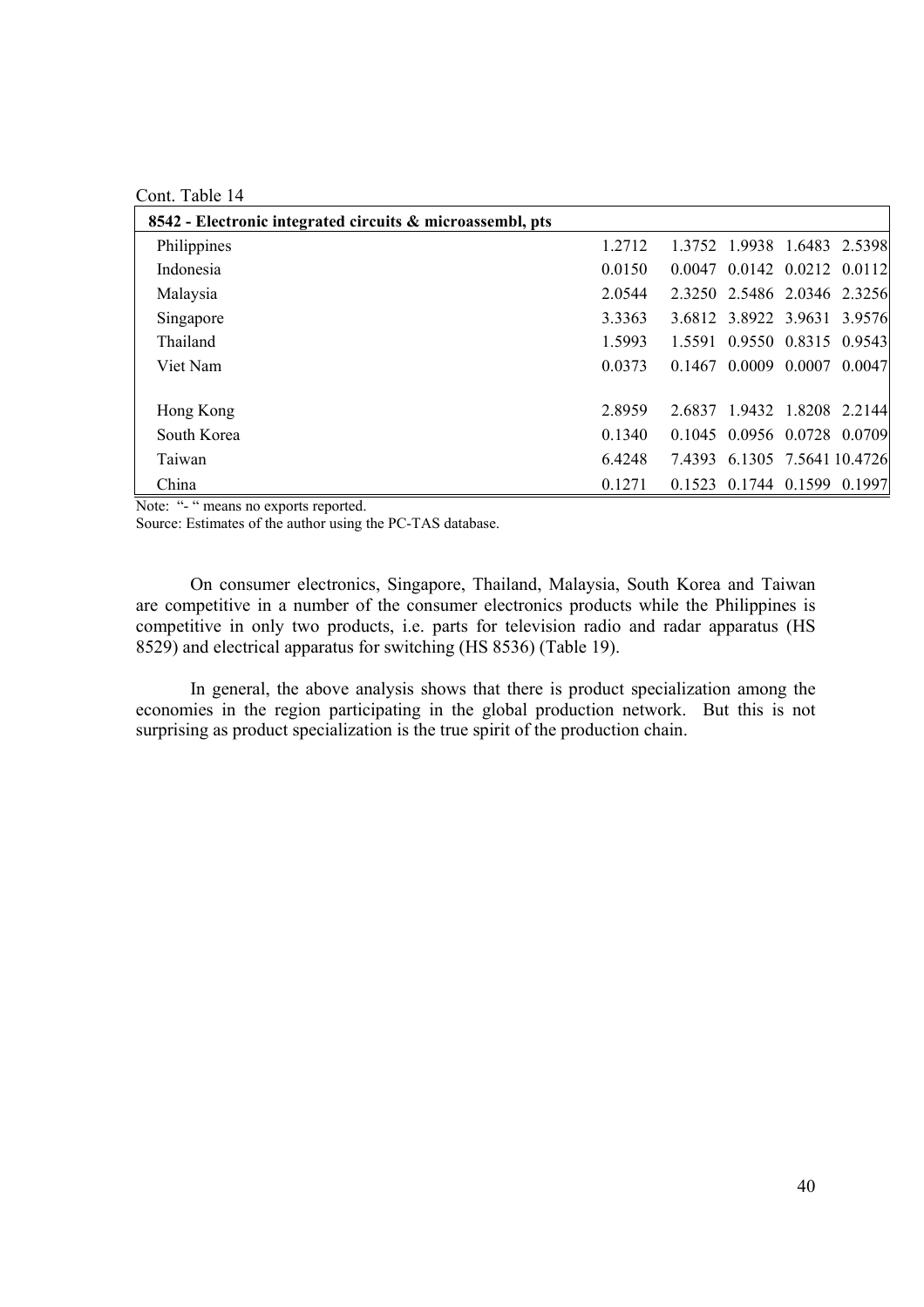Cont. Table 14

| 8542 - Electronic integrated circuits & microassembl, pts | | | | | |
|---|---|---|---|---|---|
| Philippines | 1.2712 | 1.3752 | 1.9938 | 1.6483 | 2.5398 |
| Indonesia | 0.0150 | 0.0047 | 0.0142 | 0.0212 | 0.0112 |
| Malaysia | 2.0544 | 2.3250 | 2.5486 | 2.0346 | 2.3256 |
| Singapore | 3.3363 | 3.6812 | 3.8922 | 3.9631 | 3.9576 |
| Thailand | 1.5993 | 1.5591 | 0.9550 | 0.8315 | 0.9543 |
| Viet Nam | 0.0373 | 0.1467 | 0.0009 | 0.0007 | 0.0047 |
| | | | | | |
| Hong Kong | 2.8959 | 2.6837 | 1.9432 | 1.8208 | 2.2144 |
| South Korea | 0.1340 | 0.1045 | 0.0956 | 0.0728 | 0.0709 |
| Taiwan | 6.4248 | 7.4393 | 6.1305 | 7.5641 | 10.4726 |
| China | 0.1271 | 0.1523 | 0.1744 | 0.1599 | 0.1997 |

Note: "- " means no exports reported.

Source: Estimates of the author using the PC-TAS database.

On consumer electronics, Singapore, Thailand, Malaysia, South Korea and Taiwan are competitive in a number of the consumer electronics products while the Philippines is competitive in only two products, i.e. parts for television radio and radar apparatus (HS 8529) and electrical apparatus for switching (HS 8536) (Table 19).

In general, the above analysis shows that there is product specialization among the economies in the region participating in the global production network. But this is not surprising as product specialization is the true spirit of the production chain.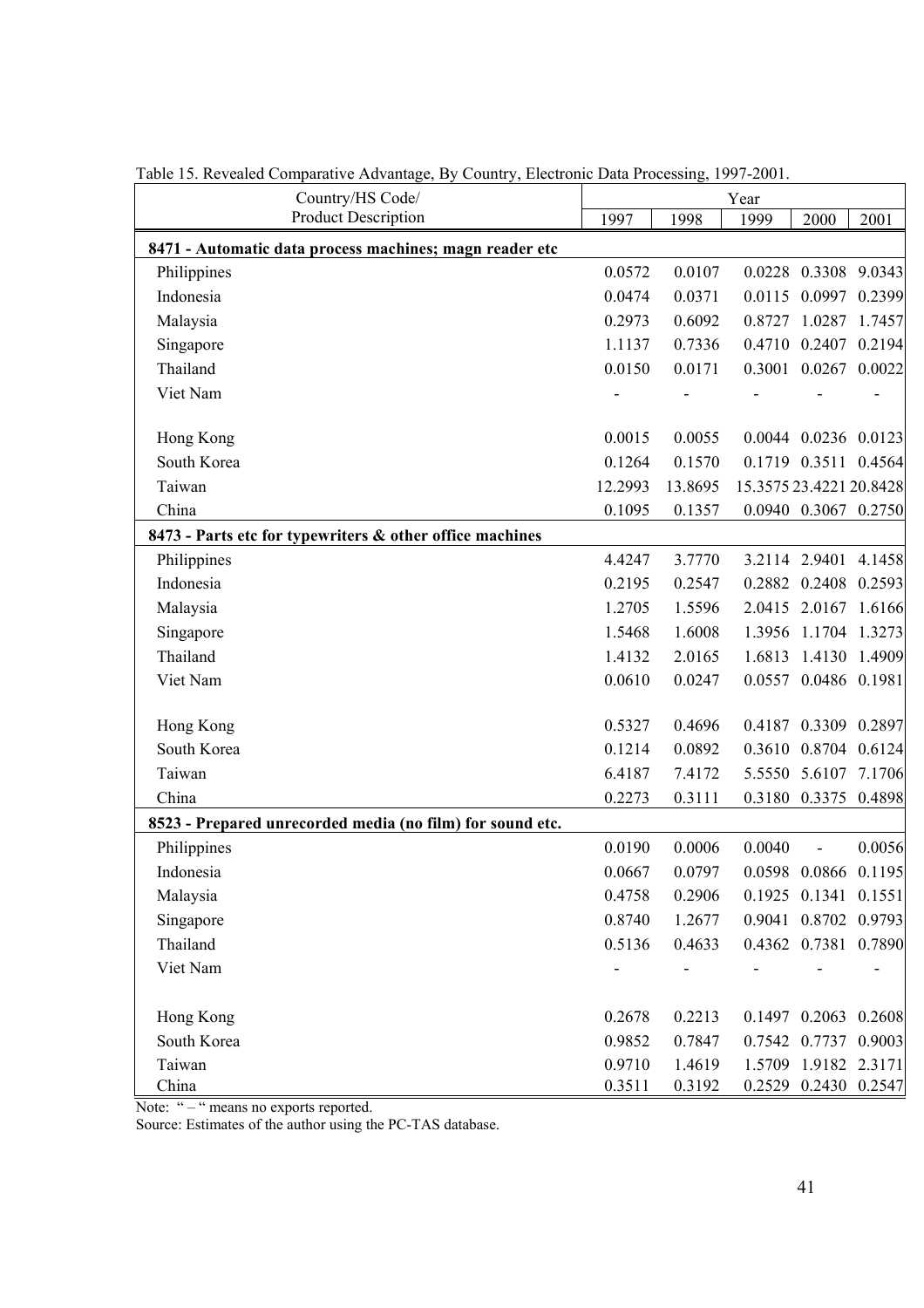Table 15. Revealed Comparative Advantage, By Country, Electronic Data Processing, 1997-2001.

| Country/HS Code/ Product Description | Year | | | | |
|---|---|---|---|---|---|
| | 1997 | 1998 | 1999 | 2000 | 2001 |
| **8471 - Automatic data process machines; magn reader etc** | | | | | |
| Philippines | 0.0572 | 0.0107 | 0.0228 | 0.3308 | 9.0343 |
| Indonesia | 0.0474 | 0.0371 | 0.0115 | 0.0997 | 0.2399 |
| Malaysia | 0.2973 | 0.6092 | 0.8727 | 1.0287 | 1.7457 |
| Singapore | 1.1137 | 0.7336 | 0.4710 | 0.2407 | 0.2194 |
| Thailand | 0.0150 | 0.0171 | 0.3001 | 0.0267 | 0.0022 |
| Viet Nam | - | - | - | - | - |
| Hong Kong | 0.0015 | 0.0055 | 0.0044 | 0.0236 | 0.0123 |
| South Korea | 0.1264 | 0.1570 | 0.1719 | 0.3511 | 0.4564 |
| Taiwan | 12.2993 | 13.8695 | 15.3575 | 23.4221 | 20.8428 |
| China | 0.1095 | 0.1357 | 0.0940 | 0.3067 | 0.2750 |
| **8473 - Parts etc for typewriters & other office machines** | | | | | |
| Philippines | 4.4247 | 3.7770 | 3.2114 | 2.9401 | 4.1458 |
| Indonesia | 0.2195 | 0.2547 | 0.2882 | 0.2408 | 0.2593 |
| Malaysia | 1.2705 | 1.5596 | 2.0415 | 2.0167 | 1.6166 |
| Singapore | 1.5468 | 1.6008 | 1.3956 | 1.1704 | 1.3273 |
| Thailand | 1.4132 | 2.0165 | 1.6813 | 1.4130 | 1.4909 |
| Viet Nam | 0.0610 | 0.0247 | 0.0557 | 0.0486 | 0.1981 |
| Hong Kong | 0.5327 | 0.4696 | 0.4187 | 0.3309 | 0.2897 |
| South Korea | 0.1214 | 0.0892 | 0.3610 | 0.8704 | 0.6124 |
| Taiwan | 6.4187 | 7.4172 | 5.5550 | 5.6107 | 7.1706 |
| China | 0.2273 | 0.3111 | 0.3180 | 0.3375 | 0.4898 |
| **8523 - Prepared unrecorded media (no film) for sound etc.** | | | | | |
| Philippines | 0.0190 | 0.0006 | 0.0040 | - | 0.0056 |
| Indonesia | 0.0667 | 0.0797 | 0.0598 | 0.0866 | 0.1195 |
| Malaysia | 0.4758 | 0.2906 | 0.1925 | 0.1341 | 0.1551 |
| Singapore | 0.8740 | 1.2677 | 0.9041 | 0.8702 | 0.9793 |
| Thailand | 0.5136 | 0.4633 | 0.4362 | 0.7381 | 0.7890 |
| Viet Nam | - | - | - | - | - |
| Hong Kong | 0.2678 | 0.2213 | 0.1497 | 0.2063 | 0.2608 |
| South Korea | 0.9852 | 0.7847 | 0.7542 | 0.7737 | 0.9003 |
| Taiwan | 0.9710 | 1.4619 | 1.5709 | 1.9182 | 2.3171 |
| China | 0.3511 | 0.3192 | 0.2529 | 0.2430 | 0.2547 |

Note: " – " means no exports reported.

Source: Estimates of the author using the PC-TAS database.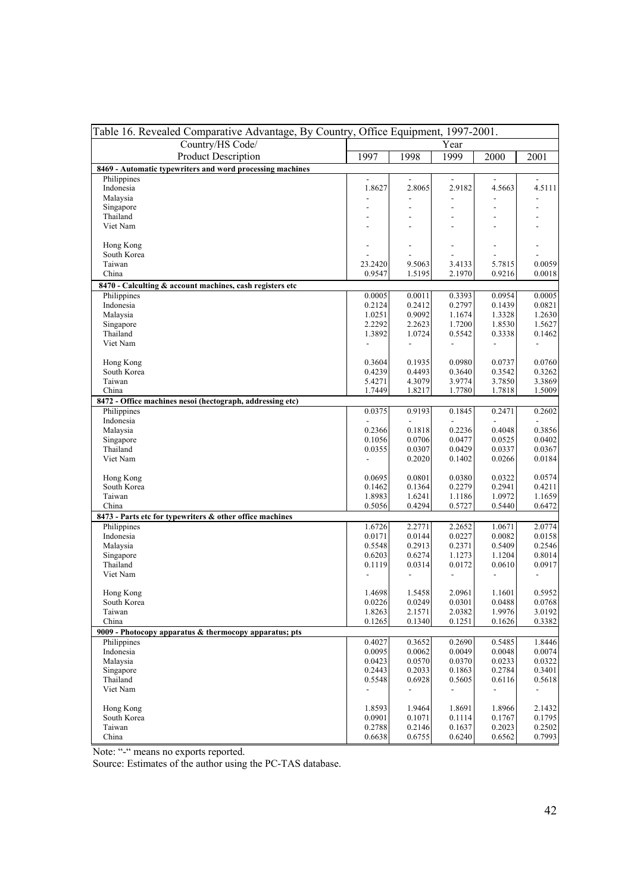| Table 16. Revealed Comparative Advantage, By Country, Office Equipment, 1997-2001. | | | | | |
|---|---|---|---|---|---|
| Country/HS Code/ | Year | | | | |
| Product Description | 1997 | 1998 | 1999 | 2000 | 2001 |
| **8469 - Automatic typewriters and word processing machines** | | | | | |
| Philippines | - | - | - | - | - |
| Indonesia | 1.8627 | 2.8065 | 2.9182 | 4.5663 | 4.5111 |
| Malaysia | - | - | - | - | - |
| Singapore | - | - | - | - | - |
| Thailand | - | - | - | - | - |
| Viet Nam | - | - | - | - | - |
| Hong Kong | - | - | - | - | - |
| South Korea | - | - | - | - | - |
| Taiwan | 23.2420 | 9.5063 | 3.4133 | 5.7815 | 0.0059 |
| China | 0.9547 | 1.5195 | 2.1970 | 0.9216 | 0.0018 |
| **8470 - Calculting & account machines, cash registers etc** | | | | | |
| Philippines | 0.0005 | 0.0011 | 0.3393 | 0.0954 | 0.0005 |
| Indonesia | 0.2124 | 0.2412 | 0.2797 | 0.1439 | 0.0821 |
| Malaysia | 1.0251 | 0.9092 | 1.1674 | 1.3328 | 1.2630 |
| Singapore | 2.2292 | 2.2623 | 1.7200 | 1.8530 | 1.5627 |
| Thailand | 1.3892 | 1.0724 | 0.5542 | 0.3338 | 0.1462 |
| Viet Nam | - | - | - | - | - |
| Hong Kong | 0.3604 | 0.1935 | 0.0980 | 0.0737 | 0.0760 |
| South Korea | 0.4239 | 0.4493 | 0.3640 | 0.3542 | 0.3262 |
| Taiwan | 5.4271 | 4.3079 | 3.9774 | 3.7850 | 3.3869 |
| China | 1.7449 | 1.8217 | 1.7780 | 1.7818 | 1.5009 |
| **8472 - Office machines nesoi (hectograph, addressing etc)** | | | | | |
| Philippines | 0.0375 | 0.9193 | 0.1845 | 0.2471 | 0.2602 |
| Indonesia | - | - | - | - | - |
| Malaysia | 0.2366 | 0.1818 | 0.2236 | 0.4048 | 0.3856 |
| Singapore | 0.1056 | 0.0706 | 0.0477 | 0.0525 | 0.0402 |
| Thailand | 0.0355 | 0.0307 | 0.0429 | 0.0337 | 0.0367 |
| Viet Nam | - | 0.2020 | 0.1402 | 0.0266 | 0.0184 |
| Hong Kong | 0.0695 | 0.0801 | 0.0380 | 0.0322 | 0.0574 |
| South Korea | 0.1462 | 0.1364 | 0.2279 | 0.2941 | 0.4211 |
| Taiwan | 1.8983 | 1.6241 | 1.1186 | 1.0972 | 1.1659 |
| China | 0.5056 | 0.4294 | 0.5727 | 0.5440 | 0.6472 |
| **8473 - Parts etc for typewriters & other office machines** | | | | | |
| Philippines | 1.6726 | 2.2771 | 2.2652 | 1.0671 | 2.0774 |
| Indonesia | 0.0171 | 0.0144 | 0.0227 | 0.0082 | 0.0158 |
| Malaysia | 0.5548 | 0.2913 | 0.2371 | 0.5409 | 0.2546 |
| Singapore | 0.6203 | 0.6274 | 1.1273 | 1.1204 | 0.8014 |
| Thailand | 0.1119 | 0.0314 | 0.0172 | 0.0610 | 0.0917 |
| Viet Nam | - | - | - | - | - |
| Hong Kong | 1.4698 | 1.5458 | 2.0961 | 1.1601 | 0.5952 |
| South Korea | 0.0226 | 0.0249 | 0.0301 | 0.0488 | 0.0768 |
| Taiwan | 1.8263 | 2.1571 | 2.0382 | 1.9976 | 3.0192 |
| China | 0.1265 | 0.1340 | 0.1251 | 0.1626 | 0.3382 |
| **9009 - Photocopy apparatus & thermocopy apparatus; pts** | | | | | |
| Philippines | 0.4027 | 0.3652 | 0.2690 | 0.5485 | 1.8446 |
| Indonesia | 0.0095 | 0.0062 | 0.0049 | 0.0048 | 0.0074 |
| Malaysia | 0.0423 | 0.0570 | 0.0370 | 0.0233 | 0.0322 |
| Singapore | 0.2443 | 0.2033 | 0.1863 | 0.2784 | 0.3401 |
| Thailand | 0.5548 | 0.6928 | 0.5605 | 0.6116 | 0.5618 |
| Viet Nam | - | - | - | - | - |
| Hong Kong | 1.8593 | 1.9464 | 1.8691 | 1.8966 | 2.1432 |
| South Korea | 0.0901 | 0.1071 | 0.1114 | 0.1767 | 0.1795 |
| Taiwan | 0.2788 | 0.2146 | 0.1637 | 0.2023 | 0.2502 |
| China | 0.6638 | 0.6755 | 0.6240 | 0.6562 | 0.7993 |

Note: "-" means no exports reported.

Source: Estimates of the author using the PC-TAS database.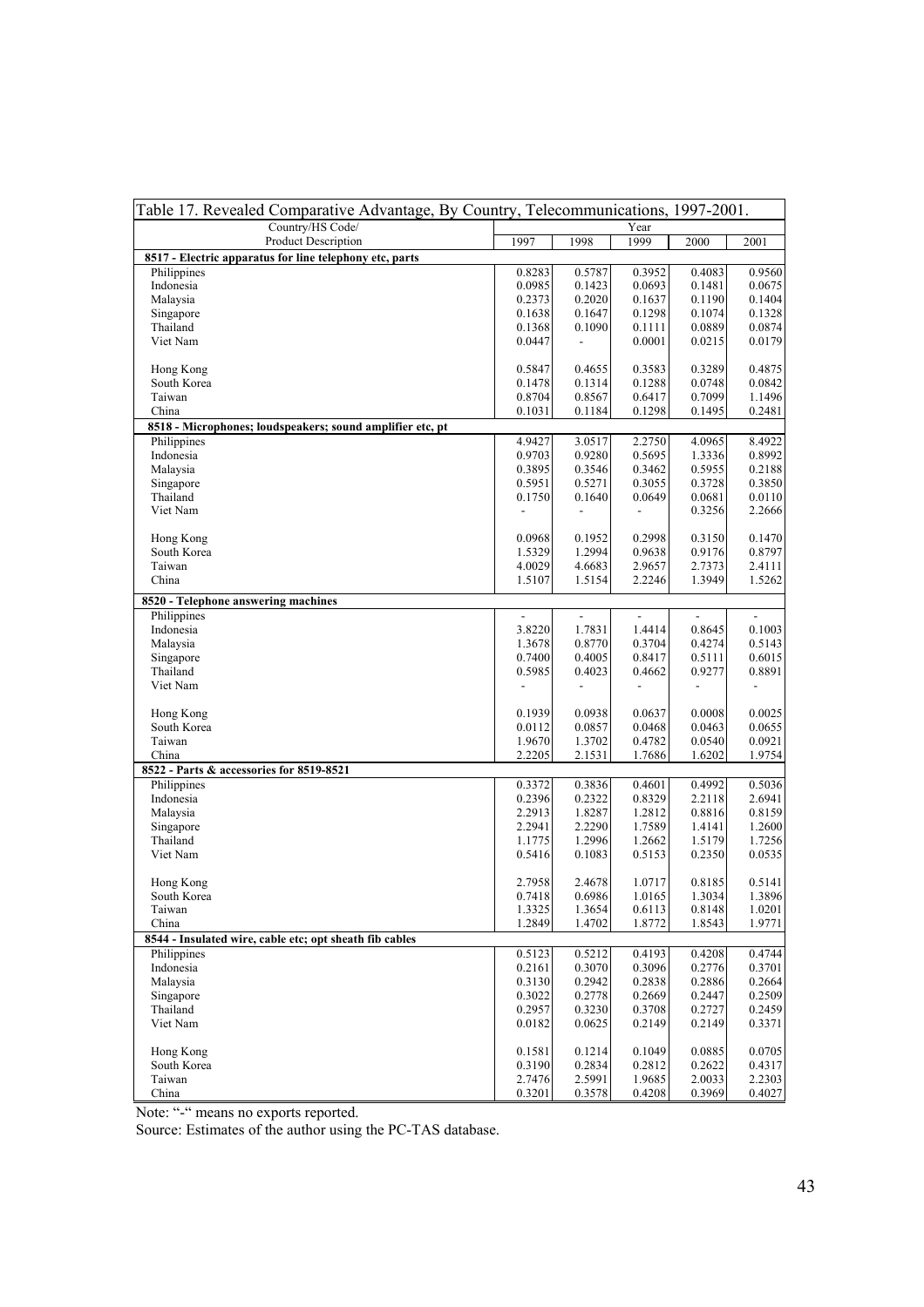| Table 17. Revealed Comparative Advantage, By Country, Telecommunications, 1997-2001. | | | | | |
|---|---|---|---|---|---|
| Country/HS Code/ | Year | | | | |
| Product Description | 1997 | 1998 | 1999 | 2000 | 2001 |
| **8517 - Electric apparatus for line telephony etc, parts** | | | | | |
| Philippines | 0.8283 | 0.5787 | 0.3952 | 0.4083 | 0.9560 |
| Indonesia | 0.0985 | 0.1423 | 0.0693 | 0.1481 | 0.0675 |
| Malaysia | 0.2373 | 0.2020 | 0.1637 | 0.1190 | 0.1404 |
| Singapore | 0.1638 | 0.1647 | 0.1298 | 0.1074 | 0.1328 |
| Thailand | 0.1368 | 0.1090 | 0.1111 | 0.0889 | 0.0874 |
| Viet Nam | 0.0447 | - | 0.0001 | 0.0215 | 0.0179 |
| Hong Kong | 0.5847 | 0.4655 | 0.3583 | 0.3289 | 0.4875 |
| South Korea | 0.1478 | 0.1314 | 0.1288 | 0.0748 | 0.0842 |
| Taiwan | 0.8704 | 0.8567 | 0.6417 | 0.7099 | 1.1496 |
| China | 0.1031 | 0.1184 | 0.1298 | 0.1495 | 0.2481 |
| **8518 - Microphones; loudspeakers; sound amplifier etc, pt** | | | | | |
| Philippines | 4.9427 | 3.0517 | 2.2750 | 4.0965 | 8.4922 |
| Indonesia | 0.9703 | 0.9280 | 0.5695 | 1.3336 | 0.8992 |
| Malaysia | 0.3895 | 0.3546 | 0.3462 | 0.5955 | 0.2188 |
| Singapore | 0.5951 | 0.5271 | 0.3055 | 0.3728 | 0.3850 |
| Thailand | 0.1750 | 0.1640 | 0.0649 | 0.0681 | 0.0110 |
| Viet Nam | - | - | - | 0.3256 | 2.2666 |
| Hong Kong | 0.0968 | 0.1952 | 0.2998 | 0.3150 | 0.1470 |
| South Korea | 1.5329 | 1.2994 | 0.9638 | 0.9176 | 0.8797 |
| Taiwan | 4.0029 | 4.6683 | 2.9657 | 2.7373 | 2.4111 |
| China | 1.5107 | 1.5154 | 2.2246 | 1.3949 | 1.5262 |
| **8520 - Telephone answering machines** | | | | | |
| Philippines | - | - | - | - | - |
| Indonesia | 3.8220 | 1.7831 | 1.4414 | 0.8645 | 0.1003 |
| Malaysia | 1.3678 | 0.8770 | 0.3704 | 0.4274 | 0.5143 |
| Singapore | 0.7400 | 0.4005 | 0.8417 | 0.5111 | 0.6015 |
| Thailand | 0.5985 | 0.4023 | 0.4662 | 0.9277 | 0.8891 |
| Viet Nam | - | - | - | - | - |
| Hong Kong | 0.1939 | 0.0938 | 0.0637 | 0.0008 | 0.0025 |
| South Korea | 0.0112 | 0.0857 | 0.0468 | 0.0463 | 0.0655 |
| Taiwan | 1.9670 | 1.3702 | 0.4782 | 0.0540 | 0.0921 |
| China | 2.2205 | 2.1531 | 1.7686 | 1.6202 | 1.9754 |
| **8522 - Parts & accessories for 8519-8521** | | | | | |
| Philippines | 0.3372 | 0.3836 | 0.4601 | 0.4992 | 0.5036 |
| Indonesia | 0.2396 | 0.2322 | 0.8329 | 2.2118 | 2.6941 |
| Malaysia | 2.2913 | 1.8287 | 1.2812 | 0.8816 | 0.8159 |
| Singapore | 2.2941 | 2.2290 | 1.7589 | 1.4141 | 1.2600 |
| Thailand | 1.1775 | 1.2996 | 1.2662 | 1.5179 | 1.7256 |
| Viet Nam | 0.5416 | 0.1083 | 0.5153 | 0.2350 | 0.0535 |
| Hong Kong | 2.7958 | 2.4678 | 1.0717 | 0.8185 | 0.5141 |
| South Korea | 0.7418 | 0.6986 | 1.0165 | 1.3034 | 1.3896 |
| Taiwan | 1.3325 | 1.3654 | 0.6113 | 0.8148 | 1.0201 |
| China | 1.2849 | 1.4702 | 1.8772 | 1.8543 | 1.9771 |
| **8544 - Insulated wire, cable etc; opt sheath fib cables** | | | | | |
| Philippines | 0.5123 | 0.5212 | 0.4193 | 0.4208 | 0.4744 |
| Indonesia | 0.2161 | 0.3070 | 0.3096 | 0.2776 | 0.3701 |
| Malaysia | 0.3130 | 0.2942 | 0.2838 | 0.2886 | 0.2664 |
| Singapore | 0.3022 | 0.2778 | 0.2669 | 0.2447 | 0.2509 |
| Thailand | 0.2957 | 0.3230 | 0.3708 | 0.2727 | 0.2459 |
| Viet Nam | 0.0182 | 0.0625 | 0.2149 | 0.2149 | 0.3371 |
| Hong Kong | 0.1581 | 0.1214 | 0.1049 | 0.0885 | 0.0705 |
| South Korea | 0.3190 | 0.2834 | 0.2812 | 0.2622 | 0.4317 |
| Taiwan | 2.7476 | 2.5991 | 1.9685 | 2.0033 | 2.2303 |
| China | 0.3201 | 0.3578 | 0.4208 | 0.3969 | 0.4027 |

Note: "-" means no exports reported.

Source: Estimates of the author using the PC-TAS database.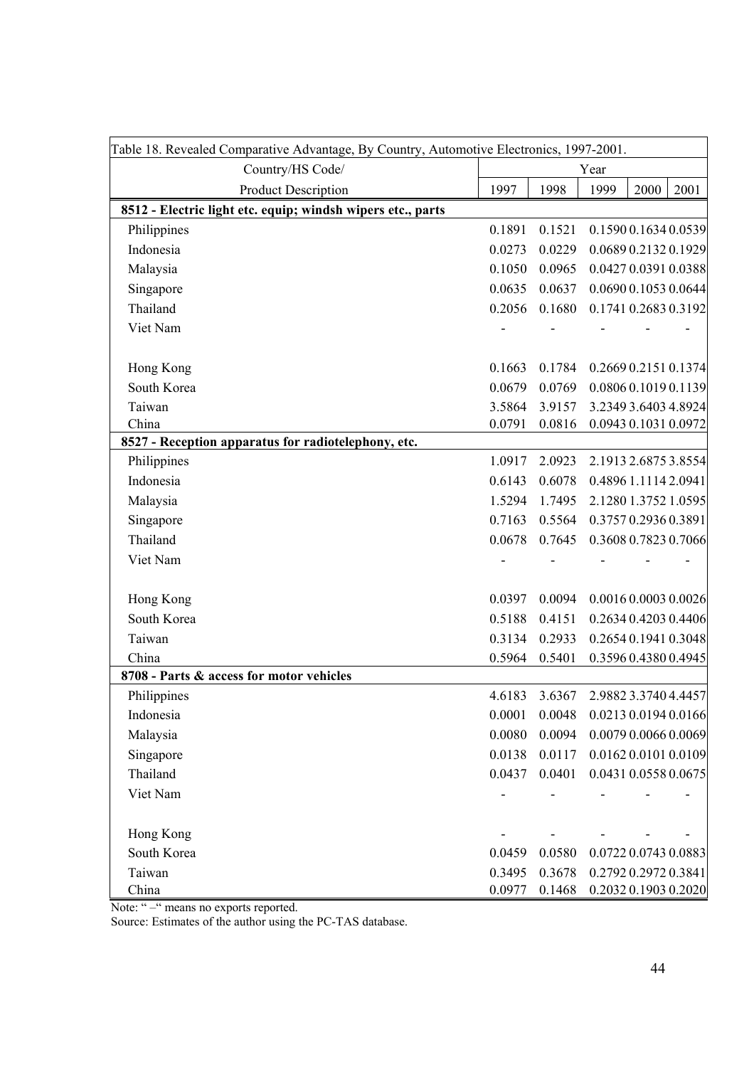| Table 18. Revealed Comparative Advantage, By Country, Automotive Electronics, 1997-2001. | | | | | |
|---|---|---|---|---|---|
| Country/HS Code/ | Year | | | | |
| Product Description | 1997 | 1998 | 1999 | 2000 | 2001 |
| **8512 - Electric light etc. equip; windsh wipers etc., parts** | | | | | |
| Philippines | 0.1891 | 0.1521 | 0.1590 | 0.1634 | 0.0539 |
| Indonesia | 0.0273 | 0.0229 | 0.0689 | 0.2132 | 0.1929 |
| Malaysia | 0.1050 | 0.0965 | 0.0427 | 0.0391 | 0.0388 |
| Singapore | 0.0635 | 0.0637 | 0.0690 | 0.1053 | 0.0644 |
| Thailand | 0.2056 | 0.1680 | 0.1741 | 0.2683 | 0.3192 |
| Viet Nam | - | - | - | - | - |
| Hong Kong | 0.1663 | 0.1784 | 0.2669 | 0.2151 | 0.1374 |
| South Korea | 0.0679 | 0.0769 | 0.0806 | 0.1019 | 0.1139 |
| Taiwan | 3.5864 | 3.9157 | 3.2349 | 3.6403 | 4.8924 |
| China | 0.0791 | 0.0816 | 0.0943 | 0.1031 | 0.0972 |
| **8527 - Reception apparatus for radiotelephony, etc.** | | | | | |
| Philippines | 1.0917 | 2.0923 | 2.1913 | 2.6875 | 3.8554 |
| Indonesia | 0.6143 | 0.6078 | 0.4896 | 1.1114 | 2.0941 |
| Malaysia | 1.5294 | 1.7495 | 2.1280 | 1.3752 | 1.0595 |
| Singapore | 0.7163 | 0.5564 | 0.3757 | 0.2936 | 0.3891 |
| Thailand | 0.0678 | 0.7645 | 0.3608 | 0.7823 | 0.7066 |
| Viet Nam | - | - | - | - | - |
| Hong Kong | 0.0397 | 0.0094 | 0.0016 | 0.0003 | 0.0026 |
| South Korea | 0.5188 | 0.4151 | 0.2634 | 0.4203 | 0.4406 |
| Taiwan | 0.3134 | 0.2933 | 0.2654 | 0.1941 | 0.3048 |
| China | 0.5964 | 0.5401 | 0.3596 | 0.4380 | 0.4945 |
| **8708 - Parts & access for motor vehicles** | | | | | |
| Philippines | 4.6183 | 3.6367 | 2.9882 | 3.3740 | 4.4457 |
| Indonesia | 0.0001 | 0.0048 | 0.0213 | 0.0194 | 0.0166 |
| Malaysia | 0.0080 | 0.0094 | 0.0079 | 0.0066 | 0.0069 |
| Singapore | 0.0138 | 0.0117 | 0.0162 | 0.0101 | 0.0109 |
| Thailand | 0.0437 | 0.0401 | 0.0431 | 0.0558 | 0.0675 |
| Viet Nam | - | - | - | - | - |
| Hong Kong | - | - | - | - | - |
| South Korea | 0.0459 | 0.0580 | 0.0722 | 0.0743 | 0.0883 |
| Taiwan | 0.3495 | 0.3678 | 0.2792 | 0.2972 | 0.3841 |
| China | 0.0977 | 0.1468 | 0.2032 | 0.1903 | 0.2020 |

Note: " –" means no exports reported.

Source: Estimates of the author using the PC-TAS database.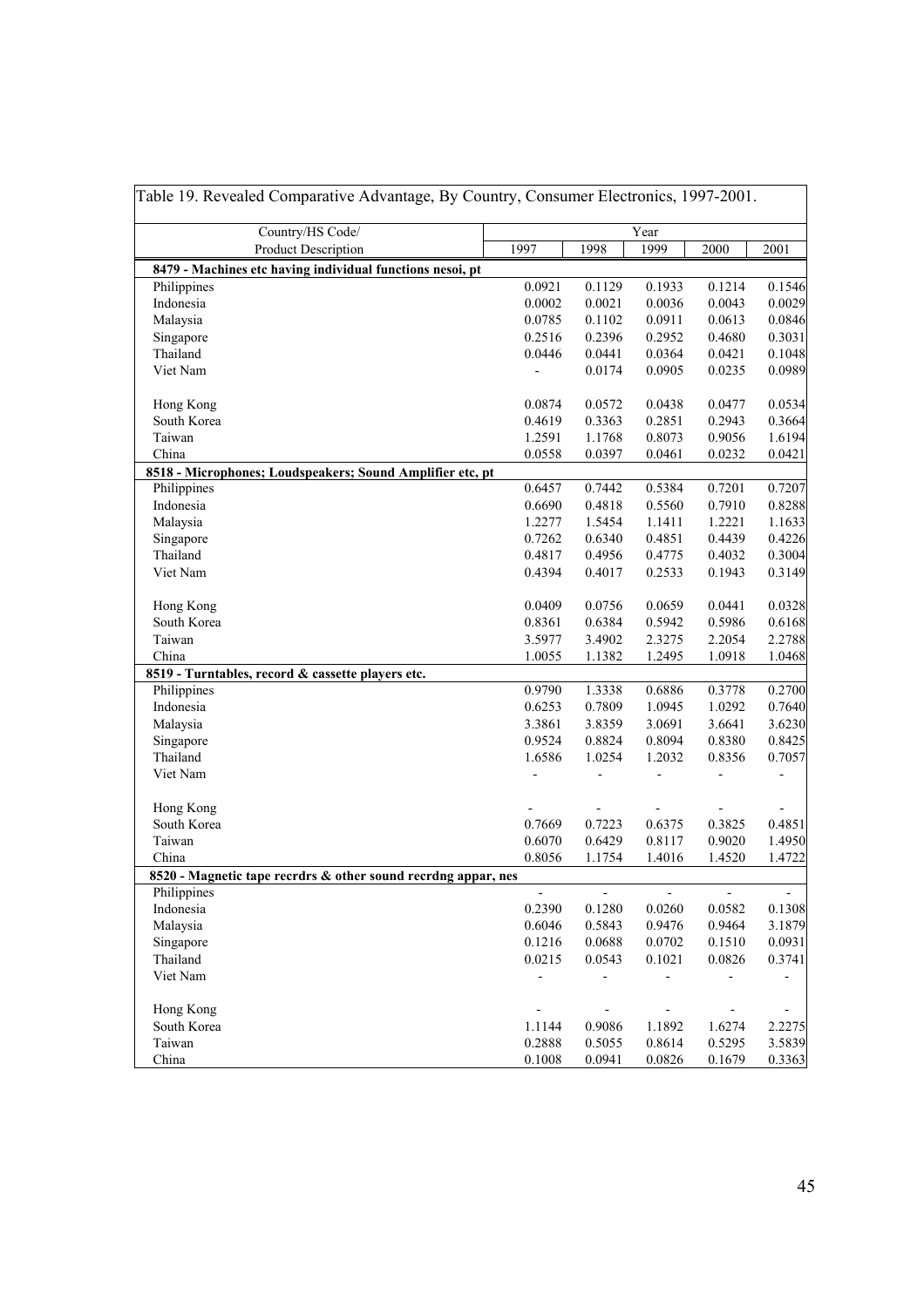Table 19. Revealed Comparative Advantage, By Country, Consumer Electronics, 1997-2001.

| Country/HS Code/ Product Description | Year | | | | |
|---|---|---|---|---|---|
| | 1997 | 1998 | 1999 | 2000 | 2001 |
| **8479 - Machines etc having individual functions nesoi, pt** | | | | | |
| Philippines | 0.0921 | 0.1129 | 0.1933 | 0.1214 | 0.1546 |
| Indonesia | 0.0002 | 0.0021 | 0.0036 | 0.0043 | 0.0029 |
| Malaysia | 0.0785 | 0.1102 | 0.0911 | 0.0613 | 0.0846 |
| Singapore | 0.2516 | 0.2396 | 0.2952 | 0.4680 | 0.3031 |
| Thailand | 0.0446 | 0.0441 | 0.0364 | 0.0421 | 0.1048 |
| Viet Nam | - | 0.0174 | 0.0905 | 0.0235 | 0.0989 |
| | | | | | |
| Hong Kong | 0.0874 | 0.0572 | 0.0438 | 0.0477 | 0.0534 |
| South Korea | 0.4619 | 0.3363 | 0.2851 | 0.2943 | 0.3664 |
| Taiwan | 1.2591 | 1.1768 | 0.8073 | 0.9056 | 1.6194 |
| China | 0.0558 | 0.0397 | 0.0461 | 0.0232 | 0.0421 |
| **8518 - Microphones; Loudspeakers; Sound Amplifier etc, pt** | | | | | |
| Philippines | 0.6457 | 0.7442 | 0.5384 | 0.7201 | 0.7207 |
| Indonesia | 0.6690 | 0.4818 | 0.5560 | 0.7910 | 0.8288 |
| Malaysia | 1.2277 | 1.5454 | 1.1411 | 1.2221 | 1.1633 |
| Singapore | 0.7262 | 0.6340 | 0.4851 | 0.4439 | 0.4226 |
| Thailand | 0.4817 | 0.4956 | 0.4775 | 0.4032 | 0.3004 |
| Viet Nam | 0.4394 | 0.4017 | 0.2533 | 0.1943 | 0.3149 |
| | | | | | |
| Hong Kong | 0.0409 | 0.0756 | 0.0659 | 0.0441 | 0.0328 |
| South Korea | 0.8361 | 0.6384 | 0.5942 | 0.5986 | 0.6168 |
| Taiwan | 3.5977 | 3.4902 | 2.3275 | 2.2054 | 2.2788 |
| China | 1.0055 | 1.1382 | 1.2495 | 1.0918 | 1.0468 |
| **8519 - Turntables, record & cassette players etc.** | | | | | |
| Philippines | 0.9790 | 1.3338 | 0.6886 | 0.3778 | 0.2700 |
| Indonesia | 0.6253 | 0.7809 | 1.0945 | 1.0292 | 0.7640 |
| Malaysia | 3.3861 | 3.8359 | 3.0691 | 3.6641 | 3.6230 |
| Singapore | 0.9524 | 0.8824 | 0.8094 | 0.8380 | 0.8425 |
| Thailand | 1.6586 | 1.0254 | 1.2032 | 0.8356 | 0.7057 |
| Viet Nam | - | - | - | - | - |
| | | | | | |
| Hong Kong | - | - | - | - | - |
| South Korea | 0.7669 | 0.7223 | 0.6375 | 0.3825 | 0.4851 |
| Taiwan | 0.6070 | 0.6429 | 0.8117 | 0.9020 | 1.4950 |
| China | 0.8056 | 1.1754 | 1.4016 | 1.4520 | 1.4722 |
| **8520 - Magnetic tape recrdrs & other sound recrdng appar, nes** | | | | | |
| Philippines | - | - | - | - | - |
| Indonesia | 0.2390 | 0.1280 | 0.0260 | 0.0582 | 0.1308 |
| Malaysia | 0.6046 | 0.5843 | 0.9476 | 0.9464 | 3.1879 |
| Singapore | 0.1216 | 0.0688 | 0.0702 | 0.1510 | 0.0931 |
| Thailand | 0.0215 | 0.0543 | 0.1021 | 0.0826 | 0.3741 |
| Viet Nam | - | - | - | - | - |
| | | | | | |
| Hong Kong | - | - | - | - | - |
| South Korea | 1.1144 | 0.9086 | 1.1892 | 1.6274 | 2.2275 |
| Taiwan | 0.2888 | 0.5055 | 0.8614 | 0.5295 | 3.5839 |
| China | 0.1008 | 0.0941 | 0.0826 | 0.1679 | 0.3363 |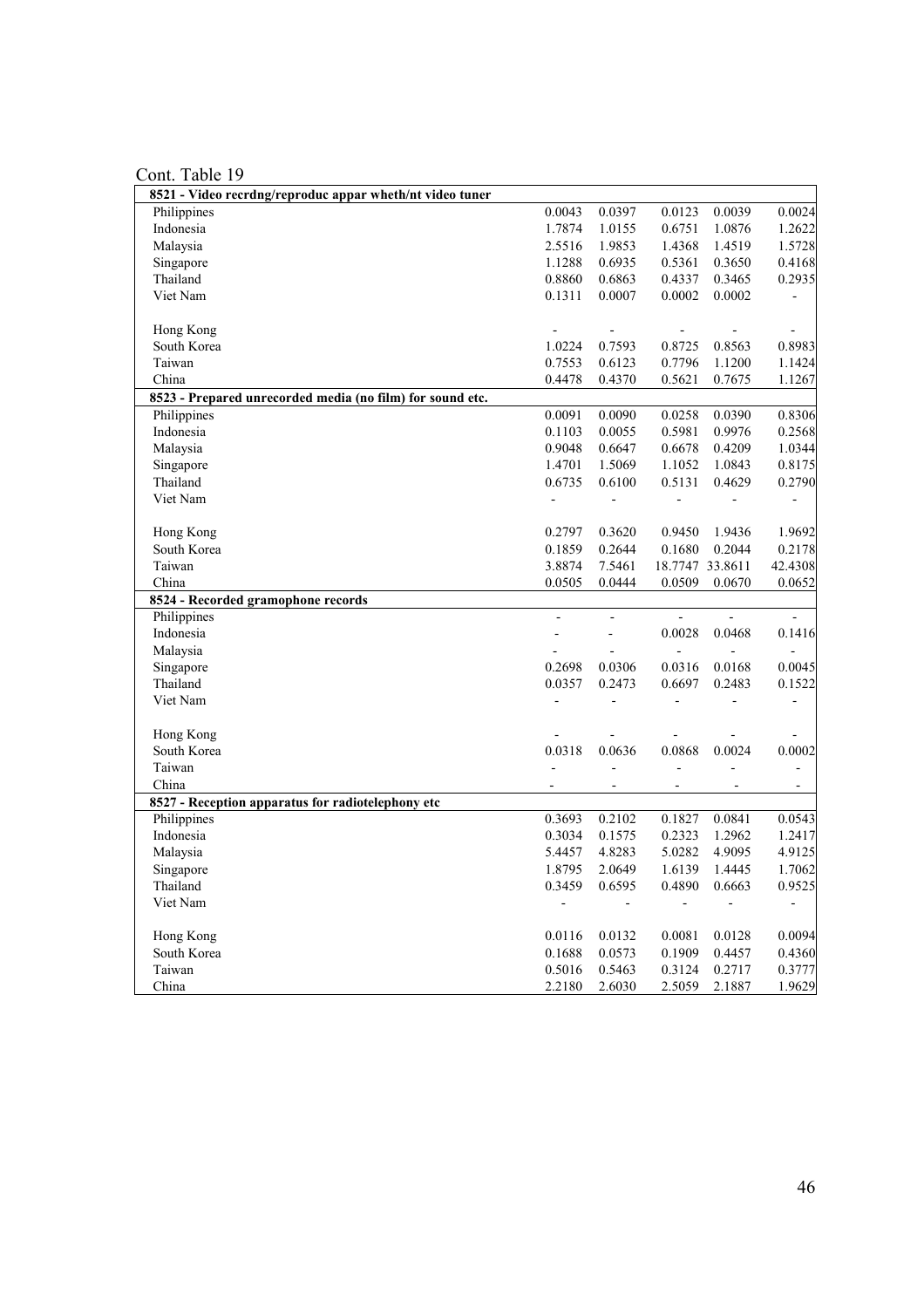Cont. Table 19

| | | | | | |
|---|---|---|---|---|---|
| **8521 - Video recrdng/reproduc appar wheth/nt video tuner** | | | | | |
| Philippines | 0.0043 | 0.0397 | 0.0123 | 0.0039 | 0.0024 |
| Indonesia | 1.7874 | 1.0155 | 0.6751 | 1.0876 | 1.2622 |
| Malaysia | 2.5516 | 1.9853 | 1.4368 | 1.4519 | 1.5728 |
| Singapore | 1.1288 | 0.6935 | 0.5361 | 0.3650 | 0.4168 |
| Thailand | 0.8860 | 0.6863 | 0.4337 | 0.3465 | 0.2935 |
| Viet Nam | 0.1311 | 0.0007 | 0.0002 | 0.0002 | - |
| | | | | | |
| Hong Kong | - | - | - | - | - |
| South Korea | 1.0224 | 0.7593 | 0.8725 | 0.8563 | 0.8983 |
| Taiwan | 0.7553 | 0.6123 | 0.7796 | 1.1200 | 1.1424 |
| China | 0.4478 | 0.4370 | 0.5621 | 0.7675 | 1.1267 |
| **8523 - Prepared unrecorded media (no film) for sound etc.** | | | | | |
| Philippines | 0.0091 | 0.0090 | 0.0258 | 0.0390 | 0.8306 |
| Indonesia | 0.1103 | 0.0055 | 0.5981 | 0.9976 | 0.2568 |
| Malaysia | 0.9048 | 0.6647 | 0.6678 | 0.4209 | 1.0344 |
| Singapore | 1.4701 | 1.5069 | 1.1052 | 1.0843 | 0.8175 |
| Thailand | 0.6735 | 0.6100 | 0.5131 | 0.4629 | 0.2790 |
| Viet Nam | - | - | - | - | - |
| | | | | | |
| Hong Kong | 0.2797 | 0.3620 | 0.9450 | 1.9436 | 1.9692 |
| South Korea | 0.1859 | 0.2644 | 0.1680 | 0.2044 | 0.2178 |
| Taiwan | 3.8874 | 7.5461 | 18.7747 | 33.8611 | 42.4308 |
| China | 0.0505 | 0.0444 | 0.0509 | 0.0670 | 0.0652 |
| **8524 - Recorded gramophone records** | | | | | |
| Philippines | - | - | - | - | - |
| Indonesia | - | - | 0.0028 | 0.0468 | 0.1416 |
| Malaysia | - | - | - | - | - |
| Singapore | 0.2698 | 0.0306 | 0.0316 | 0.0168 | 0.0045 |
| Thailand | 0.0357 | 0.2473 | 0.6697 | 0.2483 | 0.1522 |
| Viet Nam | - | - | - | - | - |
| | | | | | |
| Hong Kong | - | - | - | - | - |
| South Korea | 0.0318 | 0.0636 | 0.0868 | 0.0024 | 0.0002 |
| Taiwan | - | - | - | - | - |
| China | - | - | - | - | - |
| **8527 - Reception apparatus for radiotelephony etc** | | | | | |
| Philippines | 0.3693 | 0.2102 | 0.1827 | 0.0841 | 0.0543 |
| Indonesia | 0.3034 | 0.1575 | 0.2323 | 1.2962 | 1.2417 |
| Malaysia | 5.4457 | 4.8283 | 5.0282 | 4.9095 | 4.9125 |
| Singapore | 1.8795 | 2.0649 | 1.6139 | 1.4445 | 1.7062 |
| Thailand | 0.3459 | 0.6595 | 0.4890 | 0.6663 | 0.9525 |
| Viet Nam | - | - | - | - | - |
| | | | | | |
| Hong Kong | 0.0116 | 0.0132 | 0.0081 | 0.0128 | 0.0094 |
| South Korea | 0.1688 | 0.0573 | 0.1909 | 0.4457 | 0.4360 |
| Taiwan | 0.5016 | 0.5463 | 0.3124 | 0.2717 | 0.3777 |
| China | 2.2180 | 2.6030 | 2.5059 | 2.1887 | 1.9629 |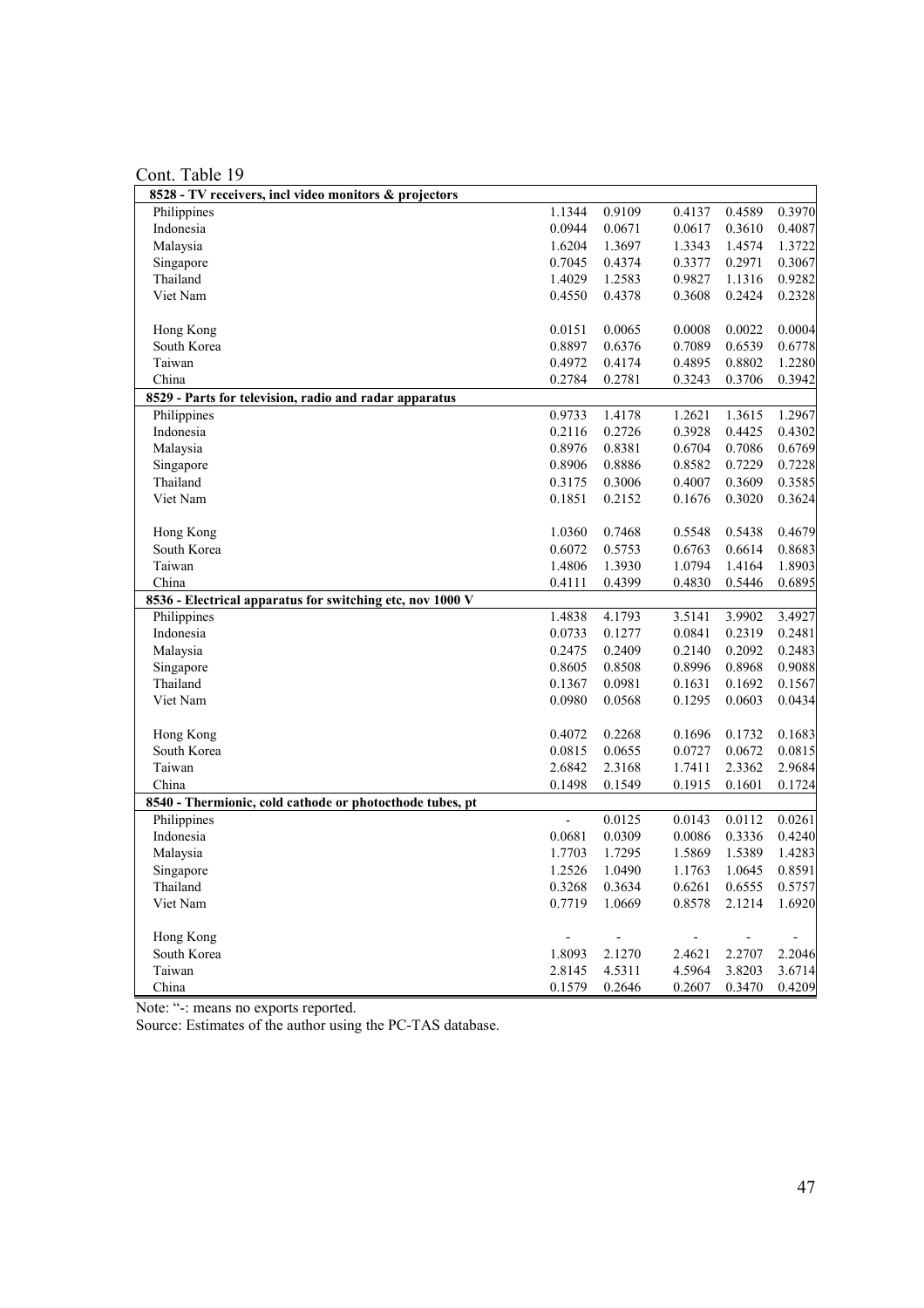Cont. Table 19

| | | | | | |
|---|---|---|---|---|---|
| **8528 - TV receivers, incl video monitors & projectors** | | | | | |
| Philippines | 1.1344 | 0.9109 | 0.4137 | 0.4589 | 0.3970 |
| Indonesia | 0.0944 | 0.0671 | 0.0617 | 0.3610 | 0.4087 |
| Malaysia | 1.6204 | 1.3697 | 1.3343 | 1.4574 | 1.3722 |
| Singapore | 0.7045 | 0.4374 | 0.3377 | 0.2971 | 0.3067 |
| Thailand | 1.4029 | 1.2583 | 0.9827 | 1.1316 | 0.9282 |
| Viet Nam | 0.4550 | 0.4378 | 0.3608 | 0.2424 | 0.2328 |
| | | | | | |
| Hong Kong | 0.0151 | 0.0065 | 0.0008 | 0.0022 | 0.0004 |
| South Korea | 0.8897 | 0.6376 | 0.7089 | 0.6539 | 0.6778 |
| Taiwan | 0.4972 | 0.4174 | 0.4895 | 0.8802 | 1.2280 |
| China | 0.2784 | 0.2781 | 0.3243 | 0.3706 | 0.3942 |
| **8529 - Parts for television, radio and radar apparatus** | | | | | |
| Philippines | 0.9733 | 1.4178 | 1.2621 | 1.3615 | 1.2967 |
| Indonesia | 0.2116 | 0.2726 | 0.3928 | 0.4425 | 0.4302 |
| Malaysia | 0.8976 | 0.8381 | 0.6704 | 0.7086 | 0.6769 |
| Singapore | 0.8906 | 0.8886 | 0.8582 | 0.7229 | 0.7228 |
| Thailand | 0.3175 | 0.3006 | 0.4007 | 0.3609 | 0.3585 |
| Viet Nam | 0.1851 | 0.2152 | 0.1676 | 0.3020 | 0.3624 |
| | | | | | |
| Hong Kong | 1.0360 | 0.7468 | 0.5548 | 0.5438 | 0.4679 |
| South Korea | 0.6072 | 0.5753 | 0.6763 | 0.6614 | 0.8683 |
| Taiwan | 1.4806 | 1.3930 | 1.0794 | 1.4164 | 1.8903 |
| China | 0.4111 | 0.4399 | 0.4830 | 0.5446 | 0.6895 |
| **8536 - Electrical apparatus for switching etc, nov 1000 V** | | | | | |
| Philippines | 1.4838 | 4.1793 | 3.5141 | 3.9902 | 3.4927 |
| Indonesia | 0.0733 | 0.1277 | 0.0841 | 0.2319 | 0.2481 |
| Malaysia | 0.2475 | 0.2409 | 0.2140 | 0.2092 | 0.2483 |
| Singapore | 0.8605 | 0.8508 | 0.8996 | 0.8968 | 0.9088 |
| Thailand | 0.1367 | 0.0981 | 0.1631 | 0.1692 | 0.1567 |
| Viet Nam | 0.0980 | 0.0568 | 0.1295 | 0.0603 | 0.0434 |
| | | | | | |
| Hong Kong | 0.4072 | 0.2268 | 0.1696 | 0.1732 | 0.1683 |
| South Korea | 0.0815 | 0.0655 | 0.0727 | 0.0672 | 0.0815 |
| Taiwan | 2.6842 | 2.3168 | 1.7411 | 2.3362 | 2.9684 |
| China | 0.1498 | 0.1549 | 0.1915 | 0.1601 | 0.1724 |
| **8540 - Thermionic, cold cathode or photocthode tubes, pt** | | | | | |
| Philippines | - | 0.0125 | 0.0143 | 0.0112 | 0.0261 |
| Indonesia | 0.0681 | 0.0309 | 0.0086 | 0.3336 | 0.4240 |
| Malaysia | 1.7703 | 1.7295 | 1.5869 | 1.5389 | 1.4283 |
| Singapore | 1.2526 | 1.0490 | 1.1763 | 1.0645 | 0.8591 |
| Thailand | 0.3268 | 0.3634 | 0.6261 | 0.6555 | 0.5757 |
| Viet Nam | 0.7719 | 1.0669 | 0.8578 | 2.1214 | 1.6920 |
| | | | | | |
| Hong Kong | - | - | - | - | - |
| South Korea | 1.8093 | 2.1270 | 2.4621 | 2.2707 | 2.2046 |
| Taiwan | 2.8145 | 4.5311 | 4.5964 | 3.8203 | 3.6714 |
| China | 0.1579 | 0.2646 | 0.2607 | 0.3470 | 0.4209 |

Note: "-: means no exports reported.

Source: Estimates of the author using the PC-TAS database.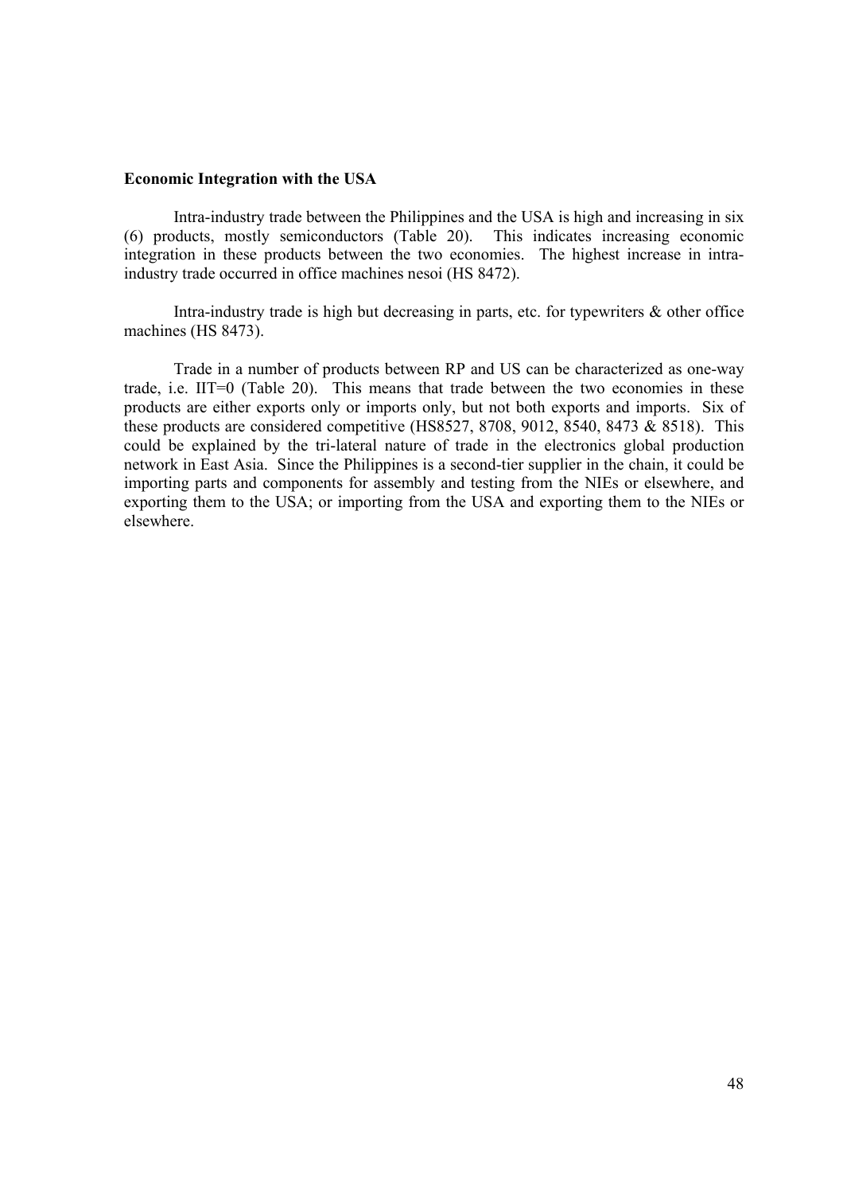**Economic Integration with the USA**

Intra-industry trade between the Philippines and the USA is high and increasing in six (6) products, mostly semiconductors (Table 20). This indicates increasing economic integration in these products between the two economies. The highest increase in intra-industry trade occurred in office machines nesoi (HS 8472).

Intra-industry trade is high but decreasing in parts, etc. for typewriters & other office machines (HS 8473).

Trade in a number of products between RP and US can be characterized as one-way trade, i.e. IIT=0 (Table 20). This means that trade between the two economies in these products are either exports only or imports only, but not both exports and imports. Six of these products are considered competitive (HS8527, 8708, 9012, 8540, 8473 & 8518). This could be explained by the tri-lateral nature of trade in the electronics global production network in East Asia. Since the Philippines is a second-tier supplier in the chain, it could be importing parts and components for assembly and testing from the NIEs or elsewhere, and exporting them to the USA; or importing from the USA and exporting them to the NIEs or elsewhere.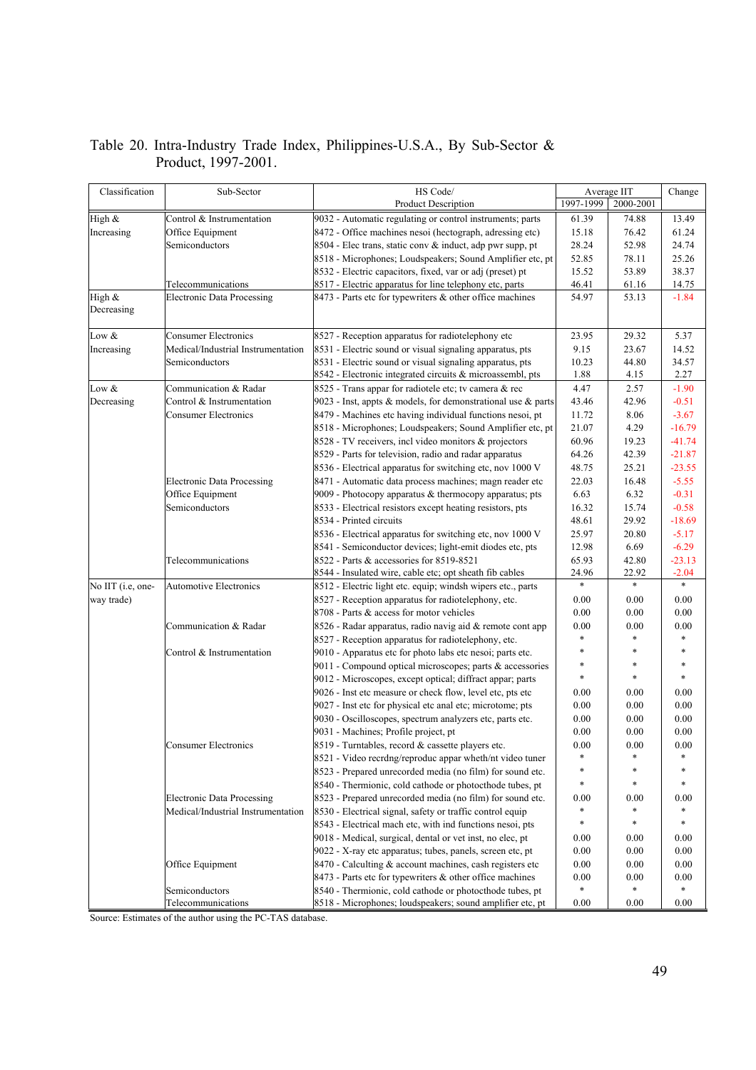Table 20. Intra-Industry Trade Index, Philippines-U.S.A., By Sub-Sector & Product, 1997-2001.

| Classification | Sub-Sector | HS Code/ Product Description | Average IIT | | Change |
|---|---|---|---|---|---|
| | | | 1997-1999 | 2000-2001 | |
| High & Increasing | Control & Instrumentation | 9032 - Automatic regulating or control instruments; parts | 61.39 | 74.88 | 13.49 |
| | Office Equipment | 8472 - Office machines nesoi (hectograph, adressing etc) | 15.18 | 76.42 | 61.24 |
| | Semiconductors | 8504 - Elec trans, static conv & induct, adp pwr supp, pt | 28.24 | 52.98 | 24.74 |
| | | 8518 - Microphones; Loudspeakers; Sound Amplifier etc, pt | 52.85 | 78.11 | 25.26 |
| | | 8532 - Electric capacitors, fixed, var or adj (preset) pt | 15.52 | 53.89 | 38.37 |
| | Telecommunications | 8517 - Electric apparatus for line telephony etc, parts | 46.41 | 61.16 | 14.75 |
| High & Decreasing | Electronic Data Processing | 8473 - Parts etc for typewriters & other office machines | 54.97 | 53.13 | -1.84 |
| Low & Increasing | Consumer Electronics | 8527 - Reception apparatus for radiotelephony etc | 23.95 | 29.32 | 5.37 |
| | Medical/Industrial Instrumentation | 8531 - Electric sound or visual signaling apparatus, pts | 9.15 | 23.67 | 14.52 |
| | Semiconductors | 8531 - Electric sound or visual signaling apparatus, pts | 10.23 | 44.80 | 34.57 |
| | | 8542 - Electronic integrated circuits & microassembl, pts | 1.88 | 4.15 | 2.27 |
| Low & Decreasing | Communication & Radar | 8525 - Trans appar for radiotele etc; tv camera & rec | 4.47 | 2.57 | -1.90 |
| | Control & Instrumentation | 9023 - Inst, appts & models, for demonstrational use & parts | 43.46 | 42.96 | -0.51 |
| | Consumer Electronics | 8479 - Machines etc having individual functions nesoi, pt | 11.72 | 8.06 | -3.67 |
| | | 8518 - Microphones; Loudspeakers; Sound Amplifier etc, pt | 21.07 | 4.29 | -16.79 |
| | | 8528 - TV receivers, incl video monitors & projectors | 60.96 | 19.23 | -41.74 |
| | | 8529 - Parts for television, radio and radar apparatus | 64.26 | 42.39 | -21.87 |
| | | 8536 - Electrical apparatus for switching etc, nov 1000 V | 48.75 | 25.21 | -23.55 |
| | Electronic Data Processing | 8471 - Automatic data process machines; magn reader etc | 22.03 | 16.48 | -5.55 |
| | Office Equipment | 9009 - Photocopy apparatus & thermocopy apparatus; pts | 6.63 | 6.32 | -0.31 |
| | Semiconductors | 8533 - Electrical resistors except heating resistors, pts | 16.32 | 15.74 | -0.58 |
| | | 8534 - Printed circuits | 48.61 | 29.92 | -18.69 |
| | | 8536 - Electrical apparatus for switching etc, nov 1000 V | 25.97 | 20.80 | -5.17 |
| | | 8541 - Semiconductor devices; light-emit diodes etc, pts | 12.98 | 6.69 | -6.29 |
| | Telecommunications | 8522 - Parts & accessories for 8519-8521 | 65.93 | 42.80 | -23.13 |
| | | 8544 - Insulated wire, cable etc; opt sheath fib cables | 24.96 | 22.92 | -2.04 |
| No IIT (i.e, one-way trade) | Automotive Electronics | 8512 - Electric light etc. equip; windsh wipers etc., parts | * | * | * |
| | | 8527 - Reception apparatus for radiotelephony, etc. | 0.00 | 0.00 | 0.00 |
| | | 8708 - Parts & access for motor vehicles | 0.00 | 0.00 | 0.00 |
| | Communication & Radar | 8526 - Radar apparatus, radio navig aid & remote cont app | 0.00 | 0.00 | 0.00 |
| | | 8527 - Reception apparatus for radiotelephony, etc. | * | * | * |
| | Control & Instrumentation | 9010 - Apparatus etc for photo labs etc nesoi; parts etc. | * | * | * |
| | | 9011 - Compound optical microscopes; parts & accessories | * | * | * |
| | | 9012 - Microscopes, except optical; diffract appar; parts | * | * | * |
| | | 9026 - Inst etc measure or check flow, level etc, pts etc | 0.00 | 0.00 | 0.00 |
| | | 9027 - Inst etc for physical etc anal etc; microtome; pts | 0.00 | 0.00 | 0.00 |
| | | 9030 - Oscilloscopes, spectrum analyzers etc, parts etc. | 0.00 | 0.00 | 0.00 |
| | | 9031 - Machines; Profile project, pt | 0.00 | 0.00 | 0.00 |
| | Consumer Electronics | 8519 - Turntables, record & cassette players etc. | 0.00 | 0.00 | 0.00 |
| | | 8521 - Video recrdng/reproduc appar wheth/nt video tuner | * | * | * |
| | | 8523 - Prepared unrecorded media (no film) for sound etc. | * | * | * |
| | | 8540 - Thermionic, cold cathode or photocthode tubes, pt | * | * | * |
| | Electronic Data Processing | 8523 - Prepared unrecorded media (no film) for sound etc. | 0.00 | 0.00 | 0.00 |
| | Medical/Industrial Instrumentation | 8530 - Electrical signal, safety or traffic control equip | * | * | * |
| | | 8543 - Electrical mach etc, with ind functions nesoi, pts | * | * | * |
| | | 9018 - Medical, surgical, dental or vet inst, no elec, pt | 0.00 | 0.00 | 0.00 |
| | | 9022 - X-ray etc apparatus; tubes, panels, screen etc, pt | 0.00 | 0.00 | 0.00 |
| | Office Equipment | 8470 - Calculting & account machines, cash registers etc | 0.00 | 0.00 | 0.00 |
| | | 8473 - Parts etc for typewriters & other office machines | 0.00 | 0.00 | 0.00 |
| | Semiconductors | 8540 - Thermionic, cold cathode or photocthode tubes, pt | * | * | * |
| | Telecommunications | 8518 - Microphones; loudspeakers; sound amplifier etc, pt | 0.00 | 0.00 | 0.00 |

Source: Estimates of the author using the PC-TAS database.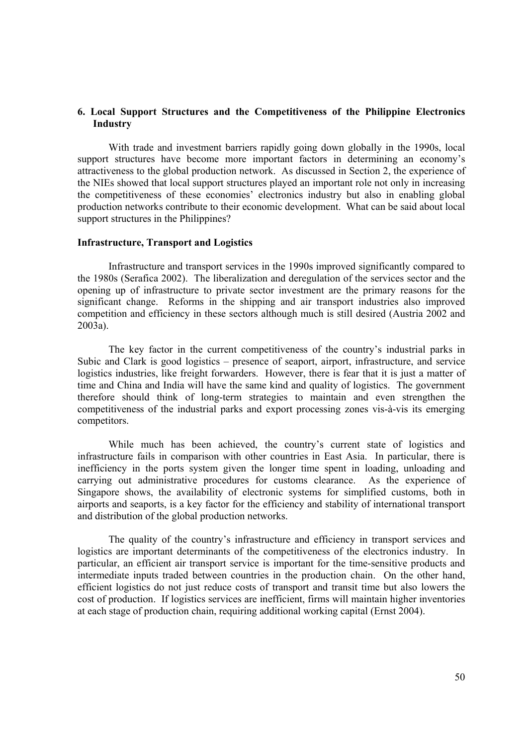## 6. Local Support Structures and the Competitiveness of the Philippine Electronics Industry

With trade and investment barriers rapidly going down globally in the 1990s, local support structures have become more important factors in determining an economy's attractiveness to the global production network. As discussed in Section 2, the experience of the NIEs showed that local support structures played an important role not only in increasing the competitiveness of these economies' electronics industry but also in enabling global production networks contribute to their economic development. What can be said about local support structures in the Philippines?

### Infrastructure, Transport and Logistics

Infrastructure and transport services in the 1990s improved significantly compared to the 1980s (Serafica 2002). The liberalization and deregulation of the services sector and the opening up of infrastructure to private sector investment are the primary reasons for the significant change. Reforms in the shipping and air transport industries also improved competition and efficiency in these sectors although much is still desired (Austria 2002 and 2003a).

The key factor in the current competitiveness of the country's industrial parks in Subic and Clark is good logistics – presence of seaport, airport, infrastructure, and service logistics industries, like freight forwarders. However, there is fear that it is just a matter of time and China and India will have the same kind and quality of logistics. The government therefore should think of long-term strategies to maintain and even strengthen the competitiveness of the industrial parks and export processing zones vis-à-vis its emerging competitors.

While much has been achieved, the country's current state of logistics and infrastructure fails in comparison with other countries in East Asia. In particular, there is inefficiency in the ports system given the longer time spent in loading, unloading and carrying out administrative procedures for customs clearance. As the experience of Singapore shows, the availability of electronic systems for simplified customs, both in airports and seaports, is a key factor for the efficiency and stability of international transport and distribution of the global production networks.

The quality of the country's infrastructure and efficiency in transport services and logistics are important determinants of the competitiveness of the electronics industry. In particular, an efficient air transport service is important for the time-sensitive products and intermediate inputs traded between countries in the production chain. On the other hand, efficient logistics do not just reduce costs of transport and transit time but also lowers the cost of production. If logistics services are inefficient, firms will maintain higher inventories at each stage of production chain, requiring additional working capital (Ernst 2004).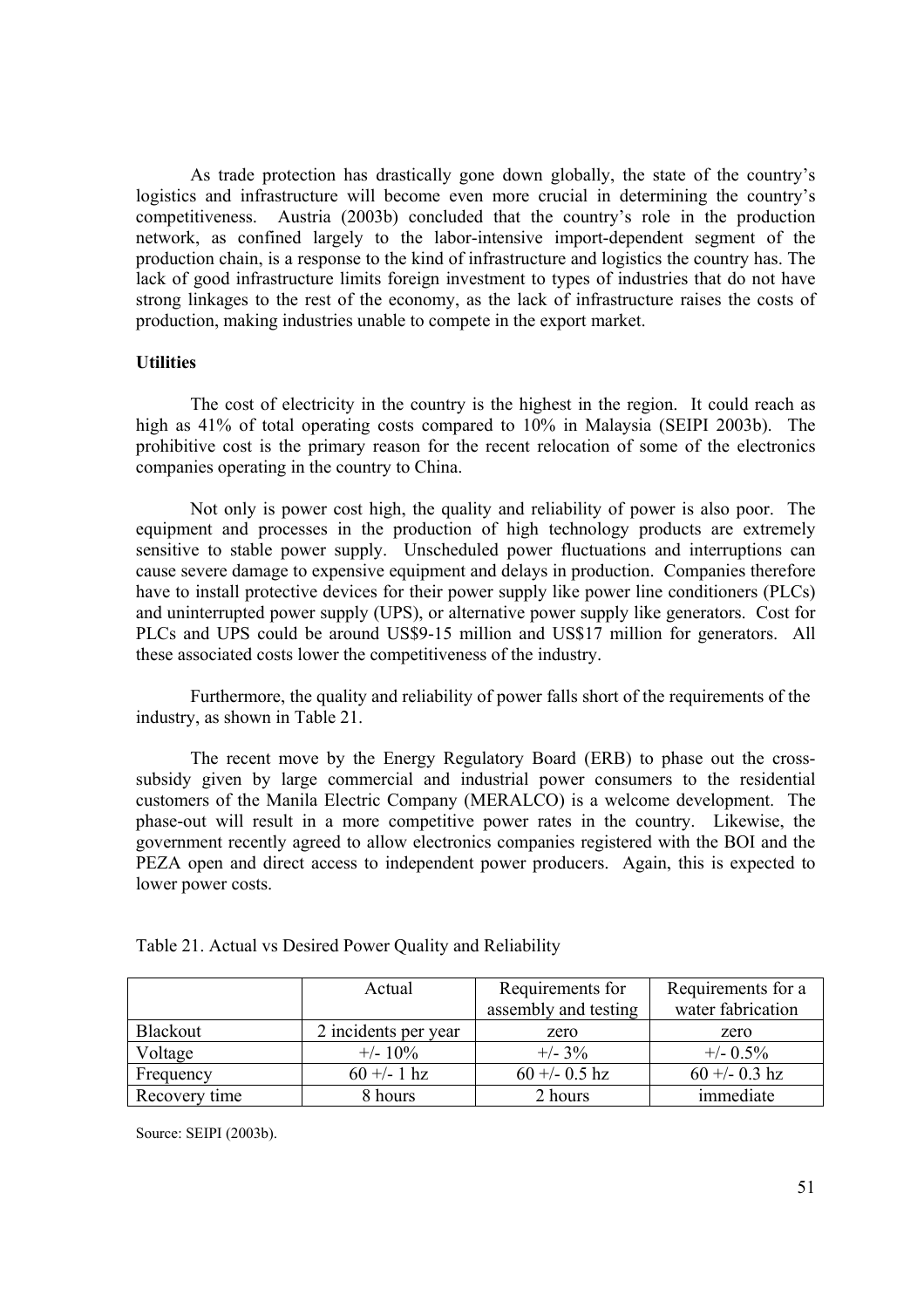As trade protection has drastically gone down globally, the state of the country's logistics and infrastructure will become even more crucial in determining the country's competitiveness. Austria (2003b) concluded that the country's role in the production network, as confined largely to the labor-intensive import-dependent segment of the production chain, is a response to the kind of infrastructure and logistics the country has. The lack of good infrastructure limits foreign investment to types of industries that do not have strong linkages to the rest of the economy, as the lack of infrastructure raises the costs of production, making industries unable to compete in the export market.

**Utilities**

The cost of electricity in the country is the highest in the region. It could reach as high as 41% of total operating costs compared to 10% in Malaysia (SEIPI 2003b). The prohibitive cost is the primary reason for the recent relocation of some of the electronics companies operating in the country to China.

Not only is power cost high, the quality and reliability of power is also poor. The equipment and processes in the production of high technology products are extremely sensitive to stable power supply. Unscheduled power fluctuations and interruptions can cause severe damage to expensive equipment and delays in production. Companies therefore have to install protective devices for their power supply like power line conditioners (PLCs) and uninterrupted power supply (UPS), or alternative power supply like generators. Cost for PLCs and UPS could be around US$9-15 million and US$17 million for generators. All these associated costs lower the competitiveness of the industry.

Furthermore, the quality and reliability of power falls short of the requirements of the industry, as shown in Table 21.

The recent move by the Energy Regulatory Board (ERB) to phase out the cross-subsidy given by large commercial and industrial power consumers to the residential customers of the Manila Electric Company (MERALCO) is a welcome development. The phase-out will result in a more competitive power rates in the country. Likewise, the government recently agreed to allow electronics companies registered with the BOI and the PEZA open and direct access to independent power producers. Again, this is expected to lower power costs.

Table 21. Actual vs Desired Power Quality and Reliability

| | Actual | Requirements for assembly and testing | Requirements for a water fabrication |
|---|---|---|---|
| Blackout | 2 incidents per year | zero | zero |
| Voltage | +/- 10% | +/- 3% | +/- 0.5% |
| Frequency | 60 +/- 1 hz | 60 +/- 0.5 hz | 60 +/- 0.3 hz |
| Recovery time | 8 hours | 2 hours | immediate |

Source: SEIPI (2003b).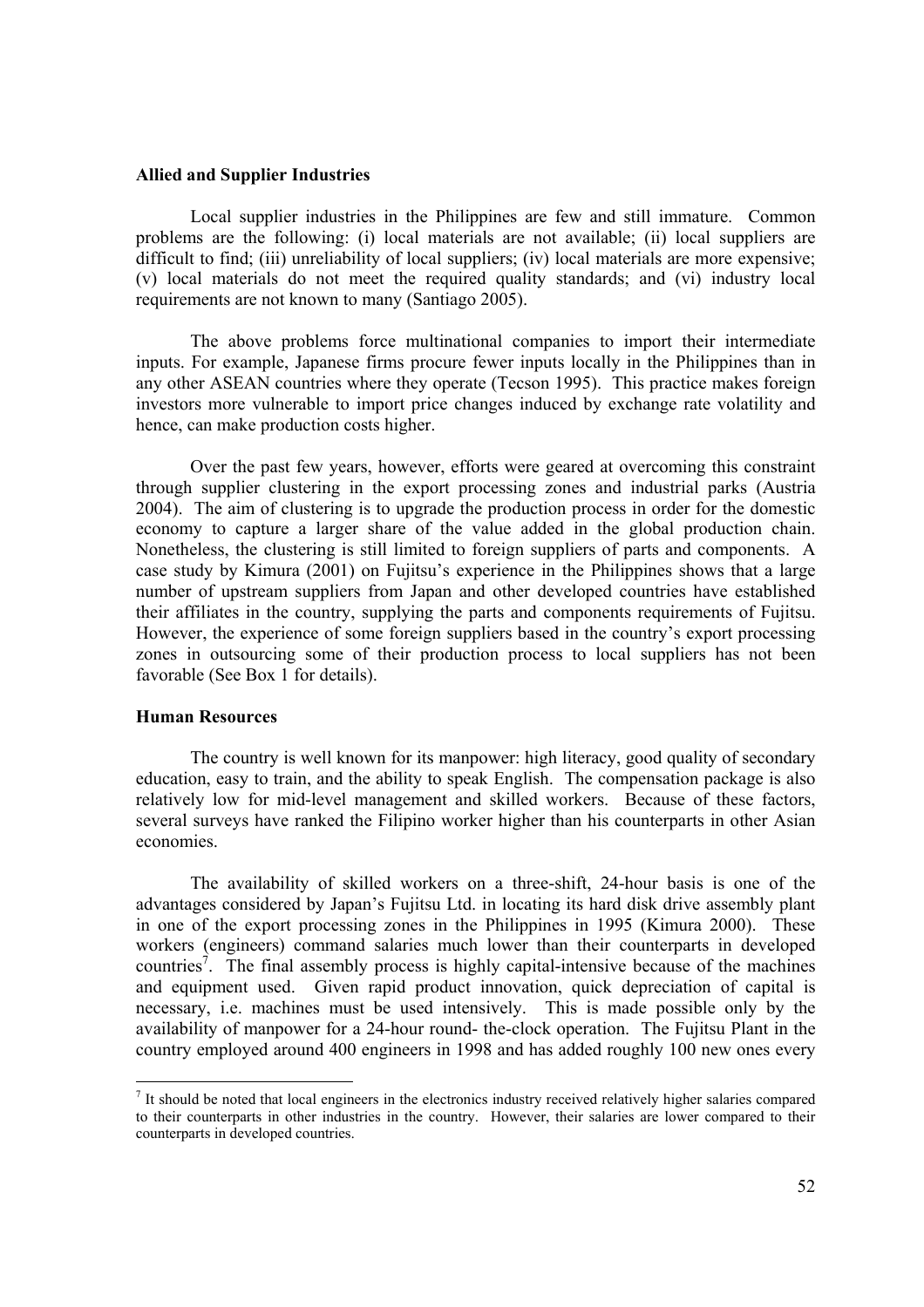**Allied and Supplier Industries**

Local supplier industries in the Philippines are few and still immature. Common problems are the following: (i) local materials are not available; (ii) local suppliers are difficult to find; (iii) unreliability of local suppliers; (iv) local materials are more expensive; (v) local materials do not meet the required quality standards; and (vi) industry local requirements are not known to many (Santiago 2005).

The above problems force multinational companies to import their intermediate inputs. For example, Japanese firms procure fewer inputs locally in the Philippines than in any other ASEAN countries where they operate (Tecson 1995). This practice makes foreign investors more vulnerable to import price changes induced by exchange rate volatility and hence, can make production costs higher.

Over the past few years, however, efforts were geared at overcoming this constraint through supplier clustering in the export processing zones and industrial parks (Austria 2004). The aim of clustering is to upgrade the production process in order for the domestic economy to capture a larger share of the value added in the global production chain. Nonetheless, the clustering is still limited to foreign suppliers of parts and components. A case study by Kimura (2001) on Fujitsu's experience in the Philippines shows that a large number of upstream suppliers from Japan and other developed countries have established their affiliates in the country, supplying the parts and components requirements of Fujitsu. However, the experience of some foreign suppliers based in the country's export processing zones in outsourcing some of their production process to local suppliers has not been favorable (See Box 1 for details).

**Human Resources**

The country is well known for its manpower: high literacy, good quality of secondary education, easy to train, and the ability to speak English. The compensation package is also relatively low for mid-level management and skilled workers. Because of these factors, several surveys have ranked the Filipino worker higher than his counterparts in other Asian economies.

The availability of skilled workers on a three-shift, 24-hour basis is one of the advantages considered by Japan's Fujitsu Ltd. in locating its hard disk drive assembly plant in one of the export processing zones in the Philippines in 1995 (Kimura 2000). These workers (engineers) command salaries much lower than their counterparts in developed countries[7]. The final assembly process is highly capital-intensive because of the machines and equipment used. Given rapid product innovation, quick depreciation of capital is necessary, i.e. machines must be used intensively. This is made possible only by the availability of manpower for a 24-hour round- the-clock operation. The Fujitsu Plant in the country employed around 400 engineers in 1998 and has added roughly 100 new ones every

---

[7] It should be noted that local engineers in the electronics industry received relatively higher salaries compared to their counterparts in other industries in the country. However, their salaries are lower compared to their counterparts in developed countries.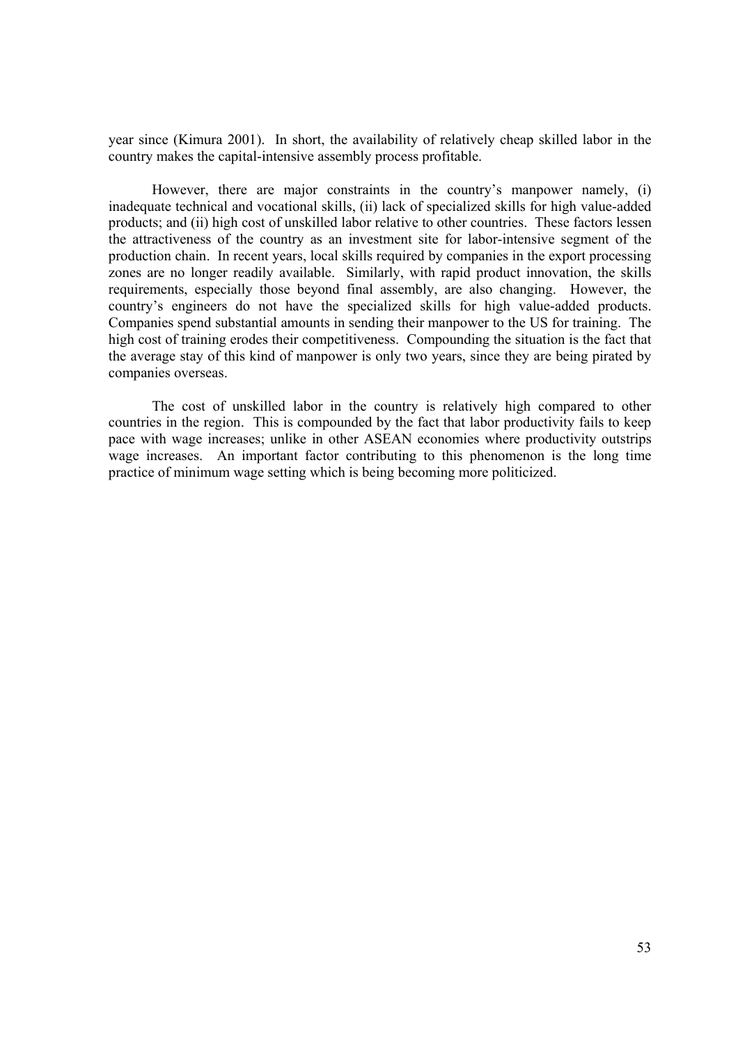year since (Kimura 2001). In short, the availability of relatively cheap skilled labor in the country makes the capital-intensive assembly process profitable.

However, there are major constraints in the country's manpower namely, (i) inadequate technical and vocational skills, (ii) lack of specialized skills for high value-added products; and (ii) high cost of unskilled labor relative to other countries. These factors lessen the attractiveness of the country as an investment site for labor-intensive segment of the production chain. In recent years, local skills required by companies in the export processing zones are no longer readily available. Similarly, with rapid product innovation, the skills requirements, especially those beyond final assembly, are also changing. However, the country's engineers do not have the specialized skills for high value-added products. Companies spend substantial amounts in sending their manpower to the US for training. The high cost of training erodes their competitiveness. Compounding the situation is the fact that the average stay of this kind of manpower is only two years, since they are being pirated by companies overseas.

The cost of unskilled labor in the country is relatively high compared to other countries in the region. This is compounded by the fact that labor productivity fails to keep pace with wage increases; unlike in other ASEAN economies where productivity outstrips wage increases. An important factor contributing to this phenomenon is the long time practice of minimum wage setting which is being becoming more politicized.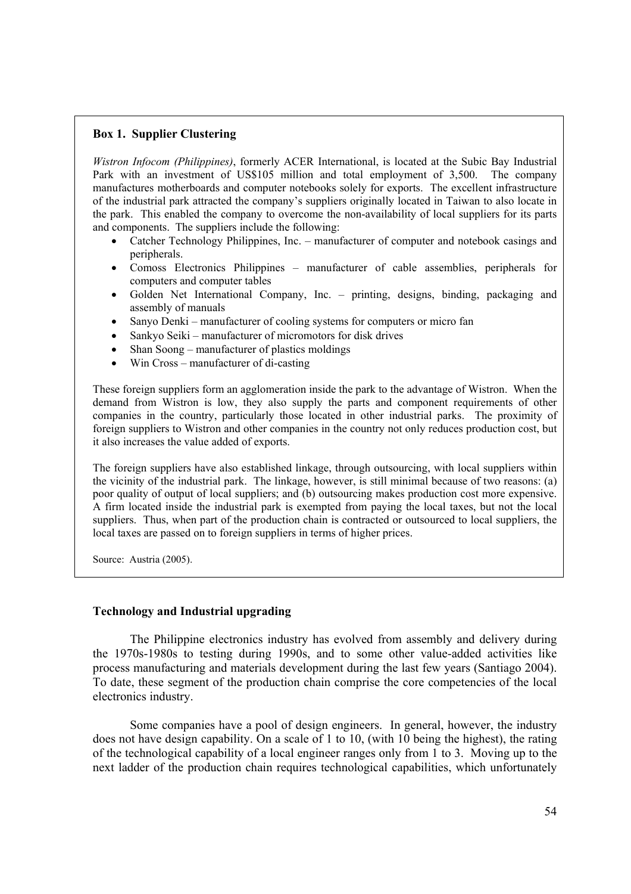**Box 1. Supplier Clustering**

*Wistron Infocom (Philippines)*, formerly ACER International, is located at the Subic Bay Industrial Park with an investment of US$105 million and total employment of 3,500. The company manufactures motherboards and computer notebooks solely for exports. The excellent infrastructure of the industrial park attracted the company's suppliers originally located in Taiwan to also locate in the park. This enabled the company to overcome the non-availability of local suppliers for its parts and components. The suppliers include the following:

- Catcher Technology Philippines, Inc. – manufacturer of computer and notebook casings and peripherals.
- Comoss Electronics Philippines – manufacturer of cable assemblies, peripherals for computers and computer tables
- Golden Net International Company, Inc. – printing, designs, binding, packaging and assembly of manuals
- Sanyo Denki – manufacturer of cooling systems for computers or micro fan
- Sankyo Seiki – manufacturer of micromotors for disk drives
- Shan Soong – manufacturer of plastics moldings
- Win Cross – manufacturer of di-casting

These foreign suppliers form an agglomeration inside the park to the advantage of Wistron. When the demand from Wistron is low, they also supply the parts and component requirements of other companies in the country, particularly those located in other industrial parks. The proximity of foreign suppliers to Wistron and other companies in the country not only reduces production cost, but it also increases the value added of exports.

The foreign suppliers have also established linkage, through outsourcing, with local suppliers within the vicinity of the industrial park. The linkage, however, is still minimal because of two reasons: (a) poor quality of output of local suppliers; and (b) outsourcing makes production cost more expensive. A firm located inside the industrial park is exempted from paying the local taxes, but not the local suppliers. Thus, when part of the production chain is contracted or outsourced to local suppliers, the local taxes are passed on to foreign suppliers in terms of higher prices.

Source: Austria (2005).

**Technology and Industrial upgrading**

The Philippine electronics industry has evolved from assembly and delivery during the 1970s-1980s to testing during 1990s, and to some other value-added activities like process manufacturing and materials development during the last few years (Santiago 2004). To date, these segment of the production chain comprise the core competencies of the local electronics industry.

Some companies have a pool of design engineers. In general, however, the industry does not have design capability. On a scale of 1 to 10, (with 10 being the highest), the rating of the technological capability of a local engineer ranges only from 1 to 3. Moving up to the next ladder of the production chain requires technological capabilities, which unfortunately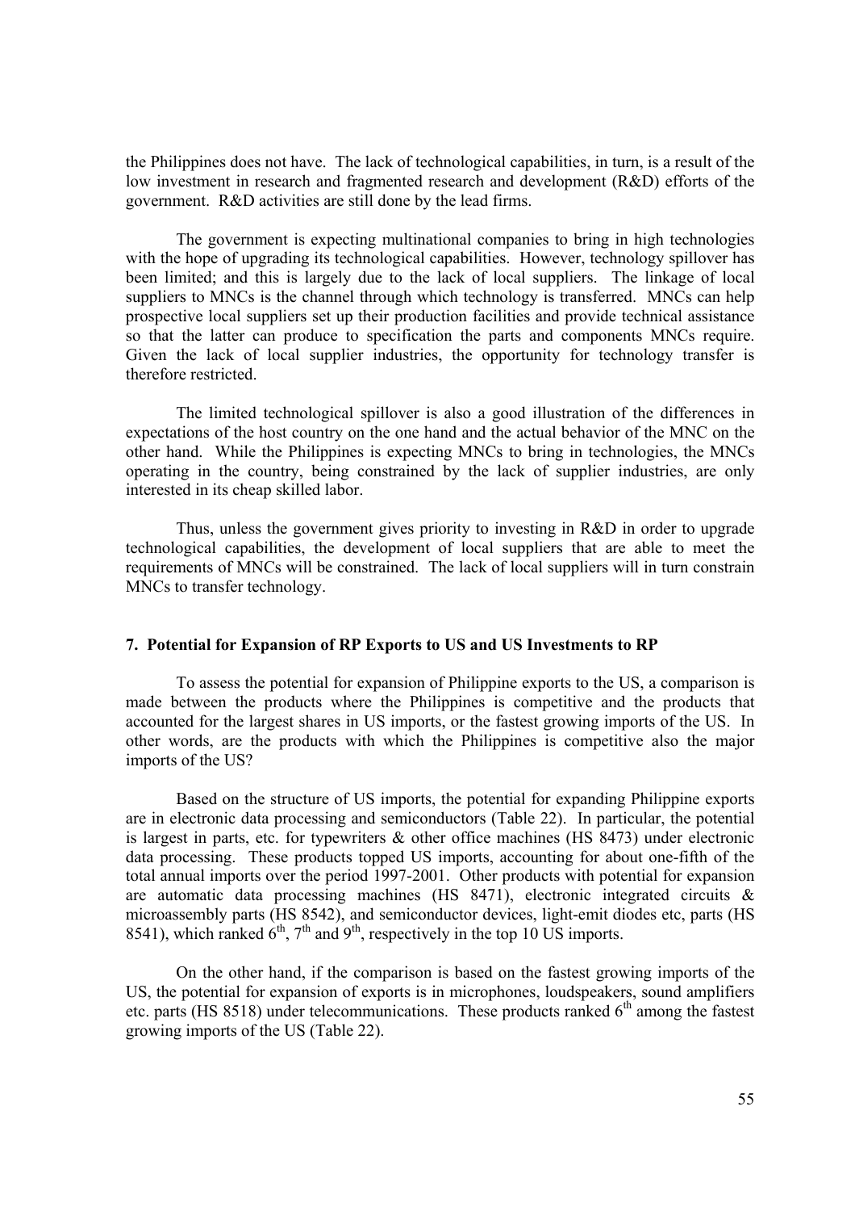the Philippines does not have. The lack of technological capabilities, in turn, is a result of the low investment in research and fragmented research and development (R&D) efforts of the government. R&D activities are still done by the lead firms.

The government is expecting multinational companies to bring in high technologies with the hope of upgrading its technological capabilities. However, technology spillover has been limited; and this is largely due to the lack of local suppliers. The linkage of local suppliers to MNCs is the channel through which technology is transferred. MNCs can help prospective local suppliers set up their production facilities and provide technical assistance so that the latter can produce to specification the parts and components MNCs require. Given the lack of local supplier industries, the opportunity for technology transfer is therefore restricted.

The limited technological spillover is also a good illustration of the differences in expectations of the host country on the one hand and the actual behavior of the MNC on the other hand. While the Philippines is expecting MNCs to bring in technologies, the MNCs operating in the country, being constrained by the lack of supplier industries, are only interested in its cheap skilled labor.

Thus, unless the government gives priority to investing in R&D in order to upgrade technological capabilities, the development of local suppliers that are able to meet the requirements of MNCs will be constrained. The lack of local suppliers will in turn constrain MNCs to transfer technology.

## 7. Potential for Expansion of RP Exports to US and US Investments to RP

To assess the potential for expansion of Philippine exports to the US, a comparison is made between the products where the Philippines is competitive and the products that accounted for the largest shares in US imports, or the fastest growing imports of the US. In other words, are the products with which the Philippines is competitive also the major imports of the US?

Based on the structure of US imports, the potential for expanding Philippine exports are in electronic data processing and semiconductors (Table 22). In particular, the potential is largest in parts, etc. for typewriters & other office machines (HS 8473) under electronic data processing. These products topped US imports, accounting for about one-fifth of the total annual imports over the period 1997-2001. Other products with potential for expansion are automatic data processing machines (HS 8471), electronic integrated circuits & microassembly parts (HS 8542), and semiconductor devices, light-emit diodes etc, parts (HS 8541), which ranked 6th, 7th and 9th, respectively in the top 10 US imports.

On the other hand, if the comparison is based on the fastest growing imports of the US, the potential for expansion of exports is in microphones, loudspeakers, sound amplifiers etc. parts (HS 8518) under telecommunications. These products ranked 6th among the fastest growing imports of the US (Table 22).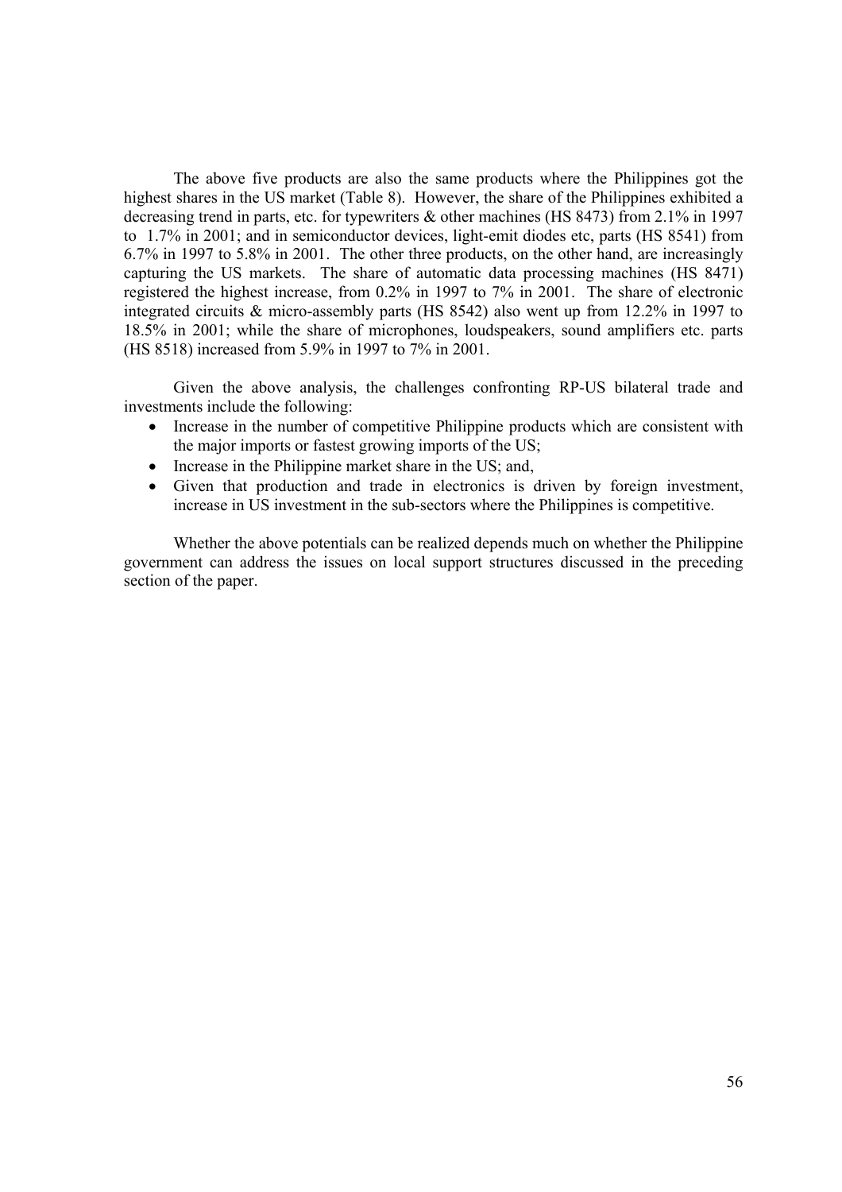The above five products are also the same products where the Philippines got the highest shares in the US market (Table 8). However, the share of the Philippines exhibited a decreasing trend in parts, etc. for typewriters & other machines (HS 8473) from 2.1% in 1997 to 1.7% in 2001; and in semiconductor devices, light-emit diodes etc, parts (HS 8541) from 6.7% in 1997 to 5.8% in 2001. The other three products, on the other hand, are increasingly capturing the US markets. The share of automatic data processing machines (HS 8471) registered the highest increase, from 0.2% in 1997 to 7% in 2001. The share of electronic integrated circuits & micro-assembly parts (HS 8542) also went up from 12.2% in 1997 to 18.5% in 2001; while the share of microphones, loudspeakers, sound amplifiers etc. parts (HS 8518) increased from 5.9% in 1997 to 7% in 2001.

Given the above analysis, the challenges confronting RP-US bilateral trade and investments include the following:

- Increase in the number of competitive Philippine products which are consistent with the major imports or fastest growing imports of the US;
- Increase in the Philippine market share in the US; and,
- Given that production and trade in electronics is driven by foreign investment, increase in US investment in the sub-sectors where the Philippines is competitive.

Whether the above potentials can be realized depends much on whether the Philippine government can address the issues on local support structures discussed in the preceding section of the paper.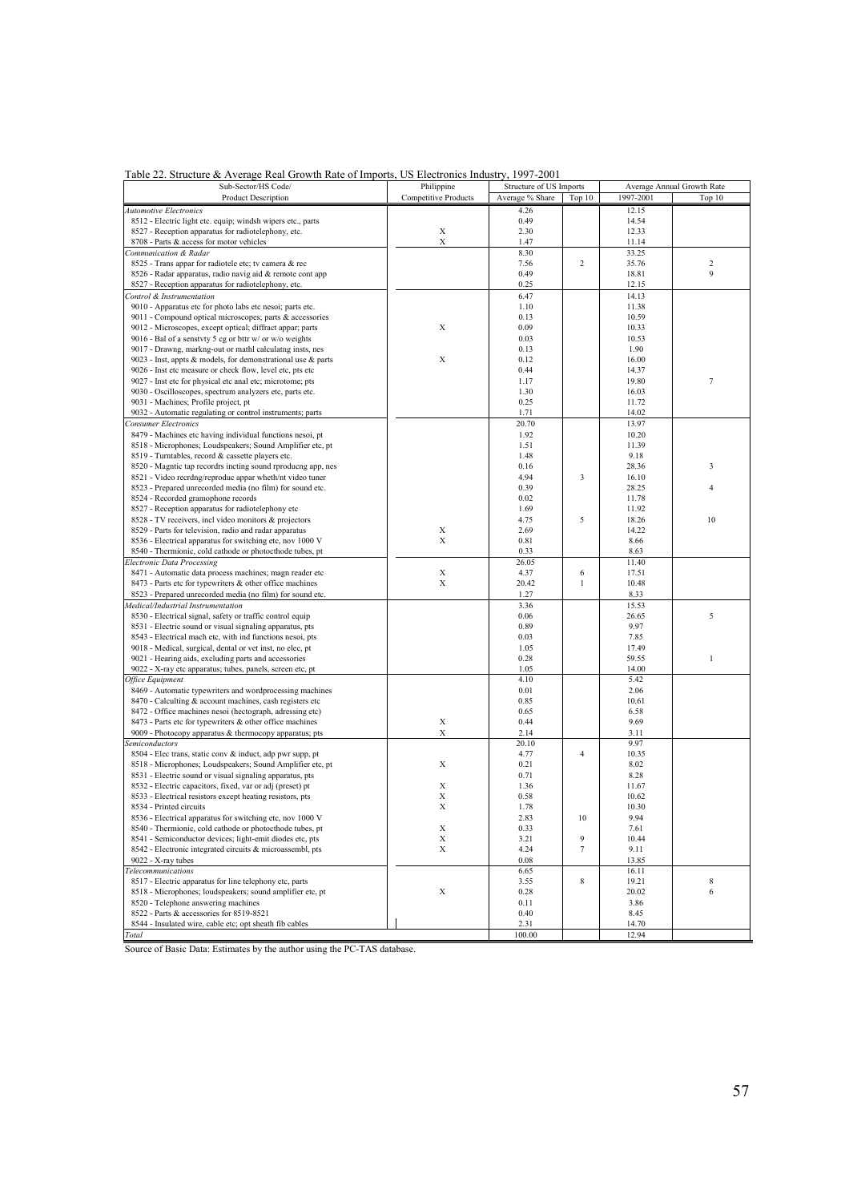Table 22. Structure & Average Real Growth Rate of Imports, US Electronics Industry, 1997-2001

| Sub-Sector/HS Code/ | Philippine | Structure of US Imports | | Average Annual Growth Rate | |
|---|---|---|---|---|---|
| Product Description | Competitive Products | Average % Share | Top 10 | 1997-2001 | Top 10 |
| *Automotive Electronics* | | 4.26 | | 12.15 | |
| 8512 - Electric light etc. equip; windsh wipers etc., parts | | 0.49 | | 14.54 | |
| 8527 - Reception apparatus for radiotelephony, etc. | X | 2.30 | | 12.33 | |
| 8708 - Parts & access for motor vehicles | X | 1.47 | | 11.14 | |
| *Communication & Radar* | | 8.30 | | 33.25 | |
| 8525 - Trans appar for radiotele etc; tv camera & rec | | 7.56 | 2 | 35.76 | 2 |
| 8526 - Radar apparatus, radio navig aid & remote cont app | | 0.49 | | 18.81 | 9 |
| 8527 - Reception apparatus for radiotelephony, etc. | | 0.25 | | 12.15 | |
| *Control & Instrumentation* | | 6.47 | | 14.13 | |
| 9010 - Apparatus etc for photo labs etc nesoi; parts etc. | | 1.10 | | 11.38 | |
| 9011 - Compound optical microscopes; parts & accessories | | 0.13 | | 10.59 | |
| 9012 - Microscopes, except optical; diffract appar; parts | X | 0.09 | | 10.33 | |
| 9016 - Bal of a senstvty 5 cg or bttr w/ or w/o weights | | 0.03 | | 10.53 | |
| 9017 - Drawng, markng-out or mathl calculatng insts, nes | | 0.13 | | 1.90 | |
| 9023 - Inst, appts & models, for demonstrational use & parts | X | 0.12 | | 16.00 | |
| 9026 - Inst etc measure or check flow, level etc, pts etc | | 0.44 | | 14.37 | |
| 9027 - Inst etc for physical etc anal etc; microtome; pts | | 1.17 | | 19.80 | 7 |
| 9030 - Oscilloscopes, spectrum analyzers etc, parts etc. | | 1.30 | | 16.03 | |
| 9031 - Machines; Profile project, pt | | 0.25 | | 11.72 | |
| 9032 - Automatic regulating or control instruments; parts | | 1.71 | | 14.02 | |
| *Consumer Electronics* | | 20.70 | | 13.97 | |
| 8479 - Machines etc having individual functions nesoi, pt | | 1.92 | | 10.20 | |
| 8518 - Microphones; Loudspeakers; Sound Amplifier etc, pt | | 1.51 | | 11.39 | |
| 8519 - Turntables, record & cassette players etc. | | 1.48 | | 9.18 | |
| 8520 - Magntic tap recordrs incting sound rproducng app, nes | | 0.16 | | 28.36 | 3 |
| 8521 - Video recrdng/reproduc appar wheth/nt video tuner | | 4.94 | 3 | 16.10 | |
| 8523 - Prepared unrecorded media (no film) for sound etc. | | 0.39 | | 28.25 | 4 |
| 8524 - Recorded gramophone records | | 0.02 | | 11.78 | |
| 8527 - Reception apparatus for radiotelephony etc | | 1.69 | | 11.92 | |
| 8528 - TV receivers, incl video monitors & projectors | | 4.75 | 5 | 18.26 | 10 |
| 8529 - Parts for television, radio and radar apparatus | X | 2.69 | | 14.22 | |
| 8536 - Electrical apparatus for switching etc, nov 1000 V | X | 0.81 | | 8.66 | |
| 8540 - Thermionic, cold cathode or photocthode tubes, pt | | 0.33 | | 8.63 | |
| *Electronic Data Processing* | | 26.05 | | 11.40 | |
| 8471 - Automatic data process machines; magn reader etc | X | 4.37 | 6 | 17.51 | |
| 8473 - Parts etc for typewriters & other office machines | X | 20.42 | 1 | 10.48 | |
| 8523 - Prepared unrecorded media (no film) for sound etc. | | 1.27 | | 8.33 | |
| *Medical/Industrial Instrumentation* | | 3.36 | | 15.53 | |
| 8530 - Electrical signal, safety or traffic control equip | | 0.06 | | 26.65 | 5 |
| 8531 - Electric sound or visual signaling apparatus, pts | | 0.89 | | 9.97 | |
| 8543 - Electrical mach etc, with ind functions nesoi, pts | | 0.03 | | 7.85 | |
| 9018 - Medical, surgical, dental or vet inst, no elec, pt | | 1.05 | | 17.49 | |
| 9021 - Hearing aids, excluding parts and accessories | | 0.28 | | 59.55 | 1 |
| 9022 - X-ray etc apparatus; tubes, panels, screen etc, pt | | 1.05 | | 14.00 | |
| *Office Equipment* | | 4.10 | | 5.42 | |
| 8469 - Automatic typewriters and wordprocessing machines | | 0.01 | | 2.06 | |
| 8470 - Calculting & account machines, cash registers etc | | 0.85 | | 10.61 | |
| 8472 - Office machines nesoi (hectograph, adressing etc) | | 0.65 | | 6.58 | |
| 8473 - Parts etc for typewriters & other office machines | X | 0.44 | | 9.69 | |
| 9009 - Photocopy apparatus & thermocopy apparatus; pts | X | 2.14 | | 3.11 | |
| *Semiconductors* | | 20.10 | | 9.97 | |
| 8504 - Elec trans, static conv & induct, adp pwr supp, pt | | 4.77 | 4 | 10.35 | |
| 8518 - Microphones; Loudspeakers; Sound Amplifier etc, pt | X | 0.21 | | 8.02 | |
| 8531 - Electric sound or visual signaling apparatus, pts | | 0.71 | | 8.28 | |
| 8532 - Electric capacitors, fixed, var or adj (preset) pt | X | 1.36 | | 11.67 | |
| 8533 - Electrical resistors except heating resistors, pts | X | 0.58 | | 10.62 | |
| 8534 - Printed circuits | X | 1.78 | | 10.30 | |
| 8536 - Electrical apparatus for switching etc, nov 1000 V | | 2.83 | 10 | 9.94 | |
| 8540 - Thermionic, cold cathode or photocthode tubes, pt | X | 0.33 | | 7.61 | |
| 8541 - Semiconductor devices; light-emit diodes etc, pts | X | 3.21 | 9 | 10.44 | |
| 8542 - Electronic integrated circuits & microassembl, pts | X | 4.24 | 7 | 9.11 | |
| 9022 - X-ray tubes | | 0.08 | | 13.85 | |
| *Telecommunications* | | 6.65 | | 16.11 | |
| 8517 - Electric apparatus for line telephony etc, parts | | 3.55 | 8 | 19.21 | 8 |
| 8518 - Microphones; loudspeakers; sound amplifier etc, pt | X | 0.28 | | 20.02 | 6 |
| 8520 - Telephone answering machines | | 0.11 | | 3.86 | |
| 8522 - Parts & accessories for 8519-8521 | | 0.40 | | 8.45 | |
| 8544 - Insulated wire, cable etc; opt sheath fib cables | | 2.31 | | 14.70 | |
| *Total* | | 100.00 | | 12.94 | |

Source of Basic Data: Estimates by the author using the PC-TAS database.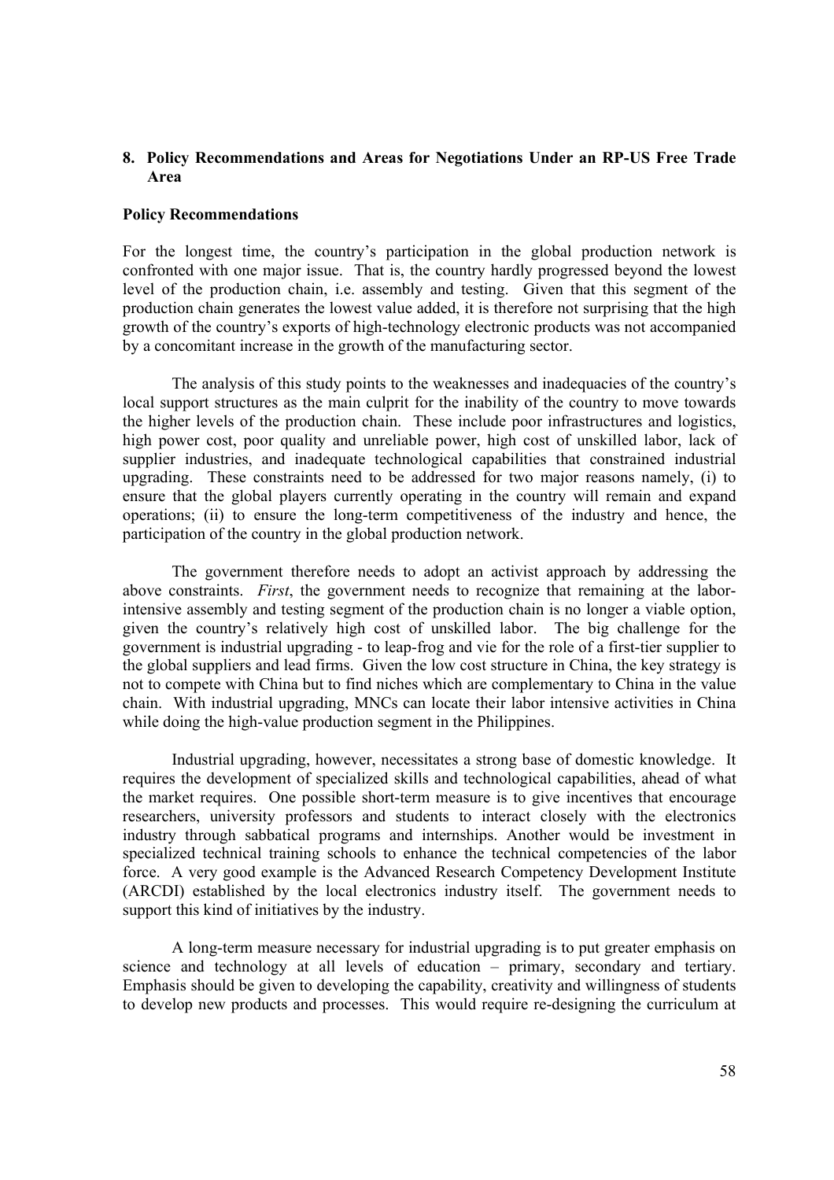## 8. Policy Recommendations and Areas for Negotiations Under an RP-US Free Trade Area

### Policy Recommendations

For the longest time, the country's participation in the global production network is confronted with one major issue. That is, the country hardly progressed beyond the lowest level of the production chain, i.e. assembly and testing. Given that this segment of the production chain generates the lowest value added, it is therefore not surprising that the high growth of the country's exports of high-technology electronic products was not accompanied by a concomitant increase in the growth of the manufacturing sector.

The analysis of this study points to the weaknesses and inadequacies of the country's local support structures as the main culprit for the inability of the country to move towards the higher levels of the production chain. These include poor infrastructures and logistics, high power cost, poor quality and unreliable power, high cost of unskilled labor, lack of supplier industries, and inadequate technological capabilities that constrained industrial upgrading. These constraints need to be addressed for two major reasons namely, (i) to ensure that the global players currently operating in the country will remain and expand operations; (ii) to ensure the long-term competitiveness of the industry and hence, the participation of the country in the global production network.

The government therefore needs to adopt an activist approach by addressing the above constraints. *First*, the government needs to recognize that remaining at the labor-intensive assembly and testing segment of the production chain is no longer a viable option, given the country's relatively high cost of unskilled labor. The big challenge for the government is industrial upgrading - to leap-frog and vie for the role of a first-tier supplier to the global suppliers and lead firms. Given the low cost structure in China, the key strategy is not to compete with China but to find niches which are complementary to China in the value chain. With industrial upgrading, MNCs can locate their labor intensive activities in China while doing the high-value production segment in the Philippines.

Industrial upgrading, however, necessitates a strong base of domestic knowledge. It requires the development of specialized skills and technological capabilities, ahead of what the market requires. One possible short-term measure is to give incentives that encourage researchers, university professors and students to interact closely with the electronics industry through sabbatical programs and internships. Another would be investment in specialized technical training schools to enhance the technical competencies of the labor force. A very good example is the Advanced Research Competency Development Institute (ARCDI) established by the local electronics industry itself. The government needs to support this kind of initiatives by the industry.

A long-term measure necessary for industrial upgrading is to put greater emphasis on science and technology at all levels of education – primary, secondary and tertiary. Emphasis should be given to developing the capability, creativity and willingness of students to develop new products and processes. This would require re-designing the curriculum at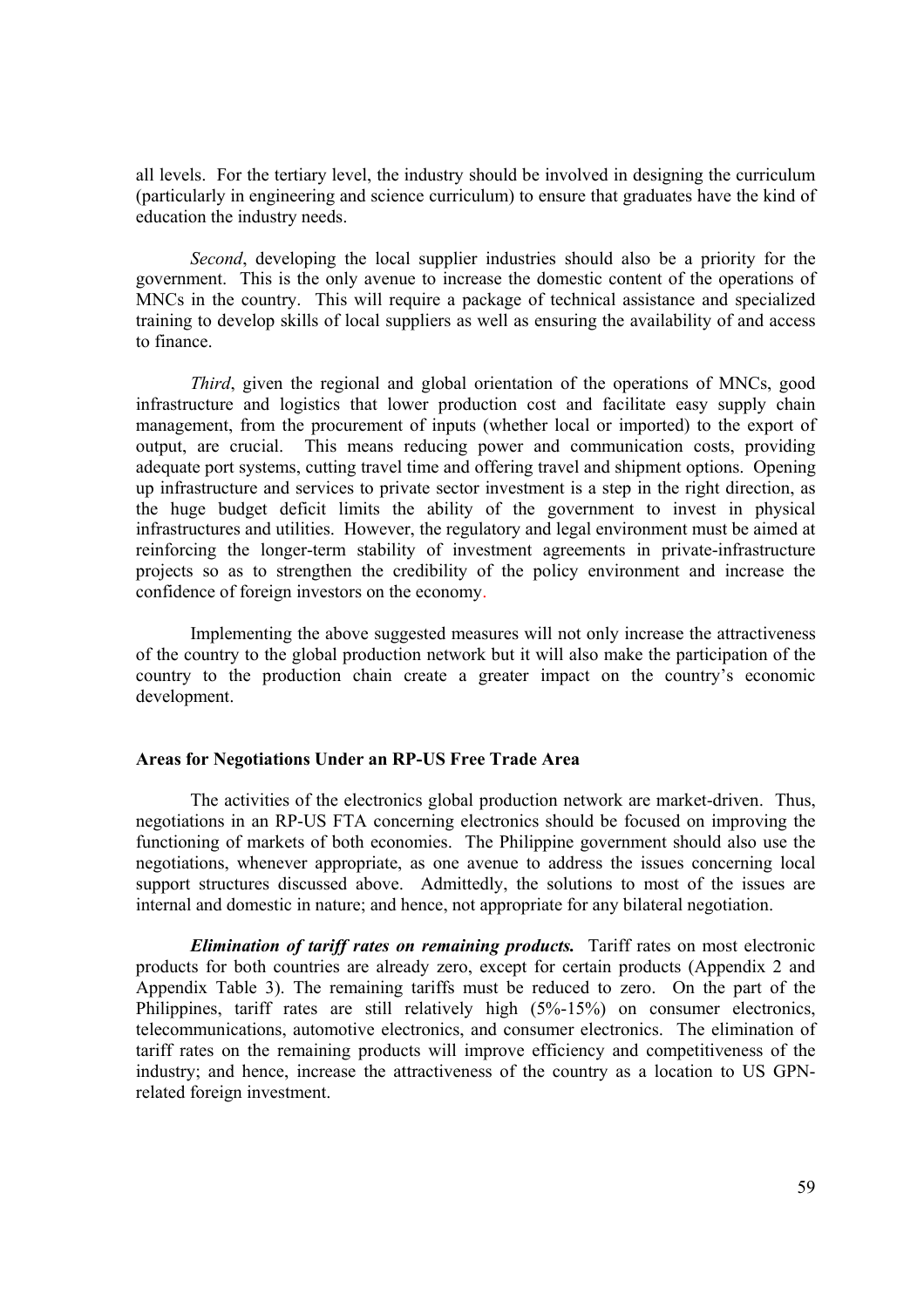all levels. For the tertiary level, the industry should be involved in designing the curriculum (particularly in engineering and science curriculum) to ensure that graduates have the kind of education the industry needs.

*Second*, developing the local supplier industries should also be a priority for the government. This is the only avenue to increase the domestic content of the operations of MNCs in the country. This will require a package of technical assistance and specialized training to develop skills of local suppliers as well as ensuring the availability of and access to finance.

*Third*, given the regional and global orientation of the operations of MNCs, good infrastructure and logistics that lower production cost and facilitate easy supply chain management, from the procurement of inputs (whether local or imported) to the export of output, are crucial. This means reducing power and communication costs, providing adequate port systems, cutting travel time and offering travel and shipment options. Opening up infrastructure and services to private sector investment is a step in the right direction, as the huge budget deficit limits the ability of the government to invest in physical infrastructures and utilities. However, the regulatory and legal environment must be aimed at reinforcing the longer-term stability of investment agreements in private-infrastructure projects so as to strengthen the credibility of the policy environment and increase the confidence of foreign investors on the economy.

Implementing the above suggested measures will not only increase the attractiveness of the country to the global production network but it will also make the participation of the country to the production chain create a greater impact on the country's economic development.

### Areas for Negotiations Under an RP-US Free Trade Area

The activities of the electronics global production network are market-driven. Thus, negotiations in an RP-US FTA concerning electronics should be focused on improving the functioning of markets of both economies. The Philippine government should also use the negotiations, whenever appropriate, as one avenue to address the issues concerning local support structures discussed above. Admittedly, the solutions to most of the issues are internal and domestic in nature; and hence, not appropriate for any bilateral negotiation.

***Elimination of tariff rates on remaining products.*** Tariff rates on most electronic products for both countries are already zero, except for certain products (Appendix 2 and Appendix Table 3). The remaining tariffs must be reduced to zero. On the part of the Philippines, tariff rates are still relatively high (5%-15%) on consumer electronics, telecommunications, automotive electronics, and consumer electronics. The elimination of tariff rates on the remaining products will improve efficiency and competitiveness of the industry; and hence, increase the attractiveness of the country as a location to US GPN-related foreign investment.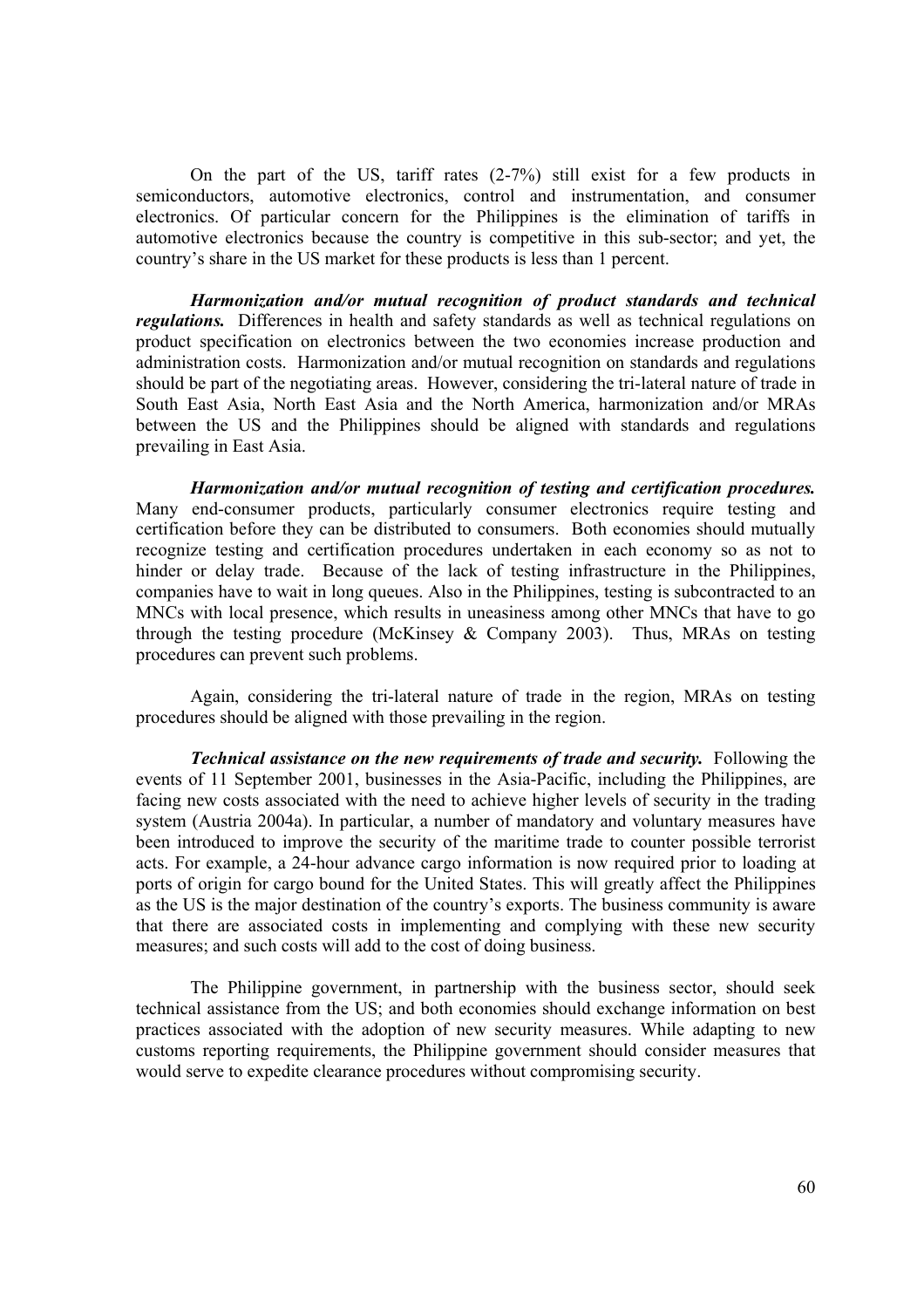On the part of the US, tariff rates (2-7%) still exist for a few products in semiconductors, automotive electronics, control and instrumentation, and consumer electronics. Of particular concern for the Philippines is the elimination of tariffs in automotive electronics because the country is competitive in this sub-sector; and yet, the country's share in the US market for these products is less than 1 percent.

***Harmonization and/or mutual recognition of product standards and technical regulations.*** Differences in health and safety standards as well as technical regulations on product specification on electronics between the two economies increase production and administration costs. Harmonization and/or mutual recognition on standards and regulations should be part of the negotiating areas. However, considering the tri-lateral nature of trade in South East Asia, North East Asia and the North America, harmonization and/or MRAs between the US and the Philippines should be aligned with standards and regulations prevailing in East Asia.

***Harmonization and/or mutual recognition of testing and certification procedures.*** Many end-consumer products, particularly consumer electronics require testing and certification before they can be distributed to consumers. Both economies should mutually recognize testing and certification procedures undertaken in each economy so as not to hinder or delay trade. Because of the lack of testing infrastructure in the Philippines, companies have to wait in long queues. Also in the Philippines, testing is subcontracted to an MNCs with local presence, which results in uneasiness among other MNCs that have to go through the testing procedure (McKinsey & Company 2003). Thus, MRAs on testing procedures can prevent such problems.

Again, considering the tri-lateral nature of trade in the region, MRAs on testing procedures should be aligned with those prevailing in the region.

***Technical assistance on the new requirements of trade and security.*** Following the events of 11 September 2001, businesses in the Asia-Pacific, including the Philippines, are facing new costs associated with the need to achieve higher levels of security in the trading system (Austria 2004a). In particular, a number of mandatory and voluntary measures have been introduced to improve the security of the maritime trade to counter possible terrorist acts. For example, a 24-hour advance cargo information is now required prior to loading at ports of origin for cargo bound for the United States. This will greatly affect the Philippines as the US is the major destination of the country's exports. The business community is aware that there are associated costs in implementing and complying with these new security measures; and such costs will add to the cost of doing business.

The Philippine government, in partnership with the business sector, should seek technical assistance from the US; and both economies should exchange information on best practices associated with the adoption of new security measures. While adapting to new customs reporting requirements, the Philippine government should consider measures that would serve to expedite clearance procedures without compromising security.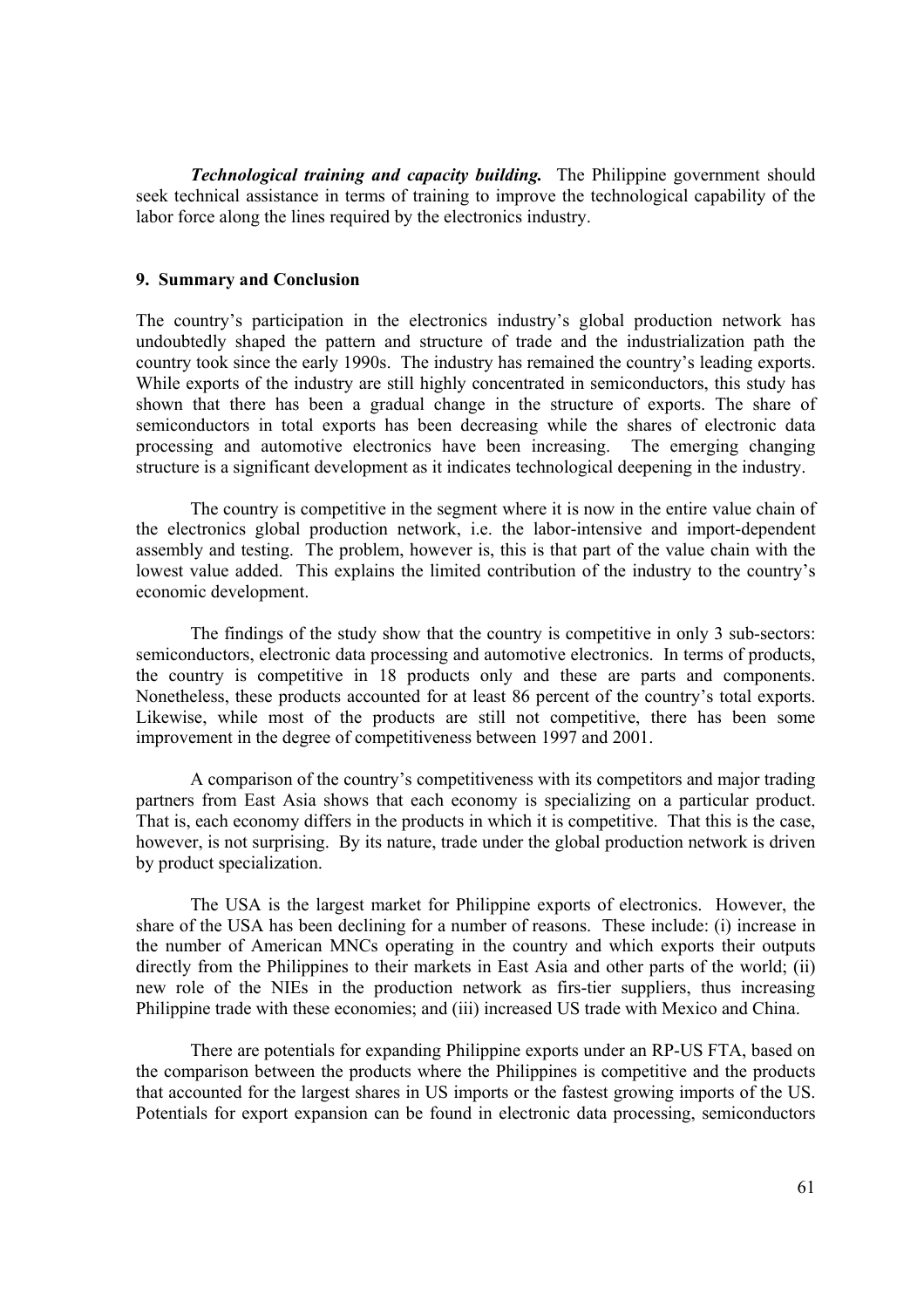***Technological training and capacity building.*** The Philippine government should seek technical assistance in terms of training to improve the technological capability of the labor force along the lines required by the electronics industry.

## 9. Summary and Conclusion

The country's participation in the electronics industry's global production network has undoubtedly shaped the pattern and structure of trade and the industrialization path the country took since the early 1990s. The industry has remained the country's leading exports. While exports of the industry are still highly concentrated in semiconductors, this study has shown that there has been a gradual change in the structure of exports. The share of semiconductors in total exports has been decreasing while the shares of electronic data processing and automotive electronics have been increasing. The emerging changing structure is a significant development as it indicates technological deepening in the industry.

The country is competitive in the segment where it is now in the entire value chain of the electronics global production network, i.e. the labor-intensive and import-dependent assembly and testing. The problem, however is, this is that part of the value chain with the lowest value added. This explains the limited contribution of the industry to the country's economic development.

The findings of the study show that the country is competitive in only 3 sub-sectors: semiconductors, electronic data processing and automotive electronics. In terms of products, the country is competitive in 18 products only and these are parts and components. Nonetheless, these products accounted for at least 86 percent of the country's total exports. Likewise, while most of the products are still not competitive, there has been some improvement in the degree of competitiveness between 1997 and 2001.

A comparison of the country's competitiveness with its competitors and major trading partners from East Asia shows that each economy is specializing on a particular product. That is, each economy differs in the products in which it is competitive. That this is the case, however, is not surprising. By its nature, trade under the global production network is driven by product specialization.

The USA is the largest market for Philippine exports of electronics. However, the share of the USA has been declining for a number of reasons. These include: (i) increase in the number of American MNCs operating in the country and which exports their outputs directly from the Philippines to their markets in East Asia and other parts of the world; (ii) new role of the NIEs in the production network as firs-tier suppliers, thus increasing Philippine trade with these economies; and (iii) increased US trade with Mexico and China.

There are potentials for expanding Philippine exports under an RP-US FTA, based on the comparison between the products where the Philippines is competitive and the products that accounted for the largest shares in US imports or the fastest growing imports of the US. Potentials for export expansion can be found in electronic data processing, semiconductors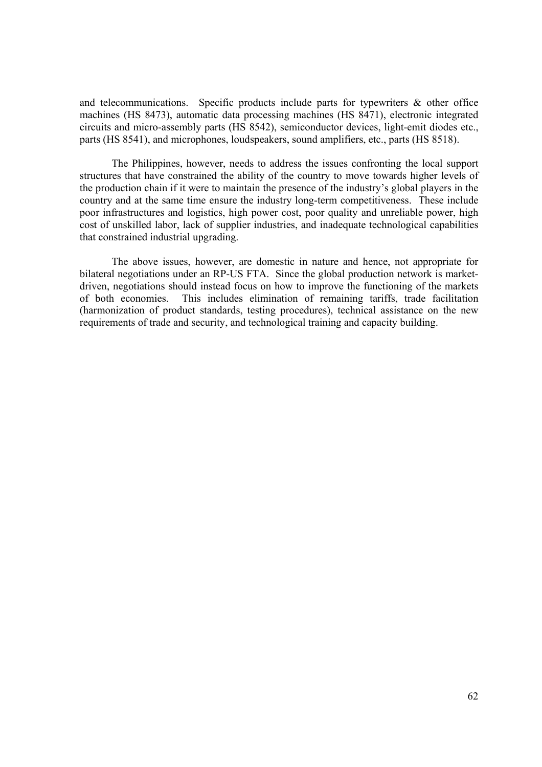and telecommunications. Specific products include parts for typewriters & other office machines (HS 8473), automatic data processing machines (HS 8471), electronic integrated circuits and micro-assembly parts (HS 8542), semiconductor devices, light-emit diodes etc., parts (HS 8541), and microphones, loudspeakers, sound amplifiers, etc., parts (HS 8518).

The Philippines, however, needs to address the issues confronting the local support structures that have constrained the ability of the country to move towards higher levels of the production chain if it were to maintain the presence of the industry's global players in the country and at the same time ensure the industry long-term competitiveness. These include poor infrastructures and logistics, high power cost, poor quality and unreliable power, high cost of unskilled labor, lack of supplier industries, and inadequate technological capabilities that constrained industrial upgrading.

The above issues, however, are domestic in nature and hence, not appropriate for bilateral negotiations under an RP-US FTA. Since the global production network is market-driven, negotiations should instead focus on how to improve the functioning of the markets of both economies. This includes elimination of remaining tariffs, trade facilitation (harmonization of product standards, testing procedures), technical assistance on the new requirements of trade and security, and technological training and capacity building.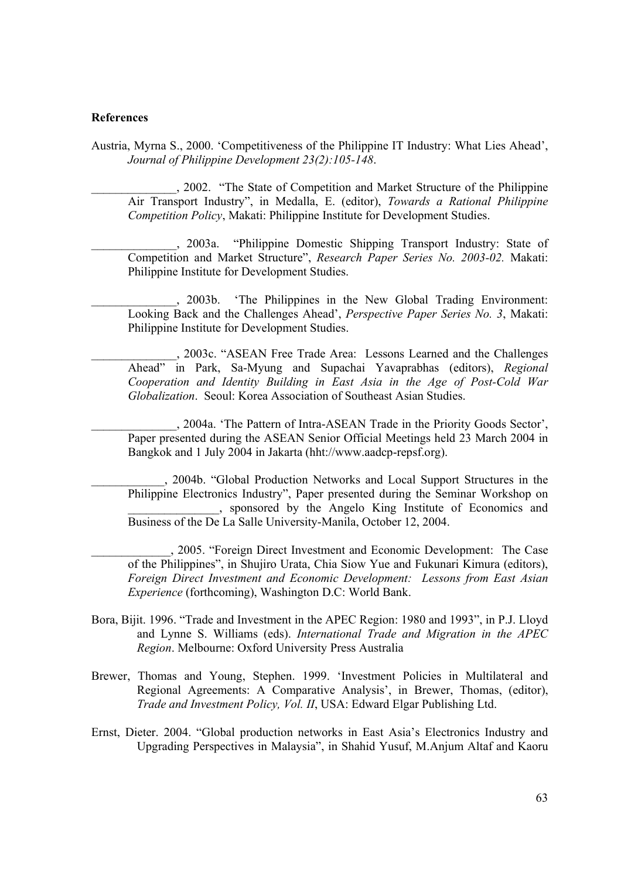**References**

Austria, Myrna S., 2000. 'Competitiveness of the Philippine IT Industry: What Lies Ahead', *Journal of Philippine Development 23(2):105-148*.

______________, 2002. "The State of Competition and Market Structure of the Philippine Air Transport Industry", in Medalla, E. (editor), *Towards a Rational Philippine Competition Policy*, Makati: Philippine Institute for Development Studies.

______________, 2003a. "Philippine Domestic Shipping Transport Industry: State of Competition and Market Structure", *Research Paper Series No. 2003-02.* Makati: Philippine Institute for Development Studies.

______________, 2003b. 'The Philippines in the New Global Trading Environment: Looking Back and the Challenges Ahead', *Perspective Paper Series No. 3*, Makati: Philippine Institute for Development Studies.

______________, 2003c. "ASEAN Free Trade Area: Lessons Learned and the Challenges Ahead" in Park, Sa-Myung and Supachai Yavaprabhas (editors), *Regional Cooperation and Identity Building in East Asia in the Age of Post-Cold War Globalization*. Seoul: Korea Association of Southeast Asian Studies.

______________, 2004a. 'The Pattern of Intra-ASEAN Trade in the Priority Goods Sector', Paper presented during the ASEAN Senior Official Meetings held 23 March 2004 in Bangkok and 1 July 2004 in Jakarta (hht://www.aadcp-repsf.org).

____________, 2004b. "Global Production Networks and Local Support Structures in the Philippine Electronics Industry", Paper presented during the Seminar Workshop on _______________, sponsored by the Angelo King Institute of Economics and Business of the De La Salle University-Manila, October 12, 2004.

_____________, 2005. "Foreign Direct Investment and Economic Development: The Case of the Philippines", in Shujiro Urata, Chia Siow Yue and Fukunari Kimura (editors), *Foreign Direct Investment and Economic Development: Lessons from East Asian Experience* (forthcoming), Washington D.C: World Bank.

Bora, Bijit. 1996. "Trade and Investment in the APEC Region: 1980 and 1993", in P.J. Lloyd and Lynne S. Williams (eds). *International Trade and Migration in the APEC Region*. Melbourne: Oxford University Press Australia

Brewer, Thomas and Young, Stephen. 1999. 'Investment Policies in Multilateral and Regional Agreements: A Comparative Analysis', in Brewer, Thomas, (editor), *Trade and Investment Policy, Vol. II*, USA: Edward Elgar Publishing Ltd.

Ernst, Dieter. 2004. "Global production networks in East Asia's Electronics Industry and Upgrading Perspectives in Malaysia", in Shahid Yusuf, M.Anjum Altaf and Kaoru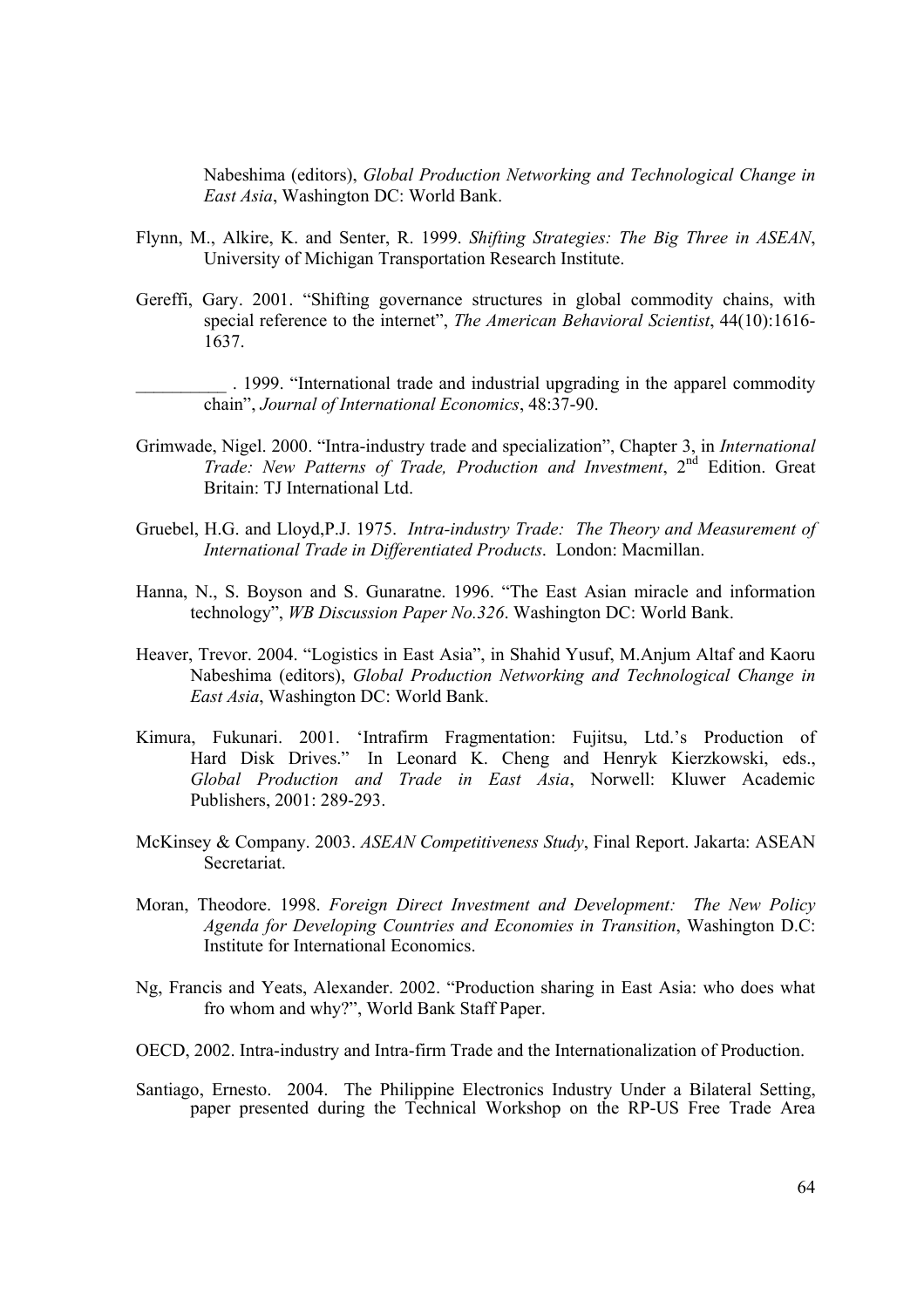Nabeshima (editors), *Global Production Networking and Technological Change in East Asia*, Washington DC: World Bank.

Flynn, M., Alkire, K. and Senter, R. 1999. *Shifting Strategies: The Big Three in ASEAN*, University of Michigan Transportation Research Institute.

Gereffi, Gary. 2001. "Shifting governance structures in global commodity chains, with special reference to the internet", *The American Behavioral Scientist*, 44(10):1616-1637.

__________ . 1999. "International trade and industrial upgrading in the apparel commodity chain", *Journal of International Economics*, 48:37-90.

Grimwade, Nigel. 2000. "Intra-industry trade and specialization", Chapter 3, in *International Trade: New Patterns of Trade, Production and Investment*, 2nd Edition. Great Britain: TJ International Ltd.

Gruebel, H.G. and Lloyd,P.J. 1975. *Intra-industry Trade: The Theory and Measurement of International Trade in Differentiated Products*. London: Macmillan.

Hanna, N., S. Boyson and S. Gunaratne. 1996. "The East Asian miracle and information technology", *WB Discussion Paper No.326*. Washington DC: World Bank.

Heaver, Trevor. 2004. "Logistics in East Asia", in Shahid Yusuf, M.Anjum Altaf and Kaoru Nabeshima (editors), *Global Production Networking and Technological Change in East Asia*, Washington DC: World Bank.

Kimura, Fukunari. 2001. 'Intrafirm Fragmentation: Fujitsu, Ltd.'s Production of Hard Disk Drives." In Leonard K. Cheng and Henryk Kierzkowski, eds., *Global Production and Trade in East Asia*, Norwell: Kluwer Academic Publishers, 2001: 289-293.

McKinsey & Company. 2003. *ASEAN Competitiveness Study*, Final Report. Jakarta: ASEAN Secretariat.

Moran, Theodore. 1998. *Foreign Direct Investment and Development: The New Policy Agenda for Developing Countries and Economies in Transition*, Washington D.C: Institute for International Economics.

Ng, Francis and Yeats, Alexander. 2002. "Production sharing in East Asia: who does what fro whom and why?", World Bank Staff Paper.

OECD, 2002. Intra-industry and Intra-firm Trade and the Internationalization of Production.

Santiago, Ernesto. 2004. The Philippine Electronics Industry Under a Bilateral Setting, paper presented during the Technical Workshop on the RP-US Free Trade Area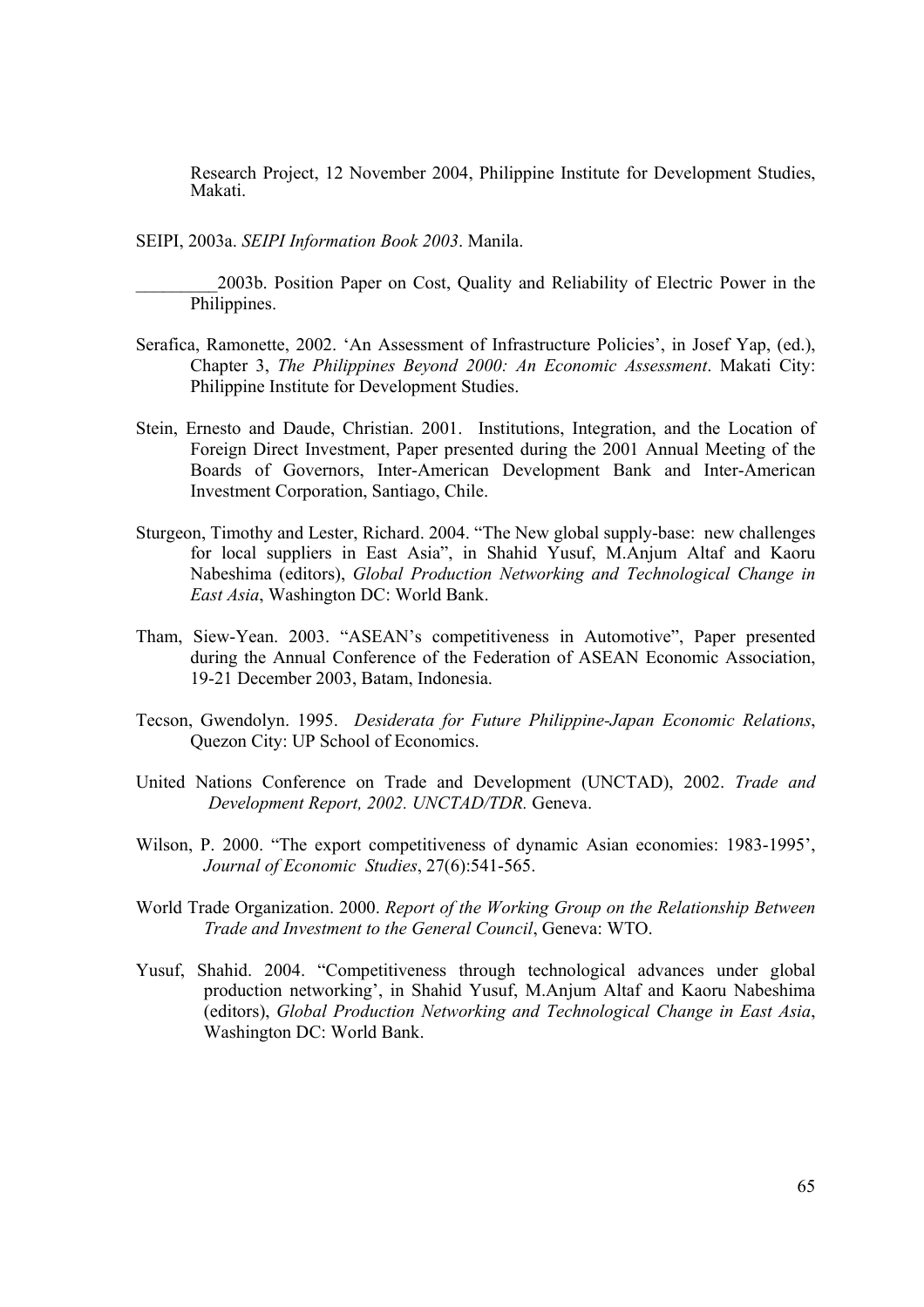Research Project, 12 November 2004, Philippine Institute for Development Studies, Makati.

SEIPI, 2003a. *SEIPI Information Book 2003*. Manila.

_________2003b. Position Paper on Cost, Quality and Reliability of Electric Power in the Philippines.

Serafica, Ramonette, 2002. 'An Assessment of Infrastructure Policies', in Josef Yap, (ed.), Chapter 3, *The Philippines Beyond 2000: An Economic Assessment*. Makati City: Philippine Institute for Development Studies.

Stein, Ernesto and Daude, Christian. 2001. Institutions, Integration, and the Location of Foreign Direct Investment, Paper presented during the 2001 Annual Meeting of the Boards of Governors, Inter-American Development Bank and Inter-American Investment Corporation, Santiago, Chile.

Sturgeon, Timothy and Lester, Richard. 2004. "The New global supply-base: new challenges for local suppliers in East Asia", in Shahid Yusuf, M.Anjum Altaf and Kaoru Nabeshima (editors), *Global Production Networking and Technological Change in East Asia*, Washington DC: World Bank.

Tham, Siew-Yean. 2003. "ASEAN's competitiveness in Automotive", Paper presented during the Annual Conference of the Federation of ASEAN Economic Association, 19-21 December 2003, Batam, Indonesia.

Tecson, Gwendolyn. 1995. *Desiderata for Future Philippine-Japan Economic Relations*, Quezon City: UP School of Economics.

United Nations Conference on Trade and Development (UNCTAD), 2002. *Trade and Development Report, 2002. UNCTAD/TDR.* Geneva.

Wilson, P. 2000. "The export competitiveness of dynamic Asian economies: 1983-1995', *Journal of Economic Studies*, 27(6):541-565.

World Trade Organization. 2000. *Report of the Working Group on the Relationship Between Trade and Investment to the General Council*, Geneva: WTO.

Yusuf, Shahid. 2004. "Competitiveness through technological advances under global production networking', in Shahid Yusuf, M.Anjum Altaf and Kaoru Nabeshima (editors), *Global Production Networking and Technological Change in East Asia*, Washington DC: World Bank.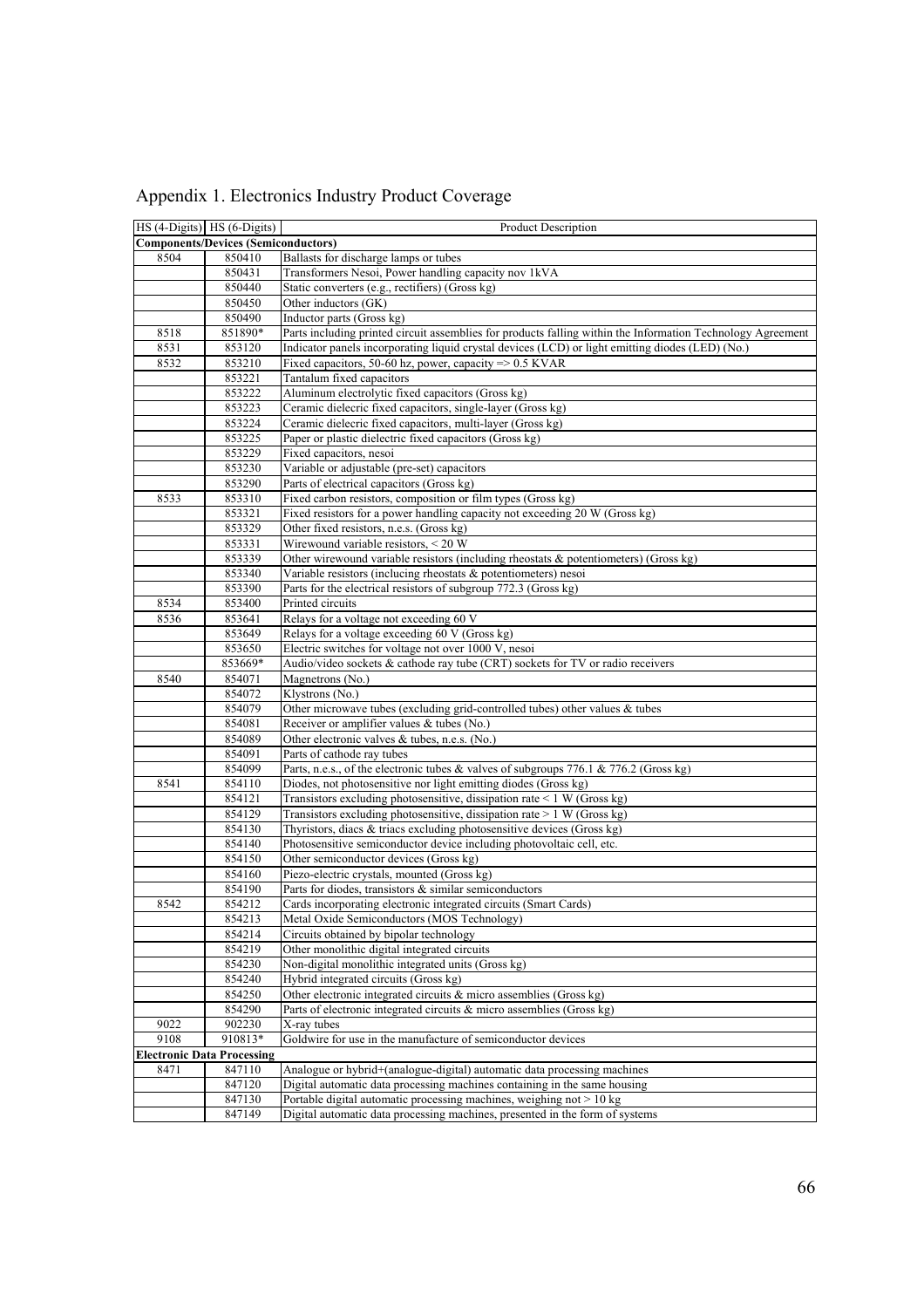# Appendix 1. Electronics Industry Product Coverage

| HS (4-Digits) | HS (6-Digits) | Product Description |
|---|---|---|
| **Components/Devices (Semiconductors)** | | |
| 8504 | 850410 | Ballasts for discharge lamps or tubes |
| | 850431 | Transformers Nesoi, Power handling capacity nov 1kVA |
| | 850440 | Static converters (e.g., rectifiers) (Gross kg) |
| | 850450 | Other inductors (GK) |
| | 850490 | Inductor parts (Gross kg) |
| 8518 | 851890* | Parts including printed circuit assemblies for products falling within the Information Technology Agreement |
| 8531 | 853120 | Indicator panels incorporating liquid crystal devices (LCD) or light emitting diodes (LED) (No.) |
| 8532 | 853210 | Fixed capacitors, 50-60 hz, power, capacity => 0.5 KVAR |
| | 853221 | Tantalum fixed capacitors |
| | 853222 | Aluminum electrolytic fixed capacitors (Gross kg) |
| | 853223 | Ceramic dielecric fixed capacitors, single-layer (Gross kg) |
| | 853224 | Ceramic dielecric fixed capacitors, multi-layer (Gross kg) |
| | 853225 | Paper or plastic dielectric fixed capacitors (Gross kg) |
| | 853229 | Fixed capacitors, nesoi |
| | 853230 | Variable or adjustable (pre-set) capacitors |
| | 853290 | Parts of electrical capacitors (Gross kg) |
| 8533 | 853310 | Fixed carbon resistors, composition or film types (Gross kg) |
| | 853321 | Fixed resistors for a power handling capacity not exceeding 20 W (Gross kg) |
| | 853329 | Other fixed resistors, n.e.s. (Gross kg) |
| | 853331 | Wirewound variable resistors, < 20 W |
| | 853339 | Other wirewound variable resistors (including rheostats & potentiometers) (Gross kg) |
| | 853340 | Variable resistors (inclucing rheostats & potentiometers) nesoi |
| | 853390 | Parts for the electrical resistors of subgroup 772.3 (Gross kg) |
| 8534 | 853400 | Printed circuits |
| 8536 | 853641 | Relays for a voltage not exceeding 60 V |
| | 853649 | Relays for a voltage exceeding 60 V (Gross kg) |
| | 853650 | Electric switches for voltage not over 1000 V, nesoi |
| | 853669* | Audio/video sockets & cathode ray tube (CRT) sockets for TV or radio receivers |
| 8540 | 854071 | Magnetrons (No.) |
| | 854072 | Klystrons (No.) |
| | 854079 | Other microwave tubes (excluding grid-controlled tubes) other values & tubes |
| | 854081 | Receiver or amplifier values & tubes (No.) |
| | 854089 | Other electronic valves & tubes, n.e.s. (No.) |
| | 854091 | Parts of cathode ray tubes |
| | 854099 | Parts, n.e.s., of the electronic tubes & valves of subgroups 776.1 & 776.2 (Gross kg) |
| 8541 | 854110 | Diodes, not photosensitive nor light emitting diodes (Gross kg) |
| | 854121 | Transistors excluding photosensitive, dissipation rate < 1 W (Gross kg) |
| | 854129 | Transistors excluding photosensitive, dissipation rate > 1 W (Gross kg) |
| | 854130 | Thyristors, diacs & triacs excluding photosensitive devices (Gross kg) |
| | 854140 | Photosensitive semiconductor device including photovoltaic cell, etc. |
| | 854150 | Other semiconductor devices (Gross kg) |
| | 854160 | Piezo-electric crystals, mounted (Gross kg) |
| | 854190 | Parts for diodes, transistors & similar semiconductors |
| 8542 | 854212 | Cards incorporating electronic integrated circuits (Smart Cards) |
| | 854213 | Metal Oxide Semiconductors (MOS Technology) |
| | 854214 | Circuits obtained by bipolar technology |
| | 854219 | Other monolithic digital integrated circuits |
| | 854230 | Non-digital monolithic integrated units (Gross kg) |
| | 854240 | Hybrid integrated circuits (Gross kg) |
| | 854250 | Other electronic integrated circuits & micro assemblies (Gross kg) |
| | 854290 | Parts of electronic integrated circuits & micro assemblies (Gross kg) |
| 9022 | 902230 | X-ray tubes |
| 9108 | 910813* | Goldwire for use in the manufacture of semiconductor devices |
| **Electronic Data Processing** | | |
| 8471 | 847110 | Analogue or hybrid+(analogue-digital) automatic data processing machines |
| | 847120 | Digital automatic data processing machines containing in the same housing |
| | 847130 | Portable digital automatic processing machines, weighing not > 10 kg |
| | 847149 | Digital automatic data processing machines, presented in the form of systems |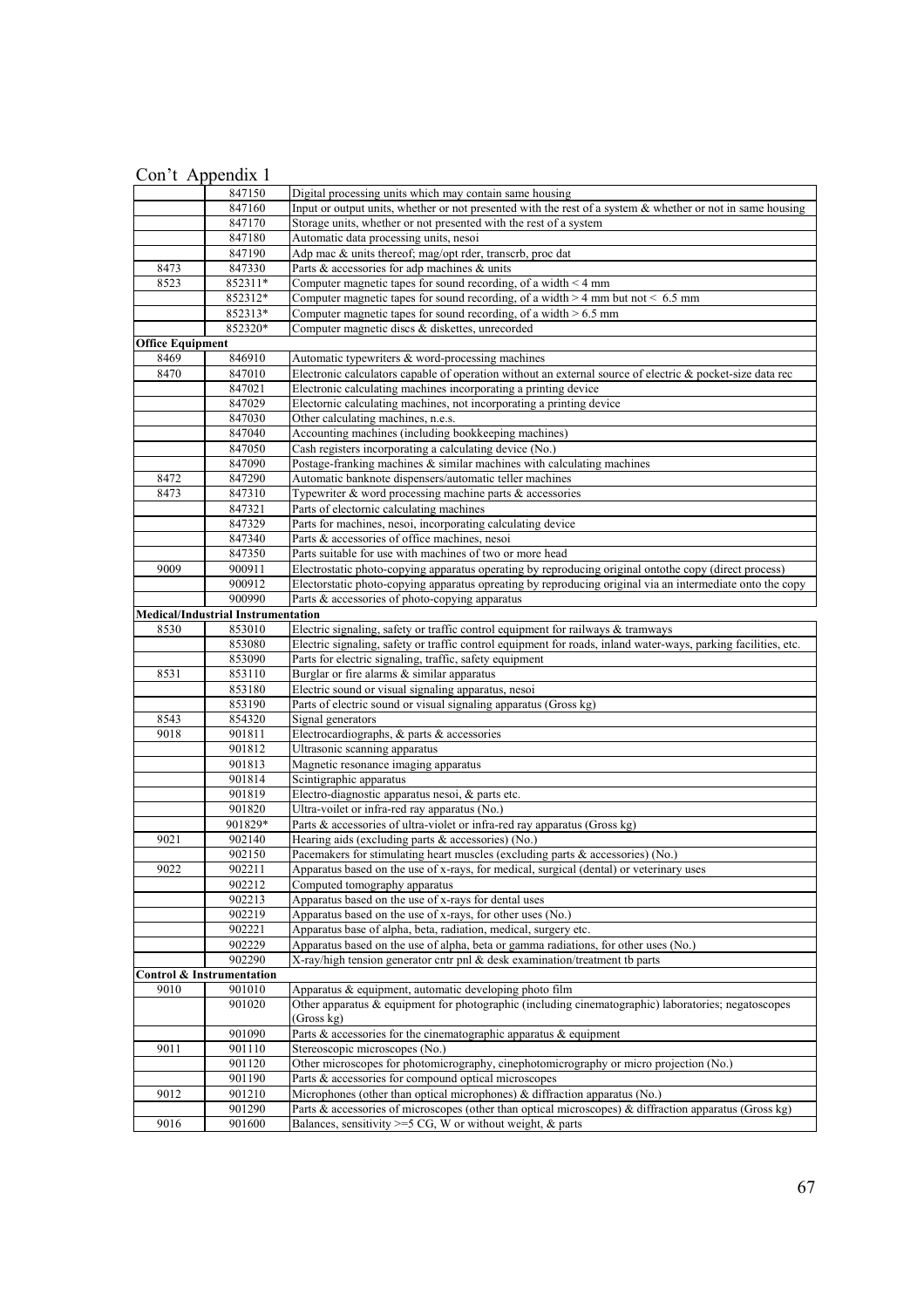Con't Appendix 1

| | | |
|---|---|---|
| | 847150 | Digital processing units which may contain same housing |
| | 847160 | Input or output units, whether or not presented with the rest of a system & whether or not in same housing |
| | 847170 | Storage units, whether or not presented with the rest of a system |
| | 847180 | Automatic data processing units, nesoi |
| | 847190 | Adp mac & units thereof; mag/opt rder, transcrb, proc dat |
| 8473 | 847330 | Parts & accessories for adp machines & units |
| 8523 | 852311* | Computer magnetic tapes for sound recording, of a width < 4 mm |
| | 852312* | Computer magnetic tapes for sound recording, of a width > 4 mm but not < 6.5 mm |
| | 852313* | Computer magnetic tapes for sound recording, of a width > 6.5 mm |
| | 852320* | Computer magnetic discs & diskettes, unrecorded |
| **Office Equipment** | | |
| 8469 | 846910 | Automatic typewriters & word-processing machines |
| 8470 | 847010 | Electronic calculators capable of operation without an external source of electric & pocket-size data rec |
| | 847021 | Electronic calculating machines incorporating a printing device |
| | 847029 | Electornic calculating machines, not incorporating a printing device |
| | 847030 | Other calculating machines, n.e.s. |
| | 847040 | Accounting machines (including bookkeeping machines) |
| | 847050 | Cash registers incorporating a calculating device (No.) |
| | 847090 | Postage-franking machines & similar machines with calculating machines |
| 8472 | 847290 | Automatic banknote dispensers/automatic teller machines |
| 8473 | 847310 | Typewriter & word processing machine parts & accessories |
| | 847321 | Parts of electornic calculating machines |
| | 847329 | Parts for machines, nesoi, incorporating calculating device |
| | 847340 | Parts & accessories of office machines, nesoi |
| | 847350 | Parts suitable for use with machines of two or more head |
| 9009 | 900911 | Electrostatic photo-copying apparatus operating by reproducing original ontothe copy (direct process) |
| | 900912 | Electorstatic photo-copying apparatus opreating by reproducing original via an intermediate onto the copy |
| | 900990 | Parts & accessories of photo-copying apparatus |
| **Medical/Industrial Instrumentation** | | |
| 8530 | 853010 | Electric signaling, safety or traffic control equipment for railways & tramways |
| | 853080 | Electric signaling, safety or traffic control equipment for roads, inland water-ways, parking facilities, etc. |
| | 853090 | Parts for electric signaling, traffic, safety equipment |
| 8531 | 853110 | Burglar or fire alarms & similar apparatus |
| | 853180 | Electric sound or visual signaling apparatus, nesoi |
| | 853190 | Parts of electric sound or visual signaling apparatus (Gross kg) |
| 8543 | 854320 | Signal generators |
| 9018 | 901811 | Electrocardiographs, & parts & accessories |
| | 901812 | Ultrasonic scanning apparatus |
| | 901813 | Magnetic resonance imaging apparatus |
| | 901814 | Scintigraphic apparatus |
| | 901819 | Electro-diagnostic apparatus nesoi, & parts etc. |
| | 901820 | Ultra-voilet or infra-red ray apparatus (No.) |
| | 901829* | Parts & accessories of ultra-violet or infra-red ray apparatus (Gross kg) |
| 9021 | 902140 | Hearing aids (excluding parts & accessories) (No.) |
| | 902150 | Pacemakers for stimulating heart muscles (excluding parts & accessories) (No.) |
| 9022 | 902211 | Apparatus based on the use of x-rays, for medical, surgical (dental) or veterinary uses |
| | 902212 | Computed tomography apparatus |
| | 902213 | Apparatus based on the use of x-rays for dental uses |
| | 902219 | Apparatus based on the use of x-rays, for other uses (No.) |
| | 902221 | Apparatus base of alpha, beta, radiation, medical, surgery etc. |
| | 902229 | Apparatus based on the use of alpha, beta or gamma radiations, for other uses (No.) |
| | 902290 | X-ray/high tension generator cntr pnl & desk examination/treatment tb parts |
| **Control & Instrumentation** | | |
| 9010 | 901010 | Apparatus & equipment, automatic developing photo film |
| | 901020 | Other apparatus & equipment for photographic (including cinematographic) laboratories; negatoscopes (Gross kg) |
| | 901090 | Parts & accessories for the cinematographic apparatus & equipment |
| 9011 | 901110 | Stereoscopic microscopes (No.) |
| | 901120 | Other microscopes for photomicrography, cinephotomicrography or micro projection (No.) |
| | 901190 | Parts & accessories for compound optical microscopes |
| 9012 | 901210 | Microphones (other than optical microphones) & diffraction apparatus (No.) |
| | 901290 | Parts & accessories of microscopes (other than optical microscopes) & diffraction apparatus (Gross kg) |
| 9016 | 901600 | Balances, sensitivity >=5 CG, W or without weight, & parts |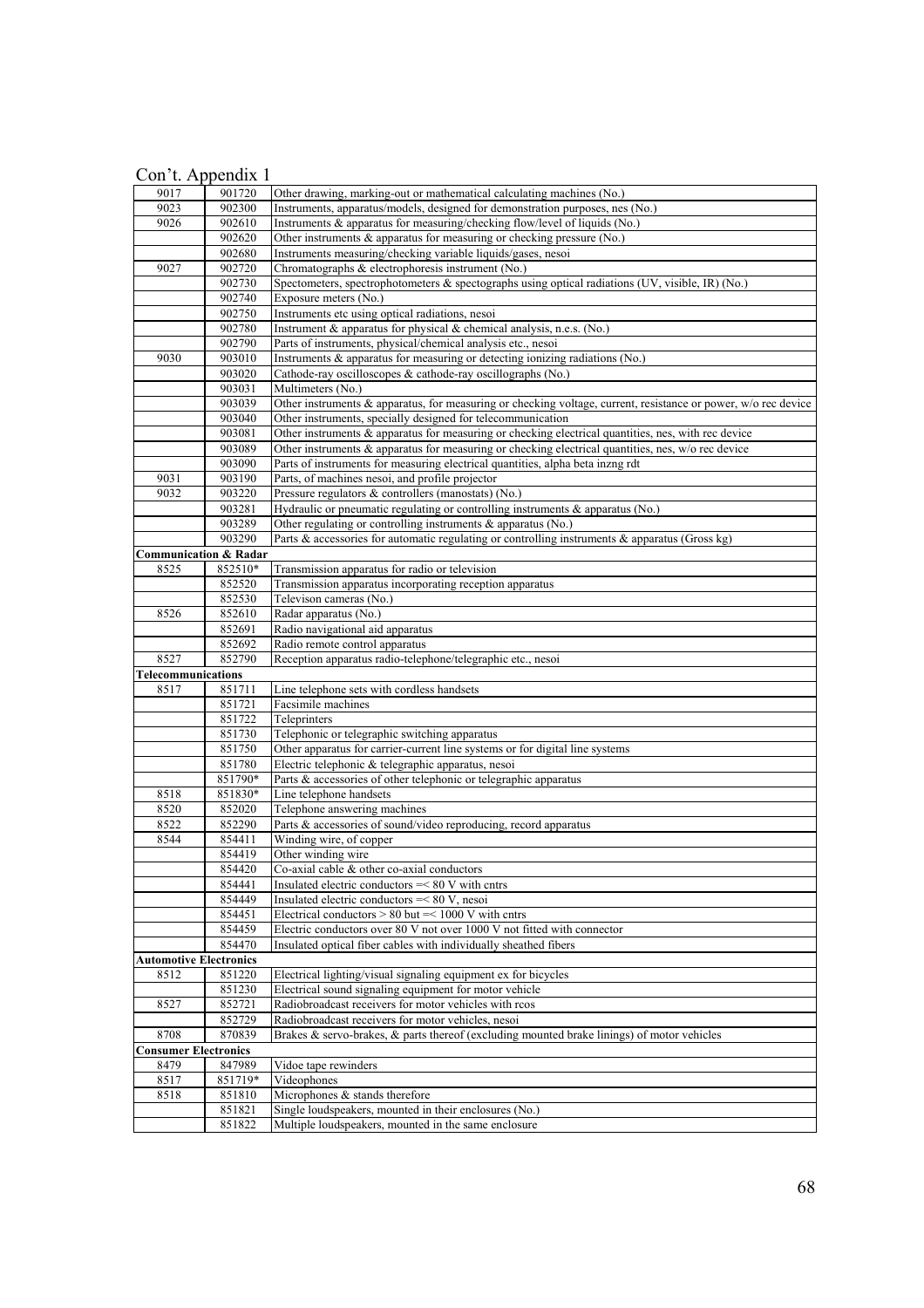Con't. Appendix 1

| | | |
|---|---|---|
| 9017 | 901720 | Other drawing, marking-out or mathematical calculating machines (No.) |
| 9023 | 902300 | Instruments, apparatus/models, designed for demonstration purposes, nes (No.) |
| 9026 | 902610 | Instruments & apparatus for measuring/checking flow/level of liquids (No.) |
| | 902620 | Other instruments & apparatus for measuring or checking pressure (No.) |
| | 902680 | Instruments measuring/checking variable liquids/gases, nesoi |
| 9027 | 902720 | Chromatographs & electrophoresis instrument (No.) |
| | 902730 | Spectometers, spectrophotometers & spectographs using optical radiations (UV, visible, IR) (No.) |
| | 902740 | Exposure meters (No.) |
| | 902750 | Instruments etc using optical radiations, nesoi |
| | 902780 | Instrument & apparatus for physical & chemical analysis, n.e.s. (No.) |
| | 902790 | Parts of instruments, physical/chemical analysis etc., nesoi |
| 9030 | 903010 | Instruments & apparatus for measuring or detecting ionizing radiations (No.) |
| | 903020 | Cathode-ray oscilloscopes & cathode-ray oscillographs (No.) |
| | 903031 | Multimeters (No.) |
| | 903039 | Other instruments & apparatus, for measuring or checking voltage, current, resistance or power, w/o rec device |
| | 903040 | Other instruments, specially designed for telecommunication |
| | 903081 | Other instruments & apparatus for measuring or checking electrical quantities, nes, with rec device |
| | 903089 | Other instruments & apparatus for measuring or checking electrical quantities, nes, w/o rec device |
| | 903090 | Parts of instruments for measuring electrical quantities, alpha beta inzng rdt |
| 9031 | 903190 | Parts, of machines nesoi, and profile projector |
| 9032 | 903220 | Pressure regulators & controllers (manostats) (No.) |
| | 903281 | Hydraulic or pneumatic regulating or controlling instruments & apparatus (No.) |
| | 903289 | Other regulating or controlling instruments & apparatus (No.) |
| | 903290 | Parts & accessories for automatic regulating or controlling instruments & apparatus (Gross kg) |
| **Communication & Radar** | | |
| 8525 | 852510* | Transmission apparatus for radio or television |
| | 852520 | Transmission apparatus incorporating reception apparatus |
| | 852530 | Televison cameras (No.) |
| 8526 | 852610 | Radar apparatus (No.) |
| | 852691 | Radio navigational aid apparatus |
| | 852692 | Radio remote control apparatus |
| 8527 | 852790 | Reception apparatus radio-telephone/telegraphic etc., nesoi |
| **Telecommunications** | | |
| 8517 | 851711 | Line telephone sets with cordless handsets |
| | 851721 | Facsimile machines |
| | 851722 | Teleprinters |
| | 851730 | Telephonic or telegraphic switching apparatus |
| | 851750 | Other apparatus for carrier-current line systems or for digital line systems |
| | 851780 | Electric telephonic & telegraphic apparatus, nesoi |
| | 851790* | Parts & accessories of other telephonic or telegraphic apparatus |
| 8518 | 851830* | Line telephone handsets |
| 8520 | 852020 | Telephone answering machines |
| 8522 | 852290 | Parts & accessories of sound/video reproducing, record apparatus |
| 8544 | 854411 | Winding wire, of copper |
| | 854419 | Other winding wire |
| | 854420 | Co-axial cable & other co-axial conductors |
| | 854441 | Insulated electric conductors =< 80 V with cntrs |
| | 854449 | Insulated electric conductors =< 80 V, nesoi |
| | 854451 | Electrical conductors > 80 but =< 1000 V with cntrs |
| | 854459 | Electric conductors over 80 V not over 1000 V not fitted with connector |
| | 854470 | Insulated optical fiber cables with individually sheathed fibers |
| **Automotive Electronics** | | |
| 8512 | 851220 | Electrical lighting/visual signaling equipment ex for bicycles |
| | 851230 | Electrical sound signaling equipment for motor vehicle |
| 8527 | 852721 | Radiobroadcast receivers for motor vehicles with rcos |
| | 852729 | Radiobroadcast receivers for motor vehicles, nesoi |
| 8708 | 870839 | Brakes & servo-brakes, & parts thereof (excluding mounted brake linings) of motor vehicles |
| **Consumer Electronics** | | |
| 8479 | 847989 | Vidoe tape rewinders |
| 8517 | 851719* | Videophones |
| 8518 | 851810 | Microphones & stands therefore |
| | 851821 | Single loudspeakers, mounted in their enclosures (No.) |
| | 851822 | Multiple loudspeakers, mounted in the same enclosure |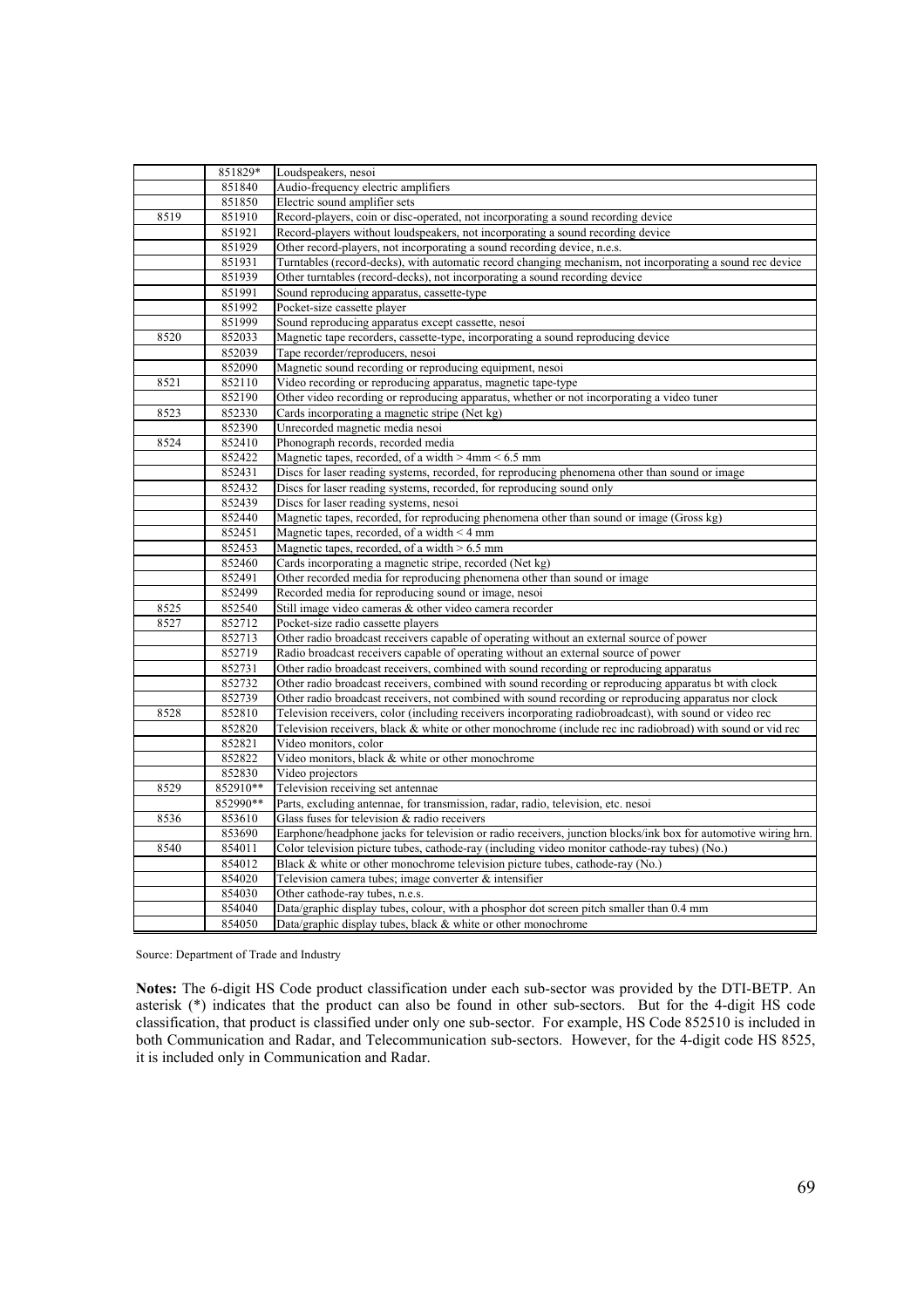|  |  |  |
|---|---|---|
|  | 851829* | Loudspeakers, nesoi |
|  | 851840 | Audio-frequency electric amplifiers |
|  | 851850 | Electric sound amplifier sets |
| 8519 | 851910 | Record-players, coin or disc-operated, not incorporating a sound recording device |
|  | 851921 | Record-players without loudspeakers, not incorporating a sound recording device |
|  | 851929 | Other record-players, not incorporating a sound recording device, n.e.s. |
|  | 851931 | Turntables (record-decks), with automatic record changing mechanism, not incorporating a sound rec device |
|  | 851939 | Other turntables (record-decks), not incorporating a sound recording device |
|  | 851991 | Sound reproducing apparatus, cassette-type |
|  | 851992 | Pocket-size cassette player |
|  | 851999 | Sound reproducing apparatus except cassette, nesoi |
| 8520 | 852033 | Magnetic tape recorders, cassette-type, incorporating a sound reproducing device |
|  | 852039 | Tape recorder/reproducers, nesoi |
|  | 852090 | Magnetic sound recording or reproducing equipment, nesoi |
| 8521 | 852110 | Video recording or reproducing apparatus, magnetic tape-type |
|  | 852190 | Other video recording or reproducing apparatus, whether or not incorporating a video tuner |
| 8523 | 852330 | Cards incorporating a magnetic stripe (Net kg) |
|  | 852390 | Unrecorded magnetic media nesoi |
| 8524 | 852410 | Phonograph records, recorded media |
|  | 852422 | Magnetic tapes, recorded, of a width > 4mm < 6.5 mm |
|  | 852431 | Discs for laser reading systems, recorded, for reproducing phenomena other than sound or image |
|  | 852432 | Discs for laser reading systems, recorded, for reproducing sound only |
|  | 852439 | Discs for laser reading systems, nesoi |
|  | 852440 | Magnetic tapes, recorded, for reproducing phenomena other than sound or image (Gross kg) |
|  | 852451 | Magnetic tapes, recorded, of a width < 4 mm |
|  | 852453 | Magnetic tapes, recorded, of a width > 6.5 mm |
|  | 852460 | Cards incorporating a magnetic stripe, recorded (Net kg) |
|  | 852491 | Other recorded media for reproducing phenomena other than sound or image |
|  | 852499 | Recorded media for reproducing sound or image, nesoi |
| 8525 | 852540 | Still image video cameras & other video camera recorder |
| 8527 | 852712 | Pocket-size radio cassette players |
|  | 852713 | Other radio broadcast receivers capable of operating without an external source of power |
|  | 852719 | Radio broadcast receivers capable of operating without an external source of power |
|  | 852731 | Other radio broadcast receivers, combined with sound recording or reproducing apparatus |
|  | 852732 | Other radio broadcast receivers, combined with sound recording or reproducing apparatus bt with clock |
|  | 852739 | Other radio broadcast receivers, not combined with sound recording or reproducing apparatus nor clock |
| 8528 | 852810 | Television receivers, color (including receivers incorporating radiobroadcast), with sound or video rec |
|  | 852820 | Television receivers, black & white or other monochrome (include rec inc radiobroad) with sound or vid rec |
|  | 852821 | Video monitors, color |
|  | 852822 | Video monitors, black & white or other monochrome |
|  | 852830 | Video projectors |
| 8529 | 852910** | Television receiving set antennae |
|  | 852990** | Parts, excluding antennas, for transmission, radar, radio, television, etc. nesoi |
| 8536 | 853610 | Glass fuses for television & radio receivers |
|  | 853690 | Earphone/headphone jacks for television or radio receivers, junction blocks/ink box for automotive wiring hrn. |
| 8540 | 854011 | Color television picture tubes, cathode-ray (including video monitor cathode-ray tubes) (No.) |
|  | 854012 | Black & white or other monochrome television picture tubes, cathode-ray (No.) |
|  | 854020 | Television camera tubes; image converter & intensifier |
|  | 854030 | Other cathode-ray tubes, n.e.s. |
|  | 854040 | Data/graphic display tubes, colour, with a phosphor dot screen pitch smaller than 0.4 mm |
|  | 854050 | Data/graphic display tubes, black & white or other monochrome |

Source: Department of Trade and Industry

**Notes:** The 6-digit HS Code product classification under each sub-sector was provided by the DTI-BETP. An asterisk (*) indicates that the product can also be found in other sub-sectors. But for the 4-digit HS code classification, that product is classified under only one sub-sector. For example, HS Code 852510 is included in both Communication and Radar, and Telecommunication sub-sectors. However, for the 4-digit code HS 8525, it is included only in Communication and Radar.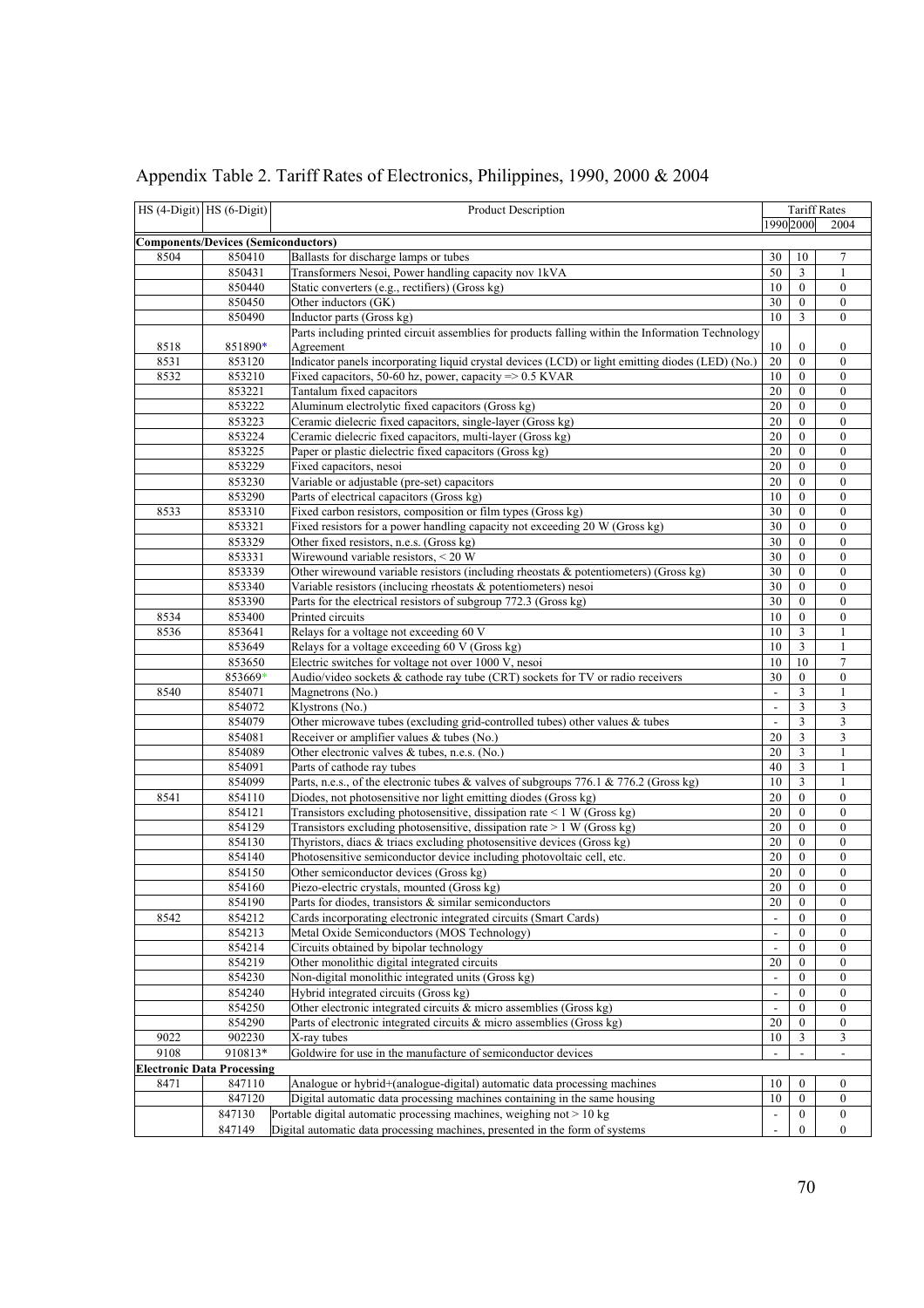# Appendix Table 2. Tariff Rates of Electronics, Philippines, 1990, 2000 & 2004

| HS (4-Digit) | HS (6-Digit) | Product Description | Tariff Rates | | |
|---|---|---|---|---|---|
| | | | 1990 | 2000 | 2004 |
| **Components/Devices (Semiconductors)** | | | | | |
| 8504 | 850410 | Ballasts for discharge lamps or tubes | 30 | 10 | 7 |
| | 850431 | Transformers Nesoi, Power handling capacity nov 1kVA | 50 | 3 | 1 |
| | 850440 | Static converters (e.g., rectifiers) (Gross kg) | 10 | 0 | 0 |
| | 850450 | Other inductors (GK) | 30 | 0 | 0 |
| | 850490 | Inductor parts (Gross kg) | 10 | 3 | 0 |
| 8518 | 851890* | Parts including printed circuit assemblies for products falling within the Information Technology Agreement | 10 | 0 | 0 |
| 8531 | 853120 | Indicator panels incorporating liquid crystal devices (LCD) or light emitting diodes (LED) (No.) | 20 | 0 | 0 |
| 8532 | 853210 | Fixed capacitors, 50-60 hz, power, capacity => 0.5 KVAR | 10 | 0 | 0 |
| | 853221 | Tantalum fixed capacitors | 20 | 0 | 0 |
| | 853222 | Aluminum electrolytic fixed capacitors (Gross kg) | 20 | 0 | 0 |
| | 853223 | Ceramic dielecric fixed capacitors, single-layer (Gross kg) | 20 | 0 | 0 |
| | 853224 | Ceramic dielecric fixed capacitors, multi-layer (Gross kg) | 20 | 0 | 0 |
| | 853225 | Paper or plastic dielectric fixed capacitors (Gross kg) | 20 | 0 | 0 |
| | 853229 | Fixed capacitors, nesoi | 20 | 0 | 0 |
| | 853230 | Variable or adjustable (pre-set) capacitors | 20 | 0 | 0 |
| | 853290 | Parts of electrical capacitors (Gross kg) | 10 | 0 | 0 |
| 8533 | 853310 | Fixed carbon resistors, composition or film types (Gross kg) | 30 | 0 | 0 |
| | 853321 | Fixed resistors for a power handling capacity not exceeding 20 W (Gross kg) | 30 | 0 | 0 |
| | 853329 | Other fixed resistors, n.e.s. (Gross kg) | 30 | 0 | 0 |
| | 853331 | Wirewound variable resistors, < 20 W | 30 | 0 | 0 |
| | 853339 | Other wirewound variable resistors (including rheostats & potentiometers) (Gross kg) | 30 | 0 | 0 |
| | 853340 | Variable resistors (inclucing rheostats & potentiometers) nesoi | 30 | 0 | 0 |
| | 853390 | Parts for the electrical resistors of subgroup 772.3 (Gross kg) | 30 | 0 | 0 |
| 8534 | 853400 | Printed circuits | 10 | 0 | 0 |
| 8536 | 853641 | Relays for a voltage not exceeding 60 V | 10 | 3 | 1 |
| | 853649 | Relays for a voltage exceeding 60 V (Gross kg) | 10 | 3 | 1 |
| | 853650 | Electric switches for voltage not over 1000 V, nesoi | 10 | 10 | 7 |
| | 853669* | Audio/video sockets & cathode ray tube (CRT) sockets for TV or radio receivers | 30 | 0 | 0 |
| 8540 | 854071 | Magnetrons (No.) | - | 3 | 1 |
| | 854072 | Klystrons (No.) | - | 3 | 3 |
| | 854079 | Other microwave tubes (excluding grid-controlled tubes) other values & tubes | - | 3 | 3 |
| | 854081 | Receiver or amplifier values & tubes (No.) | 20 | 3 | 3 |
| | 854089 | Other electronic valves & tubes, n.e.s. (No.) | 20 | 3 | 1 |
| | 854091 | Parts of cathode ray tubes | 40 | 3 | 1 |
| | 854099 | Parts, n.e.s., of the electronic tubes & valves of subgroups 776.1 & 776.2 (Gross kg) | 10 | 3 | 1 |
| 8541 | 854110 | Diodes, not photosensitive nor light emitting diodes (Gross kg) | 20 | 0 | 0 |
| | 854121 | Transistors excluding photosensitive, dissipation rate < 1 W (Gross kg) | 20 | 0 | 0 |
| | 854129 | Transistors excluding photosensitive, dissipation rate > 1 W (Gross kg) | 20 | 0 | 0 |
| | 854130 | Thyristors, diacs & triacs excluding photosensitive devices (Gross kg) | 20 | 0 | 0 |
| | 854140 | Photosensitive semiconductor device including photovoltaic cell, etc. | 20 | 0 | 0 |
| | 854150 | Other semiconductor devices (Gross kg) | 20 | 0 | 0 |
| | 854160 | Piezo-electric crystals, mounted (Gross kg) | 20 | 0 | 0 |
| | 854190 | Parts for diodes, transistors & similar semiconductors | 20 | 0 | 0 |
| 8542 | 854212 | Cards incorporating electronic integrated circuits (Smart Cards) | - | 0 | 0 |
| | 854213 | Metal Oxide Semiconductors (MOS Technology) | - | 0 | 0 |
| | 854214 | Circuits obtained by bipolar technology | - | 0 | 0 |
| | 854219 | Other monolithic digital integrated circuits | 20 | 0 | 0 |
| | 854230 | Non-digital monolithic integrated units (Gross kg) | - | 0 | 0 |
| | 854240 | Hybrid integrated circuits (Gross kg) | - | 0 | 0 |
| | 854250 | Other electronic integrated circuits & micro assemblies (Gross kg) | - | 0 | 0 |
| | 854290 | Parts of electronic integrated circuits & micro assemblies (Gross kg) | 20 | 0 | 0 |
| 9022 | 902230 | X-ray tubes | 10 | 3 | 3 |
| 9108 | 910813* | Goldwire for use in the manufacture of semiconductor devices | - | - | - |
| **Electronic Data Processing** | | | | | |
| 8471 | 847110 | Analogue or hybrid+(analogue-digital) automatic data processing machines | 10 | 0 | 0 |
| | 847120 | Digital automatic data processing machines containing in the same housing | 10 | 0 | 0 |
| | 847130 | Portable digital automatic processing machines, weighing not > 10 kg | - | 0 | 0 |
| | 847149 | Digital automatic data processing machines, presented in the form of systems | - | 0 | 0 |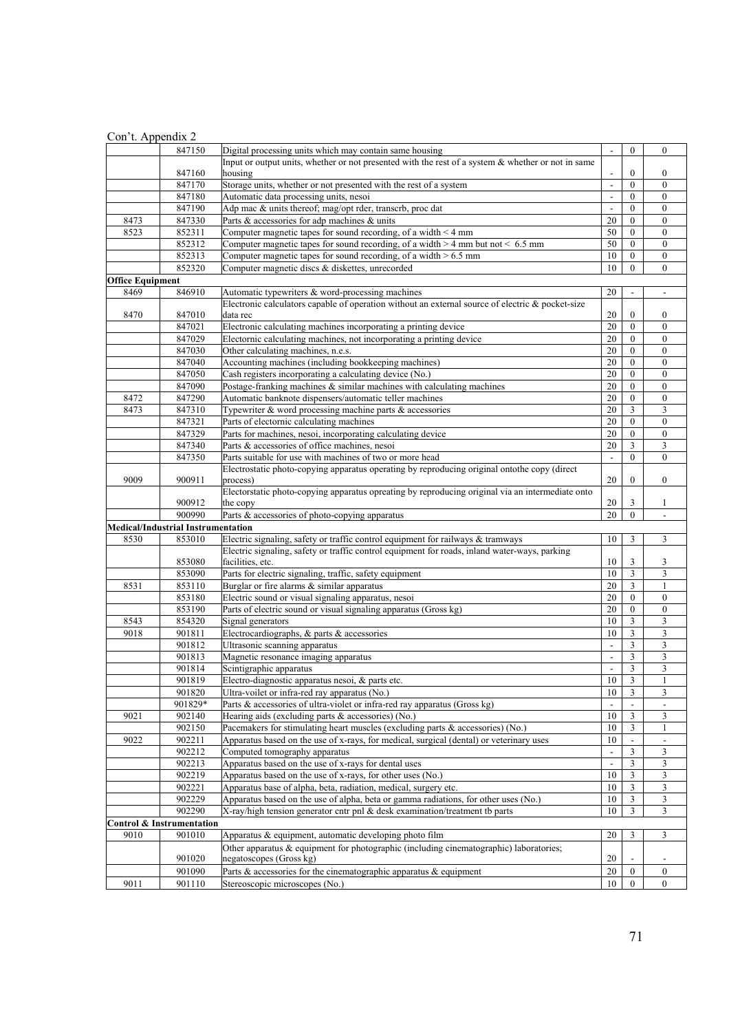Con't. Appendix 2

| | | | | | |
|---|---|---|---|---|---|
| | 847150 | Digital processing units which may contain same housing | - | 0 | 0 |
| | 847160 | Input or output units, whether or not presented with the rest of a system & whether or not in same housing | - | 0 | 0 |
| | 847170 | Storage units, whether or not presented with the rest of a system | - | 0 | 0 |
| | 847180 | Automatic data processing units, nesoi | - | 0 | 0 |
| | 847190 | Adp mac & units thereof; mag/opt rder, transcrb, proc dat | - | 0 | 0 |
| 8473 | 847330 | Parts & accessories for adp machines & units | 20 | 0 | 0 |
| 8523 | 852311 | Computer magnetic tapes for sound recording, of a width < 4 mm | 50 | 0 | 0 |
| | 852312 | Computer magnetic tapes for sound recording, of a width > 4 mm but not < 6.5 mm | 50 | 0 | 0 |
| | 852313 | Computer magnetic tapes for sound recording, of a width > 6.5 mm | 10 | 0 | 0 |
| | 852320 | Computer magnetic discs & diskettes, unrecorded | 10 | 0 | 0 |
| **Office Equipment** | | | | | |
| 8469 | 846910 | Automatic typewriters & word-processing machines | 20 | - | - |
| 8470 | 847010 | Electronic calculators capable of operation without an external source of electric & pocket-size data rec | 20 | 0 | 0 |
| | 847021 | Electronic calculating machines incorporating a printing device | 20 | 0 | 0 |
| | 847029 | Electornic calculating machines, not incorporating a printing device | 20 | 0 | 0 |
| | 847030 | Other calculating machines, n.e.s. | 20 | 0 | 0 |
| | 847040 | Accounting machines (including bookkeeping machines) | 20 | 0 | 0 |
| | 847050 | Cash registers incorporating a calculating device (No.) | 20 | 0 | 0 |
| | 847090 | Postage-franking machines & similar machines with calculating machines | 20 | 0 | 0 |
| 8472 | 847290 | Automatic banknote dispensers/automatic teller machines | 20 | 0 | 0 |
| 8473 | 847310 | Typewriter & word processing machine parts & accessories | 20 | 3 | 3 |
| | 847321 | Parts of electornic calculating machines | 20 | 0 | 0 |
| | 847329 | Parts for machines, nesoi, incorporating calculating device | 20 | 0 | 0 |
| | 847340 | Parts & accessories of office machines, nesoi | 20 | 3 | 3 |
| | 847350 | Parts suitable for use with machines of two or more head | - | 0 | 0 |
| 9009 | 900911 | Electrostatic photo-copying apparatus operating by reproducing original ontothe copy (direct process) | 20 | 0 | 0 |
| | 900912 | Electorstatic photo-copying apparatus opreating by reproducing original via an intermediate onto the copy | 20 | 3 | 1 |
| | 900990 | Parts & accessories of photo-copying apparatus | 20 | 0 | - |
| **Medical/Industrial Instrumentation** | | | | | |
| 8530 | 853010 | Electric signaling, safety or traffic control equipment for railways & tramways | 10 | 3 | 3 |
| | 853080 | Electric signaling, safety or traffic control equipment for roads, inland water-ways, parking facilities, etc. | 10 | 3 | 3 |
| | 853090 | Parts for electric signaling, traffic, safety equipment | 10 | 3 | 3 |
| 8531 | 853110 | Burglar or fire alarms & similar apparatus | 20 | 3 | 1 |
| | 853180 | Electric sound or visual signaling apparatus, nesoi | 20 | 0 | 0 |
| | 853190 | Parts of electric sound or visual signaling apparatus (Gross kg) | 20 | 0 | 0 |
| 8543 | 854320 | Signal generators | 10 | 3 | 3 |
| 9018 | 901811 | Electrocardiographs, & parts & accessories | 10 | 3 | 3 |
| | 901812 | Ultrasonic scanning apparatus | - | 3 | 3 |
| | 901813 | Magnetic resonance imaging apparatus | - | 3 | 3 |
| | 901814 | Scintigraphic apparatus | - | 3 | 3 |
| | 901819 | Electro-diagnostic apparatus nesoi, & parts etc. | 10 | 3 | 1 |
| | 901820 | Ultra-voilet or infra-red ray apparatus (No.) | 10 | 3 | 3 |
| | 901829* | Parts & accessories of ultra-violet or infra-red ray apparatus (Gross kg) | - | - | - |
| 9021 | 902140 | Hearing aids (excluding parts & accessories) (No.) | 10 | 3 | 3 |
| | 902150 | Pacemakers for stimulating heart muscles (excluding parts & accessories) (No.) | 10 | 3 | 1 |
| 9022 | 902211 | Apparatus based on the use of x-rays, for medical, surgical (dental) or veterinary uses | 10 | - | - |
| | 902212 | Computed tomography apparatus | - | 3 | 3 |
| | 902213 | Apparatus based on the use of x-rays for dental uses | - | 3 | 3 |
| | 902219 | Apparatus based on the use of x-rays, for other uses (No.) | 10 | 3 | 3 |
| | 902221 | Apparatus base of alpha, beta, radiation, medical, surgery etc. | 10 | 3 | 3 |
| | 902229 | Apparatus based on the use of alpha, beta or gamma radiations, for other uses (No.) | 10 | 3 | 3 |
| | 902290 | X-ray/high tension generator cntr pnl & desk examination/treatment tb parts | 10 | 3 | 3 |
| **Control & Instrumentation** | | | | | |
| 9010 | 901010 | Apparatus & equipment, automatic developing photo film | 20 | 3 | 3 |
| | 901020 | Other apparatus & equipment for photographic (including cinematographic) laboratories; negatoscopes (Gross kg) | 20 | - | - |
| | 901090 | Parts & accessories for the cinematographic apparatus & equipment | 20 | 0 | 0 |
| 9011 | 901110 | Stereoscopic microscopes (No.) | 10 | 0 | 0 |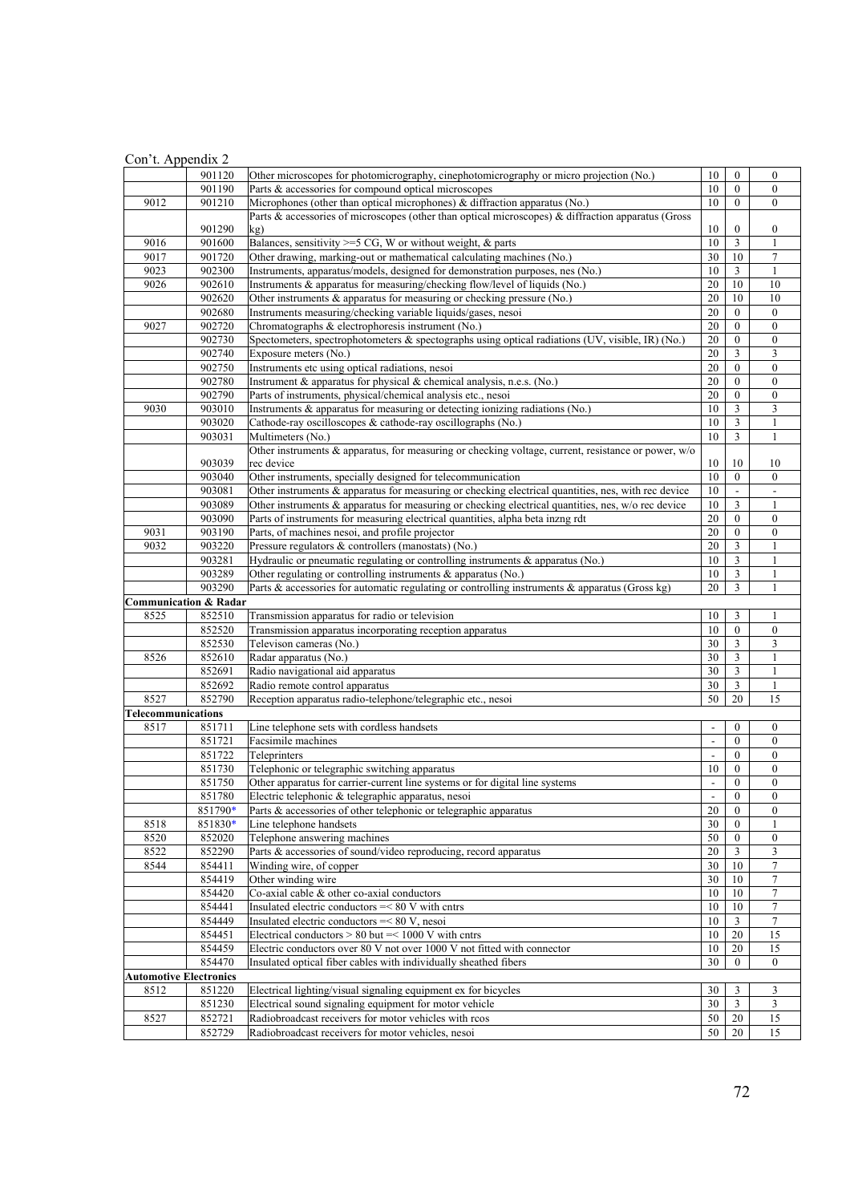Con't. Appendix 2

| | | | | | |
|---|---|---|---|---|---|
| | 901120 | Other microscopes for photomicrography, cinephotomicrography or micro projection (No.) | 10 | 0 | 0 |
| | 901190 | Parts & accessories for compound optical microscopes | 10 | 0 | 0 |
| 9012 | 901210 | Microphones (other than optical microphones) & diffraction apparatus (No.) | 10 | 0 | 0 |
| | 901290 | Parts & accessories of microscopes (other than optical microscopes) & diffraction apparatus (Gross kg) | 10 | 0 | 0 |
| 9016 | 901600 | Balances, sensitivity >=5 CG, W or without weight, & parts | 10 | 3 | 1 |
| 9017 | 901720 | Other drawing, marking-out or mathematical calculating machines (No.) | 30 | 10 | 7 |
| 9023 | 902300 | Instruments, apparatus/models, designed for demonstration purposes, nes (No.) | 10 | 3 | 1 |
| 9026 | 902610 | Instruments & apparatus for measuring/checking flow/level of liquids (No.) | 20 | 10 | 10 |
| | 902620 | Other instruments & apparatus for measuring or checking pressure (No.) | 20 | 10 | 10 |
| | 902680 | Instruments measuring/checking variable liquids/gases, nesoi | 20 | 0 | 0 |
| 9027 | 902720 | Chromatographs & electrophoresis instrument (No.) | 20 | 0 | 0 |
| | 902730 | Spectometers, spectrophotometers & spectographs using optical radiations (UV, visible, IR) (No.) | 20 | 0 | 0 |
| | 902740 | Exposure meters (No.) | 20 | 3 | 3 |
| | 902750 | Instruments etc using optical radiations, nesoi | 20 | 0 | 0 |
| | 902780 | Instrument & apparatus for physical & chemical analysis, n.e.s. (No.) | 20 | 0 | 0 |
| | 902790 | Parts of instruments, physical/chemical analysis etc., nesoi | 20 | 0 | 0 |
| 9030 | 903010 | Instruments & apparatus for measuring or detecting ionizing radiations (No.) | 10 | 3 | 3 |
| | 903020 | Cathode-ray oscilloscopes & cathode-ray oscillographs (No.) | 10 | 3 | 1 |
| | 903031 | Multimeters (No.) | 10 | 3 | 1 |
| | 903039 | Other instruments & apparatus, for measuring or checking voltage, current, resistance or power, w/o rec device | 10 | 10 | 10 |
| | 903040 | Other instruments, specially designed for telecommunication | 10 | 0 | 0 |
| | 903081 | Other instruments & apparatus for measuring or checking electrical quantities, nes, with rec device | 10 | - | - |
| | 903089 | Other instruments & apparatus for measuring or checking electrical quantities, nes, w/o rec device | 10 | 3 | 1 |
| | 903090 | Parts of instruments for measuring electrical quantities, alpha beta inzng rdt | 20 | 0 | 0 |
| 9031 | 903190 | Parts, of machines nesoi, and profile projector | 20 | 0 | 0 |
| 9032 | 903220 | Pressure regulators & controllers (manostats) (No.) | 20 | 3 | 1 |
| | 903281 | Hydraulic or pneumatic regulating or controlling instruments & apparatus (No.) | 10 | 3 | 1 |
| | 903289 | Other regulating or controlling instruments & apparatus (No.) | 10 | 3 | 1 |
| | 903290 | Parts & accessories for automatic regulating or controlling instruments & apparatus (Gross kg) | 20 | 3 | 1 |
| **Communication & Radar** | | | | | |
| 8525 | 852510 | Transmission apparatus for radio or television | 10 | 3 | 1 |
| | 852520 | Transmission apparatus incorporating reception apparatus | 10 | 0 | 0 |
| | 852530 | Televison cameras (No.) | 30 | 3 | 3 |
| 8526 | 852610 | Radar apparatus (No.) | 30 | 3 | 1 |
| | 852691 | Radio navigational aid apparatus | 30 | 3 | 1 |
| | 852692 | Radio remote control apparatus | 30 | 3 | 1 |
| 8527 | 852790 | Reception apparatus radio-telephone/telegraphic etc., nesoi | 50 | 20 | 15 |
| **Telecommunications** | | | | | |
| 8517 | 851711 | Line telephone sets with cordless handsets | - | 0 | 0 |
| | 851721 | Facsimile machines | - | 0 | 0 |
| | 851722 | Teleprinters | - | 0 | 0 |
| | 851730 | Telephonic or telegraphic switching apparatus | 10 | 0 | 0 |
| | 851750 | Other apparatus for carrier-current line systems or for digital line systems | - | 0 | 0 |
| | 851780 | Electric telephonic & telegraphic apparatus, nesoi | - | 0 | 0 |
| | 851790* | Parts & accessories of other telephonic or telegraphic apparatus | 20 | 0 | 0 |
| 8518 | 851830* | Line telephone handsets | 30 | 0 | 1 |
| 8520 | 852020 | Telephone answering machines | 50 | 0 | 0 |
| 8522 | 852290 | Parts & accessories of sound/video reproducing, record apparatus | 20 | 3 | 3 |
| 8544 | 854411 | Winding wire, of copper | 30 | 10 | 7 |
| | 854419 | Other winding wire | 30 | 10 | 7 |
| | 854420 | Co-axial cable & other co-axial conductors | 10 | 10 | 7 |
| | 854441 | Insulated electric conductors =< 80 V with cntrs | 10 | 10 | 7 |
| | 854449 | Insulated electric conductors =< 80 V, nesoi | 10 | 3 | 7 |
| | 854451 | Electrical conductors > 80 but =< 1000 V with cntrs | 10 | 20 | 15 |
| | 854459 | Electric conductors over 80 V not over 1000 V not fitted with connector | 10 | 20 | 15 |
| | 854470 | Insulated optical fiber cables with individually sheathed fibers | 30 | 0 | 0 |
| **Automotive Electronics** | | | | | |
| 8512 | 851220 | Electrical lighting/visual signaling equipment ex for bicycles | 30 | 3 | 3 |
| | 851230 | Electrical sound signaling equipment for motor vehicle | 30 | 3 | 3 |
| 8527 | 852721 | Radiobroadcast receivers for motor vehicles with rcos | 50 | 20 | 15 |
| | 852729 | Radiobroadcast receivers for motor vehicles, nesoi | 50 | 20 | 15 |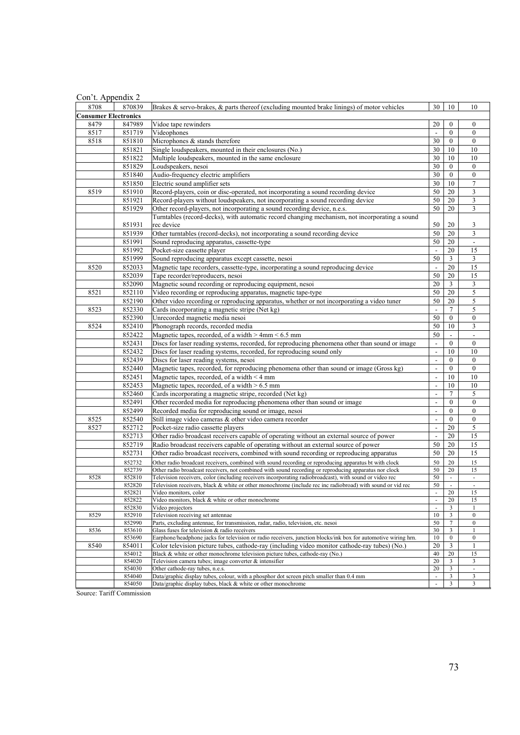Con't. Appendix 2

| | | | | | |
|---|---|---|---|---|---|
| 8708 | 870839 | Brakes & servo-brakes, & parts thereof (excluding mounted brake linings) of motor vehicles | 30 | 10 | 10 |
| **Consumer Electronics** | | | | | |
| 8479 | 847989 | Vidoe tape rewinders | 20 | 0 | 0 |
| 8517 | 851719 | Videophones | - | 0 | 0 |
| 8518 | 851810 | Microphones & stands therefore | 30 | 0 | 0 |
| | 851821 | Single loudspeakers, mounted in their enclosures (No.) | 30 | 10 | 10 |
| | 851822 | Multiple loudspeakers, mounted in the same enclosure | 30 | 10 | 10 |
| | 851829 | Loudspeakers, nesoi | 30 | 0 | 0 |
| | 851840 | Audio-frequency electric amplifiers | 30 | 0 | 0 |
| | 851850 | Electric sound amplifier sets | 30 | 10 | 7 |
| 8519 | 851910 | Record-players, coin or disc-operated, not incorporating a sound recording device | 50 | 20 | 3 |
| | 851921 | Record-players without loudspeakers, not incorporating a sound recording device | 50 | 20 | 3 |
| | 851929 | Other record-players, not incorporating a sound recording device, n.e.s. | 50 | 20 | 3 |
| | 851931 | Turntables (record-decks), with automatic record changing mechanism, not incorporating a sound rec device | 50 | 20 | 3 |
| | 851939 | Other turntables (record-decks), not incorporating a sound recording device | 50 | 20 | 3 |
| | 851991 | Sound reproducing apparatus, cassette-type | 50 | 20 | - |
| | 851992 | Pocket-size cassette player | - | 20 | 15 |
| | 851999 | Sound reproducing apparatus except cassette, nesoi | 50 | 3 | 3 |
| 8520 | 852033 | Magnetic tape recorders, cassette-type, incorporating a sound reproducing device | - | 20 | 15 |
| | 852039 | Tape recorder/reproducers, nesoi | 50 | 20 | 15 |
| | 852090 | Magnetic sound recording or reproducing equipment, nesoi | 20 | 3 | 3 |
| 8521 | 852110 | Video recording or reproducing apparatus, magnetic tape-type | 50 | 20 | 5 |
| | 852190 | Other video recording or reproducing apparatus, whether or not incorporating a video tuner | 50 | 20 | 5 |
| 8523 | 852330 | Cards incorporating a magnetic stripe (Net kg) | - | 7 | 5 |
| | 852390 | Unrecorded magnetic media nesoi | 50 | 0 | 0 |
| 8524 | 852410 | Phonograph records, recorded media | 50 | 10 | 3 |
| | 852422 | Magnetic tapes, recorded, of a width > 4mm < 6.5 mm | 50 | - | - |
| | 852431 | Discs for laser reading systems, recorded, for reproducing phenomena other than sound or image | - | 0 | 0 |
| | 852432 | Discs for laser reading systems, recorded, for reproducing sound only | - | 10 | 10 |
| | 852439 | Discs for laser reading systems, nesoi | - | 0 | 0 |
| | 852440 | Magnetic tapes, recorded, for reproducing phenomena other than sound or image (Gross kg) | - | 0 | 0 |
| | 852451 | Magnetic tapes, recorded, of a width < 4 mm | - | 10 | 10 |
| | 852453 | Magnetic tapes, recorded, of a width > 6.5 mm | - | 10 | 10 |
| | 852460 | Cards incorporating a magnetic stripe, recorded (Net kg) | - | 7 | 5 |
| | 852491 | Other recorded media for reproducing phenomena other than sound or image | - | 0 | 0 |
| | 852499 | Recorded media for reproducing sound or image, nesoi | - | 0 | 0 |
| 8525 | 852540 | Still image video cameras & other video camera recorder | - | 0 | 0 |
| 8527 | 852712 | Pocket-size radio cassette players | - | 20 | 5 |
| | 852713 | Other radio broadcast receivers capable of operating without an external source of power | - | 20 | 15 |
| | 852719 | Radio broadcast receivers capable of operating without an external source of power | 50 | 20 | 15 |
| | 852731 | Other radio broadcast receivers, combined with sound recording or reproducing apparatus | 50 | 20 | 15 |
| | 852732 | Other radio broadcast receivers, combined with sound recording or reproducing apparatus bt with clock | 50 | 20 | 15 |
| | 852739 | Other radio broadcast receivers, not combined with sound recording or reproducing apparatus nor clock | 50 | 20 | 15 |
| 8528 | 852810 | Television receivers, color (including receivers incorporating radiobroadcast), with sound or video rec | 50 | - | - |
| | 852820 | Television receivers, black & white or other monochrome (include rec inc radiobroad) with sound or vid rec | 50 | - | - |
| | 852821 | Video monitors, color | - | 20 | 15 |
| | 852822 | Video monitors, black & white or other monochrome | - | 20 | 15 |
| | 852830 | Video projectors | - | 3 | 1 |
| 8529 | 852910 | Television receiving set antennae | 10 | 3 | 0 |
| | 852990 | Parts, excluding antennae, for transmission, radar, radio, television, etc. nesoi | 50 | 7 | 0 |
| 8536 | 853610 | Glass fuses for television & radio receivers | 30 | 3 | 1 |
| | 853690 | Earphone/headphone jacks for television or radio receivers, junction blocks/ink box for automotive wiring hrn. | 10 | 0 | 0 |
| 8540 | 854011 | Color television picture tubes, cathode-ray (including video monitor cathode-ray tubes) (No.) | 20 | 3 | 1 |
| | 854012 | Black & white or other monochrome television picture tubes, cathode-ray (No.) | 40 | 20 | 15 |
| | 854020 | Television camera tubes; image converter & intensifier | 20 | 3 | 3 |
| | 854030 | Other cathode-ray tubes, n.e.s. | 20 | 3 | - |
| | 854040 | Data/graphic display tubes, colour, with a phosphor dot screen pitch smaller than 0.4 mm | - | 3 | 3 |
| | 854050 | Data/graphic display tubes, black & white or other monochrome | - | 3 | 3 |

Source: Tariff Commission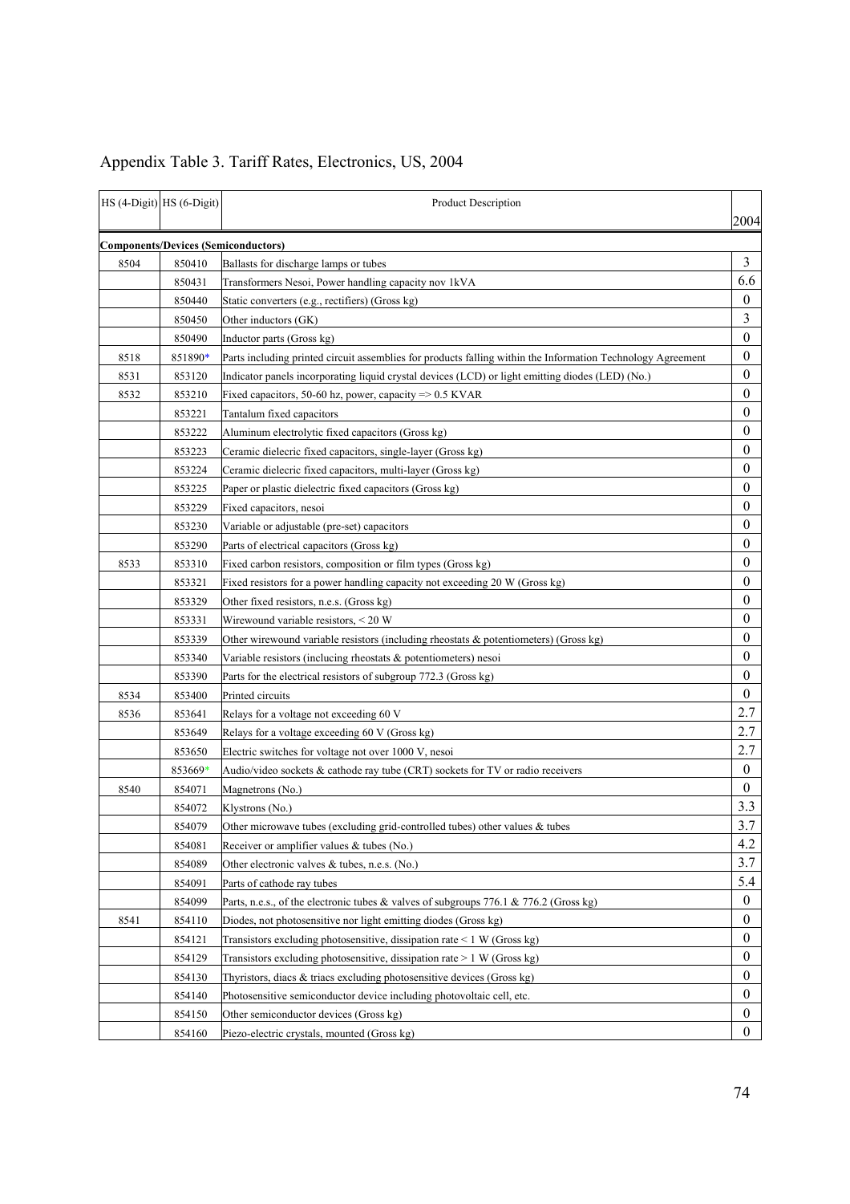# Appendix Table 3. Tariff Rates, Electronics, US, 2004

| HS (4-Digit) | HS (6-Digit) | Product Description | 2004 |
|---|---|---|---|
| **Components/Devices (Semiconductors)** | | | |
| 8504 | 850410 | Ballasts for discharge lamps or tubes | 3 |
| | 850431 | Transformers Nesoi, Power handling capacity nov 1kVA | 6.6 |
| | 850440 | Static converters (e.g., rectifiers) (Gross kg) | 0 |
| | 850450 | Other inductors (GK) | 3 |
| | 850490 | Inductor parts (Gross kg) | 0 |
| 8518 | 851890* | Parts including printed circuit assemblies for products falling within the Information Technology Agreement | 0 |
| 8531 | 853120 | Indicator panels incorporating liquid crystal devices (LCD) or light emitting diodes (LED) (No.) | 0 |
| 8532 | 853210 | Fixed capacitors, 50-60 hz, power, capacity => 0.5 KVAR | 0 |
| | 853221 | Tantalum fixed capacitors | 0 |
| | 853222 | Aluminum electrolytic fixed capacitors (Gross kg) | 0 |
| | 853223 | Ceramic dielecric fixed capacitors, single-layer (Gross kg) | 0 |
| | 853224 | Ceramic dielecric fixed capacitors, multi-layer (Gross kg) | 0 |
| | 853225 | Paper or plastic dielectric fixed capacitors (Gross kg) | 0 |
| | 853229 | Fixed capacitors, nesoi | 0 |
| | 853230 | Variable or adjustable (pre-set) capacitors | 0 |
| | 853290 | Parts of electrical capacitors (Gross kg) | 0 |
| 8533 | 853310 | Fixed carbon resistors, composition or film types (Gross kg) | 0 |
| | 853321 | Fixed resistors for a power handling capacity not exceeding 20 W (Gross kg) | 0 |
| | 853329 | Other fixed resistors, n.e.s. (Gross kg) | 0 |
| | 853331 | Wirewound variable resistors, < 20 W | 0 |
| | 853339 | Other wirewound variable resistors (including rheostats & potentiometers) (Gross kg) | 0 |
| | 853340 | Variable resistors (inclucing rheostats & potentiometers) nesoi | 0 |
| | 853390 | Parts for the electrical resistors of subgroup 772.3 (Gross kg) | 0 |
| 8534 | 853400 | Printed circuits | 0 |
| 8536 | 853641 | Relays for a voltage not exceeding 60 V | 2.7 |
| | 853649 | Relays for a voltage exceeding 60 V (Gross kg) | 2.7 |
| | 853650 | Electric switches for voltage not over 1000 V, nesoi | 2.7 |
| | 853669* | Audio/video sockets & cathode ray tube (CRT) sockets for TV or radio receivers | 0 |
| 8540 | 854071 | Magnetrons (No.) | 0 |
| | 854072 | Klystrons (No.) | 3.3 |
| | 854079 | Other microwave tubes (excluding grid-controlled tubes) other values & tubes | 3.7 |
| | 854081 | Receiver or amplifier values & tubes (No.) | 4.2 |
| | 854089 | Other electronic valves & tubes, n.e.s. (No.) | 3.7 |
| | 854091 | Parts of cathode ray tubes | 5.4 |
| | 854099 | Parts, n.e.s., of the electronic tubes & valves of subgroups 776.1 & 776.2 (Gross kg) | 0 |
| 8541 | 854110 | Diodes, not photosensitive nor light emitting diodes (Gross kg) | 0 |
| | 854121 | Transistors excluding photosensitive, dissipation rate < 1 W (Gross kg) | 0 |
| | 854129 | Transistors excluding photosensitive, dissipation rate > 1 W (Gross kg) | 0 |
| | 854130 | Thyristors, diacs & triacs excluding photosensitive devices (Gross kg) | 0 |
| | 854140 | Photosensitive semiconductor device including photovoltaic cell, etc. | 0 |
| | 854150 | Other semiconductor devices (Gross kg) | 0 |
| | 854160 | Piezo-electric crystals, mounted (Gross kg) | 0 |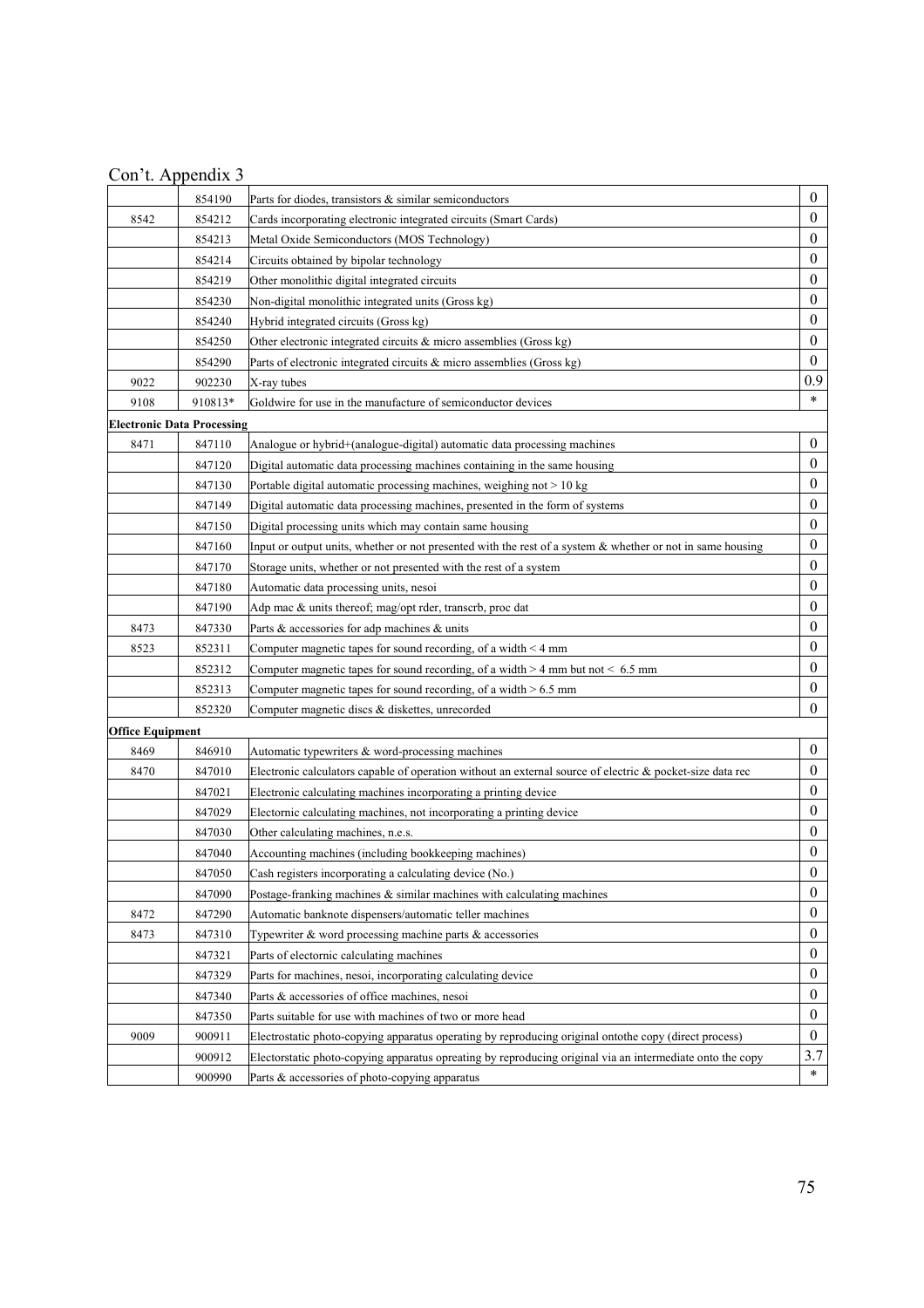Con't. Appendix 3

| | | | |
|---|---|---|---|
| | 854190 | Parts for diodes, transistors & similar semiconductors | 0 |
| 8542 | 854212 | Cards incorporating electronic integrated circuits (Smart Cards) | 0 |
| | 854213 | Metal Oxide Semiconductors (MOS Technology) | 0 |
| | 854214 | Circuits obtained by bipolar technology | 0 |
| | 854219 | Other monolithic digital integrated circuits | 0 |
| | 854230 | Non-digital monolithic integrated units (Gross kg) | 0 |
| | 854240 | Hybrid integrated circuits (Gross kg) | 0 |
| | 854250 | Other electronic integrated circuits & micro assemblies (Gross kg) | 0 |
| | 854290 | Parts of electronic integrated circuits & micro assemblies (Gross kg) | 0 |
| 9022 | 902230 | X-ray tubes | 0.9 |
| 9108 | 910813* | Goldwire for use in the manufacture of semiconductor devices | * |
| **Electronic Data Processing** | | | |
| 8471 | 847110 | Analogue or hybrid+(analogue-digital) automatic data processing machines | 0 |
| | 847120 | Digital automatic data processing machines containing in the same housing | 0 |
| | 847130 | Portable digital automatic processing machines, weighing not > 10 kg | 0 |
| | 847149 | Digital automatic data processing machines, presented in the form of systems | 0 |
| | 847150 | Digital processing units which may contain same housing | 0 |
| | 847160 | Input or output units, whether or not presented with the rest of a system & whether or not in same housing | 0 |
| | 847170 | Storage units, whether or not presented with the rest of a system | 0 |
| | 847180 | Automatic data processing units, nesoi | 0 |
| | 847190 | Adp mac & units thereof; mag/opt rder, transcrb, proc dat | 0 |
| 8473 | 847330 | Parts & accessories for adp machines & units | 0 |
| 8523 | 852311 | Computer magnetic tapes for sound recording, of a width < 4 mm | 0 |
| | 852312 | Computer magnetic tapes for sound recording, of a width > 4 mm but not < 6.5 mm | 0 |
| | 852313 | Computer magnetic tapes for sound recording, of a width > 6.5 mm | 0 |
| | 852320 | Computer magnetic discs & diskettes, unrecorded | 0 |
| **Office Equipment** | | | |
| 8469 | 846910 | Automatic typewriters & word-processing machines | 0 |
| 8470 | 847010 | Electronic calculators capable of operation without an external source of electric & pocket-size data rec | 0 |
| | 847021 | Electronic calculating machines incorporating a printing device | 0 |
| | 847029 | Electornic calculating machines, not incorporating a printing device | 0 |
| | 847030 | Other calculating machines, n.e.s. | 0 |
| | 847040 | Accounting machines (including bookkeeping machines) | 0 |
| | 847050 | Cash registers incorporating a calculating device (No.) | 0 |
| | 847090 | Postage-franking machines & similar machines with calculating machines | 0 |
| 8472 | 847290 | Automatic banknote dispensers/automatic teller machines | 0 |
| 8473 | 847310 | Typewriter & word processing machine parts & accessories | 0 |
| | 847321 | Parts of electornic calculating machines | 0 |
| | 847329 | Parts for machines, nesoi, incorporating calculating device | 0 |
| | 847340 | Parts & accessories of office machines, nesoi | 0 |
| | 847350 | Parts suitable for use with machines of two or more head | 0 |
| 9009 | 900911 | Electrostatic photo-copying apparatus operating by reproducing original ontothe copy (direct process) | 0 |
| | 900912 | Electorstatic photo-copying apparatus opreating by reproducing original via an intermediate onto the copy | 3.7 |
| | 900990 | Parts & accessories of photo-copying apparatus | * |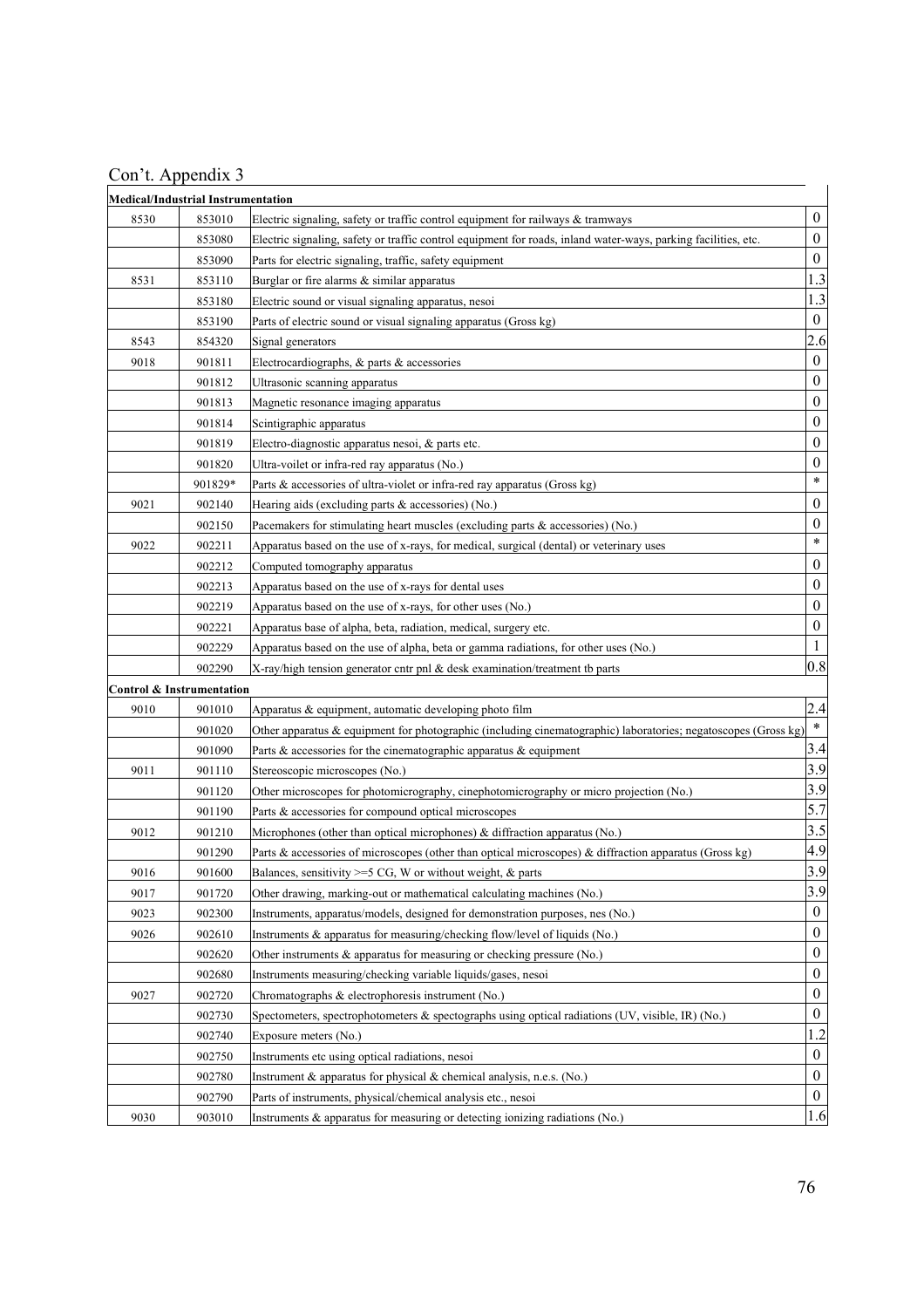Con't. Appendix 3

| | | | |
|---|---|---|---|
| **Medical/Industrial Instrumentation** | | | |
| 8530 | 853010 | Electric signaling, safety or traffic control equipment for railways & tramways | 0 |
| | 853080 | Electric signaling, safety or traffic control equipment for roads, inland water-ways, parking facilities, etc. | 0 |
| | 853090 | Parts for electric signaling, traffic, safety equipment | 0 |
| 8531 | 853110 | Burglar or fire alarms & similar apparatus | 1.3 |
| | 853180 | Electric sound or visual signaling apparatus, nesoi | 1.3 |
| | 853190 | Parts of electric sound or visual signaling apparatus (Gross kg) | 0 |
| 8543 | 854320 | Signal generators | 2.6 |
| 9018 | 901811 | Electrocardiographs, & parts & accessories | 0 |
| | 901812 | Ultrasonic scanning apparatus | 0 |
| | 901813 | Magnetic resonance imaging apparatus | 0 |
| | 901814 | Scintigraphic apparatus | 0 |
| | 901819 | Electro-diagnostic apparatus nesoi, & parts etc. | 0 |
| | 901820 | Ultra-voilet or infra-red ray apparatus (No.) | 0 |
| | 901829* | Parts & accessories of ultra-violet or infra-red ray apparatus (Gross kg) | * |
| 9021 | 902140 | Hearing aids (excluding parts & accessories) (No.) | 0 |
| | 902150 | Pacemakers for stimulating heart muscles (excluding parts & accessories) (No.) | 0 |
| 9022 | 902211 | Apparatus based on the use of x-rays, for medical, surgical (dental) or veterinary uses | * |
| | 902212 | Computed tomography apparatus | 0 |
| | 902213 | Apparatus based on the use of x-rays for dental uses | 0 |
| | 902219 | Apparatus based on the use of x-rays, for other uses (No.) | 0 |
| | 902221 | Apparatus base of alpha, beta, radiation, medical, surgery etc. | 0 |
| | 902229 | Apparatus based on the use of alpha, beta or gamma radiations, for other uses (No.) | 1 |
| | 902290 | X-ray/high tension generator cntr pnl & desk examination/treatment tb parts | 0.8 |
| **Control & Instrumentation** | | | |
| 9010 | 901010 | Apparatus & equipment, automatic developing photo film | 2.4 |
| | 901020 | Other apparatus & equipment for photographic (including cinematographic) laboratories; negatoscopes (Gross kg) | * |
| | 901090 | Parts & accessories for the cinematographic apparatus & equipment | 3.4 |
| 9011 | 901110 | Stereoscopic microscopes (No.) | 3.9 |
| | 901120 | Other microscopes for photomicrography, cinephotomicrography or micro projection (No.) | 3.9 |
| | 901190 | Parts & accessories for compound optical microscopes | 5.7 |
| 9012 | 901210 | Microphones (other than optical microphones) & diffraction apparatus (No.) | 3.5 |
| | 901290 | Parts & accessories of microscopes (other than optical microscopes) & diffraction apparatus (Gross kg) | 4.9 |
| 9016 | 901600 | Balances, sensitivity >=5 CG, W or without weight, & parts | 3.9 |
| 9017 | 901720 | Other drawing, marking-out or mathematical calculating machines (No.) | 3.9 |
| 9023 | 902300 | Instruments, apparatus/models, designed for demonstration purposes, nes (No.) | 0 |
| 9026 | 902610 | Instruments & apparatus for measuring/checking flow/level of liquids (No.) | 0 |
| | 902620 | Other instruments & apparatus for measuring or checking pressure (No.) | 0 |
| | 902680 | Instruments measuring/checking variable liquids/gases, nesoi | 0 |
| 9027 | 902720 | Chromatographs & electrophoresis instrument (No.) | 0 |
| | 902730 | Spectometers, spectrophotometers & spectographs using optical radiations (UV, visible, IR) (No.) | 0 |
| | 902740 | Exposure meters (No.) | 1.2 |
| | 902750 | Instruments etc using optical radiations, nesoi | 0 |
| | 902780 | Instrument & apparatus for physical & chemical analysis, n.e.s. (No.) | 0 |
| | 902790 | Parts of instruments, physical/chemical analysis etc., nesoi | 0 |
| 9030 | 903010 | Instruments & apparatus for measuring or detecting ionizing radiations (No.) | 1.6 |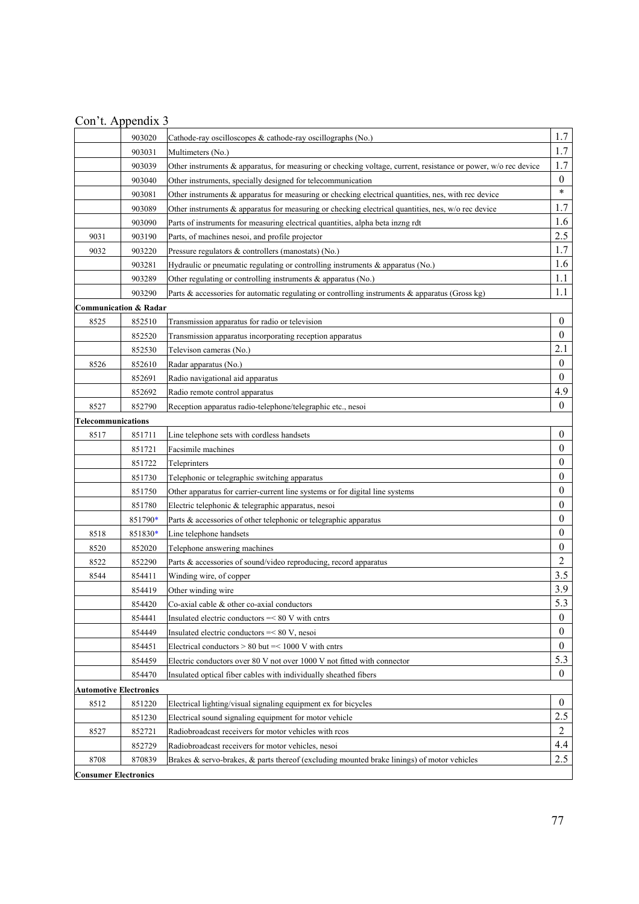Con't. Appendix 3

| | | | |
|---|---|---|---|
| | 903020 | Cathode-ray oscilloscopes & cathode-ray oscillographs (No.) | 1.7 |
| | 903031 | Multimeters (No.) | 1.7 |
| | 903039 | Other instruments & apparatus, for measuring or checking voltage, current, resistance or power, w/o rec device | 1.7 |
| | 903040 | Other instruments, specially designed for telecommunication | 0 |
| | 903081 | Other instruments & apparatus for measuring or checking electrical quantities, nes, with rec device | * |
| | 903089 | Other instruments & apparatus for measuring or checking electrical quantities, nes, w/o rec device | 1.7 |
| | 903090 | Parts of instruments for measuring electrical quantities, alpha beta inzng rdt | 1.6 |
| 9031 | 903190 | Parts, of machines nesoi, and profile projector | 2.5 |
| 9032 | 903220 | Pressure regulators & controllers (manostats) (No.) | 1.7 |
| | 903281 | Hydraulic or pneumatic regulating or controlling instruments & apparatus (No.) | 1.6 |
| | 903289 | Other regulating or controlling instruments & apparatus (No.) | 1.1 |
| | 903290 | Parts & accessories for automatic regulating or controlling instruments & apparatus (Gross kg) | 1.1 |
| **Communication & Radar** | | | |
| 8525 | 852510 | Transmission apparatus for radio or television | 0 |
| | 852520 | Transmission apparatus incorporating reception apparatus | 0 |
| | 852530 | Televison cameras (No.) | 2.1 |
| 8526 | 852610 | Radar apparatus (No.) | 0 |
| | 852691 | Radio navigational aid apparatus | 0 |
| | 852692 | Radio remote control apparatus | 4.9 |
| 8527 | 852790 | Reception apparatus radio-telephone/telegraphic etc., nesoi | 0 |
| **Telecommunications** | | | |
| 8517 | 851711 | Line telephone sets with cordless handsets | 0 |
| | 851721 | Facsimile machines | 0 |
| | 851722 | Teleprinters | 0 |
| | 851730 | Telephonic or telegraphic switching apparatus | 0 |
| | 851750 | Other apparatus for carrier-current line systems or for digital line systems | 0 |
| | 851780 | Electric telephonic & telegraphic apparatus, nesoi | 0 |
| | 851790* | Parts & accessories of other telephonic or telegraphic apparatus | 0 |
| 8518 | 851830* | Line telephone handsets | 0 |
| 8520 | 852020 | Telephone answering machines | 0 |
| 8522 | 852290 | Parts & accessories of sound/video reproducing, record apparatus | 2 |
| 8544 | 854411 | Winding wire, of copper | 3.5 |
| | 854419 | Other winding wire | 3.9 |
| | 854420 | Co-axial cable & other co-axial conductors | 5.3 |
| | 854441 | Insulated electric conductors =< 80 V with cntrs | 0 |
| | 854449 | Insulated electric conductors =< 80 V, nesoi | 0 |
| | 854451 | Electrical conductors > 80 but =< 1000 V with cntrs | 0 |
| | 854459 | Electric conductors over 80 V not over 1000 V not fitted with connector | 5.3 |
| | 854470 | Insulated optical fiber cables with individually sheathed fibers | 0 |
| **Automotive Electronics** | | | |
| 8512 | 851220 | Electrical lighting/visual signaling equipment ex for bicycles | 0 |
| | 851230 | Electrical sound signaling equipment for motor vehicle | 2.5 |
| 8527 | 852721 | Radiobroadcast receivers for motor vehicles with rcos | 2 |
| | 852729 | Radiobroadcast receivers for motor vehicles, nesoi | 4.4 |
| 8708 | 870839 | Brakes & servo-brakes, & parts thereof (excluding mounted brake linings) of motor vehicles | 2.5 |
| **Consumer Electronics** | | | |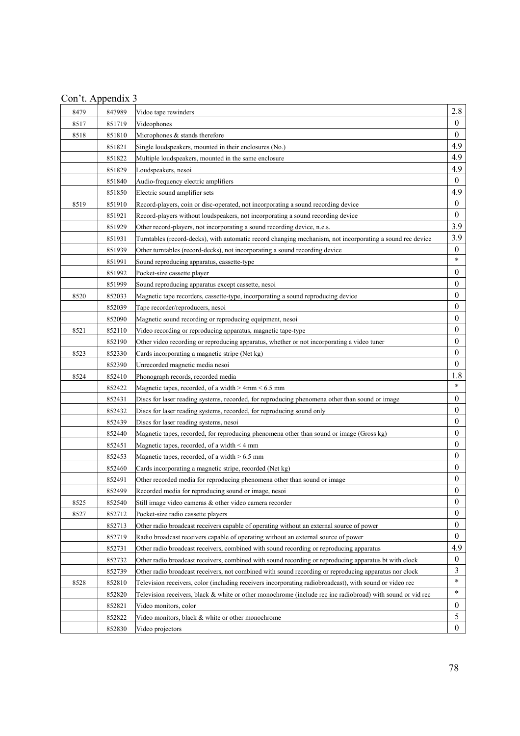Con't. Appendix 3

| | | | |
|---|---|---|---|
| 8479 | 847989 | Vidoe tape rewinders | 2.8 |
| 8517 | 851719 | Videophones | 0 |
| 8518 | 851810 | Microphones & stands therefore | 0 |
| | 851821 | Single loudspeakers, mounted in their enclosures (No.) | 4.9 |
| | 851822 | Multiple loudspeakers, mounted in the same enclosure | 4.9 |
| | 851829 | Loudspeakers, nesoi | 4.9 |
| | 851840 | Audio-frequency electric amplifiers | 0 |
| | 851850 | Electric sound amplifier sets | 4.9 |
| 8519 | 851910 | Record-players, coin or disc-operated, not incorporating a sound recording device | 0 |
| | 851921 | Record-players without loudspeakers, not incorporating a sound recording device | 0 |
| | 851929 | Other record-players, not incorporating a sound recording device, n.e.s. | 3.9 |
| | 851931 | Turntables (record-decks), with automatic record changing mechanism, not incorporating a sound rec device | 3.9 |
| | 851939 | Other turntables (record-decks), not incorporating a sound recording device | 0 |
| | 851991 | Sound reproducing apparatus, cassette-type | * |
| | 851992 | Pocket-size cassette player | 0 |
| | 851999 | Sound reproducing apparatus except cassette, nesoi | 0 |
| 8520 | 852033 | Magnetic tape recorders, cassette-type, incorporating a sound reproducing device | 0 |
| | 852039 | Tape recorder/reproducers, nesoi | 0 |
| | 852090 | Magnetic sound recording or reproducing equipment, nesoi | 0 |
| 8521 | 852110 | Video recording or reproducing apparatus, magnetic tape-type | 0 |
| | 852190 | Other video recording or reproducing apparatus, whether or not incorporating a video tuner | 0 |
| 8523 | 852330 | Cards incorporating a magnetic stripe (Net kg) | 0 |
| | 852390 | Unrecorded magnetic media nesoi | 0 |
| 8524 | 852410 | Phonograph records, recorded media | 1.8 |
| | 852422 | Magnetic tapes, recorded, of a width > 4mm < 6.5 mm | * |
| | 852431 | Discs for laser reading systems, recorded, for reproducing phenomena other than sound or image | 0 |
| | 852432 | Discs for laser reading systems, recorded, for reproducing sound only | 0 |
| | 852439 | Discs for laser reading systems, nesoi | 0 |
| | 852440 | Magnetic tapes, recorded, for reproducing phenomena other than sound or image (Gross kg) | 0 |
| | 852451 | Magnetic tapes, recorded, of a width < 4 mm | 0 |
| | 852453 | Magnetic tapes, recorded, of a width > 6.5 mm | 0 |
| | 852460 | Cards incorporating a magnetic stripe, recorded (Net kg) | 0 |
| | 852491 | Other recorded media for reproducing phenomena other than sound or image | 0 |
| | 852499 | Recorded media for reproducing sound or image, nesoi | 0 |
| 8525 | 852540 | Still image video cameras & other video camera recorder | 0 |
| 8527 | 852712 | Pocket-size radio cassette players | 0 |
| | 852713 | Other radio broadcast receivers capable of operating without an external source of power | 0 |
| | 852719 | Radio broadcast receivers capable of operating without an external source of power | 0 |
| | 852731 | Other radio broadcast receivers, combined with sound recording or reproducing apparatus | 4.9 |
| | 852732 | Other radio broadcast receivers, combined with sound recording or reproducing apparatus bt with clock | 0 |
| | 852739 | Other radio broadcast receivers, not combined with sound recording or reproducing apparatus nor clock | 3 |
| 8528 | 852810 | Television receivers, color (including receivers incorporating radiobroadcast), with sound or video rec | * |
| | 852820 | Television receivers, black & white or other monochrome (include rec inc radiobroad) with sound or vid rec | * |
| | 852821 | Video monitors, color | 0 |
| | 852822 | Video monitors, black & white or other monochrome | 5 |
| | 852830 | Video projectors | 0 |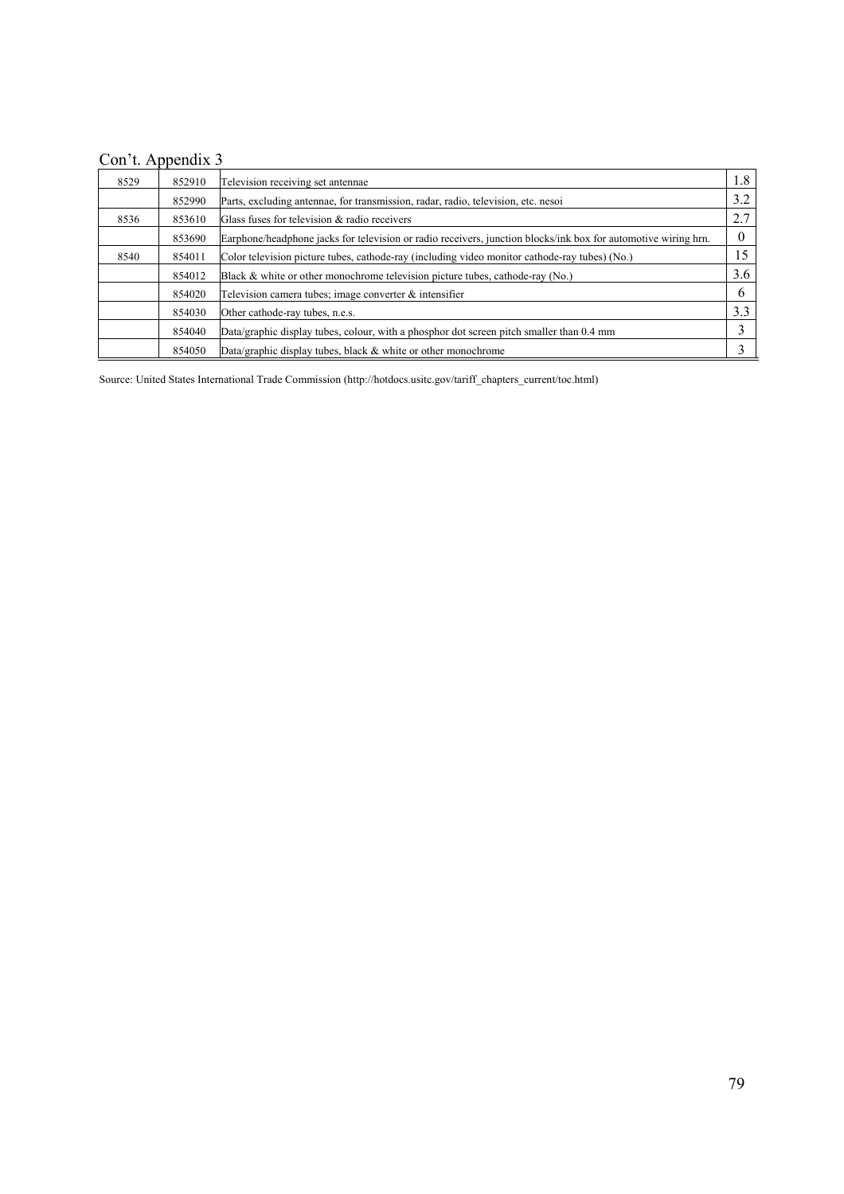Con't. Appendix 3

| | | | |
|---|---|---|---|
| 8529 | 852910 | Television receiving set antennae | 1.8 |
| | 852990 | Parts, excluding antennae, for transmission, radar, radio, television, etc. nesoi | 3.2 |
| 8536 | 853610 | Glass fuses for television & radio receivers | 2.7 |
| | 853690 | Earphone/headphone jacks for television or radio receivers, junction blocks/ink box for automotive wiring hrn. | 0 |
| 8540 | 854011 | Color television picture tubes, cathode-ray (including video monitor cathode-ray tubes) (No.) | 15 |
| | 854012 | Black & white or other monochrome television picture tubes, cathode-ray (No.) | 3.6 |
| | 854020 | Television camera tubes; image converter & intensifier | 6 |
| | 854030 | Other cathode-ray tubes, n.e.s. | 3.3 |
| | 854040 | Data/graphic display tubes, colour, with a phosphor dot screen pitch smaller than 0.4 mm | 3 |
| | 854050 | Data/graphic display tubes, black & white or other monochrome | 3 |

Source: United States International Trade Commission (http://hotdocs.usitc.gov/tariff_chapters_current/toc.html)